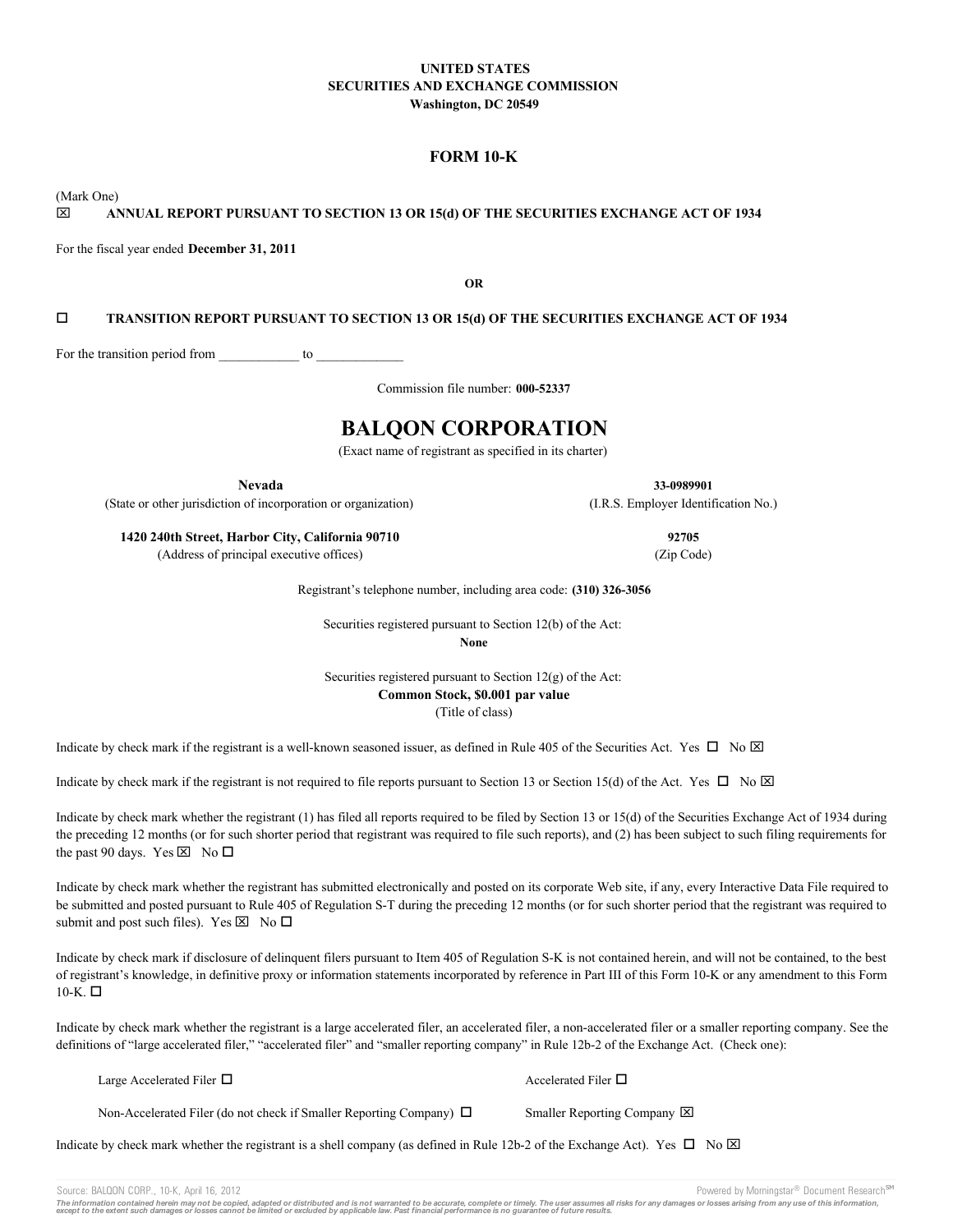**UNITED STATES**
**SECURITIES AND EXCHANGE COMMISSION**
**Washington, DC 20549**

# FORM 10-K

(Mark One)

☒ **ANNUAL REPORT PURSUANT TO SECTION 13 OR 15(d) OF THE SECURITIES EXCHANGE ACT OF 1934**

For the fiscal year ended **December 31, 2011**

**OR**

☐ **TRANSITION REPORT PURSUANT TO SECTION 13 OR 15(d) OF THE SECURITIES EXCHANGE ACT OF 1934**

For the transition period from ____________ to ____________

Commission file number: **000-52337**

# BALQON CORPORATION

(Exact name of registrant as specified in its charter)

| | |
|---|---|
| **Nevada** | **33-0989901** |
| (State or other jurisdiction of incorporation or organization) | (I.R.S. Employer Identification No.) |
| **1420 240th Street, Harbor City, California 90710** | **92705** |
| (Address of principal executive offices) | (Zip Code) |

Registrant's telephone number, including area code: **(310) 326-3056**

Securities registered pursuant to Section 12(b) of the Act:
**None**

Securities registered pursuant to Section 12(g) of the Act:
**Common Stock, $0.001 par value**
(Title of class)

Indicate by check mark if the registrant is a well-known seasoned issuer, as defined in Rule 405 of the Securities Act. Yes ☐ No ☒

Indicate by check mark if the registrant is not required to file reports pursuant to Section 13 or Section 15(d) of the Act. Yes ☐ No ☒

Indicate by check mark whether the registrant (1) has filed all reports required to be filed by Section 13 or 15(d) of the Securities Exchange Act of 1934 during the preceding 12 months (or for such shorter period that registrant was required to file such reports), and (2) has been subject to such filing requirements for the past 90 days. Yes ☒ No ☐

Indicate by check mark whether the registrant has submitted electronically and posted on its corporate Web site, if any, every Interactive Data File required to be submitted and posted pursuant to Rule 405 of Regulation S-T during the preceding 12 months (or for such shorter period that the registrant was required to submit and post such files). Yes ☒ No ☐

Indicate by check mark if disclosure of delinquent filers pursuant to Item 405 of Regulation S-K is not contained herein, and will not be contained, to the best of registrant's knowledge, in definitive proxy or information statements incorporated by reference in Part III of this Form 10-K or any amendment to this Form 10-K. ☐

Indicate by check mark whether the registrant is a large accelerated filer, an accelerated filer, a non-accelerated filer or a smaller reporting company. See the definitions of "large accelerated filer," "accelerated filer" and "smaller reporting company" in Rule 12b-2 of the Exchange Act. (Check one):

| | |
|---|---|
| Large Accelerated Filer ☐ | Accelerated Filer ☐ |
| Non-Accelerated Filer (do not check if Smaller Reporting Company) ☐ | Smaller Reporting Company ☒ |

Indicate by check mark whether the registrant is a shell company (as defined in Rule 12b-2 of the Exchange Act). Yes ☐ No ☒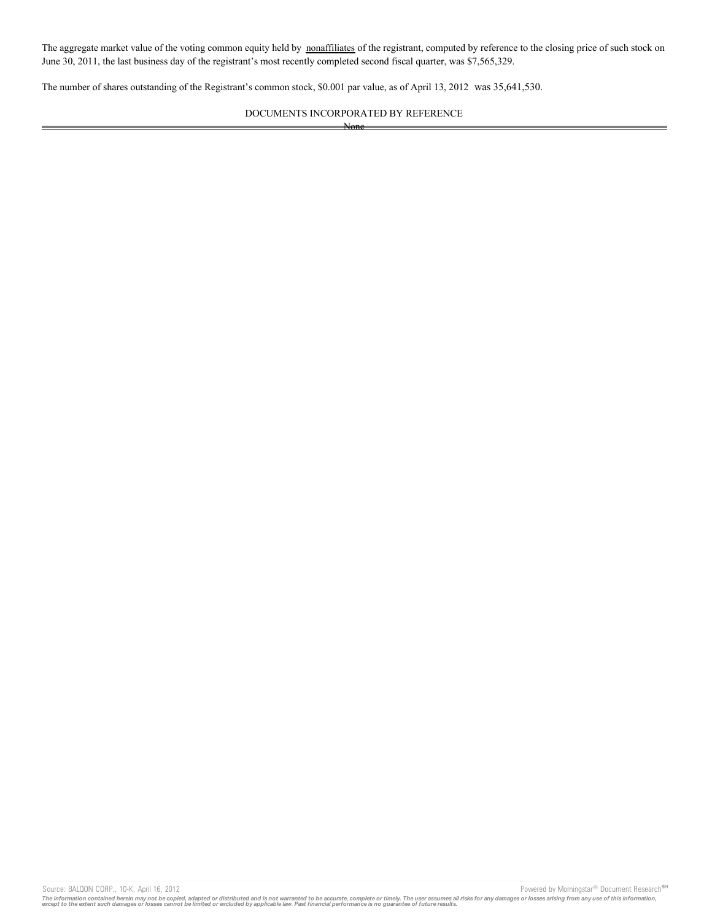The aggregate market value of the voting common equity held by nonaffiliates of the registrant, computed by reference to the closing price of such stock on June 30, 2011, the last business day of the registrant's most recently completed second fiscal quarter, was $7,565,329.

The number of shares outstanding of the Registrant's common stock, $0.001 par value, as of April 13, 2012 was 35,641,530.

DOCUMENTS INCORPORATED BY REFERENCE

None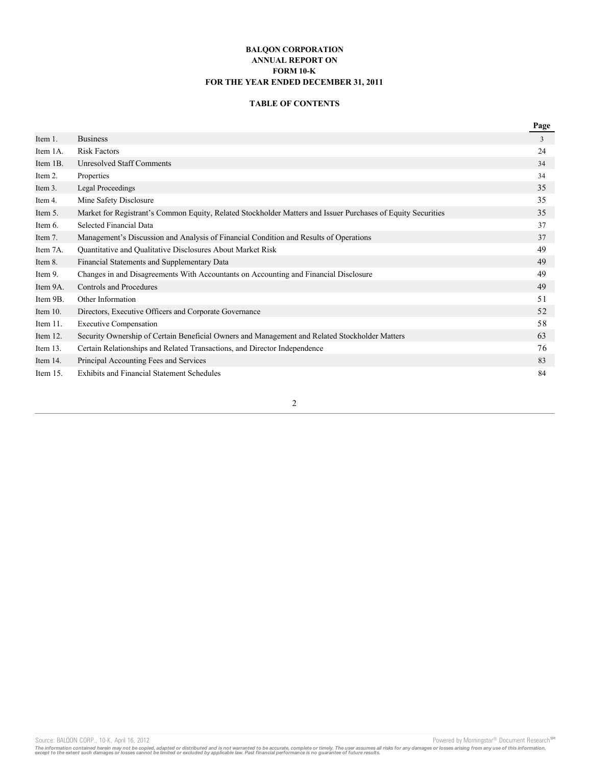**BALQON CORPORATION**
**ANNUAL REPORT ON**
**FORM 10-K**
**FOR THE YEAR ENDED DECEMBER 31, 2011**

**TABLE OF CONTENTS**

| | | Page |
|---|---|---|
| Item 1. | Business | 3 |
| Item 1A. | Risk Factors | 24 |
| Item 1B. | Unresolved Staff Comments | 34 |
| Item 2. | Properties | 34 |
| Item 3. | Legal Proceedings | 35 |
| Item 4. | Mine Safety Disclosure | 35 |
| Item 5. | Market for Registrant's Common Equity, Related Stockholder Matters and Issuer Purchases of Equity Securities | 35 |
| Item 6. | Selected Financial Data | 37 |
| Item 7. | Management's Discussion and Analysis of Financial Condition and Results of Operations | 37 |
| Item 7A. | Quantitative and Qualitative Disclosures About Market Risk | 49 |
| Item 8. | Financial Statements and Supplementary Data | 49 |
| Item 9. | Changes in and Disagreements With Accountants on Accounting and Financial Disclosure | 49 |
| Item 9A. | Controls and Procedures | 49 |
| Item 9B. | Other Information | 51 |
| Item 10. | Directors, Executive Officers and Corporate Governance | 52 |
| Item 11. | Executive Compensation | 58 |
| Item 12. | Security Ownership of Certain Beneficial Owners and Management and Related Stockholder Matters | 63 |
| Item 13. | Certain Relationships and Related Transactions, and Director Independence | 76 |
| Item 14. | Principal Accounting Fees and Services | 83 |
| Item 15. | Exhibits and Financial Statement Schedules | 84 |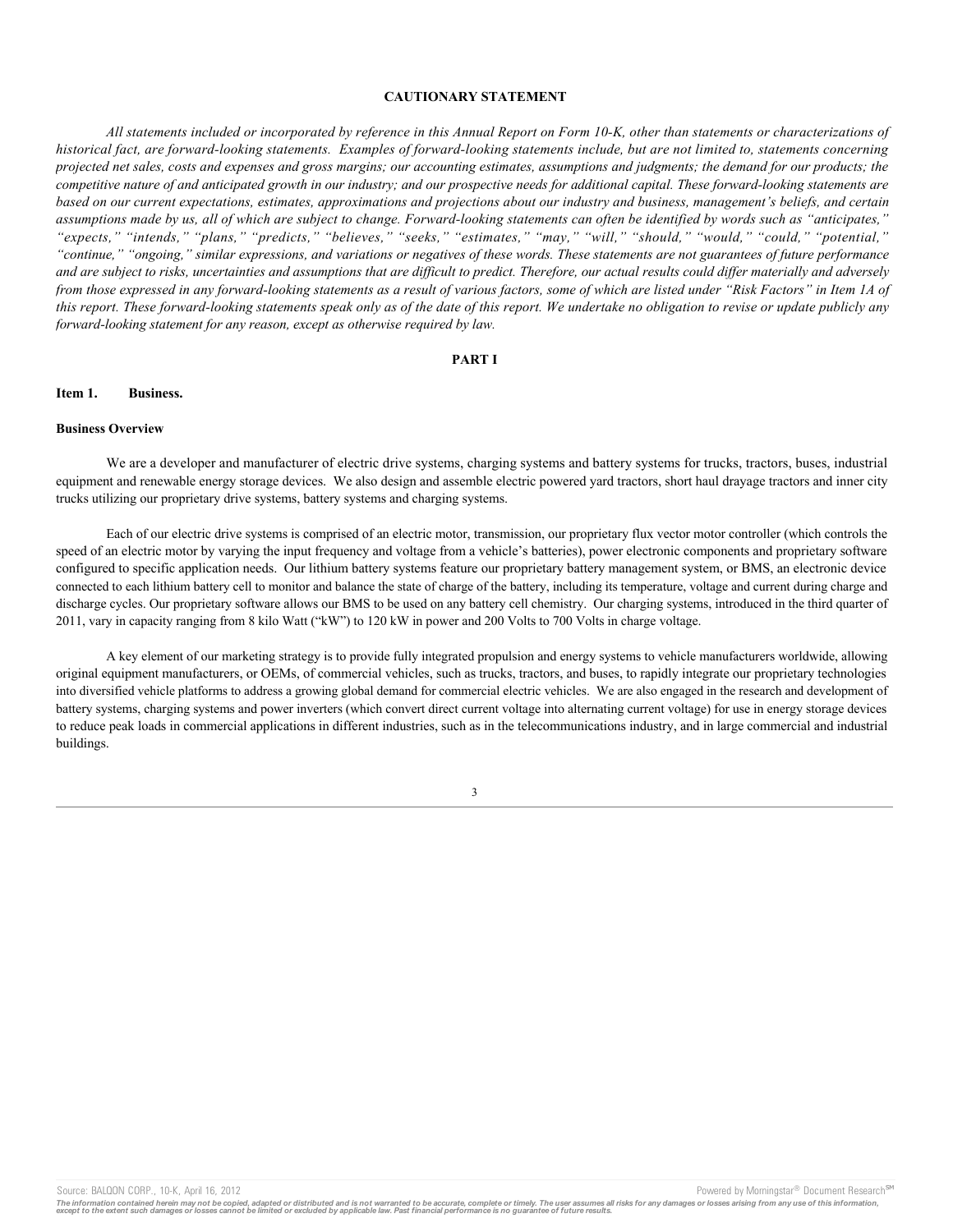## CAUTIONARY STATEMENT

*All statements included or incorporated by reference in this Annual Report on Form 10-K, other than statements or characterizations of historical fact, are forward-looking statements. Examples of forward-looking statements include, but are not limited to, statements concerning projected net sales, costs and expenses and gross margins; our accounting estimates, assumptions and judgments; the demand for our products; the competitive nature of and anticipated growth in our industry; and our prospective needs for additional capital. These forward-looking statements are based on our current expectations, estimates, approximations and projections about our industry and business, management's beliefs, and certain assumptions made by us, all of which are subject to change. Forward-looking statements can often be identified by words such as "anticipates," "expects," "intends," "plans," "predicts," "believes," "seeks," "estimates," "may," "will," "should," "would," "could," "potential," "continue," "ongoing," similar expressions, and variations or negatives of these words. These statements are not guarantees of future performance and are subject to risks, uncertainties and assumptions that are difficult to predict. Therefore, our actual results could differ materially and adversely from those expressed in any forward-looking statements as a result of various factors, some of which are listed under "Risk Factors" in Item 1A of this report. These forward-looking statements speak only as of the date of this report. We undertake no obligation to revise or update publicly any forward-looking statement for any reason, except as otherwise required by law.*

## PART I

### Item 1. Business.

**Business Overview**

We are a developer and manufacturer of electric drive systems, charging systems and battery systems for trucks, tractors, buses, industrial equipment and renewable energy storage devices. We also design and assemble electric powered yard tractors, short haul drayage tractors and inner city trucks utilizing our proprietary drive systems, battery systems and charging systems.

Each of our electric drive systems is comprised of an electric motor, transmission, our proprietary flux vector motor controller (which controls the speed of an electric motor by varying the input frequency and voltage from a vehicle's batteries), power electronic components and proprietary software configured to specific application needs. Our lithium battery systems feature our proprietary battery management system, or BMS, an electronic device connected to each lithium battery cell to monitor and balance the state of charge of the battery, including its temperature, voltage and current during charge and discharge cycles. Our proprietary software allows our BMS to be used on any battery cell chemistry. Our charging systems, introduced in the third quarter of 2011, vary in capacity ranging from 8 kilo Watt ("kW") to 120 kW in power and 200 Volts to 700 Volts in charge voltage.

A key element of our marketing strategy is to provide fully integrated propulsion and energy systems to vehicle manufacturers worldwide, allowing original equipment manufacturers, or OEMs, of commercial vehicles, such as trucks, tractors, and buses, to rapidly integrate our proprietary technologies into diversified vehicle platforms to address a growing global demand for commercial electric vehicles. We are also engaged in the research and development of battery systems, charging systems and power inverters (which convert direct current voltage into alternating current voltage) for use in energy storage devices to reduce peak loads in commercial applications in different industries, such as in the telecommunications industry, and in large commercial and industrial buildings.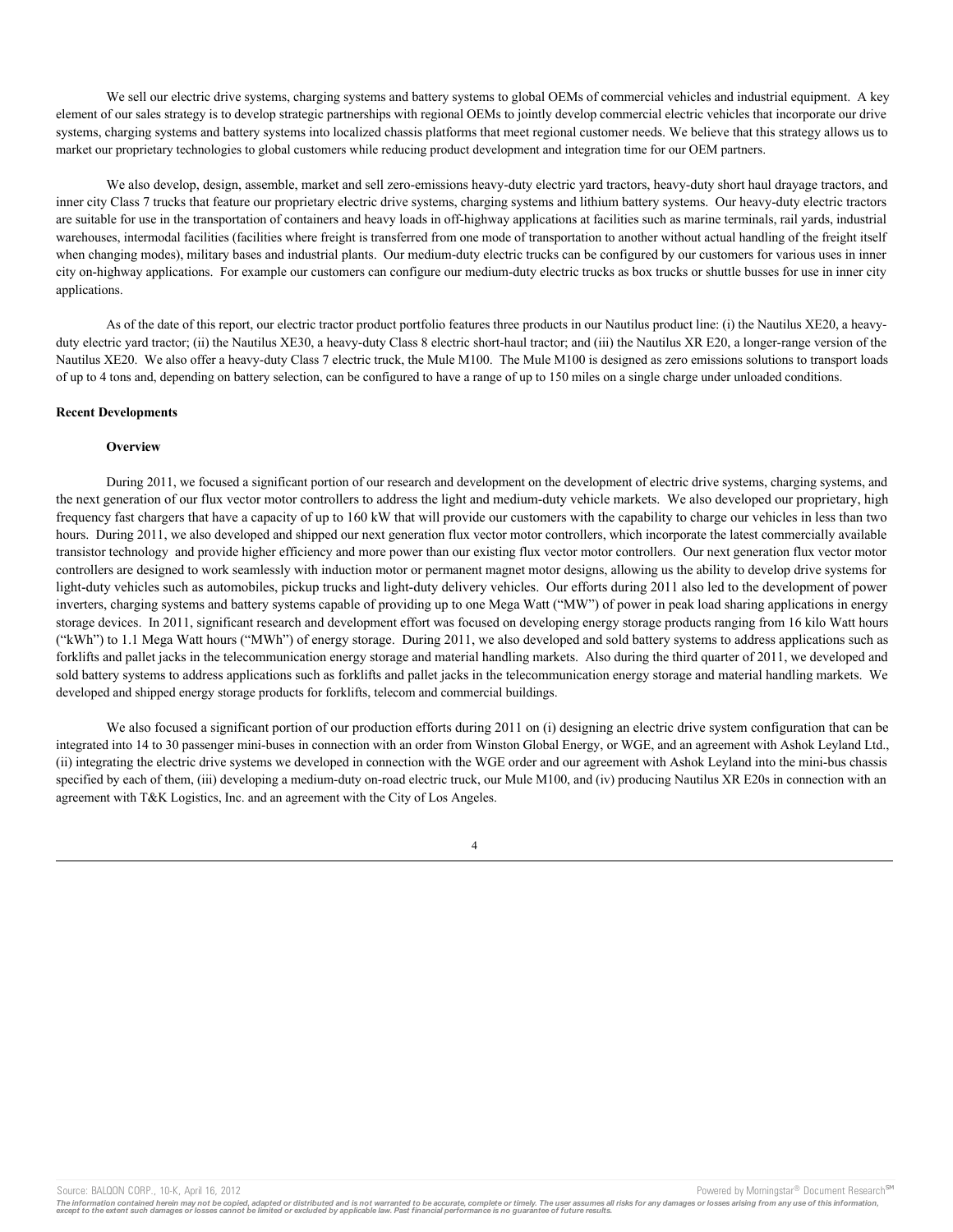We sell our electric drive systems, charging systems and battery systems to global OEMs of commercial vehicles and industrial equipment. A key element of our sales strategy is to develop strategic partnerships with regional OEMs to jointly develop commercial electric vehicles that incorporate our drive systems, charging systems and battery systems into localized chassis platforms that meet regional customer needs. We believe that this strategy allows us to market our proprietary technologies to global customers while reducing product development and integration time for our OEM partners.

We also develop, design, assemble, market and sell zero-emissions heavy-duty electric yard tractors, heavy-duty short haul drayage tractors, and inner city Class 7 trucks that feature our proprietary electric drive systems, charging systems and lithium battery systems. Our heavy-duty electric tractors are suitable for use in the transportation of containers and heavy loads in off-highway applications at facilities such as marine terminals, rail yards, industrial warehouses, intermodal facilities (facilities where freight is transferred from one mode of transportation to another without actual handling of the freight itself when changing modes), military bases and industrial plants. Our medium-duty electric trucks can be configured by our customers for various uses in inner city on-highway applications. For example our customers can configure our medium-duty electric trucks as box trucks or shuttle busses for use in inner city applications.

As of the date of this report, our electric tractor product portfolio features three products in our Nautilus product line: (i) the Nautilus XE20, a heavy-duty electric yard tractor; (ii) the Nautilus XE30, a heavy-duty Class 8 electric short-haul tractor; and (iii) the Nautilus XR E20, a longer-range version of the Nautilus XE20. We also offer a heavy-duty Class 7 electric truck, the Mule M100. The Mule M100 is designed as zero emissions solutions to transport loads of up to 4 tons and, depending on battery selection, can be configured to have a range of up to 150 miles on a single charge under unloaded conditions.

**Recent Developments**

**Overview**

During 2011, we focused a significant portion of our research and development on the development of electric drive systems, charging systems, and the next generation of our flux vector motor controllers to address the light and medium-duty vehicle markets. We also developed our proprietary, high frequency fast chargers that have a capacity of up to 160 kW that will provide our customers with the capability to charge our vehicles in less than two hours. During 2011, we also developed and shipped our next generation flux vector motor controllers, which incorporate the latest commercially available transistor technology and provide higher efficiency and more power than our existing flux vector motor controllers. Our next generation flux vector motor controllers are designed to work seamlessly with induction motor or permanent magnet motor designs, allowing us the ability to develop drive systems for light-duty vehicles such as automobiles, pickup trucks and light-duty delivery vehicles. Our efforts during 2011 also led to the development of power inverters, charging systems and battery systems capable of providing up to one Mega Watt ("MW") of power in peak load sharing applications in energy storage devices. In 2011, significant research and development effort was focused on developing energy storage products ranging from 16 kilo Watt hours ("kWh") to 1.1 Mega Watt hours ("MWh") of energy storage. During 2011, we also developed and sold battery systems to address applications such as forklifts and pallet jacks in the telecommunication energy storage and material handling markets. Also during the third quarter of 2011, we developed and sold battery systems to address applications such as forklifts and pallet jacks in the telecommunication energy storage and material handling markets. We developed and shipped energy storage products for forklifts, telecom and commercial buildings.

We also focused a significant portion of our production efforts during 2011 on (i) designing an electric drive system configuration that can be integrated into 14 to 30 passenger mini-buses in connection with an order from Winston Global Energy, or WGE, and an agreement with Ashok Leyland Ltd., (ii) integrating the electric drive systems we developed in connection with the WGE order and our agreement with Ashok Leyland into the mini-bus chassis specified by each of them, (iii) developing a medium-duty on-road electric truck, our Mule M100, and (iv) producing Nautilus XR E20s in connection with an agreement with T&K Logistics, Inc. and an agreement with the City of Los Angeles.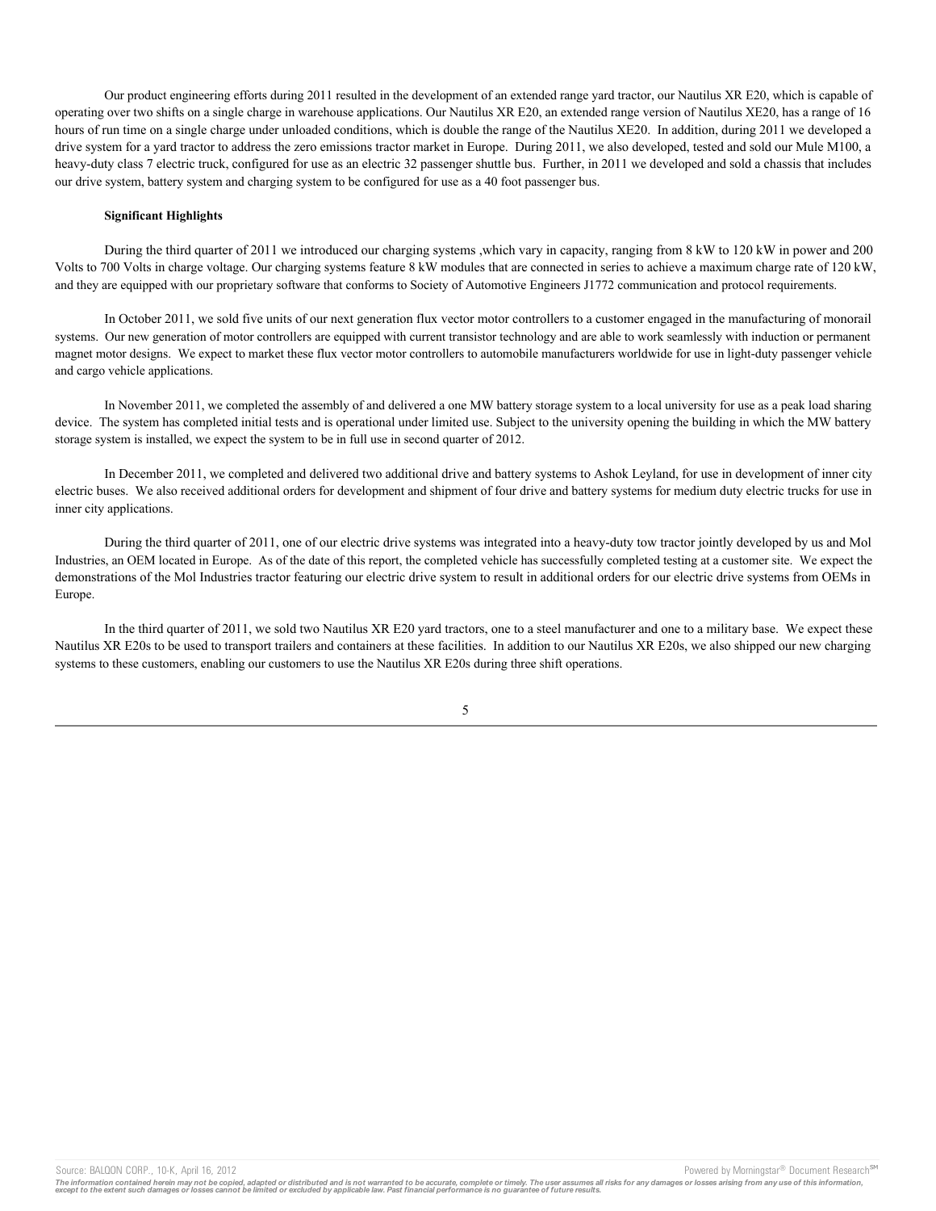Our product engineering efforts during 2011 resulted in the development of an extended range yard tractor, our Nautilus XR E20, which is capable of operating over two shifts on a single charge in warehouse applications. Our Nautilus XR E20, an extended range version of Nautilus XE20, has a range of 16 hours of run time on a single charge under unloaded conditions, which is double the range of the Nautilus XE20. In addition, during 2011 we developed a drive system for a yard tractor to address the zero emissions tractor market in Europe. During 2011, we also developed, tested and sold our Mule M100, a heavy-duty class 7 electric truck, configured for use as an electric 32 passenger shuttle bus. Further, in 2011 we developed and sold a chassis that includes our drive system, battery system and charging system to be configured for use as a 40 foot passenger bus.

**Significant Highlights**

During the third quarter of 2011 we introduced our charging systems ,which vary in capacity, ranging from 8 kW to 120 kW in power and 200 Volts to 700 Volts in charge voltage. Our charging systems feature 8 kW modules that are connected in series to achieve a maximum charge rate of 120 kW, and they are equipped with our proprietary software that conforms to Society of Automotive Engineers J1772 communication and protocol requirements.

In October 2011, we sold five units of our next generation flux vector motor controllers to a customer engaged in the manufacturing of monorail systems. Our new generation of motor controllers are equipped with current transistor technology and are able to work seamlessly with induction or permanent magnet motor designs. We expect to market these flux vector motor controllers to automobile manufacturers worldwide for use in light-duty passenger vehicle and cargo vehicle applications.

In November 2011, we completed the assembly of and delivered a one MW battery storage system to a local university for use as a peak load sharing device. The system has completed initial tests and is operational under limited use. Subject to the university opening the building in which the MW battery storage system is installed, we expect the system to be in full use in second quarter of 2012.

In December 2011, we completed and delivered two additional drive and battery systems to Ashok Leyland, for use in development of inner city electric buses. We also received additional orders for development and shipment of four drive and battery systems for medium duty electric trucks for use in inner city applications.

During the third quarter of 2011, one of our electric drive systems was integrated into a heavy-duty tow tractor jointly developed by us and Mol Industries, an OEM located in Europe. As of the date of this report, the completed vehicle has successfully completed testing at a customer site. We expect the demonstrations of the Mol Industries tractor featuring our electric drive system to result in additional orders for our electric drive systems from OEMs in Europe.

In the third quarter of 2011, we sold two Nautilus XR E20 yard tractors, one to a steel manufacturer and one to a military base. We expect these Nautilus XR E20s to be used to transport trailers and containers at these facilities. In addition to our Nautilus XR E20s, we also shipped our new charging systems to these customers, enabling our customers to use the Nautilus XR E20s during three shift operations.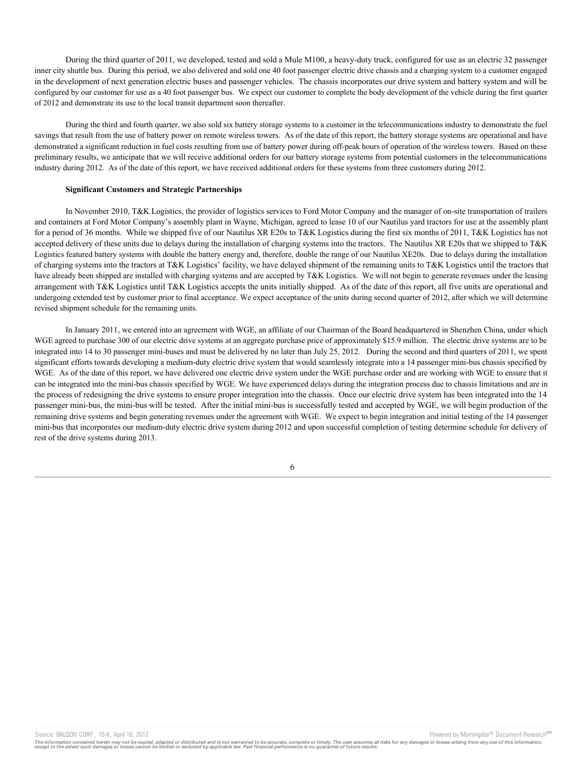During the third quarter of 2011, we developed, tested and sold a Mule M100, a heavy-duty truck, configured for use as an electric 32 passenger inner city shuttle bus. During this period, we also delivered and sold one 40 foot passenger electric drive chassis and a charging system to a customer engaged in the development of next generation electric buses and passenger vehicles. The chassis incorporates our drive system and battery system and will be configured by our customer for use as a 40 foot passenger bus. We expect our customer to complete the body development of the vehicle during the first quarter of 2012 and demonstrate its use to the local transit department soon thereafter.

During the third and fourth quarter, we also sold six battery storage systems to a customer in the telecommunications industry to demonstrate the fuel savings that result from the use of battery power on remote wireless towers. As of the date of this report, the battery storage systems are operational and have demonstrated a significant reduction in fuel costs resulting from use of battery power during off-peak hours of operation of the wireless towers. Based on these preliminary results, we anticipate that we will receive additional orders for our battery storage systems from potential customers in the telecommunications industry during 2012. As of the date of this report, we have received additional orders for these systems from three customers during 2012.

**Significant Customers and Strategic Partnerships**

In November 2010, T&K Logistics, the provider of logistics services to Ford Motor Company and the manager of on-site transportation of trailers and containers at Ford Motor Company's assembly plant in Wayne, Michigan, agreed to lease 10 of our Nautilus yard tractors for use at the assembly plant for a period of 36 months. While we shipped five of our Nautilus XR E20s to T&K Logistics during the first six months of 2011, T&K Logistics has not accepted delivery of these units due to delays during the installation of charging systems into the tractors. The Nautilus XR E20s that we shipped to T&K Logistics featured battery systems with double the battery energy and, therefore, double the range of our Nautilus XE20s. Due to delays during the installation of charging systems into the tractors at T&K Logistics' facility, we have delayed shipment of the remaining units to T&K Logistics until the tractors that have already been shipped are installed with charging systems and are accepted by T&K Logistics. We will not begin to generate revenues under the leasing arrangement with T&K Logistics until T&K Logistics accepts the units initially shipped. As of the date of this report, all five units are operational and undergoing extended test by customer prior to final acceptance. We expect acceptance of the units during second quarter of 2012, after which we will determine revised shipment schedule for the remaining units.

In January 2011, we entered into an agreement with WGE, an affiliate of our Chairman of the Board headquartered in Shenzhen China, under which WGE agreed to purchase 300 of our electric drive systems at an aggregate purchase price of approximately $15.9 million. The electric drive systems are to be integrated into 14 to 30 passenger mini-buses and must be delivered by no later than July 25, 2012. During the second and third quarters of 2011, we spent significant efforts towards developing a medium-duty electric drive system that would seamlessly integrate into a 14 passenger mini-bus chassis specified by WGE. As of the date of this report, we have delivered one electric drive system under the WGE purchase order and are working with WGE to ensure that it can be integrated into the mini-bus chassis specified by WGE. We have experienced delays during the integration process due to chassis limitations and are in the process of redesigning the drive systems to ensure proper integration into the chassis. Once our electric drive system has been integrated into the 14 passenger mini-bus, the mini-bus will be tested. After the initial mini-bus is successfully tested and accepted by WGE, we will begin production of the remaining drive systems and begin generating revenues under the agreement with WGE. We expect to begin integration and initial testing of the 14 passenger mini-bus that incorporates our medium-duty electric drive system during 2012 and upon successful completion of testing determine schedule for delivery of rest of the drive systems during 2013.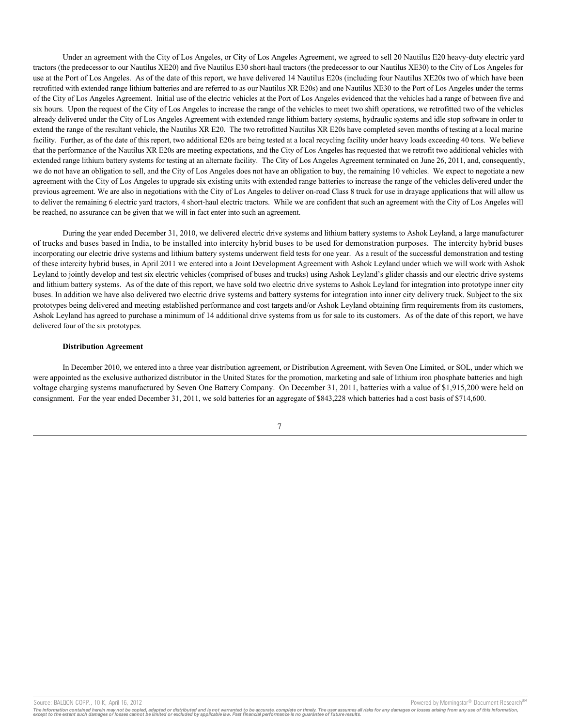Under an agreement with the City of Los Angeles, or City of Los Angeles Agreement, we agreed to sell 20 Nautilus E20 heavy-duty electric yard tractors (the predecessor to our Nautilus XE20) and five Nautilus E30 short-haul tractors (the predecessor to our Nautilus XE30) to the City of Los Angeles for use at the Port of Los Angeles. As of the date of this report, we have delivered 14 Nautilus E20s (including four Nautilus XE20s two of which have been retrofitted with extended range lithium batteries and are referred to as our Nautilus XR E20s) and one Nautilus XE30 to the Port of Los Angeles under the terms of the City of Los Angeles Agreement. Initial use of the electric vehicles at the Port of Los Angeles evidenced that the vehicles had a range of between five and six hours. Upon the request of the City of Los Angeles to increase the range of the vehicles to meet two shift operations, we retrofitted two of the vehicles already delivered under the City of Los Angeles Agreement with extended range lithium battery systems, hydraulic systems and idle stop software in order to extend the range of the resultant vehicle, the Nautilus XR E20. The two retrofitted Nautilus XR E20s have completed seven months of testing at a local marine facility. Further, as of the date of this report, two additional E20s are being tested at a local recycling facility under heavy loads exceeding 40 tons. We believe that the performance of the Nautilus XR E20s are meeting expectations, and the City of Los Angeles has requested that we retrofit two additional vehicles with extended range lithium battery systems for testing at an alternate facility. The City of Los Angeles Agreement terminated on June 26, 2011, and, consequently, we do not have an obligation to sell, and the City of Los Angeles does not have an obligation to buy, the remaining 10 vehicles. We expect to negotiate a new agreement with the City of Los Angeles to upgrade six existing units with extended range batteries to increase the range of the vehicles delivered under the previous agreement. We are also in negotiations with the City of Los Angeles to deliver on-road Class 8 truck for use in drayage applications that will allow us to deliver the remaining 6 electric yard tractors, 4 short-haul electric tractors. While we are confident that such an agreement with the City of Los Angeles will be reached, no assurance can be given that we will in fact enter into such an agreement.

During the year ended December 31, 2010, we delivered electric drive systems and lithium battery systems to Ashok Leyland, a large manufacturer of trucks and buses based in India, to be installed into intercity hybrid buses to be used for demonstration purposes. The intercity hybrid buses incorporating our electric drive systems and lithium battery systems underwent field tests for one year. As a result of the successful demonstration and testing of these intercity hybrid buses, in April 2011 we entered into a Joint Development Agreement with Ashok Leyland under which we will work with Ashok Leyland to jointly develop and test six electric vehicles (comprised of buses and trucks) using Ashok Leyland's glider chassis and our electric drive systems and lithium battery systems. As of the date of this report, we have sold two electric drive systems to Ashok Leyland for integration into prototype inner city buses. In addition we have also delivered two electric drive systems and battery systems for integration into inner city delivery truck. Subject to the six prototypes being delivered and meeting established performance and cost targets and/or Ashok Leyland obtaining firm requirements from its customers, Ashok Leyland has agreed to purchase a minimum of 14 additional drive systems from us for sale to its customers. As of the date of this report, we have delivered four of the six prototypes.

**Distribution Agreement**

In December 2010, we entered into a three year distribution agreement, or Distribution Agreement, with Seven One Limited, or SOL, under which we were appointed as the exclusive authorized distributor in the United States for the promotion, marketing and sale of lithium iron phosphate batteries and high voltage charging systems manufactured by Seven One Battery Company. On December 31, 2011, batteries with a value of $1,915,200 were held on consignment. For the year ended December 31, 2011, we sold batteries for an aggregate of $843,228 which batteries had a cost basis of $714,600.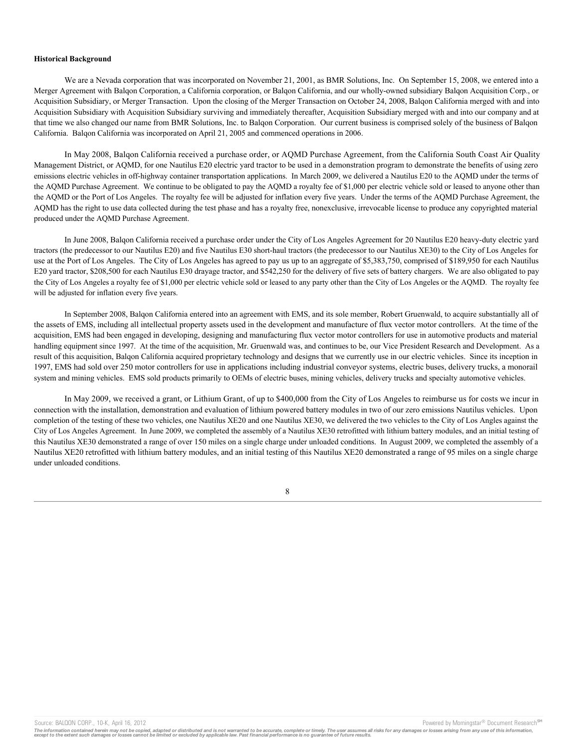**Historical Background**

We are a Nevada corporation that was incorporated on November 21, 2001, as BMR Solutions, Inc. On September 15, 2008, we entered into a Merger Agreement with Balqon Corporation, a California corporation, or Balqon California, and our wholly-owned subsidiary Balqon Acquisition Corp., or Acquisition Subsidiary, or Merger Transaction. Upon the closing of the Merger Transaction on October 24, 2008, Balqon California merged with and into Acquisition Subsidiary with Acquisition Subsidiary surviving and immediately thereafter, Acquisition Subsidiary merged with and into our company and at that time we also changed our name from BMR Solutions, Inc. to Balqon Corporation. Our current business is comprised solely of the business of Balqon California. Balqon California was incorporated on April 21, 2005 and commenced operations in 2006.

In May 2008, Balqon California received a purchase order, or AQMD Purchase Agreement, from the California South Coast Air Quality Management District, or AQMD, for one Nautilus E20 electric yard tractor to be used in a demonstration program to demonstrate the benefits of using zero emissions electric vehicles in off-highway container transportation applications. In March 2009, we delivered a Nautilus E20 to the AQMD under the terms of the AQMD Purchase Agreement. We continue to be obligated to pay the AQMD a royalty fee of $1,000 per electric vehicle sold or leased to anyone other than the AQMD or the Port of Los Angeles. The royalty fee will be adjusted for inflation every five years. Under the terms of the AQMD Purchase Agreement, the AQMD has the right to use data collected during the test phase and has a royalty free, nonexclusive, irrevocable license to produce any copyrighted material produced under the AQMD Purchase Agreement.

In June 2008, Balqon California received a purchase order under the City of Los Angeles Agreement for 20 Nautilus E20 heavy-duty electric yard tractors (the predecessor to our Nautilus E20) and five Nautilus E30 short-haul tractors (the predecessor to our Nautilus XE30) to the City of Los Angeles for use at the Port of Los Angeles. The City of Los Angeles has agreed to pay us up to an aggregate of $5,383,750, comprised of $189,950 for each Nautilus E20 yard tractor, $208,500 for each Nautilus E30 drayage tractor, and $542,250 for the delivery of five sets of battery chargers. We are also obligated to pay the City of Los Angeles a royalty fee of $1,000 per electric vehicle sold or leased to any party other than the City of Los Angeles or the AQMD. The royalty fee will be adjusted for inflation every five years.

In September 2008, Balqon California entered into an agreement with EMS, and its sole member, Robert Gruenwald, to acquire substantially all of the assets of EMS, including all intellectual property assets used in the development and manufacture of flux vector motor controllers. At the time of the acquisition, EMS had been engaged in developing, designing and manufacturing flux vector motor controllers for use in automotive products and material handling equipment since 1997. At the time of the acquisition, Mr. Gruenwald was, and continues to be, our Vice President Research and Development. As a result of this acquisition, Balqon California acquired proprietary technology and designs that we currently use in our electric vehicles. Since its inception in 1997, EMS had sold over 250 motor controllers for use in applications including industrial conveyor systems, electric buses, delivery trucks, a monorail system and mining vehicles. EMS sold products primarily to OEMs of electric buses, mining vehicles, delivery trucks and specialty automotive vehicles.

In May 2009, we received a grant, or Lithium Grant, of up to $400,000 from the City of Los Angeles to reimburse us for costs we incur in connection with the installation, demonstration and evaluation of lithium powered battery modules in two of our zero emissions Nautilus vehicles. Upon completion of the testing of these two vehicles, one Nautilus XE20 and one Nautilus XE30, we delivered the two vehicles to the City of Los Angles against the City of Los Angeles Agreement. In June 2009, we completed the assembly of a Nautilus XE30 retrofitted with lithium battery modules, and an initial testing of this Nautilus XE30 demonstrated a range of over 150 miles on a single charge under unloaded conditions. In August 2009, we completed the assembly of a Nautilus XE20 retrofitted with lithium battery modules, and an initial testing of this Nautilus XE20 demonstrated a range of 95 miles on a single charge under unloaded conditions.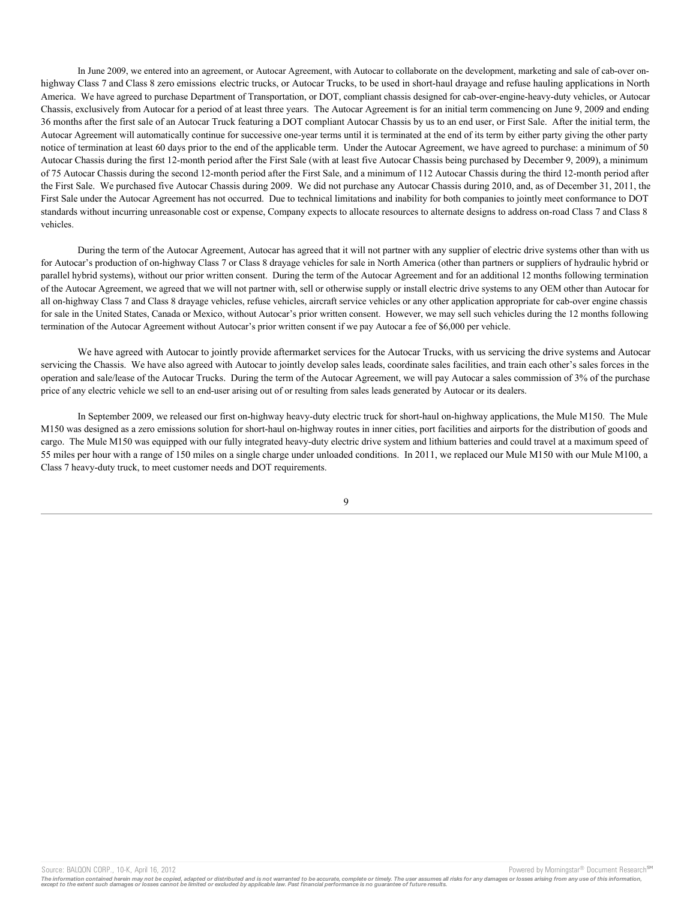In June 2009, we entered into an agreement, or Autocar Agreement, with Autocar to collaborate on the development, marketing and sale of cab-over on-highway Class 7 and Class 8 zero emissions electric trucks, or Autocar Trucks, to be used in short-haul drayage and refuse hauling applications in North America. We have agreed to purchase Department of Transportation, or DOT, compliant chassis designed for cab-over-engine-heavy-duty vehicles, or Autocar Chassis, exclusively from Autocar for a period of at least three years. The Autocar Agreement is for an initial term commencing on June 9, 2009 and ending 36 months after the first sale of an Autocar Truck featuring a DOT compliant Autocar Chassis by us to an end user, or First Sale. After the initial term, the Autocar Agreement will automatically continue for successive one-year terms until it is terminated at the end of its term by either party giving the other party notice of termination at least 60 days prior to the end of the applicable term. Under the Autocar Agreement, we have agreed to purchase: a minimum of 50 Autocar Chassis during the first 12-month period after the First Sale (with at least five Autocar Chassis being purchased by December 9, 2009), a minimum of 75 Autocar Chassis during the second 12-month period after the First Sale, and a minimum of 112 Autocar Chassis during the third 12-month period after the First Sale. We purchased five Autocar Chassis during 2009. We did not purchase any Autocar Chassis during 2010, and, as of December 31, 2011, the First Sale under the Autocar Agreement has not occurred. Due to technical limitations and inability for both companies to jointly meet conformance to DOT standards without incurring unreasonable cost or expense, Company expects to allocate resources to alternate designs to address on-road Class 7 and Class 8 vehicles.

During the term of the Autocar Agreement, Autocar has agreed that it will not partner with any supplier of electric drive systems other than with us for Autocar's production of on-highway Class 7 or Class 8 drayage vehicles for sale in North America (other than partners or suppliers of hydraulic hybrid or parallel hybrid systems), without our prior written consent. During the term of the Autocar Agreement and for an additional 12 months following termination of the Autocar Agreement, we agreed that we will not partner with, sell or otherwise supply or install electric drive systems to any OEM other than Autocar for all on-highway Class 7 and Class 8 drayage vehicles, refuse vehicles, aircraft service vehicles or any other application appropriate for cab-over engine chassis for sale in the United States, Canada or Mexico, without Autocar's prior written consent. However, we may sell such vehicles during the 12 months following termination of the Autocar Agreement without Autocar's prior written consent if we pay Autocar a fee of $6,000 per vehicle.

We have agreed with Autocar to jointly provide aftermarket services for the Autocar Trucks, with us servicing the drive systems and Autocar servicing the Chassis. We have also agreed with Autocar to jointly develop sales leads, coordinate sales facilities, and train each other's sales forces in the operation and sale/lease of the Autocar Trucks. During the term of the Autocar Agreement, we will pay Autocar a sales commission of 3% of the purchase price of any electric vehicle we sell to an end-user arising out of or resulting from sales leads generated by Autocar or its dealers.

In September 2009, we released our first on-highway heavy-duty electric truck for short-haul on-highway applications, the Mule M150. The Mule M150 was designed as a zero emissions solution for short-haul on-highway routes in inner cities, port facilities and airports for the distribution of goods and cargo. The Mule M150 was equipped with our fully integrated heavy-duty electric drive system and lithium batteries and could travel at a maximum speed of 55 miles per hour with a range of 150 miles on a single charge under unloaded conditions. In 2011, we replaced our Mule M150 with our Mule M100, a Class 7 heavy-duty truck, to meet customer needs and DOT requirements.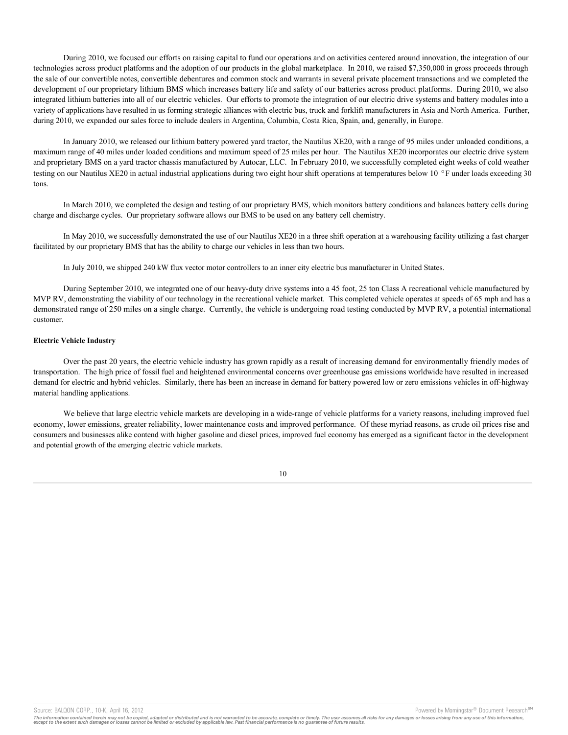During 2010, we focused our efforts on raising capital to fund our operations and on activities centered around innovation, the integration of our technologies across product platforms and the adoption of our products in the global marketplace. In 2010, we raised $7,350,000 in gross proceeds through the sale of our convertible notes, convertible debentures and common stock and warrants in several private placement transactions and we completed the development of our proprietary lithium BMS which increases battery life and safety of our batteries across product platforms. During 2010, we also integrated lithium batteries into all of our electric vehicles. Our efforts to promote the integration of our electric drive systems and battery modules into a variety of applications have resulted in us forming strategic alliances with electric bus, truck and forklift manufacturers in Asia and North America. Further, during 2010, we expanded our sales force to include dealers in Argentina, Columbia, Costa Rica, Spain, and, generally, in Europe.

In January 2010, we released our lithium battery powered yard tractor, the Nautilus XE20, with a range of 95 miles under unloaded conditions, a maximum range of 40 miles under loaded conditions and maximum speed of 25 miles per hour. The Nautilus XE20 incorporates our electric drive system and proprietary BMS on a yard tractor chassis manufactured by Autocar, LLC. In February 2010, we successfully completed eight weeks of cold weather testing on our Nautilus XE20 in actual industrial applications during two eight hour shift operations at temperatures below 10 °F under loads exceeding 30 tons.

In March 2010, we completed the design and testing of our proprietary BMS, which monitors battery conditions and balances battery cells during charge and discharge cycles. Our proprietary software allows our BMS to be used on any battery cell chemistry.

In May 2010, we successfully demonstrated the use of our Nautilus XE20 in a three shift operation at a warehousing facility utilizing a fast charger facilitated by our proprietary BMS that has the ability to charge our vehicles in less than two hours.

In July 2010, we shipped 240 kW flux vector motor controllers to an inner city electric bus manufacturer in United States.

During September 2010, we integrated one of our heavy-duty drive systems into a 45 foot, 25 ton Class A recreational vehicle manufactured by MVP RV, demonstrating the viability of our technology in the recreational vehicle market. This completed vehicle operates at speeds of 65 mph and has a demonstrated range of 250 miles on a single charge. Currently, the vehicle is undergoing road testing conducted by MVP RV, a potential international customer.

**Electric Vehicle Industry**

Over the past 20 years, the electric vehicle industry has grown rapidly as a result of increasing demand for environmentally friendly modes of transportation. The high price of fossil fuel and heightened environmental concerns over greenhouse gas emissions worldwide have resulted in increased demand for electric and hybrid vehicles. Similarly, there has been an increase in demand for battery powered low or zero emissions vehicles in off-highway material handling applications.

We believe that large electric vehicle markets are developing in a wide-range of vehicle platforms for a variety reasons, including improved fuel economy, lower emissions, greater reliability, lower maintenance costs and improved performance. Of these myriad reasons, as crude oil prices rise and consumers and businesses alike contend with higher gasoline and diesel prices, improved fuel economy has emerged as a significant factor in the development and potential growth of the emerging electric vehicle markets.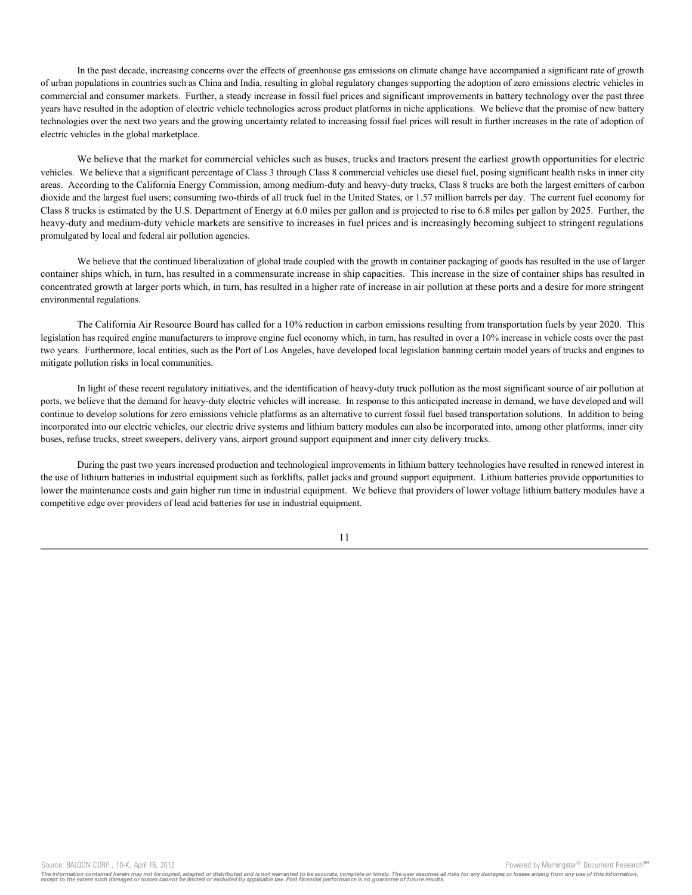In the past decade, increasing concerns over the effects of greenhouse gas emissions on climate change have accompanied a significant rate of growth of urban populations in countries such as China and India, resulting in global regulatory changes supporting the adoption of zero emissions electric vehicles in commercial and consumer markets. Further, a steady increase in fossil fuel prices and significant improvements in battery technology over the past three years have resulted in the adoption of electric vehicle technologies across product platforms in niche applications. We believe that the promise of new battery technologies over the next two years and the growing uncertainty related to increasing fossil fuel prices will result in further increases in the rate of adoption of electric vehicles in the global marketplace.

We believe that the market for commercial vehicles such as buses, trucks and tractors present the earliest growth opportunities for electric vehicles. We believe that a significant percentage of Class 3 through Class 8 commercial vehicles use diesel fuel, posing significant health risks in inner city areas. According to the California Energy Commission, among medium-duty and heavy-duty trucks, Class 8 trucks are both the largest emitters of carbon dioxide and the largest fuel users; consuming two-thirds of all truck fuel in the United States, or 1.57 million barrels per day. The current fuel economy for Class 8 trucks is estimated by the U.S. Department of Energy at 6.0 miles per gallon and is projected to rise to 6.8 miles per gallon by 2025. Further, the heavy-duty and medium-duty vehicle markets are sensitive to increases in fuel prices and is increasingly becoming subject to stringent regulations promulgated by local and federal air pollution agencies.

We believe that the continued liberalization of global trade coupled with the growth in container packaging of goods has resulted in the use of larger container ships which, in turn, has resulted in a commensurate increase in ship capacities. This increase in the size of container ships has resulted in concentrated growth at larger ports which, in turn, has resulted in a higher rate of increase in air pollution at these ports and a desire for more stringent environmental regulations.

The California Air Resource Board has called for a 10% reduction in carbon emissions resulting from transportation fuels by year 2020. This legislation has required engine manufacturers to improve engine fuel economy which, in turn, has resulted in over a 10% increase in vehicle costs over the past two years. Furthermore, local entities, such as the Port of Los Angeles, have developed local legislation banning certain model years of trucks and engines to mitigate pollution risks in local communities.

In light of these recent regulatory initiatives, and the identification of heavy-duty truck pollution as the most significant source of air pollution at ports, we believe that the demand for heavy-duty electric vehicles will increase. In response to this anticipated increase in demand, we have developed and will continue to develop solutions for zero emissions vehicle platforms as an alternative to current fossil fuel based transportation solutions. In addition to being incorporated into our electric vehicles, our electric drive systems and lithium battery modules can also be incorporated into, among other platforms, inner city buses, refuse trucks, street sweepers, delivery vans, airport ground support equipment and inner city delivery trucks.

During the past two years increased production and technological improvements in lithium battery technologies have resulted in renewed interest in the use of lithium batteries in industrial equipment such as forklifts, pallet jacks and ground support equipment. Lithium batteries provide opportunities to lower the maintenance costs and gain higher run time in industrial equipment. We believe that providers of lower voltage lithium battery modules have a competitive edge over providers of lead acid batteries for use in industrial equipment.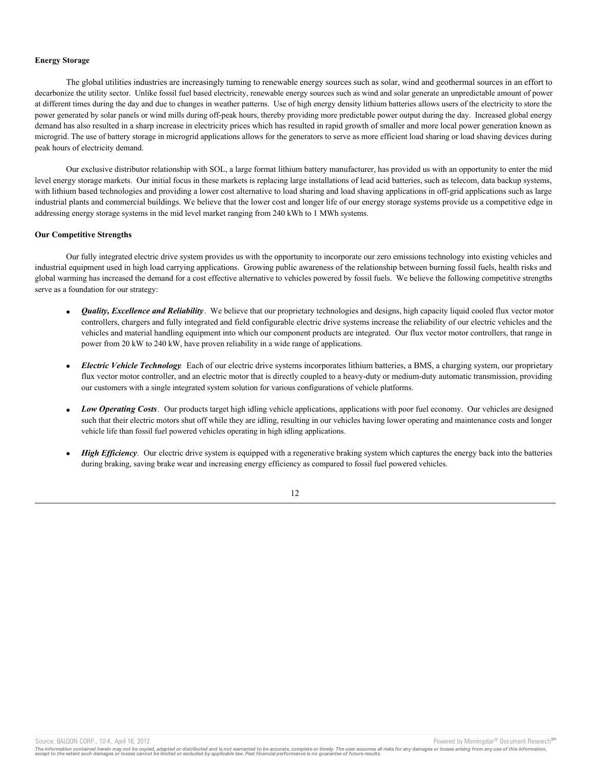**Energy Storage**

The global utilities industries are increasingly turning to renewable energy sources such as solar, wind and geothermal sources in an effort to decarbonize the utility sector. Unlike fossil fuel based electricity, renewable energy sources such as wind and solar generate an unpredictable amount of power at different times during the day and due to changes in weather patterns. Use of high energy density lithium batteries allows users of the electricity to store the power generated by solar panels or wind mills during off-peak hours, thereby providing more predictable power output during the day. Increased global energy demand has also resulted in a sharp increase in electricity prices which has resulted in rapid growth of smaller and more local power generation known as microgrid. The use of battery storage in microgrid applications allows for the generators to serve as more efficient load sharing or load shaving devices during peak hours of electricity demand.

Our exclusive distributor relationship with SOL, a large format lithium battery manufacturer, has provided us with an opportunity to enter the mid level energy storage markets. Our initial focus in these markets is replacing large installations of lead acid batteries, such as telecom, data backup systems, with lithium based technologies and providing a lower cost alternative to load sharing and load shaving applications in off-grid applications such as large industrial plants and commercial buildings. We believe that the lower cost and longer life of our energy storage systems provide us a competitive edge in addressing energy storage systems in the mid level market ranging from 240 kWh to 1 MWh systems.

**Our Competitive Strengths**

Our fully integrated electric drive system provides us with the opportunity to incorporate our zero emissions technology into existing vehicles and industrial equipment used in high load carrying applications. Growing public awareness of the relationship between burning fossil fuels, health risks and global warming has increased the demand for a cost effective alternative to vehicles powered by fossil fuels. We believe the following competitive strengths serve as a foundation for our strategy:

- ***Quality, Excellence and Reliability***. We believe that our proprietary technologies and designs, high capacity liquid cooled flux vector motor controllers, chargers and fully integrated and field configurable electric drive systems increase the reliability of our electric vehicles and the vehicles and material handling equipment into which our component products are integrated. Our flux vector motor controllers, that range in power from 20 kW to 240 kW, have proven reliability in a wide range of applications.

- ***Electric Vehicle Technology***. Each of our electric drive systems incorporates lithium batteries, a BMS, a charging system, our proprietary flux vector motor controller, and an electric motor that is directly coupled to a heavy-duty or medium-duty automatic transmission, providing our customers with a single integrated system solution for various configurations of vehicle platforms.

- ***Low Operating Costs***. Our products target high idling vehicle applications, applications with poor fuel economy. Our vehicles are designed such that their electric motors shut off while they are idling, resulting in our vehicles having lower operating and maintenance costs and longer vehicle life than fossil fuel powered vehicles operating in high idling applications.

- ***High Efficiency***. Our electric drive system is equipped with a regenerative braking system which captures the energy back into the batteries during braking, saving brake wear and increasing energy efficiency as compared to fossil fuel powered vehicles.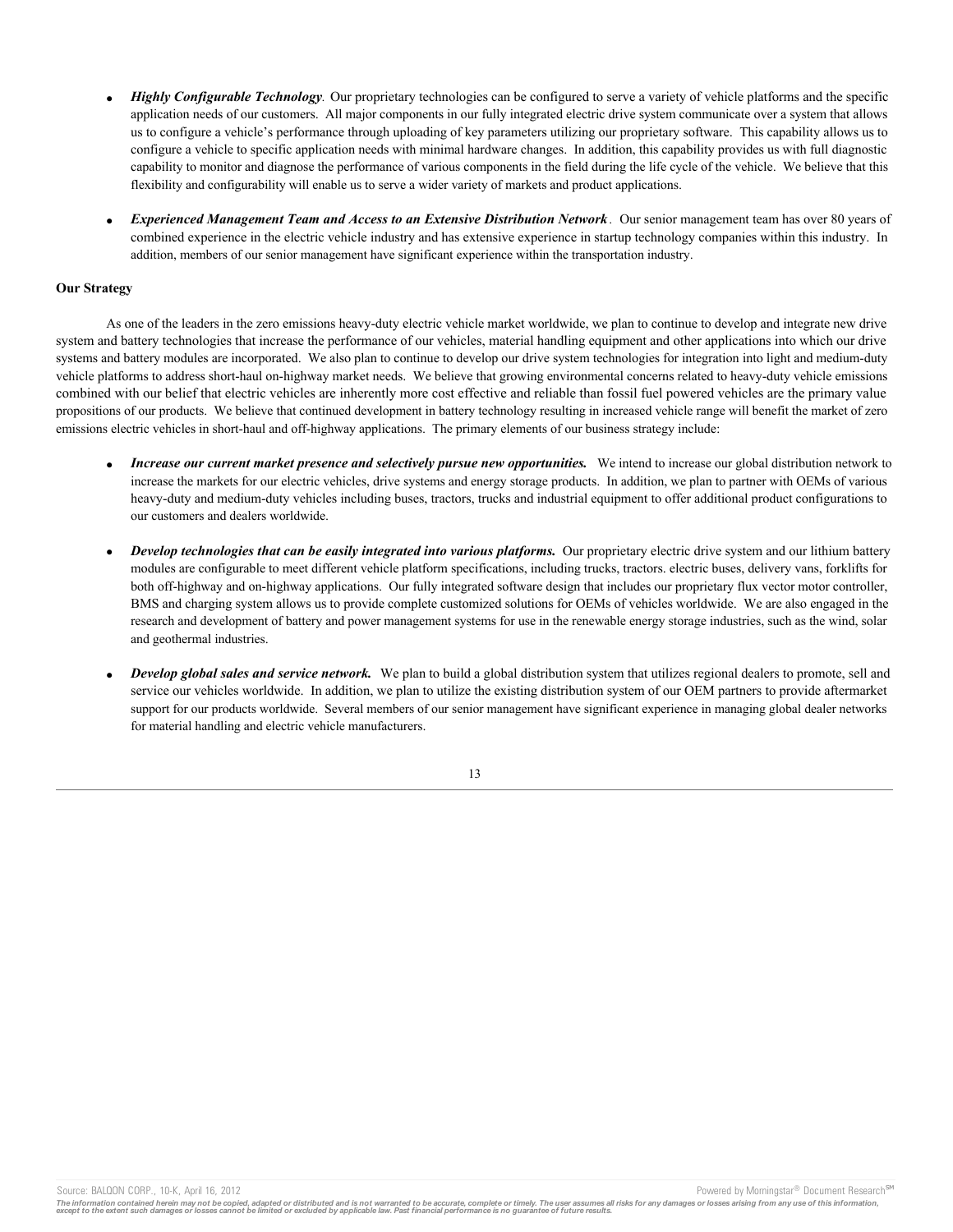- ***Highly Configurable Technology***. Our proprietary technologies can be configured to serve a variety of vehicle platforms and the specific application needs of our customers. All major components in our fully integrated electric drive system communicate over a system that allows us to configure a vehicle's performance through uploading of key parameters utilizing our proprietary software. This capability allows us to configure a vehicle to specific application needs with minimal hardware changes. In addition, this capability provides us with full diagnostic capability to monitor and diagnose the performance of various components in the field during the life cycle of the vehicle. We believe that this flexibility and configurability will enable us to serve a wider variety of markets and product applications.

- ***Experienced Management Team and Access to an Extensive Distribution Network***. Our senior management team has over 80 years of combined experience in the electric vehicle industry and has extensive experience in startup technology companies within this industry. In addition, members of our senior management have significant experience within the transportation industry.

**Our Strategy**

As one of the leaders in the zero emissions heavy-duty electric vehicle market worldwide, we plan to continue to develop and integrate new drive system and battery technologies that increase the performance of our vehicles, material handling equipment and other applications into which our drive systems and battery modules are incorporated. We also plan to continue to develop our drive system technologies for integration into light and medium-duty vehicle platforms to address short-haul on-highway market needs. We believe that growing environmental concerns related to heavy-duty vehicle emissions combined with our belief that electric vehicles are inherently more cost effective and reliable than fossil fuel powered vehicles are the primary value propositions of our products. We believe that continued development in battery technology resulting in increased vehicle range will benefit the market of zero emissions electric vehicles in short-haul and off-highway applications. The primary elements of our business strategy include:

- ***Increase our current market presence and selectively pursue new opportunities.*** We intend to increase our global distribution network to increase the markets for our electric vehicles, drive systems and energy storage products. In addition, we plan to partner with OEMs of various heavy-duty and medium-duty vehicles including buses, tractors, trucks and industrial equipment to offer additional product configurations to our customers and dealers worldwide.

- ***Develop technologies that can be easily integrated into various platforms.*** Our proprietary electric drive system and our lithium battery modules are configurable to meet different vehicle platform specifications, including trucks, tractors. electric buses, delivery vans, forklifts for both off-highway and on-highway applications. Our fully integrated software design that includes our proprietary flux vector motor controller, BMS and charging system allows us to provide complete customized solutions for OEMs of vehicles worldwide. We are also engaged in the research and development of battery and power management systems for use in the renewable energy storage industries, such as the wind, solar and geothermal industries.

- ***Develop global sales and service network.*** We plan to build a global distribution system that utilizes regional dealers to promote, sell and service our vehicles worldwide. In addition, we plan to utilize the existing distribution system of our OEM partners to provide aftermarket support for our products worldwide. Several members of our senior management have significant experience in managing global dealer networks for material handling and electric vehicle manufacturers.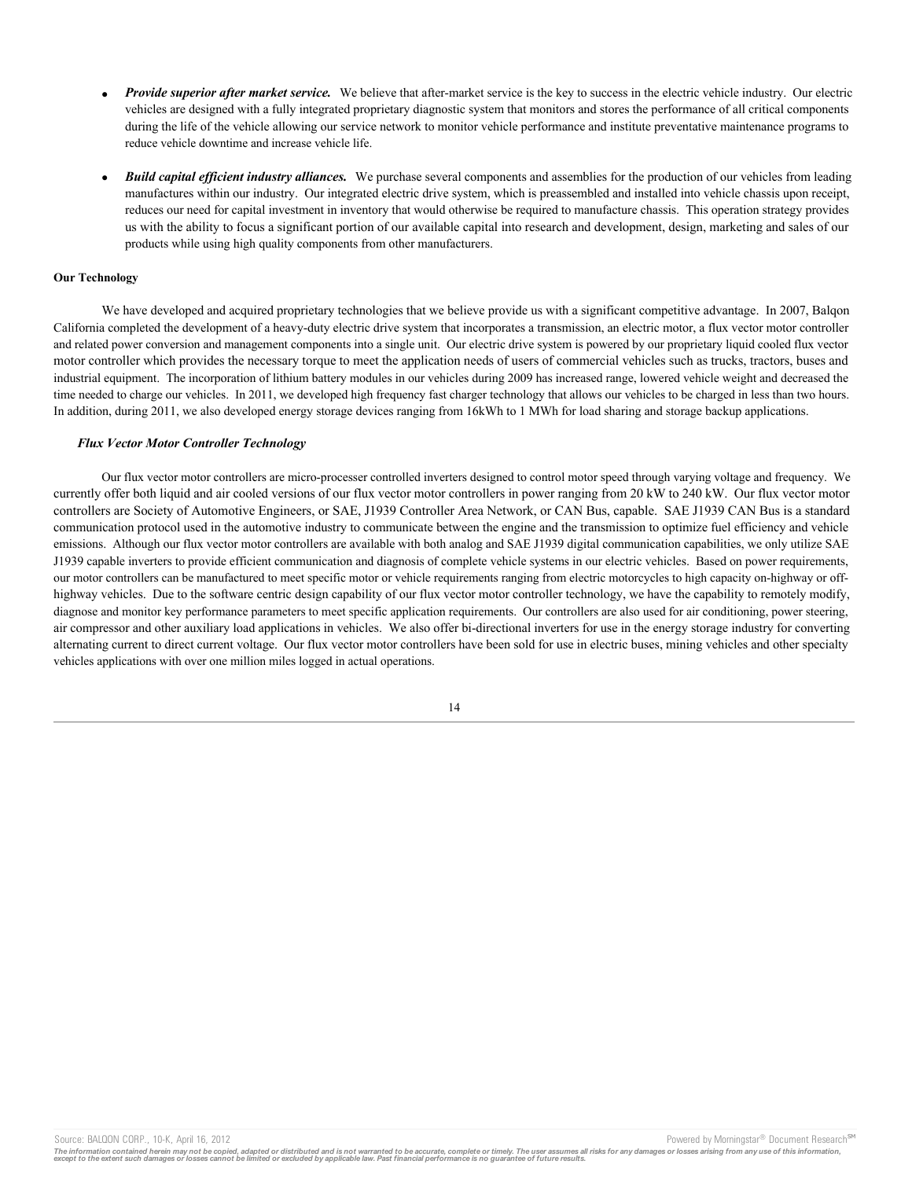- ***Provide superior after market service.*** We believe that after-market service is the key to success in the electric vehicle industry. Our electric vehicles are designed with a fully integrated proprietary diagnostic system that monitors and stores the performance of all critical components during the life of the vehicle allowing our service network to monitor vehicle performance and institute preventative maintenance programs to reduce vehicle downtime and increase vehicle life.

- ***Build capital efficient industry alliances.*** We purchase several components and assemblies for the production of our vehicles from leading manufactures within our industry. Our integrated electric drive system, which is preassembled and installed into vehicle chassis upon receipt, reduces our need for capital investment in inventory that would otherwise be required to manufacture chassis. This operation strategy provides us with the ability to focus a significant portion of our available capital into research and development, design, marketing and sales of our products while using high quality components from other manufacturers.

**Our Technology**

We have developed and acquired proprietary technologies that we believe provide us with a significant competitive advantage. In 2007, Balqon California completed the development of a heavy-duty electric drive system that incorporates a transmission, an electric motor, a flux vector motor controller and related power conversion and management components into a single unit. Our electric drive system is powered by our proprietary liquid cooled flux vector motor controller which provides the necessary torque to meet the application needs of users of commercial vehicles such as trucks, tractors, buses and industrial equipment. The incorporation of lithium battery modules in our vehicles during 2009 has increased range, lowered vehicle weight and decreased the time needed to charge our vehicles. In 2011, we developed high frequency fast charger technology that allows our vehicles to be charged in less than two hours. In addition, during 2011, we also developed energy storage devices ranging from 16kWh to 1 MWh for load sharing and storage backup applications.

***Flux Vector Motor Controller Technology***

Our flux vector motor controllers are micro-processer controlled inverters designed to control motor speed through varying voltage and frequency. We currently offer both liquid and air cooled versions of our flux vector motor controllers in power ranging from 20 kW to 240 kW. Our flux vector motor controllers are Society of Automotive Engineers, or SAE, J1939 Controller Area Network, or CAN Bus, capable. SAE J1939 CAN Bus is a standard communication protocol used in the automotive industry to communicate between the engine and the transmission to optimize fuel efficiency and vehicle emissions. Although our flux vector motor controllers are available with both analog and SAE J1939 digital communication capabilities, we only utilize SAE J1939 capable inverters to provide efficient communication and diagnosis of complete vehicle systems in our electric vehicles. Based on power requirements, our motor controllers can be manufactured to meet specific motor or vehicle requirements ranging from electric motorcycles to high capacity on-highway or off-highway vehicles. Due to the software centric design capability of our flux vector motor controller technology, we have the capability to remotely modify, diagnose and monitor key performance parameters to meet specific application requirements. Our controllers are also used for air conditioning, power steering, air compressor and other auxiliary load applications in vehicles. We also offer bi-directional inverters for use in the energy storage industry for converting alternating current to direct current voltage. Our flux vector motor controllers have been sold for use in electric buses, mining vehicles and other specialty vehicles applications with over one million miles logged in actual operations.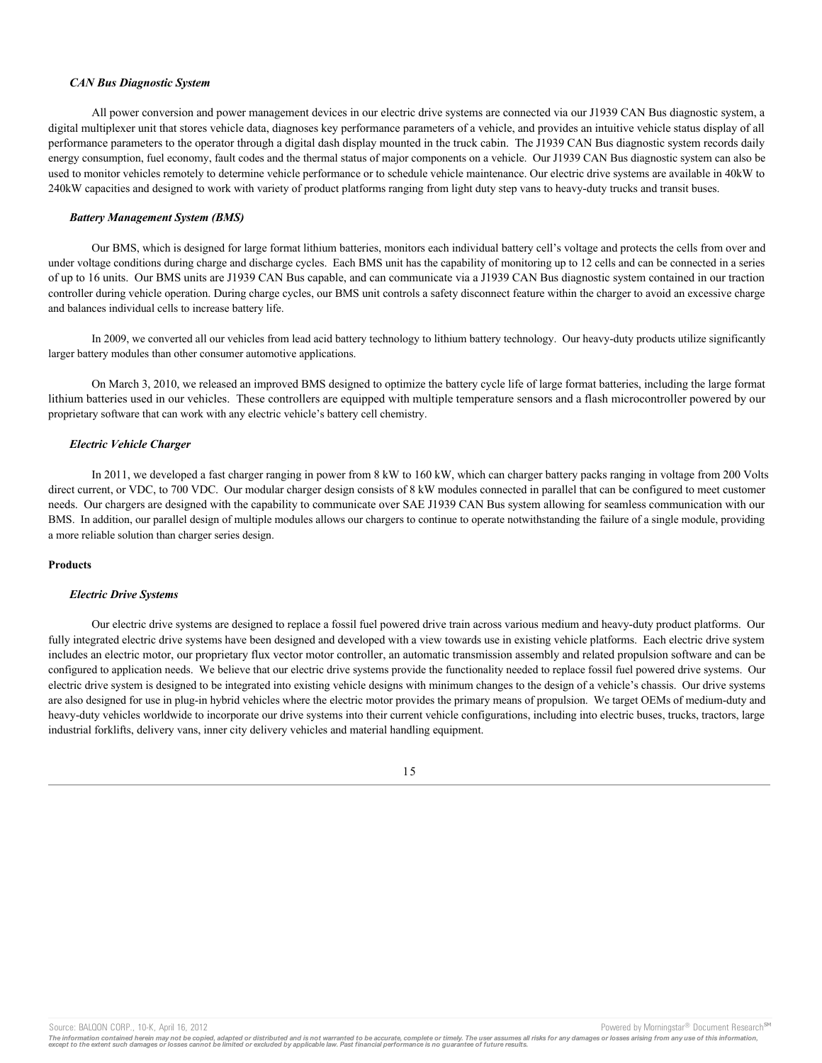*CAN Bus Diagnostic System*

All power conversion and power management devices in our electric drive systems are connected via our J1939 CAN Bus diagnostic system, a digital multiplexer unit that stores vehicle data, diagnoses key performance parameters of a vehicle, and provides an intuitive vehicle status display of all performance parameters to the operator through a digital dash display mounted in the truck cabin. The J1939 CAN Bus diagnostic system records daily energy consumption, fuel economy, fault codes and the thermal status of major components on a vehicle. Our J1939 CAN Bus diagnostic system can also be used to monitor vehicles remotely to determine vehicle performance or to schedule vehicle maintenance. Our electric drive systems are available in 40kW to 240kW capacities and designed to work with variety of product platforms ranging from light duty step vans to heavy-duty trucks and transit buses.

*Battery Management System (BMS)*

Our BMS, which is designed for large format lithium batteries, monitors each individual battery cell's voltage and protects the cells from over and under voltage conditions during charge and discharge cycles. Each BMS unit has the capability of monitoring up to 12 cells and can be connected in a series of up to 16 units. Our BMS units are J1939 CAN Bus capable, and can communicate via a J1939 CAN Bus diagnostic system contained in our traction controller during vehicle operation. During charge cycles, our BMS unit controls a safety disconnect feature within the charger to avoid an excessive charge and balances individual cells to increase battery life.

In 2009, we converted all our vehicles from lead acid battery technology to lithium battery technology. Our heavy-duty products utilize significantly larger battery modules than other consumer automotive applications.

On March 3, 2010, we released an improved BMS designed to optimize the battery cycle life of large format batteries, including the large format lithium batteries used in our vehicles. These controllers are equipped with multiple temperature sensors and a flash microcontroller powered by our proprietary software that can work with any electric vehicle's battery cell chemistry.

*Electric Vehicle Charger*

In 2011, we developed a fast charger ranging in power from 8 kW to 160 kW, which can charger battery packs ranging in voltage from 200 Volts direct current, or VDC, to 700 VDC. Our modular charger design consists of 8 kW modules connected in parallel that can be configured to meet customer needs. Our chargers are designed with the capability to communicate over SAE J1939 CAN Bus system allowing for seamless communication with our BMS. In addition, our parallel design of multiple modules allows our chargers to continue to operate notwithstanding the failure of a single module, providing a more reliable solution than charger series design.

**Products**

*Electric Drive Systems*

Our electric drive systems are designed to replace a fossil fuel powered drive train across various medium and heavy-duty product platforms. Our fully integrated electric drive systems have been designed and developed with a view towards use in existing vehicle platforms. Each electric drive system includes an electric motor, our proprietary flux vector motor controller, an automatic transmission assembly and related propulsion software and can be configured to application needs. We believe that our electric drive systems provide the functionality needed to replace fossil fuel powered drive systems. Our electric drive system is designed to be integrated into existing vehicle designs with minimum changes to the design of a vehicle's chassis. Our drive systems are also designed for use in plug-in hybrid vehicles where the electric motor provides the primary means of propulsion. We target OEMs of medium-duty and heavy-duty vehicles worldwide to incorporate our drive systems into their current vehicle configurations, including into electric buses, trucks, tractors, large industrial forklifts, delivery vans, inner city delivery vehicles and material handling equipment.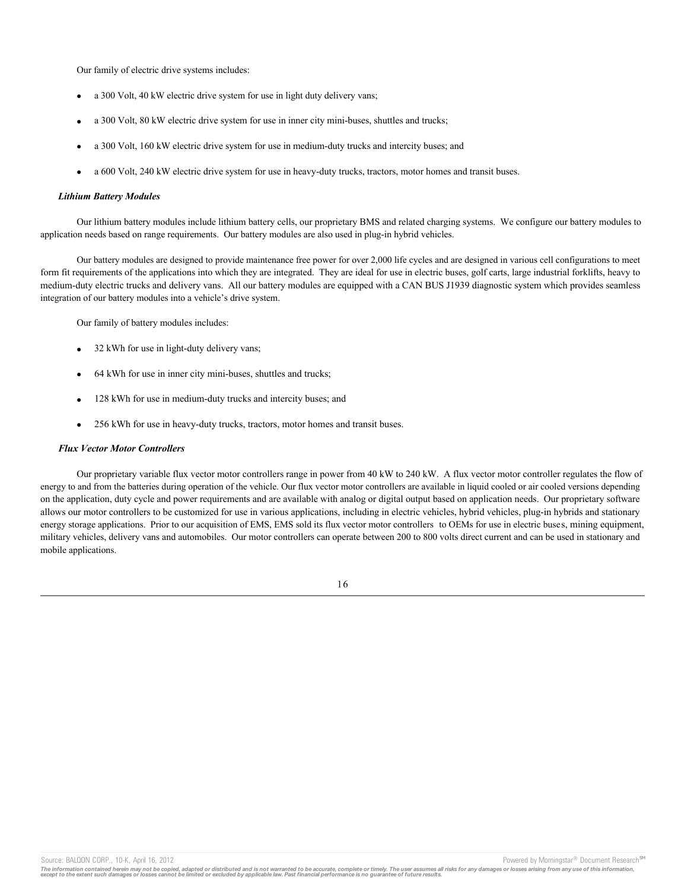Our family of electric drive systems includes:

- a 300 Volt, 40 kW electric drive system for use in light duty delivery vans;
- a 300 Volt, 80 kW electric drive system for use in inner city mini-buses, shuttles and trucks;
- a 300 Volt, 160 kW electric drive system for use in medium-duty trucks and intercity buses; and
- a 600 Volt, 240 kW electric drive system for use in heavy-duty trucks, tractors, motor homes and transit buses.

***Lithium Battery Modules***

Our lithium battery modules include lithium battery cells, our proprietary BMS and related charging systems. We configure our battery modules to application needs based on range requirements. Our battery modules are also used in plug-in hybrid vehicles.

Our battery modules are designed to provide maintenance free power for over 2,000 life cycles and are designed in various cell configurations to meet form fit requirements of the applications into which they are integrated. They are ideal for use in electric buses, golf carts, large industrial forklifts, heavy to medium-duty electric trucks and delivery vans. All our battery modules are equipped with a CAN BUS J1939 diagnostic system which provides seamless integration of our battery modules into a vehicle's drive system.

Our family of battery modules includes:

- 32 kWh for use in light-duty delivery vans;
- 64 kWh for use in inner city mini-buses, shuttles and trucks;
- 128 kWh for use in medium-duty trucks and intercity buses; and
- 256 kWh for use in heavy-duty trucks, tractors, motor homes and transit buses.

***Flux Vector Motor Controllers***

Our proprietary variable flux vector motor controllers range in power from 40 kW to 240 kW. A flux vector motor controller regulates the flow of energy to and from the batteries during operation of the vehicle. Our flux vector motor controllers are available in liquid cooled or air cooled versions depending on the application, duty cycle and power requirements and are available with analog or digital output based on application needs. Our proprietary software allows our motor controllers to be customized for use in various applications, including in electric vehicles, hybrid vehicles, plug-in hybrids and stationary energy storage applications. Prior to our acquisition of EMS, EMS sold its flux vector motor controllers to OEMs for use in electric buses, mining equipment, military vehicles, delivery vans and automobiles. Our motor controllers can operate between 200 to 800 volts direct current and can be used in stationary and mobile applications.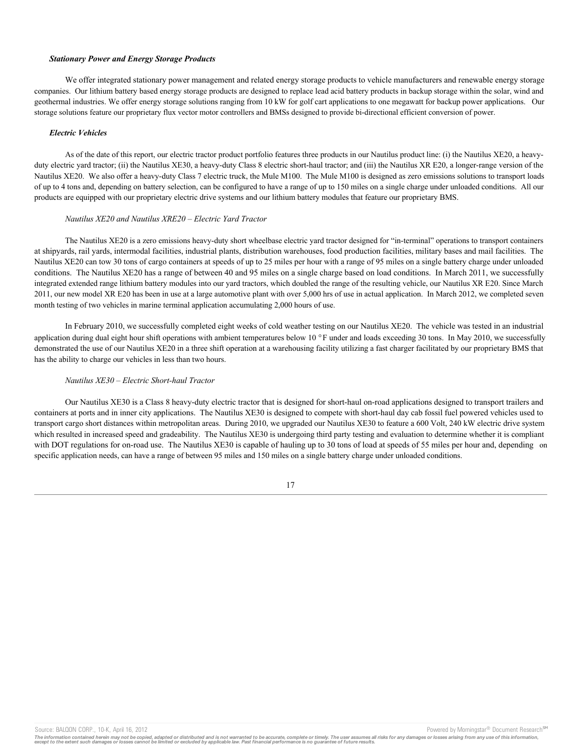***Stationary Power and Energy Storage Products***

We offer integrated stationary power management and related energy storage products to vehicle manufacturers and renewable energy storage companies. Our lithium battery based energy storage products are designed to replace lead acid battery products in backup storage within the solar, wind and geothermal industries. We offer energy storage solutions ranging from 10 kW for golf cart applications to one megawatt for backup power applications. Our storage solutions feature our proprietary flux vector motor controllers and BMSs designed to provide bi-directional efficient conversion of power.

***Electric Vehicles***

As of the date of this report, our electric tractor product portfolio features three products in our Nautilus product line: (i) the Nautilus XE20, a heavy-duty electric yard tractor; (ii) the Nautilus XE30, a heavy-duty Class 8 electric short-haul tractor; and (iii) the Nautilus XR E20, a longer-range version of the Nautilus XE20. We also offer a heavy-duty Class 7 electric truck, the Mule M100. The Mule M100 is designed as zero emissions solutions to transport loads of up to 4 tons and, depending on battery selection, can be configured to have a range of up to 150 miles on a single charge under unloaded conditions. All our products are equipped with our proprietary electric drive systems and our lithium battery modules that feature our proprietary BMS.

*Nautilus XE20 and Nautilus XRE20 – Electric Yard Tractor*

The Nautilus XE20 is a zero emissions heavy-duty short wheelbase electric yard tractor designed for "in-terminal" operations to transport containers at shipyards, rail yards, intermodal facilities, industrial plants, distribution warehouses, food production facilities, military bases and mail facilities. The Nautilus XE20 can tow 30 tons of cargo containers at speeds of up to 25 miles per hour with a range of 95 miles on a single battery charge under unloaded conditions. The Nautilus XE20 has a range of between 40 and 95 miles on a single charge based on load conditions. In March 2011, we successfully integrated extended range lithium battery modules into our yard tractors, which doubled the range of the resulting vehicle, our Nautilus XR E20. Since March 2011, our new model XR E20 has been in use at a large automotive plant with over 5,000 hrs of use in actual application. In March 2012, we completed seven month testing of two vehicles in marine terminal application accumulating 2,000 hours of use.

In February 2010, we successfully completed eight weeks of cold weather testing on our Nautilus XE20. The vehicle was tested in an industrial application during dual eight hour shift operations with ambient temperatures below 10 °F under and loads exceeding 30 tons. In May 2010, we successfully demonstrated the use of our Nautilus XE20 in a three shift operation at a warehousing facility utilizing a fast charger facilitated by our proprietary BMS that has the ability to charge our vehicles in less than two hours.

*Nautilus XE30 – Electric Short-haul Tractor*

Our Nautilus XE30 is a Class 8 heavy-duty electric tractor that is designed for short-haul on-road applications designed to transport trailers and containers at ports and in inner city applications. The Nautilus XE30 is designed to compete with short-haul day cab fossil fuel powered vehicles used to transport cargo short distances within metropolitan areas. During 2010, we upgraded our Nautilus XE30 to feature a 600 Volt, 240 kW electric drive system which resulted in increased speed and gradeability. The Nautilus XE30 is undergoing third party testing and evaluation to determine whether it is compliant with DOT regulations for on-road use. The Nautilus XE30 is capable of hauling up to 30 tons of load at speeds of 55 miles per hour and, depending on specific application needs, can have a range of between 95 miles and 150 miles on a single battery charge under unloaded conditions.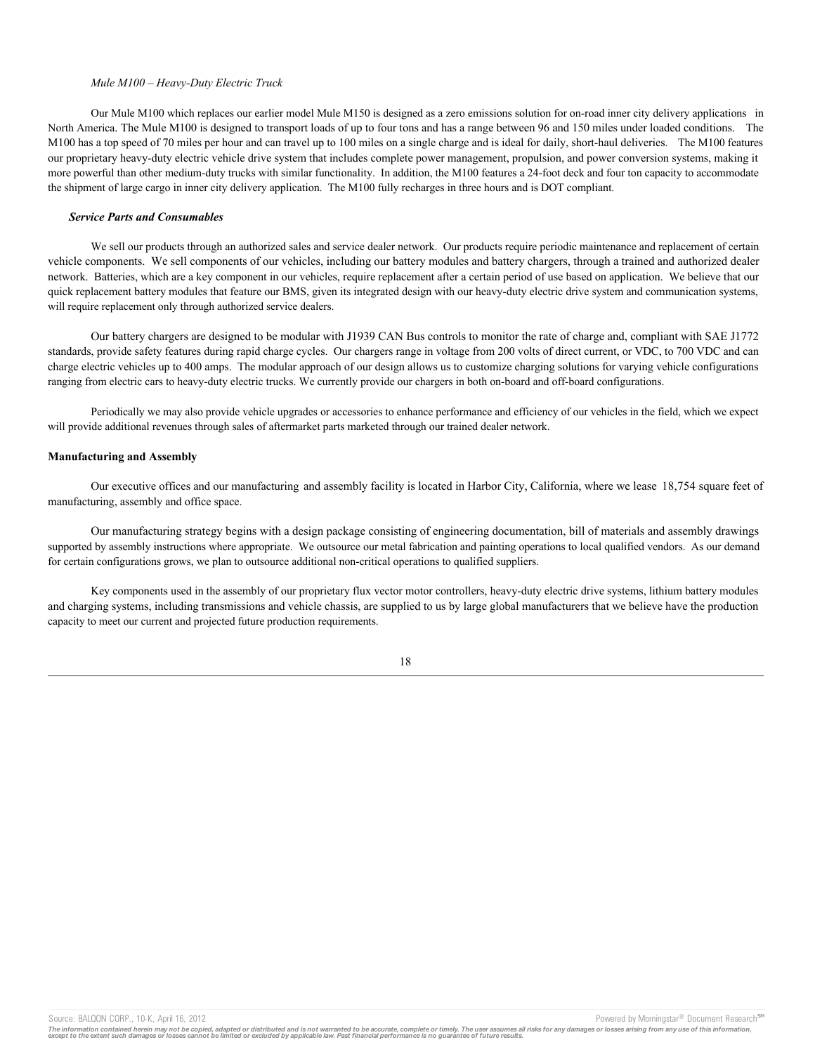*Mule M100 – Heavy-Duty Electric Truck*

Our Mule M100 which replaces our earlier model Mule M150 is designed as a zero emissions solution for on-road inner city delivery applications in North America. The Mule M100 is designed to transport loads of up to four tons and has a range between 96 and 150 miles under loaded conditions. The M100 has a top speed of 70 miles per hour and can travel up to 100 miles on a single charge and is ideal for daily, short-haul deliveries. The M100 features our proprietary heavy-duty electric vehicle drive system that includes complete power management, propulsion, and power conversion systems, making it more powerful than other medium-duty trucks with similar functionality. In addition, the M100 features a 24-foot deck and four ton capacity to accommodate the shipment of large cargo in inner city delivery application. The M100 fully recharges in three hours and is DOT compliant.

***Service Parts and Consumables***

We sell our products through an authorized sales and service dealer network. Our products require periodic maintenance and replacement of certain vehicle components. We sell components of our vehicles, including our battery modules and battery chargers, through a trained and authorized dealer network. Batteries, which are a key component in our vehicles, require replacement after a certain period of use based on application. We believe that our quick replacement battery modules that feature our BMS, given its integrated design with our heavy-duty electric drive system and communication systems, will require replacement only through authorized service dealers.

Our battery chargers are designed to be modular with J1939 CAN Bus controls to monitor the rate of charge and, compliant with SAE J1772 standards, provide safety features during rapid charge cycles. Our chargers range in voltage from 200 volts of direct current, or VDC, to 700 VDC and can charge electric vehicles up to 400 amps. The modular approach of our design allows us to customize charging solutions for varying vehicle configurations ranging from electric cars to heavy-duty electric trucks. We currently provide our chargers in both on-board and off-board configurations.

Periodically we may also provide vehicle upgrades or accessories to enhance performance and efficiency of our vehicles in the field, which we expect will provide additional revenues through sales of aftermarket parts marketed through our trained dealer network.

**Manufacturing and Assembly**

Our executive offices and our manufacturing and assembly facility is located in Harbor City, California, where we lease 18,754 square feet of manufacturing, assembly and office space.

Our manufacturing strategy begins with a design package consisting of engineering documentation, bill of materials and assembly drawings supported by assembly instructions where appropriate. We outsource our metal fabrication and painting operations to local qualified vendors. As our demand for certain configurations grows, we plan to outsource additional non-critical operations to qualified suppliers.

Key components used in the assembly of our proprietary flux vector motor controllers, heavy-duty electric drive systems, lithium battery modules and charging systems, including transmissions and vehicle chassis, are supplied to us by large global manufacturers that we believe have the production capacity to meet our current and projected future production requirements.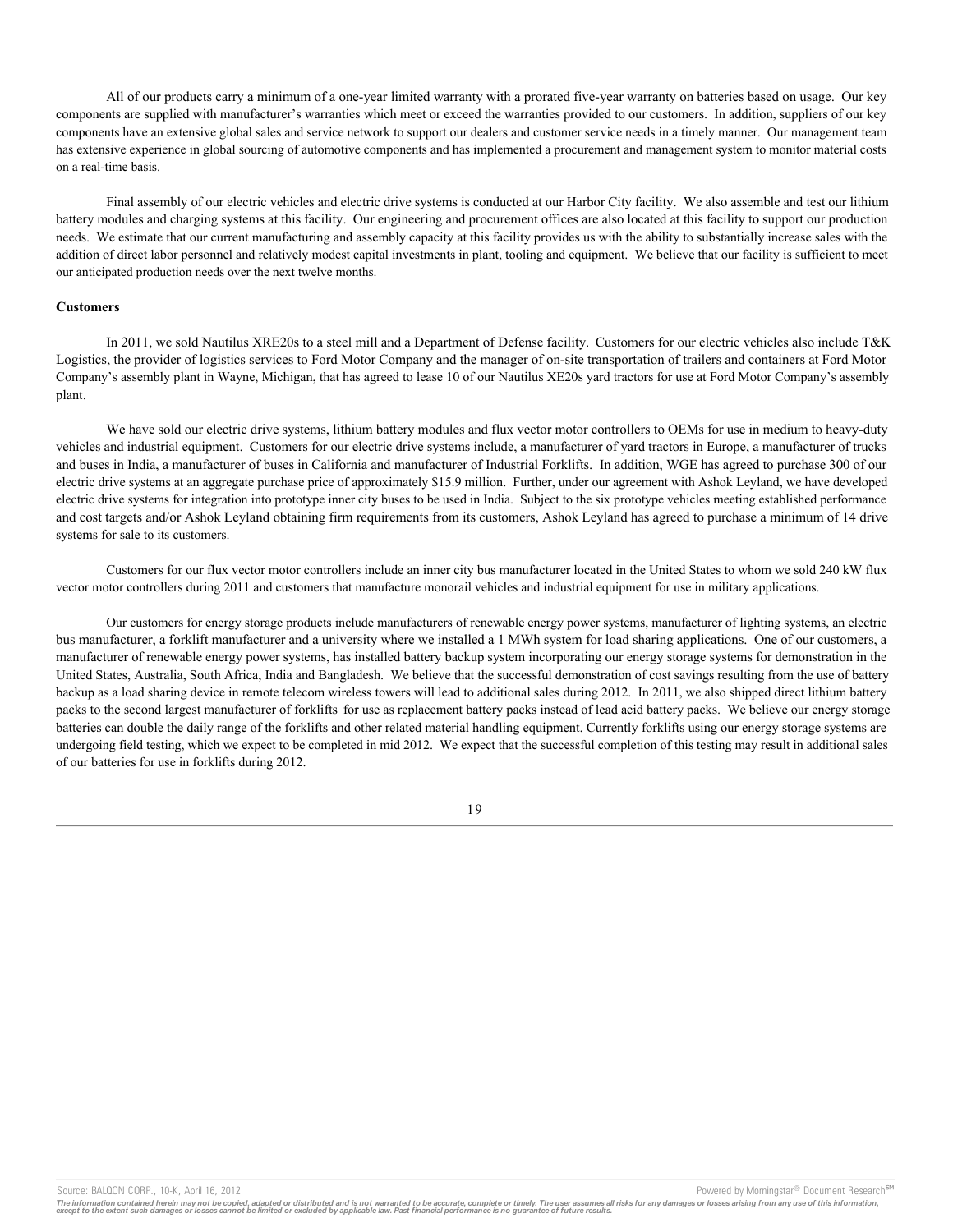All of our products carry a minimum of a one-year limited warranty with a prorated five-year warranty on batteries based on usage. Our key components are supplied with manufacturer's warranties which meet or exceed the warranties provided to our customers. In addition, suppliers of our key components have an extensive global sales and service network to support our dealers and customer service needs in a timely manner. Our management team has extensive experience in global sourcing of automotive components and has implemented a procurement and management system to monitor material costs on a real-time basis.

Final assembly of our electric vehicles and electric drive systems is conducted at our Harbor City facility. We also assemble and test our lithium battery modules and charging systems at this facility. Our engineering and procurement offices are also located at this facility to support our production needs. We estimate that our current manufacturing and assembly capacity at this facility provides us with the ability to substantially increase sales with the addition of direct labor personnel and relatively modest capital investments in plant, tooling and equipment. We believe that our facility is sufficient to meet our anticipated production needs over the next twelve months.

**Customers**

In 2011, we sold Nautilus XRE20s to a steel mill and a Department of Defense facility. Customers for our electric vehicles also include T&K Logistics, the provider of logistics services to Ford Motor Company and the manager of on-site transportation of trailers and containers at Ford Motor Company's assembly plant in Wayne, Michigan, that has agreed to lease 10 of our Nautilus XE20s yard tractors for use at Ford Motor Company's assembly plant.

We have sold our electric drive systems, lithium battery modules and flux vector motor controllers to OEMs for use in medium to heavy-duty vehicles and industrial equipment. Customers for our electric drive systems include, a manufacturer of yard tractors in Europe, a manufacturer of trucks and buses in India, a manufacturer of buses in California and manufacturer of Industrial Forklifts. In addition, WGE has agreed to purchase 300 of our electric drive systems at an aggregate purchase price of approximately $15.9 million. Further, under our agreement with Ashok Leyland, we have developed electric drive systems for integration into prototype inner city buses to be used in India. Subject to the six prototype vehicles meeting established performance and cost targets and/or Ashok Leyland obtaining firm requirements from its customers, Ashok Leyland has agreed to purchase a minimum of 14 drive systems for sale to its customers.

Customers for our flux vector motor controllers include an inner city bus manufacturer located in the United States to whom we sold 240 kW flux vector motor controllers during 2011 and customers that manufacture monorail vehicles and industrial equipment for use in military applications.

Our customers for energy storage products include manufacturers of renewable energy power systems, manufacturer of lighting systems, an electric bus manufacturer, a forklift manufacturer and a university where we installed a 1 MWh system for load sharing applications. One of our customers, a manufacturer of renewable energy power systems, has installed battery backup system incorporating our energy storage systems for demonstration in the United States, Australia, South Africa, India and Bangladesh. We believe that the successful demonstration of cost savings resulting from the use of battery backup as a load sharing device in remote telecom wireless towers will lead to additional sales during 2012. In 2011, we also shipped direct lithium battery packs to the second largest manufacturer of forklifts for use as replacement battery packs instead of lead acid battery packs. We believe our energy storage batteries can double the daily range of the forklifts and other related material handling equipment. Currently forklifts using our energy storage systems are undergoing field testing, which we expect to be completed in mid 2012. We expect that the successful completion of this testing may result in additional sales of our batteries for use in forklifts during 2012.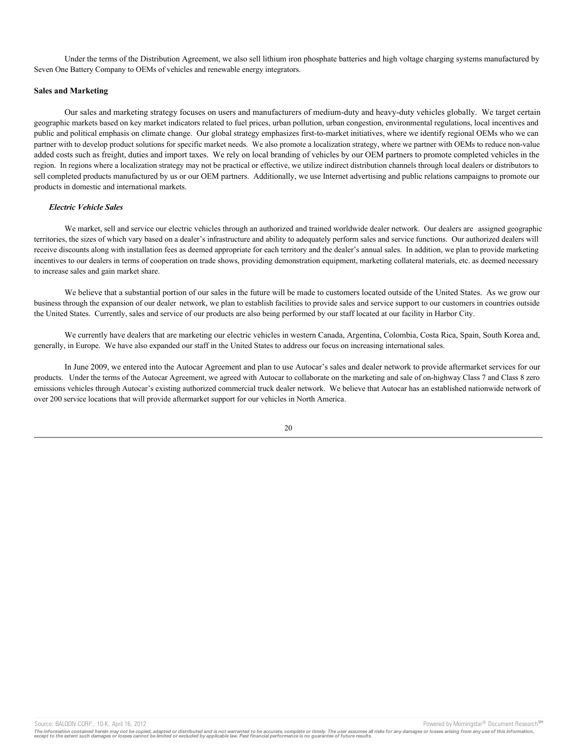Under the terms of the Distribution Agreement, we also sell lithium iron phosphate batteries and high voltage charging systems manufactured by Seven One Battery Company to OEMs of vehicles and renewable energy integrators.

**Sales and Marketing**

Our sales and marketing strategy focuses on users and manufacturers of medium-duty and heavy-duty vehicles globally. We target certain geographic markets based on key market indicators related to fuel prices, urban pollution, urban congestion, environmental regulations, local incentives and public and political emphasis on climate change. Our global strategy emphasizes first-to-market initiatives, where we identify regional OEMs who we can partner with to develop product solutions for specific market needs. We also promote a localization strategy, where we partner with OEMs to reduce non-value added costs such as freight, duties and import taxes. We rely on local branding of vehicles by our OEM partners to promote completed vehicles in the region. In regions where a localization strategy may not be practical or effective, we utilize indirect distribution channels through local dealers or distributors to sell completed products manufactured by us or our OEM partners. Additionally, we use Internet advertising and public relations campaigns to promote our products in domestic and international markets.

***Electric Vehicle Sales***

We market, sell and service our electric vehicles through an authorized and trained worldwide dealer network. Our dealers are assigned geographic territories, the sizes of which vary based on a dealer's infrastructure and ability to adequately perform sales and service functions. Our authorized dealers will receive discounts along with installation fees as deemed appropriate for each territory and the dealer's annual sales. In addition, we plan to provide marketing incentives to our dealers in terms of cooperation on trade shows, providing demonstration equipment, marketing collateral materials, etc. as deemed necessary to increase sales and gain market share.

We believe that a substantial portion of our sales in the future will be made to customers located outside of the United States. As we grow our business through the expansion of our dealer network, we plan to establish facilities to provide sales and service support to our customers in countries outside the United States. Currently, sales and service of our products are also being performed by our staff located at our facility in Harbor City.

We currently have dealers that are marketing our electric vehicles in western Canada, Argentina, Colombia, Costa Rica, Spain, South Korea and, generally, in Europe. We have also expanded our staff in the United States to address our focus on increasing international sales.

In June 2009, we entered into the Autocar Agreement and plan to use Autocar's sales and dealer network to provide aftermarket services for our products. Under the terms of the Autocar Agreement, we agreed with Autocar to collaborate on the marketing and sale of on-highway Class 7 and Class 8 zero emissions vehicles through Autocar's existing authorized commercial truck dealer network. We believe that Autocar has an established nationwide network of over 200 service locations that will provide aftermarket support for our vehicles in North America.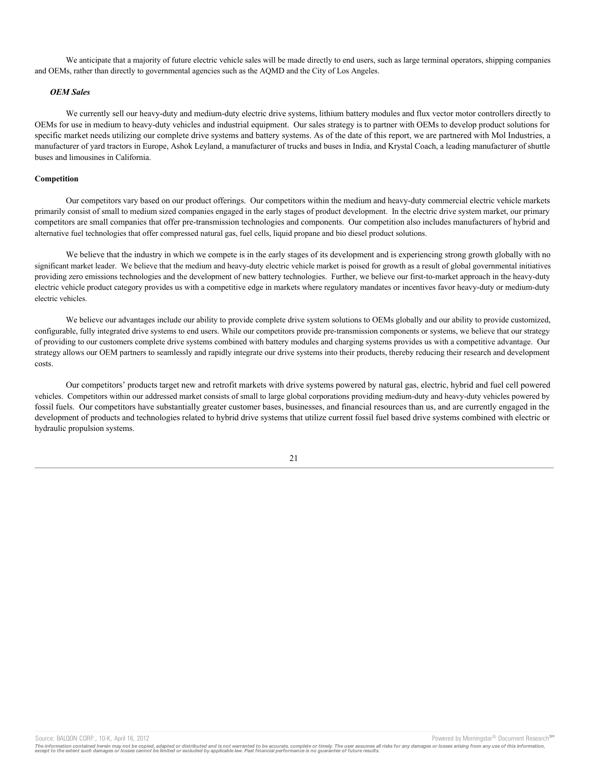We anticipate that a majority of future electric vehicle sales will be made directly to end users, such as large terminal operators, shipping companies and OEMs, rather than directly to governmental agencies such as the AQMD and the City of Los Angeles.

***OEM Sales***

We currently sell our heavy-duty and medium-duty electric drive systems, lithium battery modules and flux vector motor controllers directly to OEMs for use in medium to heavy-duty vehicles and industrial equipment. Our sales strategy is to partner with OEMs to develop product solutions for specific market needs utilizing our complete drive systems and battery systems. As of the date of this report, we are partnered with Mol Industries, a manufacturer of yard tractors in Europe, Ashok Leyland, a manufacturer of trucks and buses in India, and Krystal Coach, a leading manufacturer of shuttle buses and limousines in California.

**Competition**

Our competitors vary based on our product offerings. Our competitors within the medium and heavy-duty commercial electric vehicle markets primarily consist of small to medium sized companies engaged in the early stages of product development. In the electric drive system market, our primary competitors are small companies that offer pre-transmission technologies and components. Our competition also includes manufacturers of hybrid and alternative fuel technologies that offer compressed natural gas, fuel cells, liquid propane and bio diesel product solutions.

We believe that the industry in which we compete is in the early stages of its development and is experiencing strong growth globally with no significant market leader. We believe that the medium and heavy-duty electric vehicle market is poised for growth as a result of global governmental initiatives providing zero emissions technologies and the development of new battery technologies. Further, we believe our first-to-market approach in the heavy-duty electric vehicle product category provides us with a competitive edge in markets where regulatory mandates or incentives favor heavy-duty or medium-duty electric vehicles.

We believe our advantages include our ability to provide complete drive system solutions to OEMs globally and our ability to provide customized, configurable, fully integrated drive systems to end users. While our competitors provide pre-transmission components or systems, we believe that our strategy of providing to our customers complete drive systems combined with battery modules and charging systems provides us with a competitive advantage. Our strategy allows our OEM partners to seamlessly and rapidly integrate our drive systems into their products, thereby reducing their research and development costs.

Our competitors' products target new and retrofit markets with drive systems powered by natural gas, electric, hybrid and fuel cell powered vehicles. Competitors within our addressed market consists of small to large global corporations providing medium-duty and heavy-duty vehicles powered by fossil fuels. Our competitors have substantially greater customer bases, businesses, and financial resources than us, and are currently engaged in the development of products and technologies related to hybrid drive systems that utilize current fossil fuel based drive systems combined with electric or hydraulic propulsion systems.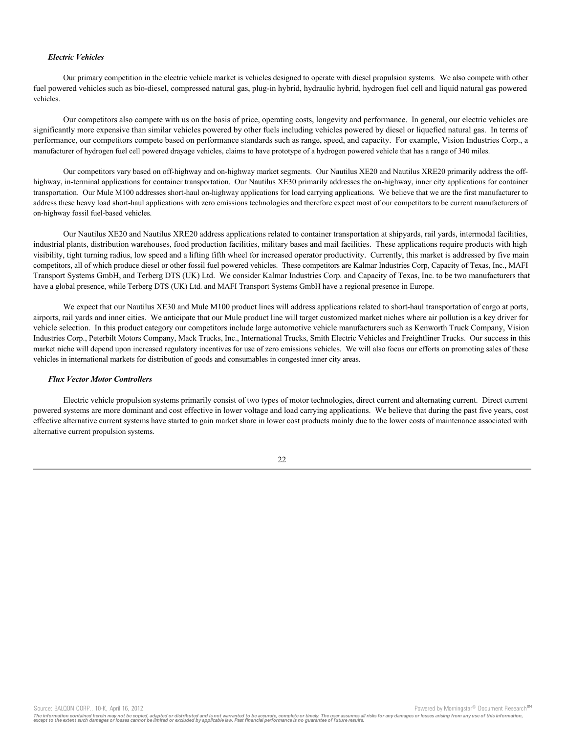### *Electric Vehicles*

Our primary competition in the electric vehicle market is vehicles designed to operate with diesel propulsion systems. We also compete with other fuel powered vehicles such as bio-diesel, compressed natural gas, plug-in hybrid, hydraulic hybrid, hydrogen fuel cell and liquid natural gas powered vehicles.

Our competitors also compete with us on the basis of price, operating costs, longevity and performance. In general, our electric vehicles are significantly more expensive than similar vehicles powered by other fuels including vehicles powered by diesel or liquefied natural gas. In terms of performance, our competitors compete based on performance standards such as range, speed, and capacity. For example, Vision Industries Corp., a manufacturer of hydrogen fuel cell powered drayage vehicles, claims to have prototype of a hydrogen powered vehicle that has a range of 340 miles.

Our competitors vary based on off-highway and on-highway market segments. Our Nautilus XE20 and Nautilus XRE20 primarily address the off-highway, in-terminal applications for container transportation. Our Nautilus XE30 primarily addresses the on-highway, inner city applications for container transportation. Our Mule M100 addresses short-haul on-highway applications for load carrying applications. We believe that we are the first manufacturer to address these heavy load short-haul applications with zero emissions technologies and therefore expect most of our competitors to be current manufacturers of on-highway fossil fuel-based vehicles.

Our Nautilus XE20 and Nautilus XRE20 address applications related to container transportation at shipyards, rail yards, intermodal facilities, industrial plants, distribution warehouses, food production facilities, military bases and mail facilities. These applications require products with high visibility, tight turning radius, low speed and a lifting fifth wheel for increased operator productivity. Currently, this market is addressed by five main competitors, all of which produce diesel or other fossil fuel powered vehicles. These competitors are Kalmar Industries Corp, Capacity of Texas, Inc., MAFI Transport Systems GmbH, and Terberg DTS (UK) Ltd. We consider Kalmar Industries Corp. and Capacity of Texas, Inc. to be two manufacturers that have a global presence, while Terberg DTS (UK) Ltd. and MAFI Transport Systems GmbH have a regional presence in Europe.

We expect that our Nautilus XE30 and Mule M100 product lines will address applications related to short-haul transportation of cargo at ports, airports, rail yards and inner cities. We anticipate that our Mule product line will target customized market niches where air pollution is a key driver for vehicle selection. In this product category our competitors include large automotive vehicle manufacturers such as Kenworth Truck Company, Vision Industries Corp., Peterbilt Motors Company, Mack Trucks, Inc., International Trucks, Smith Electric Vehicles and Freightliner Trucks. Our success in this market niche will depend upon increased regulatory incentives for use of zero emissions vehicles. We will also focus our efforts on promoting sales of these vehicles in international markets for distribution of goods and consumables in congested inner city areas.

### *Flux Vector Motor Controllers*

Electric vehicle propulsion systems primarily consist of two types of motor technologies, direct current and alternating current. Direct current powered systems are more dominant and cost effective in lower voltage and load carrying applications. We believe that during the past five years, cost effective alternative current systems have started to gain market share in lower cost products mainly due to the lower costs of maintenance associated with alternative current propulsion systems.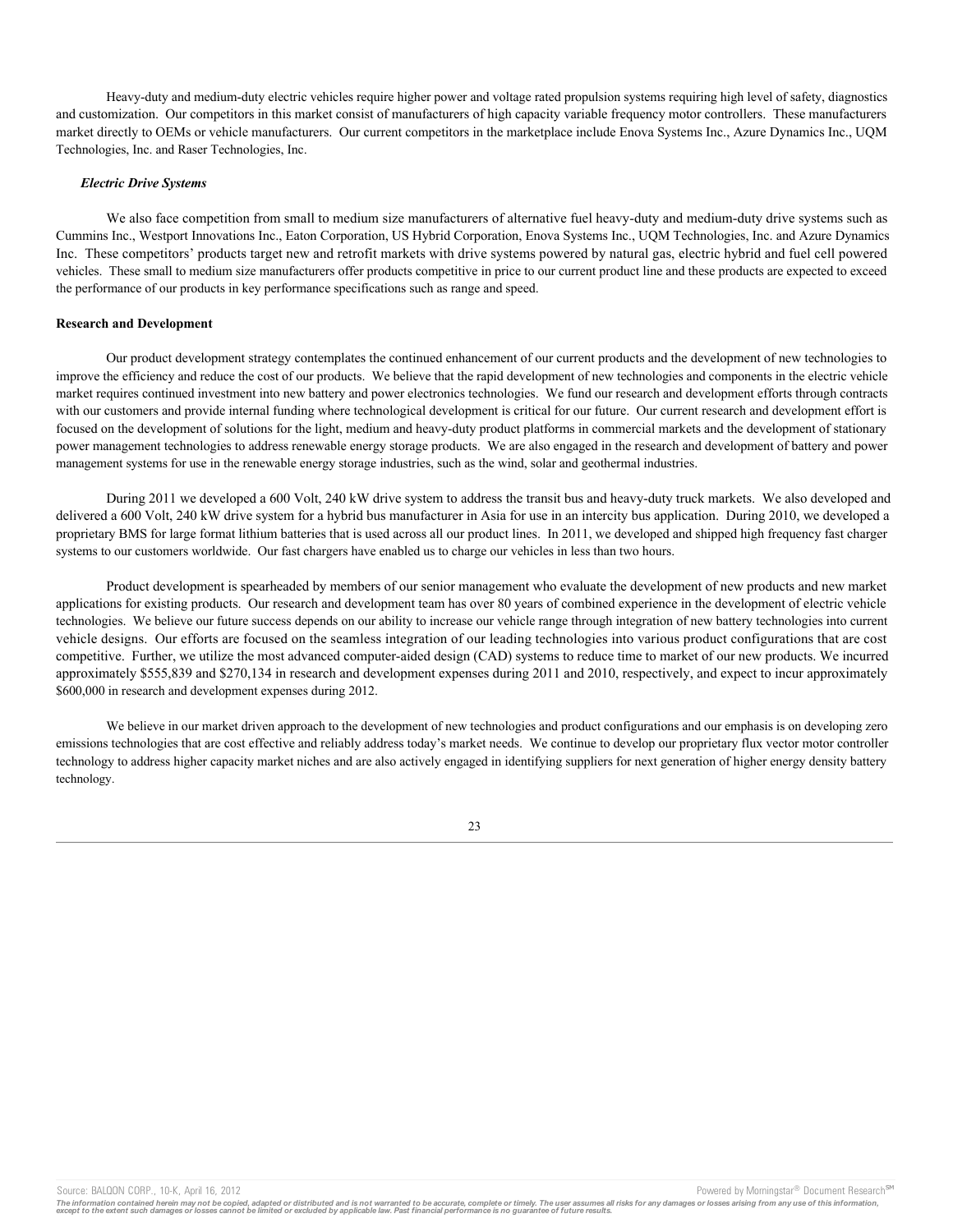Heavy-duty and medium-duty electric vehicles require higher power and voltage rated propulsion systems requiring high level of safety, diagnostics and customization. Our competitors in this market consist of manufacturers of high capacity variable frequency motor controllers. These manufacturers market directly to OEMs or vehicle manufacturers. Our current competitors in the marketplace include Enova Systems Inc., Azure Dynamics Inc., UQM Technologies, Inc. and Raser Technologies, Inc.

***Electric Drive Systems***

We also face competition from small to medium size manufacturers of alternative fuel heavy-duty and medium-duty drive systems such as Cummins Inc., Westport Innovations Inc., Eaton Corporation, US Hybrid Corporation, Enova Systems Inc., UQM Technologies, Inc. and Azure Dynamics Inc. These competitors' products target new and retrofit markets with drive systems powered by natural gas, electric hybrid and fuel cell powered vehicles. These small to medium size manufacturers offer products competitive in price to our current product line and these products are expected to exceed the performance of our products in key performance specifications such as range and speed.

**Research and Development**

Our product development strategy contemplates the continued enhancement of our current products and the development of new technologies to improve the efficiency and reduce the cost of our products. We believe that the rapid development of new technologies and components in the electric vehicle market requires continued investment into new battery and power electronics technologies. We fund our research and development efforts through contracts with our customers and provide internal funding where technological development is critical for our future. Our current research and development effort is focused on the development of solutions for the light, medium and heavy-duty product platforms in commercial markets and the development of stationary power management technologies to address renewable energy storage products. We are also engaged in the research and development of battery and power management systems for use in the renewable energy storage industries, such as the wind, solar and geothermal industries.

During 2011 we developed a 600 Volt, 240 kW drive system to address the transit bus and heavy-duty truck markets. We also developed and delivered a 600 Volt, 240 kW drive system for a hybrid bus manufacturer in Asia for use in an intercity bus application. During 2010, we developed a proprietary BMS for large format lithium batteries that is used across all our product lines. In 2011, we developed and shipped high frequency fast charger systems to our customers worldwide. Our fast chargers have enabled us to charge our vehicles in less than two hours.

Product development is spearheaded by members of our senior management who evaluate the development of new products and new market applications for existing products. Our research and development team has over 80 years of combined experience in the development of electric vehicle technologies. We believe our future success depends on our ability to increase our vehicle range through integration of new battery technologies into current vehicle designs. Our efforts are focused on the seamless integration of our leading technologies into various product configurations that are cost competitive. Further, we utilize the most advanced computer-aided design (CAD) systems to reduce time to market of our new products. We incurred approximately $555,839 and $270,134 in research and development expenses during 2011 and 2010, respectively, and expect to incur approximately $600,000 in research and development expenses during 2012.

We believe in our market driven approach to the development of new technologies and product configurations and our emphasis is on developing zero emissions technologies that are cost effective and reliably address today's market needs. We continue to develop our proprietary flux vector motor controller technology to address higher capacity market niches and are also actively engaged in identifying suppliers for next generation of higher energy density battery technology.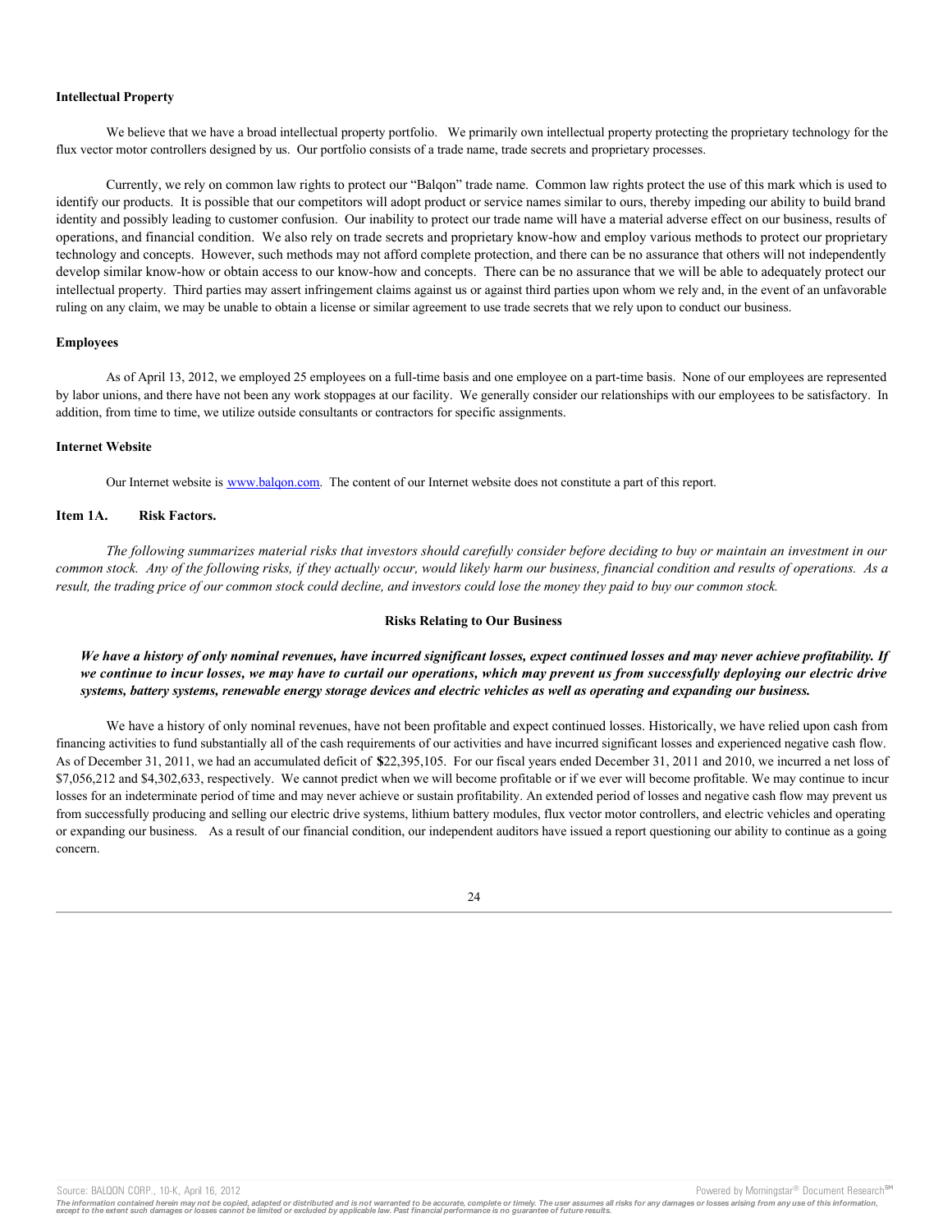**Intellectual Property**

We believe that we have a broad intellectual property portfolio. We primarily own intellectual property protecting the proprietary technology for the flux vector motor controllers designed by us. Our portfolio consists of a trade name, trade secrets and proprietary processes.

Currently, we rely on common law rights to protect our "Balqon" trade name. Common law rights protect the use of this mark which is used to identify our products. It is possible that our competitors will adopt product or service names similar to ours, thereby impeding our ability to build brand identity and possibly leading to customer confusion. Our inability to protect our trade name will have a material adverse effect on our business, results of operations, and financial condition. We also rely on trade secrets and proprietary know-how and employ various methods to protect our proprietary technology and concepts. However, such methods may not afford complete protection, and there can be no assurance that others will not independently develop similar know-how or obtain access to our know-how and concepts. There can be no assurance that we will be able to adequately protect our intellectual property. Third parties may assert infringement claims against us or against third parties upon whom we rely and, in the event of an unfavorable ruling on any claim, we may be unable to obtain a license or similar agreement to use trade secrets that we rely upon to conduct our business.

**Employees**

As of April 13, 2012, we employed 25 employees on a full-time basis and one employee on a part-time basis. None of our employees are represented by labor unions, and there have not been any work stoppages at our facility. We generally consider our relationships with our employees to be satisfactory. In addition, from time to time, we utilize outside consultants or contractors for specific assignments.

**Internet Website**

Our Internet website is www.balqon.com. The content of our Internet website does not constitute a part of this report.

## Item 1A. Risk Factors.

*The following summarizes material risks that investors should carefully consider before deciding to buy or maintain an investment in our common stock. Any of the following risks, if they actually occur, would likely harm our business, financial condition and results of operations. As a result, the trading price of our common stock could decline, and investors could lose the money they paid to buy our common stock.*

**Risks Relating to Our Business**

***We have a history of only nominal revenues, have incurred significant losses, expect continued losses and may never achieve profitability. If we continue to incur losses, we may have to curtail our operations, which may prevent us from successfully deploying our electric drive systems, battery systems, renewable energy storage devices and electric vehicles as well as operating and expanding our business.***

We have a history of only nominal revenues, have not been profitable and expect continued losses. Historically, we have relied upon cash from financing activities to fund substantially all of the cash requirements of our activities and have incurred significant losses and experienced negative cash flow. As of December 31, 2011, we had an accumulated deficit of $22,395,105. For our fiscal years ended December 31, 2011 and 2010, we incurred a net loss of $7,056,212 and $4,302,633, respectively. We cannot predict when we will become profitable or if we ever will become profitable. We may continue to incur losses for an indeterminate period of time and may never achieve or sustain profitability. An extended period of losses and negative cash flow may prevent us from successfully producing and selling our electric drive systems, lithium battery modules, flux vector motor controllers, and electric vehicles and operating or expanding our business. As a result of our financial condition, our independent auditors have issued a report questioning our ability to continue as a going concern.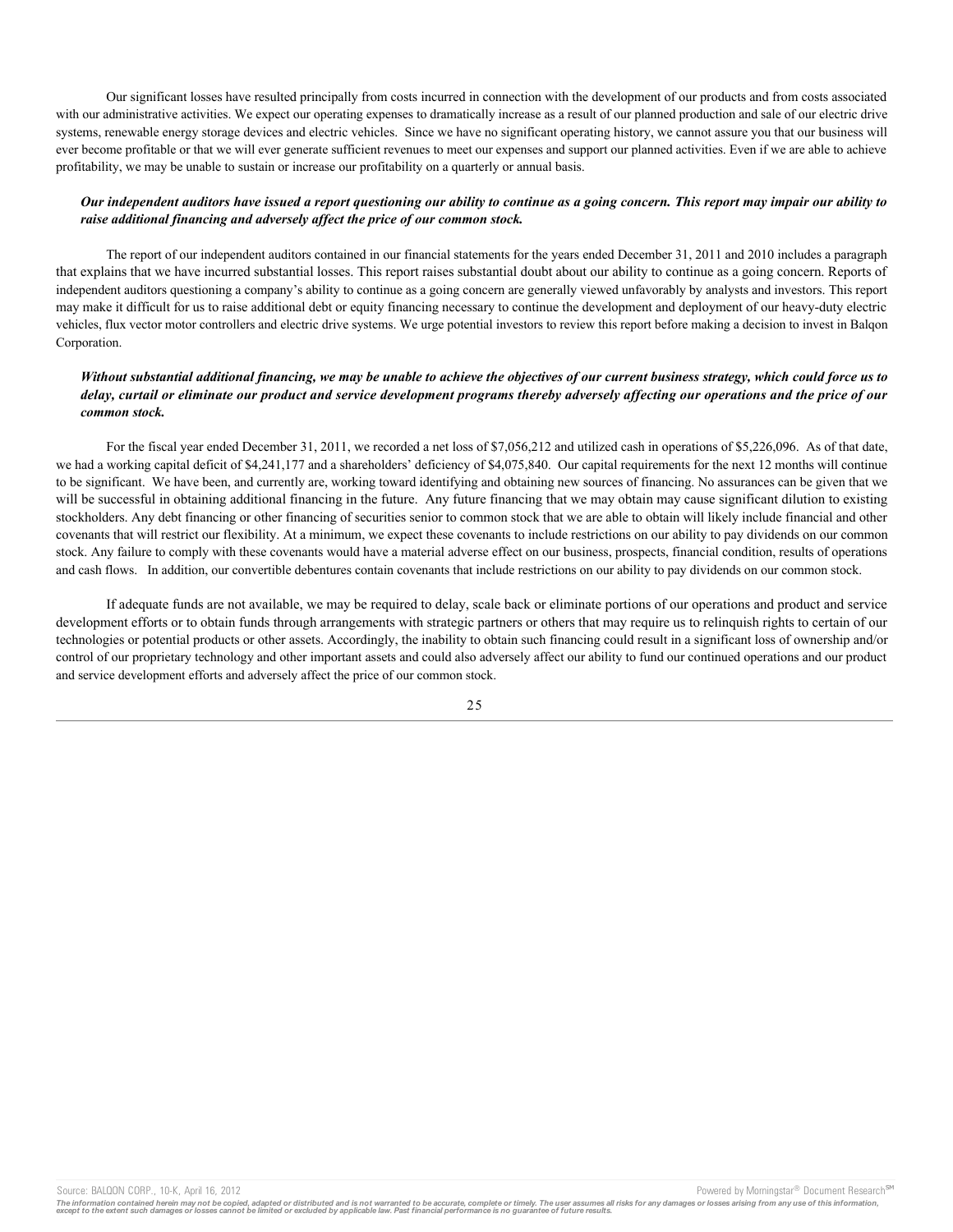Our significant losses have resulted principally from costs incurred in connection with the development of our products and from costs associated with our administrative activities. We expect our operating expenses to dramatically increase as a result of our planned production and sale of our electric drive systems, renewable energy storage devices and electric vehicles. Since we have no significant operating history, we cannot assure you that our business will ever become profitable or that we will ever generate sufficient revenues to meet our expenses and support our planned activities. Even if we are able to achieve profitability, we may be unable to sustain or increase our profitability on a quarterly or annual basis.

***Our independent auditors have issued a report questioning our ability to continue as a going concern. This report may impair our ability to raise additional financing and adversely affect the price of our common stock.***

The report of our independent auditors contained in our financial statements for the years ended December 31, 2011 and 2010 includes a paragraph that explains that we have incurred substantial losses. This report raises substantial doubt about our ability to continue as a going concern. Reports of independent auditors questioning a company's ability to continue as a going concern are generally viewed unfavorably by analysts and investors. This report may make it difficult for us to raise additional debt or equity financing necessary to continue the development and deployment of our heavy-duty electric vehicles, flux vector motor controllers and electric drive systems. We urge potential investors to review this report before making a decision to invest in Balqon Corporation.

***Without substantial additional financing, we may be unable to achieve the objectives of our current business strategy, which could force us to delay, curtail or eliminate our product and service development programs thereby adversely affecting our operations and the price of our common stock.***

For the fiscal year ended December 31, 2011, we recorded a net loss of $7,056,212 and utilized cash in operations of $5,226,096. As of that date, we had a working capital deficit of $4,241,177 and a shareholders' deficiency of $4,075,840. Our capital requirements for the next 12 months will continue to be significant. We have been, and currently are, working toward identifying and obtaining new sources of financing. No assurances can be given that we will be successful in obtaining additional financing in the future. Any future financing that we may obtain may cause significant dilution to existing stockholders. Any debt financing or other financing of securities senior to common stock that we are able to obtain will likely include financial and other covenants that will restrict our flexibility. At a minimum, we expect these covenants to include restrictions on our ability to pay dividends on our common stock. Any failure to comply with these covenants would have a material adverse effect on our business, prospects, financial condition, results of operations and cash flows. In addition, our convertible debentures contain covenants that include restrictions on our ability to pay dividends on our common stock.

If adequate funds are not available, we may be required to delay, scale back or eliminate portions of our operations and product and service development efforts or to obtain funds through arrangements with strategic partners or others that may require us to relinquish rights to certain of our technologies or potential products or other assets. Accordingly, the inability to obtain such financing could result in a significant loss of ownership and/or control of our proprietary technology and other important assets and could also adversely affect our ability to fund our continued operations and our product and service development efforts and adversely affect the price of our common stock.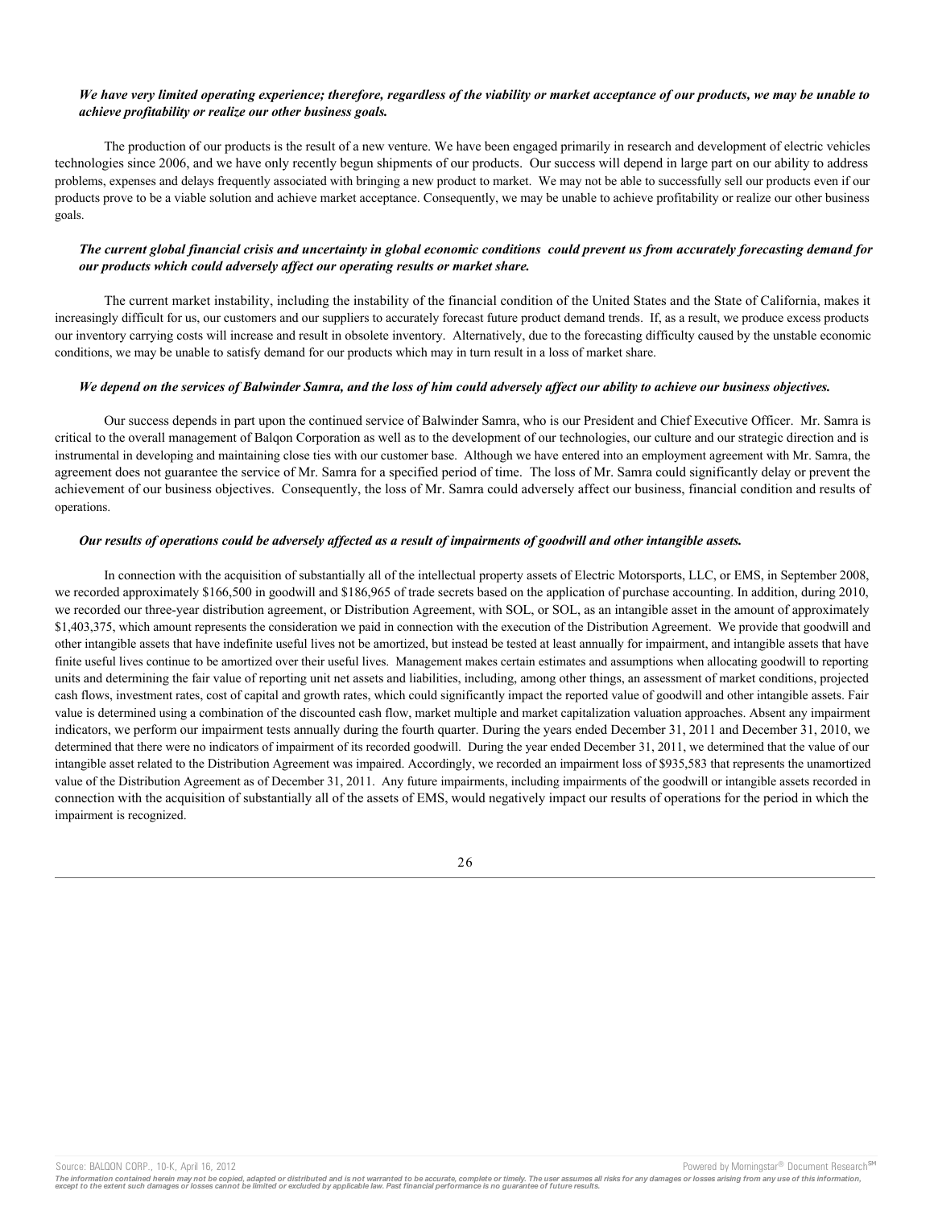***We have very limited operating experience; therefore, regardless of the viability or market acceptance of our products, we may be unable to achieve profitability or realize our other business goals.***

The production of our products is the result of a new venture. We have been engaged primarily in research and development of electric vehicles technologies since 2006, and we have only recently begun shipments of our products. Our success will depend in large part on our ability to address problems, expenses and delays frequently associated with bringing a new product to market. We may not be able to successfully sell our products even if our products prove to be a viable solution and achieve market acceptance. Consequently, we may be unable to achieve profitability or realize our other business goals.

***The current global financial crisis and uncertainty in global economic conditions could prevent us from accurately forecasting demand for our products which could adversely affect our operating results or market share.***

The current market instability, including the instability of the financial condition of the United States and the State of California, makes it increasingly difficult for us, our customers and our suppliers to accurately forecast future product demand trends. If, as a result, we produce excess products our inventory carrying costs will increase and result in obsolete inventory. Alternatively, due to the forecasting difficulty caused by the unstable economic conditions, we may be unable to satisfy demand for our products which may in turn result in a loss of market share.

***We depend on the services of Balwinder Samra, and the loss of him could adversely affect our ability to achieve our business objectives.***

Our success depends in part upon the continued service of Balwinder Samra, who is our President and Chief Executive Officer. Mr. Samra is critical to the overall management of Balqon Corporation as well as to the development of our technologies, our culture and our strategic direction and is instrumental in developing and maintaining close ties with our customer base. Although we have entered into an employment agreement with Mr. Samra, the agreement does not guarantee the service of Mr. Samra for a specified period of time. The loss of Mr. Samra could significantly delay or prevent the achievement of our business objectives. Consequently, the loss of Mr. Samra could adversely affect our business, financial condition and results of operations.

***Our results of operations could be adversely affected as a result of impairments of goodwill and other intangible assets.***

In connection with the acquisition of substantially all of the intellectual property assets of Electric Motorsports, LLC, or EMS, in September 2008, we recorded approximately $166,500 in goodwill and $186,965 of trade secrets based on the application of purchase accounting. In addition, during 2010, we recorded our three-year distribution agreement, or Distribution Agreement, with SOL, or SOL, as an intangible asset in the amount of approximately $1,403,375, which amount represents the consideration we paid in connection with the execution of the Distribution Agreement. We provide that goodwill and other intangible assets that have indefinite useful lives not be amortized, but instead be tested at least annually for impairment, and intangible assets that have finite useful lives continue to be amortized over their useful lives. Management makes certain estimates and assumptions when allocating goodwill to reporting units and determining the fair value of reporting unit net assets and liabilities, including, among other things, an assessment of market conditions, projected cash flows, investment rates, cost of capital and growth rates, which could significantly impact the reported value of goodwill and other intangible assets. Fair value is determined using a combination of the discounted cash flow, market multiple and market capitalization valuation approaches. Absent any impairment indicators, we perform our impairment tests annually during the fourth quarter. During the years ended December 31, 2011 and December 31, 2010, we determined that there were no indicators of impairment of its recorded goodwill. During the year ended December 31, 2011, we determined that the value of our intangible asset related to the Distribution Agreement was impaired. Accordingly, we recorded an impairment loss of $935,583 that represents the unamortized value of the Distribution Agreement as of December 31, 2011. Any future impairments, including impairments of the goodwill or intangible assets recorded in connection with the acquisition of substantially all of the assets of EMS, would negatively impact our results of operations for the period in which the impairment is recognized.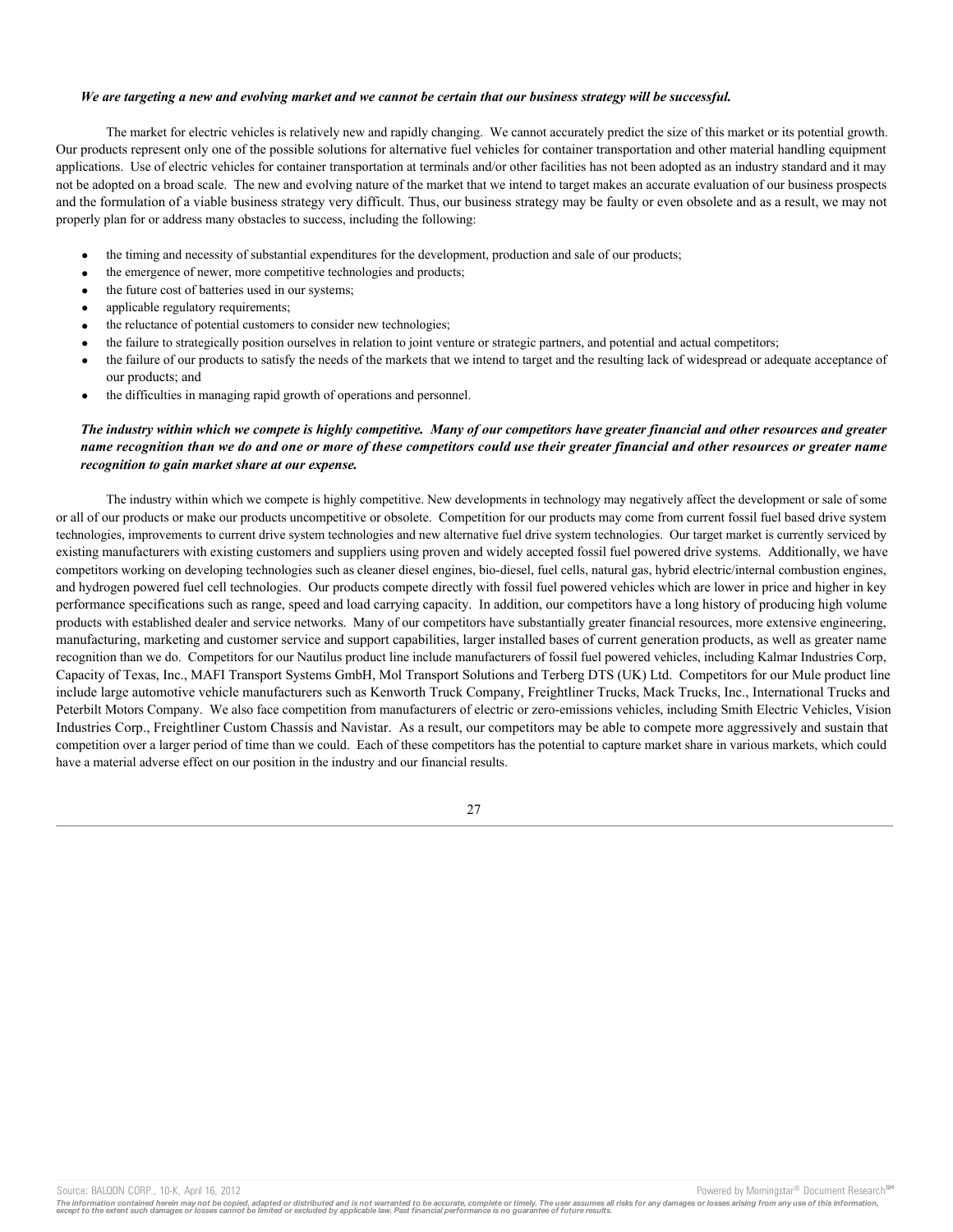***We are targeting a new and evolving market and we cannot be certain that our business strategy will be successful.***

The market for electric vehicles is relatively new and rapidly changing. We cannot accurately predict the size of this market or its potential growth. Our products represent only one of the possible solutions for alternative fuel vehicles for container transportation and other material handling equipment applications. Use of electric vehicles for container transportation at terminals and/or other facilities has not been adopted as an industry standard and it may not be adopted on a broad scale. The new and evolving nature of the market that we intend to target makes an accurate evaluation of our business prospects and the formulation of a viable business strategy very difficult. Thus, our business strategy may be faulty or even obsolete and as a result, we may not properly plan for or address many obstacles to success, including the following:

- the timing and necessity of substantial expenditures for the development, production and sale of our products;
- the emergence of newer, more competitive technologies and products;
- the future cost of batteries used in our systems;
- applicable regulatory requirements;
- the reluctance of potential customers to consider new technologies;
- the failure to strategically position ourselves in relation to joint venture or strategic partners, and potential and actual competitors;
- the failure of our products to satisfy the needs of the markets that we intend to target and the resulting lack of widespread or adequate acceptance of our products; and
- the difficulties in managing rapid growth of operations and personnel.

***The industry within which we compete is highly competitive. Many of our competitors have greater financial and other resources and greater name recognition than we do and one or more of these competitors could use their greater financial and other resources or greater name recognition to gain market share at our expense.***

The industry within which we compete is highly competitive. New developments in technology may negatively affect the development or sale of some or all of our products or make our products uncompetitive or obsolete. Competition for our products may come from current fossil fuel based drive system technologies, improvements to current drive system technologies and new alternative fuel drive system technologies. Our target market is currently serviced by existing manufacturers with existing customers and suppliers using proven and widely accepted fossil fuel powered drive systems. Additionally, we have competitors working on developing technologies such as cleaner diesel engines, bio-diesel, fuel cells, natural gas, hybrid electric/internal combustion engines, and hydrogen powered fuel cell technologies. Our products compete directly with fossil fuel powered vehicles which are lower in price and higher in key performance specifications such as range, speed and load carrying capacity. In addition, our competitors have a long history of producing high volume products with established dealer and service networks. Many of our competitors have substantially greater financial resources, more extensive engineering, manufacturing, marketing and customer service and support capabilities, larger installed bases of current generation products, as well as greater name recognition than we do. Competitors for our Nautilus product line include manufacturers of fossil fuel powered vehicles, including Kalmar Industries Corp, Capacity of Texas, Inc., MAFI Transport Systems GmbH, Mol Transport Solutions and Terberg DTS (UK) Ltd. Competitors for our Mule product line include large automotive vehicle manufacturers such as Kenworth Truck Company, Freightliner Trucks, Mack Trucks, Inc., International Trucks and Peterbilt Motors Company. We also face competition from manufacturers of electric or zero-emissions vehicles, including Smith Electric Vehicles, Vision Industries Corp., Freightliner Custom Chassis and Navistar. As a result, our competitors may be able to compete more aggressively and sustain that competition over a larger period of time than we could. Each of these competitors has the potential to capture market share in various markets, which could have a material adverse effect on our position in the industry and our financial results.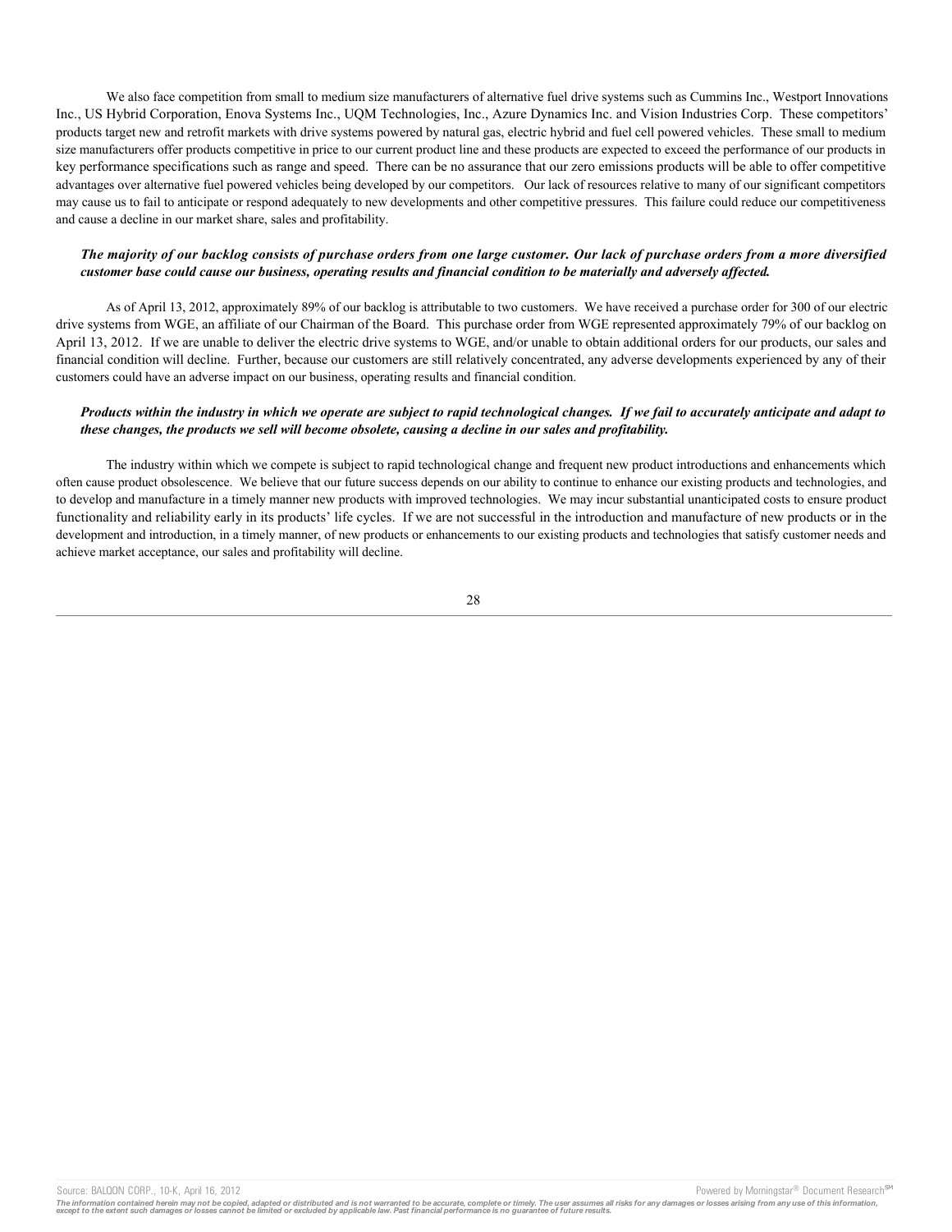We also face competition from small to medium size manufacturers of alternative fuel drive systems such as Cummins Inc., Westport Innovations Inc., US Hybrid Corporation, Enova Systems Inc., UQM Technologies, Inc., Azure Dynamics Inc. and Vision Industries Corp. These competitors' products target new and retrofit markets with drive systems powered by natural gas, electric hybrid and fuel cell powered vehicles. These small to medium size manufacturers offer products competitive in price to our current product line and these products are expected to exceed the performance of our products in key performance specifications such as range and speed. There can be no assurance that our zero emissions products will be able to offer competitive advantages over alternative fuel powered vehicles being developed by our competitors. Our lack of resources relative to many of our significant competitors may cause us to fail to anticipate or respond adequately to new developments and other competitive pressures. This failure could reduce our competitiveness and cause a decline in our market share, sales and profitability.

***The majority of our backlog consists of purchase orders from one large customer. Our lack of purchase orders from a more diversified customer base could cause our business, operating results and financial condition to be materially and adversely affected.***

As of April 13, 2012, approximately 89% of our backlog is attributable to two customers. We have received a purchase order for 300 of our electric drive systems from WGE, an affiliate of our Chairman of the Board. This purchase order from WGE represented approximately 79% of our backlog on April 13, 2012. If we are unable to deliver the electric drive systems to WGE, and/or unable to obtain additional orders for our products, our sales and financial condition will decline. Further, because our customers are still relatively concentrated, any adverse developments experienced by any of their customers could have an adverse impact on our business, operating results and financial condition.

***Products within the industry in which we operate are subject to rapid technological changes. If we fail to accurately anticipate and adapt to these changes, the products we sell will become obsolete, causing a decline in our sales and profitability.***

The industry within which we compete is subject to rapid technological change and frequent new product introductions and enhancements which often cause product obsolescence. We believe that our future success depends on our ability to continue to enhance our existing products and technologies, and to develop and manufacture in a timely manner new products with improved technologies. We may incur substantial unanticipated costs to ensure product functionality and reliability early in its products' life cycles. If we are not successful in the introduction and manufacture of new products or in the development and introduction, in a timely manner, of new products or enhancements to our existing products and technologies that satisfy customer needs and achieve market acceptance, our sales and profitability will decline.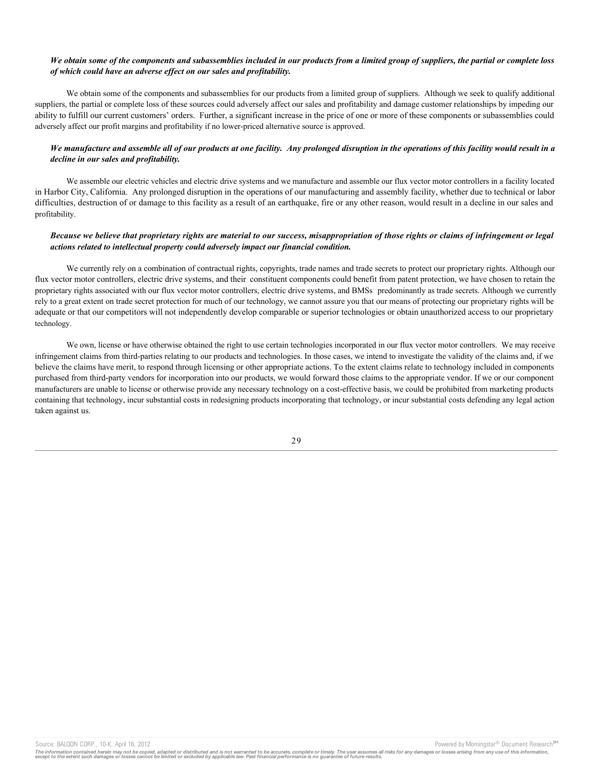***We obtain some of the components and subassemblies included in our products from a limited group of suppliers, the partial or complete loss of which could have an adverse effect on our sales and profitability.***

We obtain some of the components and subassemblies for our products from a limited group of suppliers. Although we seek to qualify additional suppliers, the partial or complete loss of these sources could adversely affect our sales and profitability and damage customer relationships by impeding our ability to fulfill our current customers' orders. Further, a significant increase in the price of one or more of these components or subassemblies could adversely affect our profit margins and profitability if no lower-priced alternative source is approved.

***We manufacture and assemble all of our products at one facility. Any prolonged disruption in the operations of this facility would result in a decline in our sales and profitability.***

We assemble our electric vehicles and electric drive systems and we manufacture and assemble our flux vector motor controllers in a facility located in Harbor City, California. Any prolonged disruption in the operations of our manufacturing and assembly facility, whether due to technical or labor difficulties, destruction of or damage to this facility as a result of an earthquake, fire or any other reason, would result in a decline in our sales and profitability.

***Because we believe that proprietary rights are material to our success, misappropriation of those rights or claims of infringement or legal actions related to intellectual property could adversely impact our financial condition.***

We currently rely on a combination of contractual rights, copyrights, trade names and trade secrets to protect our proprietary rights. Although our flux vector motor controllers, electric drive systems, and their constituent components could benefit from patent protection, we have chosen to retain the proprietary rights associated with our flux vector motor controllers, electric drive systems, and BMSs predominantly as trade secrets. Although we currently rely to a great extent on trade secret protection for much of our technology, we cannot assure you that our means of protecting our proprietary rights will be adequate or that our competitors will not independently develop comparable or superior technologies or obtain unauthorized access to our proprietary technology.

We own, license or have otherwise obtained the right to use certain technologies incorporated in our flux vector motor controllers. We may receive infringement claims from third-parties relating to our products and technologies. In those cases, we intend to investigate the validity of the claims and, if we believe the claims have merit, to respond through licensing or other appropriate actions. To the extent claims relate to technology included in components purchased from third-party vendors for incorporation into our products, we would forward those claims to the appropriate vendor. If we or our component manufacturers are unable to license or otherwise provide any necessary technology on a cost-effective basis, we could be prohibited from marketing products containing that technology, incur substantial costs in redesigning products incorporating that technology, or incur substantial costs defending any legal action taken against us.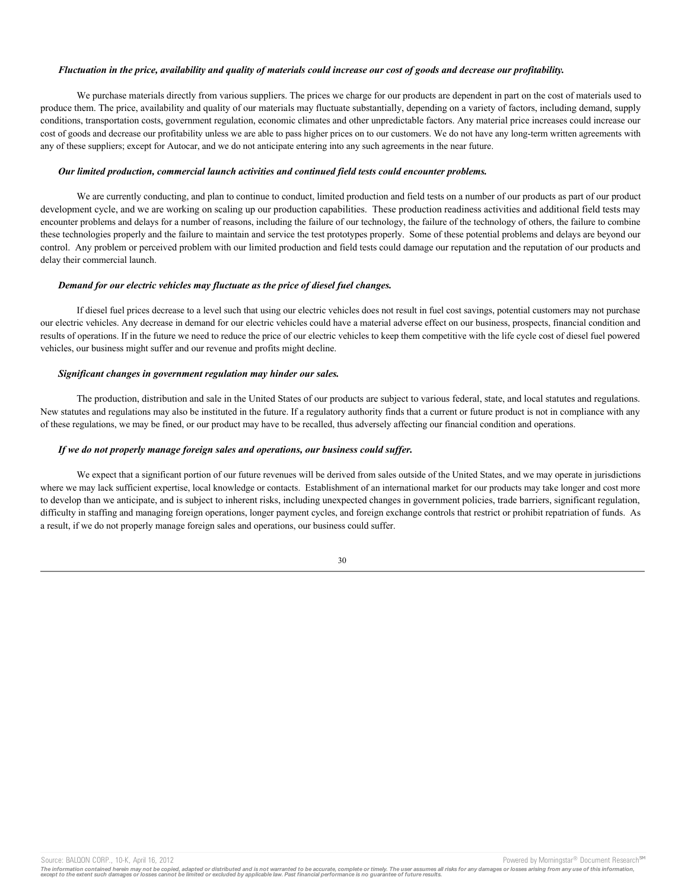***Fluctuation in the price, availability and quality of materials could increase our cost of goods and decrease our profitability.***

We purchase materials directly from various suppliers. The prices we charge for our products are dependent in part on the cost of materials used to produce them. The price, availability and quality of our materials may fluctuate substantially, depending on a variety of factors, including demand, supply conditions, transportation costs, government regulation, economic climates and other unpredictable factors. Any material price increases could increase our cost of goods and decrease our profitability unless we are able to pass higher prices on to our customers. We do not have any long-term written agreements with any of these suppliers; except for Autocar, and we do not anticipate entering into any such agreements in the near future.

***Our limited production, commercial launch activities and continued field tests could encounter problems.***

We are currently conducting, and plan to continue to conduct, limited production and field tests on a number of our products as part of our product development cycle, and we are working on scaling up our production capabilities. These production readiness activities and additional field tests may encounter problems and delays for a number of reasons, including the failure of our technology, the failure of the technology of others, the failure to combine these technologies properly and the failure to maintain and service the test prototypes properly. Some of these potential problems and delays are beyond our control. Any problem or perceived problem with our limited production and field tests could damage our reputation and the reputation of our products and delay their commercial launch.

***Demand for our electric vehicles may fluctuate as the price of diesel fuel changes.***

If diesel fuel prices decrease to a level such that using our electric vehicles does not result in fuel cost savings, potential customers may not purchase our electric vehicles. Any decrease in demand for our electric vehicles could have a material adverse effect on our business, prospects, financial condition and results of operations. If in the future we need to reduce the price of our electric vehicles to keep them competitive with the life cycle cost of diesel fuel powered vehicles, our business might suffer and our revenue and profits might decline.

***Significant changes in government regulation may hinder our sales.***

The production, distribution and sale in the United States of our products are subject to various federal, state, and local statutes and regulations. New statutes and regulations may also be instituted in the future. If a regulatory authority finds that a current or future product is not in compliance with any of these regulations, we may be fined, or our product may have to be recalled, thus adversely affecting our financial condition and operations.

***If we do not properly manage foreign sales and operations, our business could suffer.***

We expect that a significant portion of our future revenues will be derived from sales outside of the United States, and we may operate in jurisdictions where we may lack sufficient expertise, local knowledge or contacts. Establishment of an international market for our products may take longer and cost more to develop than we anticipate, and is subject to inherent risks, including unexpected changes in government policies, trade barriers, significant regulation, difficulty in staffing and managing foreign operations, longer payment cycles, and foreign exchange controls that restrict or prohibit repatriation of funds. As a result, if we do not properly manage foreign sales and operations, our business could suffer.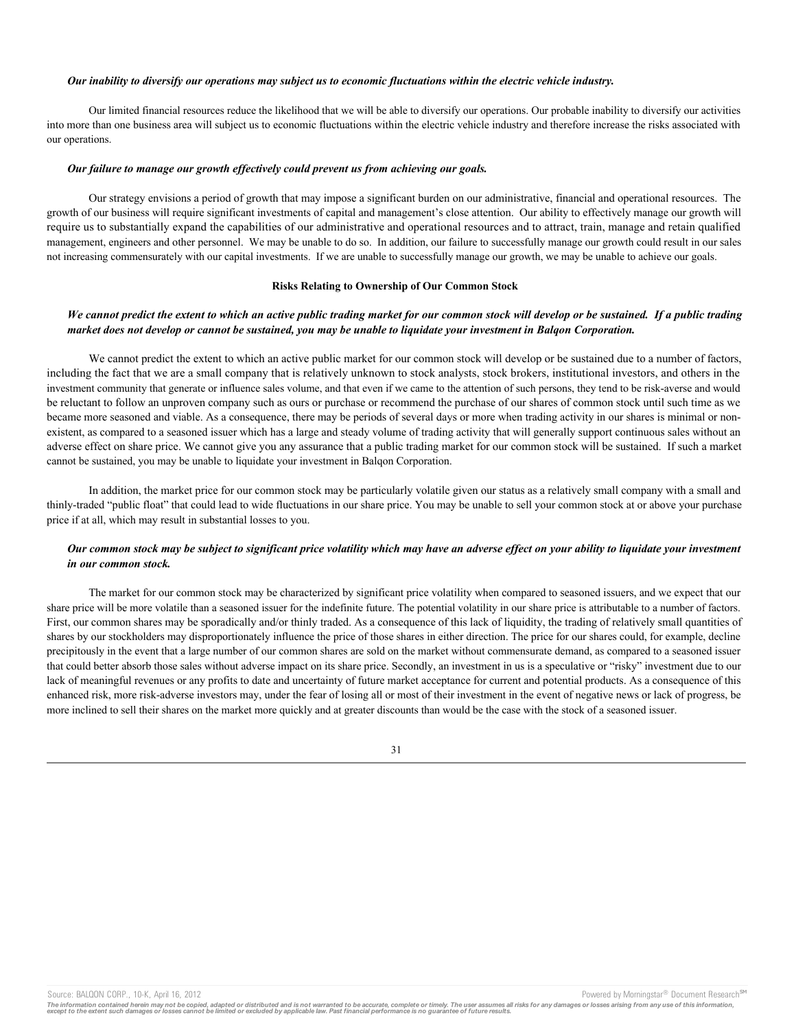***Our inability to diversify our operations may subject us to economic fluctuations within the electric vehicle industry.***

Our limited financial resources reduce the likelihood that we will be able to diversify our operations. Our probable inability to diversify our activities into more than one business area will subject us to economic fluctuations within the electric vehicle industry and therefore increase the risks associated with our operations.

***Our failure to manage our growth effectively could prevent us from achieving our goals.***

Our strategy envisions a period of growth that may impose a significant burden on our administrative, financial and operational resources. The growth of our business will require significant investments of capital and management's close attention. Our ability to effectively manage our growth will require us to substantially expand the capabilities of our administrative and operational resources and to attract, train, manage and retain qualified management, engineers and other personnel. We may be unable to do so. In addition, our failure to successfully manage our growth could result in our sales not increasing commensurately with our capital investments. If we are unable to successfully manage our growth, we may be unable to achieve our goals.

**Risks Relating to Ownership of Our Common Stock**

***We cannot predict the extent to which an active public trading market for our common stock will develop or be sustained. If a public trading market does not develop or cannot be sustained, you may be unable to liquidate your investment in Balqon Corporation.***

We cannot predict the extent to which an active public market for our common stock will develop or be sustained due to a number of factors, including the fact that we are a small company that is relatively unknown to stock analysts, stock brokers, institutional investors, and others in the investment community that generate or influence sales volume, and that even if we came to the attention of such persons, they tend to be risk-averse and would be reluctant to follow an unproven company such as ours or purchase or recommend the purchase of our shares of common stock until such time as we became more seasoned and viable. As a consequence, there may be periods of several days or more when trading activity in our shares is minimal or non-existent, as compared to a seasoned issuer which has a large and steady volume of trading activity that will generally support continuous sales without an adverse effect on share price. We cannot give you any assurance that a public trading market for our common stock will be sustained. If such a market cannot be sustained, you may be unable to liquidate your investment in Balqon Corporation.

In addition, the market price for our common stock may be particularly volatile given our status as a relatively small company with a small and thinly-traded "public float" that could lead to wide fluctuations in our share price. You may be unable to sell your common stock at or above your purchase price if at all, which may result in substantial losses to you.

***Our common stock may be subject to significant price volatility which may have an adverse effect on your ability to liquidate your investment in our common stock.***

The market for our common stock may be characterized by significant price volatility when compared to seasoned issuers, and we expect that our share price will be more volatile than a seasoned issuer for the indefinite future. The potential volatility in our share price is attributable to a number of factors. First, our common shares may be sporadically and/or thinly traded. As a consequence of this lack of liquidity, the trading of relatively small quantities of shares by our stockholders may disproportionately influence the price of those shares in either direction. The price for our shares could, for example, decline precipitously in the event that a large number of our common shares are sold on the market without commensurate demand, as compared to a seasoned issuer that could better absorb those sales without adverse impact on its share price. Secondly, an investment in us is a speculative or "risky" investment due to our lack of meaningful revenues or any profits to date and uncertainty of future market acceptance for current and potential products. As a consequence of this enhanced risk, more risk-adverse investors may, under the fear of losing all or most of their investment in the event of negative news or lack of progress, be more inclined to sell their shares on the market more quickly and at greater discounts than would be the case with the stock of a seasoned issuer.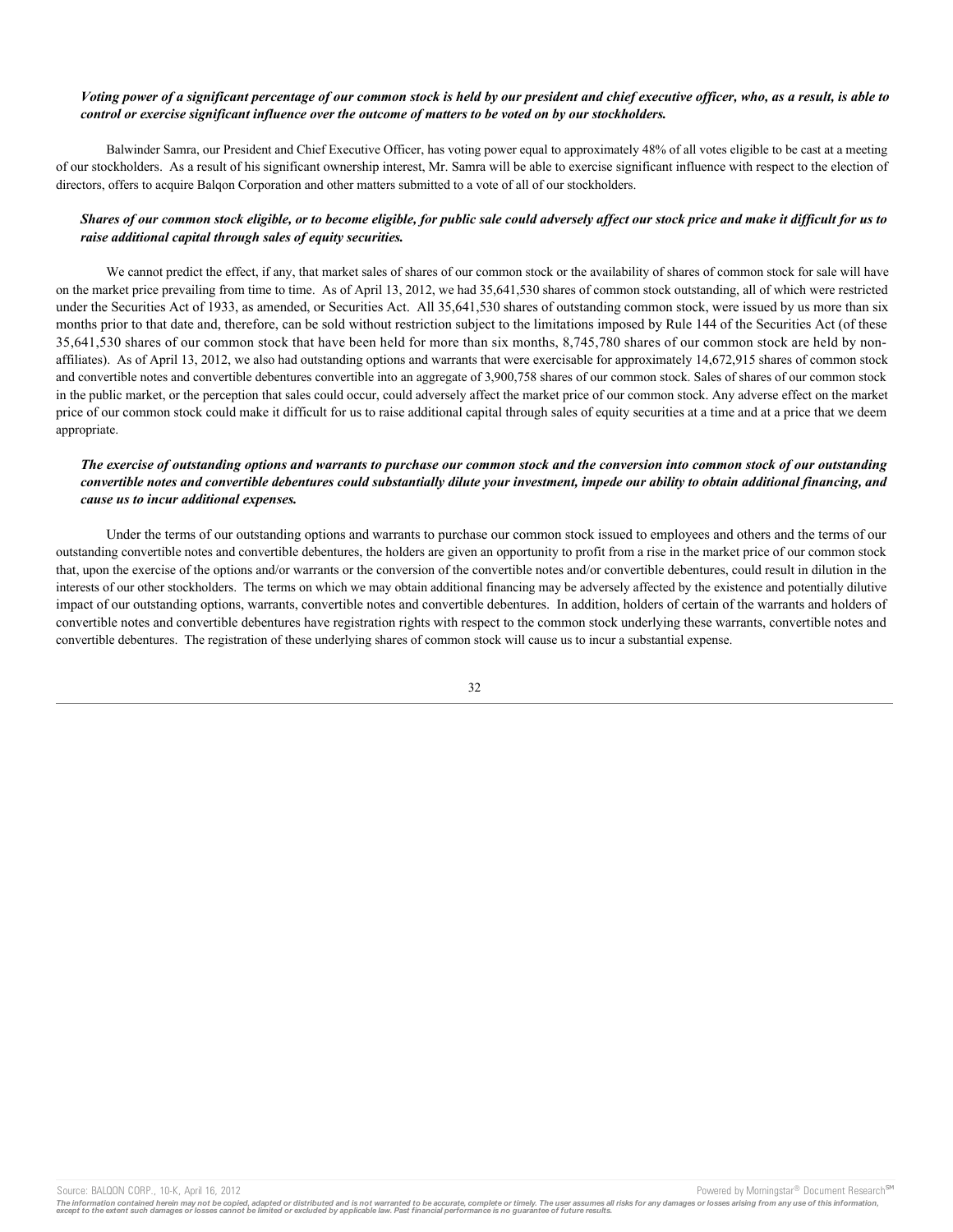***Voting power of a significant percentage of our common stock is held by our president and chief executive officer, who, as a result, is able to control or exercise significant influence over the outcome of matters to be voted on by our stockholders.***

Balwinder Samra, our President and Chief Executive Officer, has voting power equal to approximately 48% of all votes eligible to be cast at a meeting of our stockholders. As a result of his significant ownership interest, Mr. Samra will be able to exercise significant influence with respect to the election of directors, offers to acquire Balqon Corporation and other matters submitted to a vote of all of our stockholders.

***Shares of our common stock eligible, or to become eligible, for public sale could adversely affect our stock price and make it difficult for us to raise additional capital through sales of equity securities.***

We cannot predict the effect, if any, that market sales of shares of our common stock or the availability of shares of common stock for sale will have on the market price prevailing from time to time. As of April 13, 2012, we had 35,641,530 shares of common stock outstanding, all of which were restricted under the Securities Act of 1933, as amended, or Securities Act. All 35,641,530 shares of outstanding common stock, were issued by us more than six months prior to that date and, therefore, can be sold without restriction subject to the limitations imposed by Rule 144 of the Securities Act (of these 35,641,530 shares of our common stock that have been held for more than six months, 8,745,780 shares of our common stock are held by non-affiliates). As of April 13, 2012, we also had outstanding options and warrants that were exercisable for approximately 14,672,915 shares of common stock and convertible notes and convertible debentures convertible into an aggregate of 3,900,758 shares of our common stock. Sales of shares of our common stock in the public market, or the perception that sales could occur, could adversely affect the market price of our common stock. Any adverse effect on the market price of our common stock could make it difficult for us to raise additional capital through sales of equity securities at a time and at a price that we deem appropriate.

***The exercise of outstanding options and warrants to purchase our common stock and the conversion into common stock of our outstanding convertible notes and convertible debentures could substantially dilute your investment, impede our ability to obtain additional financing, and cause us to incur additional expenses.***

Under the terms of our outstanding options and warrants to purchase our common stock issued to employees and others and the terms of our outstanding convertible notes and convertible debentures, the holders are given an opportunity to profit from a rise in the market price of our common stock that, upon the exercise of the options and/or warrants or the conversion of the convertible notes and/or convertible debentures, could result in dilution in the interests of our other stockholders. The terms on which we may obtain additional financing may be adversely affected by the existence and potentially dilutive impact of our outstanding options, warrants, convertible notes and convertible debentures. In addition, holders of certain of the warrants and holders of convertible notes and convertible debentures have registration rights with respect to the common stock underlying these warrants, convertible notes and convertible debentures. The registration of these underlying shares of common stock will cause us to incur a substantial expense.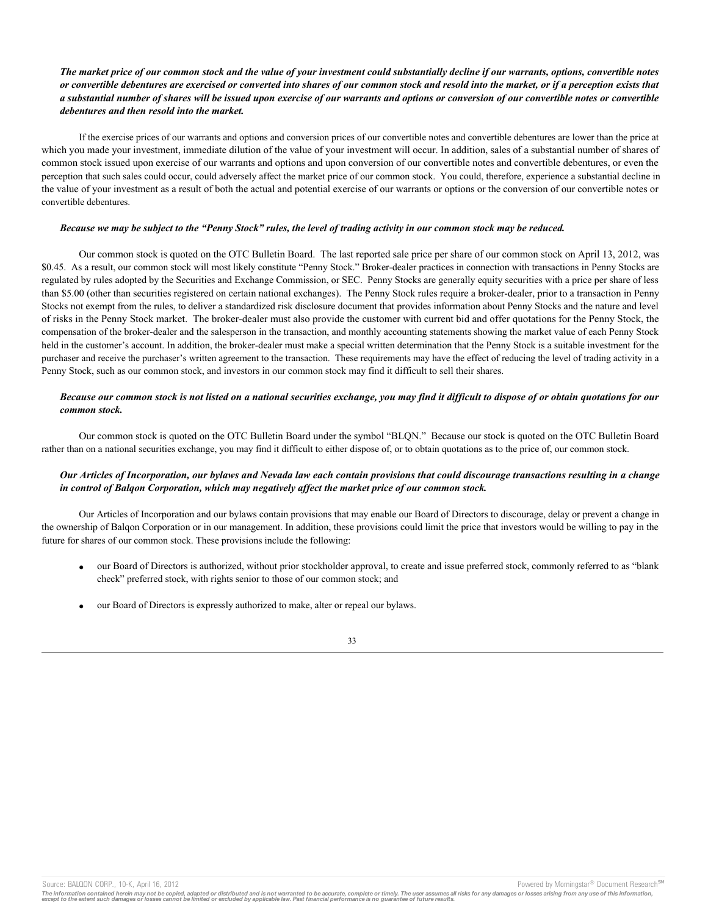***The market price of our common stock and the value of your investment could substantially decline if our warrants, options, convertible notes or convertible debentures are exercised or converted into shares of our common stock and resold into the market, or if a perception exists that a substantial number of shares will be issued upon exercise of our warrants and options or conversion of our convertible notes or convertible debentures and then resold into the market.***

If the exercise prices of our warrants and options and conversion prices of our convertible notes and convertible debentures are lower than the price at which you made your investment, immediate dilution of the value of your investment will occur. In addition, sales of a substantial number of shares of common stock issued upon exercise of our warrants and options and upon conversion of our convertible notes and convertible debentures, or even the perception that such sales could occur, could adversely affect the market price of our common stock. You could, therefore, experience a substantial decline in the value of your investment as a result of both the actual and potential exercise of our warrants or options or the conversion of our convertible notes or convertible debentures.

***Because we may be subject to the "Penny Stock" rules, the level of trading activity in our common stock may be reduced.***

Our common stock is quoted on the OTC Bulletin Board. The last reported sale price per share of our common stock on April 13, 2012, was $0.45. As a result, our common stock will most likely constitute "Penny Stock." Broker-dealer practices in connection with transactions in Penny Stocks are regulated by rules adopted by the Securities and Exchange Commission, or SEC. Penny Stocks are generally equity securities with a price per share of less than $5.00 (other than securities registered on certain national exchanges). The Penny Stock rules require a broker-dealer, prior to a transaction in Penny Stocks not exempt from the rules, to deliver a standardized risk disclosure document that provides information about Penny Stocks and the nature and level of risks in the Penny Stock market. The broker-dealer must also provide the customer with current bid and offer quotations for the Penny Stock, the compensation of the broker-dealer and the salesperson in the transaction, and monthly accounting statements showing the market value of each Penny Stock held in the customer's account. In addition, the broker-dealer must make a special written determination that the Penny Stock is a suitable investment for the purchaser and receive the purchaser's written agreement to the transaction. These requirements may have the effect of reducing the level of trading activity in a Penny Stock, such as our common stock, and investors in our common stock may find it difficult to sell their shares.

***Because our common stock is not listed on a national securities exchange, you may find it difficult to dispose of or obtain quotations for our common stock.***

Our common stock is quoted on the OTC Bulletin Board under the symbol "BLQN." Because our stock is quoted on the OTC Bulletin Board rather than on a national securities exchange, you may find it difficult to either dispose of, or to obtain quotations as to the price of, our common stock.

***Our Articles of Incorporation, our bylaws and Nevada law each contain provisions that could discourage transactions resulting in a change in control of Balqon Corporation, which may negatively affect the market price of our common stock.***

Our Articles of Incorporation and our bylaws contain provisions that may enable our Board of Directors to discourage, delay or prevent a change in the ownership of Balqon Corporation or in our management. In addition, these provisions could limit the price that investors would be willing to pay in the future for shares of our common stock. These provisions include the following:

- our Board of Directors is authorized, without prior stockholder approval, to create and issue preferred stock, commonly referred to as "blank check" preferred stock, with rights senior to those of our common stock; and
- our Board of Directors is expressly authorized to make, alter or repeal our bylaws.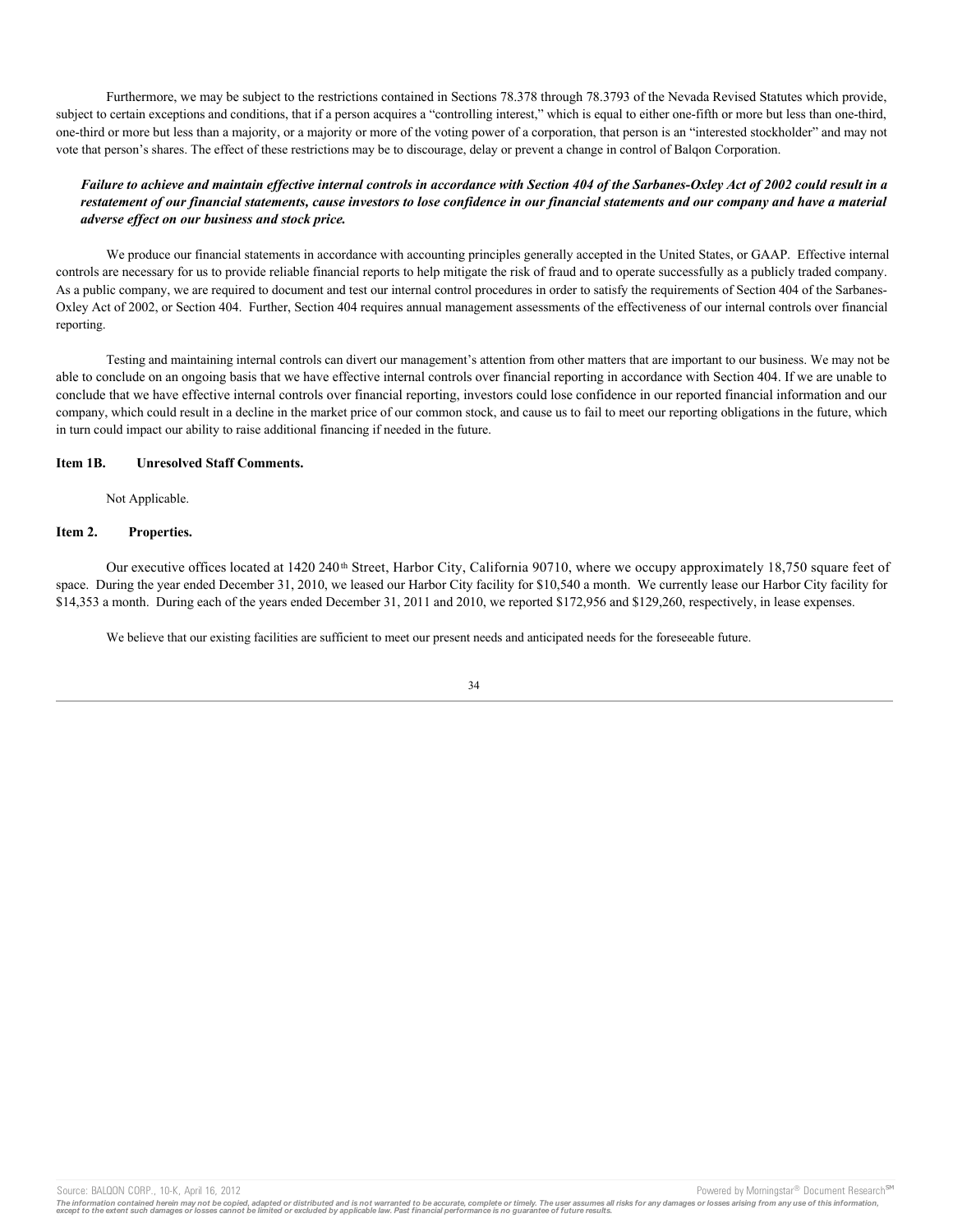Furthermore, we may be subject to the restrictions contained in Sections 78.378 through 78.3793 of the Nevada Revised Statutes which provide, subject to certain exceptions and conditions, that if a person acquires a "controlling interest," which is equal to either one-fifth or more but less than one-third, one-third or more but less than a majority, or a majority or more of the voting power of a corporation, that person is an "interested stockholder" and may not vote that person's shares. The effect of these restrictions may be to discourage, delay or prevent a change in control of Balqon Corporation.

***Failure to achieve and maintain effective internal controls in accordance with Section 404 of the Sarbanes-Oxley Act of 2002 could result in a restatement of our financial statements, cause investors to lose confidence in our financial statements and our company and have a material adverse effect on our business and stock price.***

We produce our financial statements in accordance with accounting principles generally accepted in the United States, or GAAP. Effective internal controls are necessary for us to provide reliable financial reports to help mitigate the risk of fraud and to operate successfully as a publicly traded company. As a public company, we are required to document and test our internal control procedures in order to satisfy the requirements of Section 404 of the Sarbanes-Oxley Act of 2002, or Section 404. Further, Section 404 requires annual management assessments of the effectiveness of our internal controls over financial reporting.

Testing and maintaining internal controls can divert our management's attention from other matters that are important to our business. We may not be able to conclude on an ongoing basis that we have effective internal controls over financial reporting in accordance with Section 404. If we are unable to conclude that we have effective internal controls over financial reporting, investors could lose confidence in our reported financial information and our company, which could result in a decline in the market price of our common stock, and cause us to fail to meet our reporting obligations in the future, which in turn could impact our ability to raise additional financing if needed in the future.

## Item 1B. Unresolved Staff Comments.

Not Applicable.

## Item 2. Properties.

Our executive offices located at 1420 240th Street, Harbor City, California 90710, where we occupy approximately 18,750 square feet of space. During the year ended December 31, 2010, we leased our Harbor City facility for $10,540 a month. We currently lease our Harbor City facility for $14,353 a month. During each of the years ended December 31, 2011 and 2010, we reported $172,956 and $129,260, respectively, in lease expenses.

We believe that our existing facilities are sufficient to meet our present needs and anticipated needs for the foreseeable future.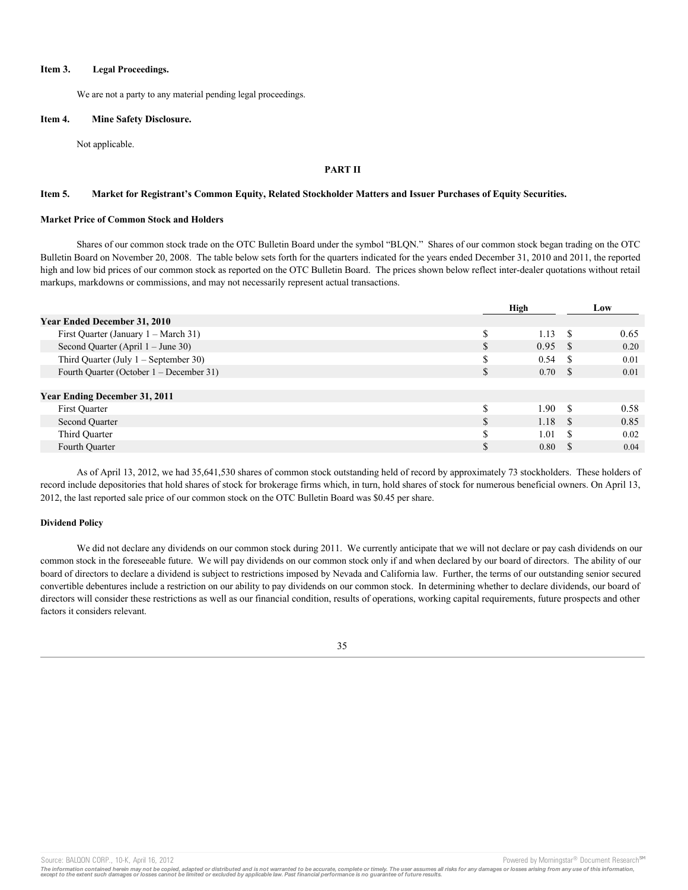### Item 3. Legal Proceedings.

We are not a party to any material pending legal proceedings.

### Item 4. Mine Safety Disclosure.

Not applicable.

## PART II

### Item 5. Market for Registrant's Common Equity, Related Stockholder Matters and Issuer Purchases of Equity Securities.

**Market Price of Common Stock and Holders**

Shares of our common stock trade on the OTC Bulletin Board under the symbol "BLQN." Shares of our common stock began trading on the OTC Bulletin Board on November 20, 2008. The table below sets forth for the quarters indicated for the years ended December 31, 2010 and 2011, the reported high and low bid prices of our common stock as reported on the OTC Bulletin Board. The prices shown below reflect inter-dealer quotations without retail markups, markdowns or commissions, and may not necessarily represent actual transactions.

| | High | Low |
|---|---|---|
| **Year Ended December 31, 2010** | | |
| First Quarter (January 1 – March 31) | $ 1.13 | $ 0.65 |
| Second Quarter (April 1 – June 30) | $ 0.95 | $ 0.20 |
| Third Quarter (July 1 – September 30) | $ 0.54 | $ 0.01 |
| Fourth Quarter (October 1 – December 31) | $ 0.70 | $ 0.01 |
| **Year Ending December 31, 2011** | | |
| First Quarter | $ 1.90 | $ 0.58 |
| Second Quarter | $ 1.18 | $ 0.85 |
| Third Quarter | $ 1.01 | $ 0.02 |
| Fourth Quarter | $ 0.80 | $ 0.04 |

As of April 13, 2012, we had 35,641,530 shares of common stock outstanding held of record by approximately 73 stockholders. These holders of record include depositories that hold shares of stock for brokerage firms which, in turn, hold shares of stock for numerous beneficial owners. On April 13, 2012, the last reported sale price of our common stock on the OTC Bulletin Board was $0.45 per share.

**Dividend Policy**

We did not declare any dividends on our common stock during 2011. We currently anticipate that we will not declare or pay cash dividends on our common stock in the foreseeable future. We will pay dividends on our common stock only if and when declared by our board of directors. The ability of our board of directors to declare a dividend is subject to restrictions imposed by Nevada and California law. Further, the terms of our outstanding senior secured convertible debentures include a restriction on our ability to pay dividends on our common stock. In determining whether to declare dividends, our board of directors will consider these restrictions as well as our financial condition, results of operations, working capital requirements, future prospects and other factors it considers relevant.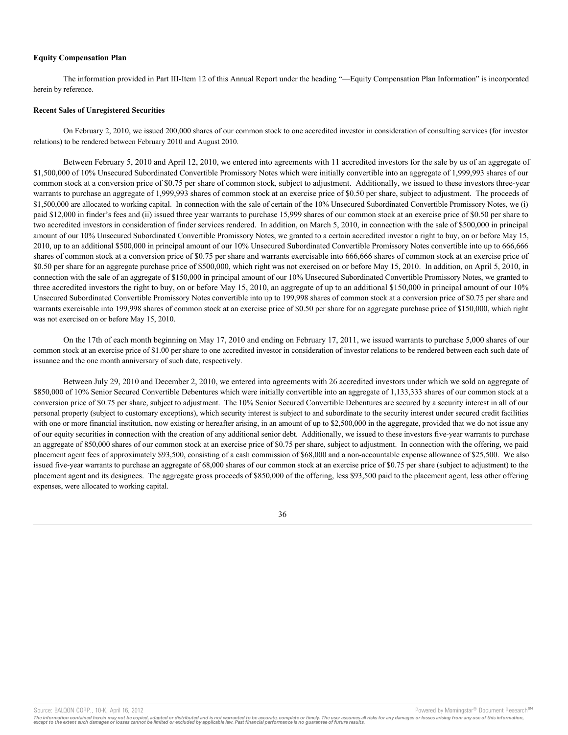**Equity Compensation Plan**

The information provided in Part III-Item 12 of this Annual Report under the heading "—Equity Compensation Plan Information" is incorporated herein by reference.

**Recent Sales of Unregistered Securities**

On February 2, 2010, we issued 200,000 shares of our common stock to one accredited investor in consideration of consulting services (for investor relations) to be rendered between February 2010 and August 2010.

Between February 5, 2010 and April 12, 2010, we entered into agreements with 11 accredited investors for the sale by us of an aggregate of $1,500,000 of 10% Unsecured Subordinated Convertible Promissory Notes which were initially convertible into an aggregate of 1,999,993 shares of our common stock at a conversion price of $0.75 per share of common stock, subject to adjustment. Additionally, we issued to these investors three-year warrants to purchase an aggregate of 1,999,993 shares of common stock at an exercise price of $0.50 per share, subject to adjustment. The proceeds of $1,500,000 are allocated to working capital. In connection with the sale of certain of the 10% Unsecured Subordinated Convertible Promissory Notes, we (i) paid $12,000 in finder's fees and (ii) issued three year warrants to purchase 15,999 shares of our common stock at an exercise price of $0.50 per share to two accredited investors in consideration of finder services rendered. In addition, on March 5, 2010, in connection with the sale of $500,000 in principal amount of our 10% Unsecured Subordinated Convertible Promissory Notes, we granted to a certain accredited investor a right to buy, on or before May 15, 2010, up to an additional $500,000 in principal amount of our 10% Unsecured Subordinated Convertible Promissory Notes convertible into up to 666,666 shares of common stock at a conversion price of $0.75 per share and warrants exercisable into 666,666 shares of common stock at an exercise price of $0.50 per share for an aggregate purchase price of $500,000, which right was not exercised on or before May 15, 2010. In addition, on April 5, 2010, in connection with the sale of an aggregate of $150,000 in principal amount of our 10% Unsecured Subordinated Convertible Promissory Notes, we granted to three accredited investors the right to buy, on or before May 15, 2010, an aggregate of up to an additional $150,000 in principal amount of our 10% Unsecured Subordinated Convertible Promissory Notes convertible into up to 199,998 shares of common stock at a conversion price of $0.75 per share and warrants exercisable into 199,998 shares of common stock at an exercise price of $0.50 per share for an aggregate purchase price of $150,000, which right was not exercised on or before May 15, 2010.

On the 17th of each month beginning on May 17, 2010 and ending on February 17, 2011, we issued warrants to purchase 5,000 shares of our common stock at an exercise price of $1.00 per share to one accredited investor in consideration of investor relations to be rendered between each such date of issuance and the one month anniversary of such date, respectively.

Between July 29, 2010 and December 2, 2010, we entered into agreements with 26 accredited investors under which we sold an aggregate of $850,000 of 10% Senior Secured Convertible Debentures which were initially convertible into an aggregate of 1,133,333 shares of our common stock at a conversion price of $0.75 per share, subject to adjustment. The 10% Senior Secured Convertible Debentures are secured by a security interest in all of our personal property (subject to customary exceptions), which security interest is subject to and subordinate to the security interest under secured credit facilities with one or more financial institution, now existing or hereafter arising, in an amount of up to $2,500,000 in the aggregate, provided that we do not issue any of our equity securities in connection with the creation of any additional senior debt. Additionally, we issued to these investors five-year warrants to purchase an aggregate of 850,000 shares of our common stock at an exercise price of $0.75 per share, subject to adjustment. In connection with the offering, we paid placement agent fees of approximately $93,500, consisting of a cash commission of $68,000 and a non-accountable expense allowance of $25,500. We also issued five-year warrants to purchase an aggregate of 68,000 shares of our common stock at an exercise price of $0.75 per share (subject to adjustment) to the placement agent and its designees. The aggregate gross proceeds of $850,000 of the offering, less $93,500 paid to the placement agent, less other offering expenses, were allocated to working capital.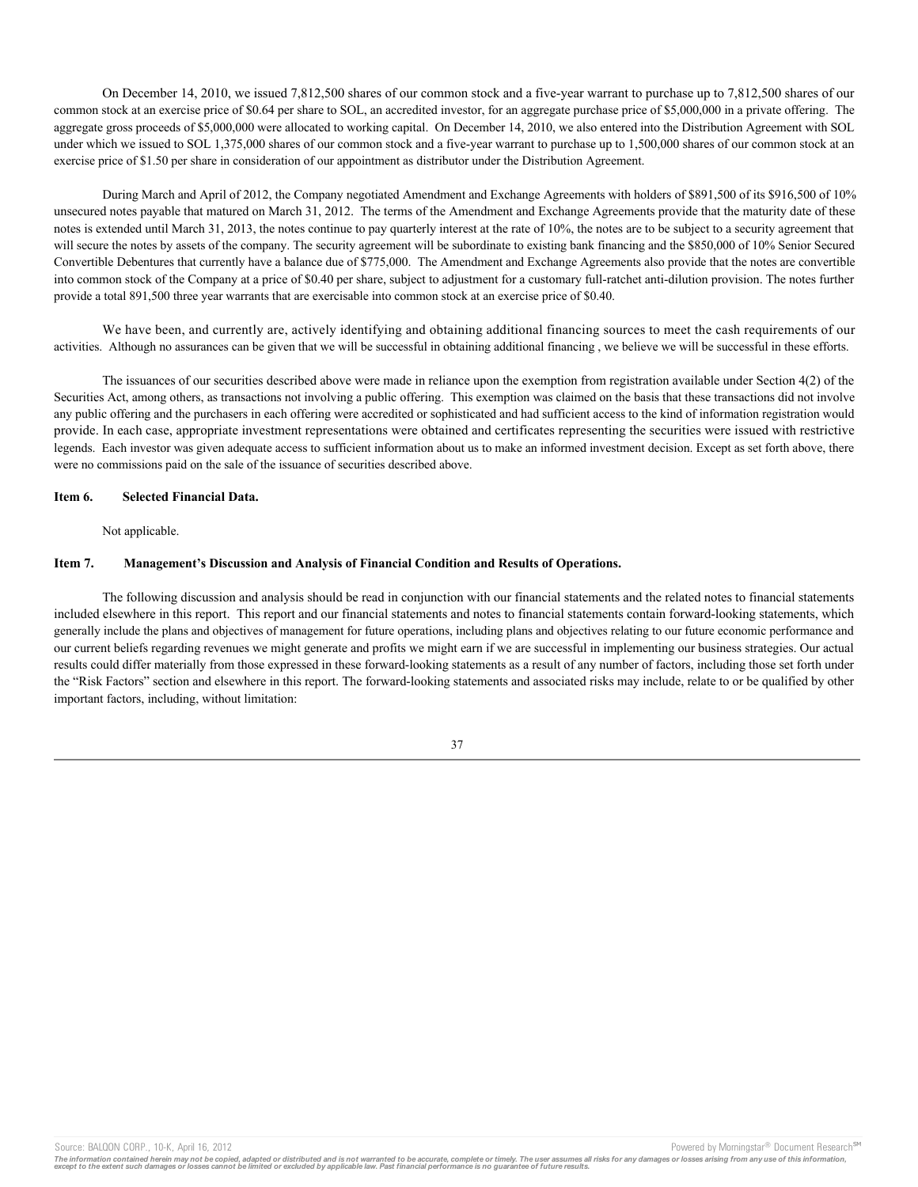On December 14, 2010, we issued 7,812,500 shares of our common stock and a five-year warrant to purchase up to 7,812,500 shares of our common stock at an exercise price of $0.64 per share to SOL, an accredited investor, for an aggregate purchase price of $5,000,000 in a private offering. The aggregate gross proceeds of $5,000,000 were allocated to working capital. On December 14, 2010, we also entered into the Distribution Agreement with SOL under which we issued to SOL 1,375,000 shares of our common stock and a five-year warrant to purchase up to 1,500,000 shares of our common stock at an exercise price of $1.50 per share in consideration of our appointment as distributor under the Distribution Agreement.

During March and April of 2012, the Company negotiated Amendment and Exchange Agreements with holders of $891,500 of its $916,500 of 10% unsecured notes payable that matured on March 31, 2012. The terms of the Amendment and Exchange Agreements provide that the maturity date of these notes is extended until March 31, 2013, the notes continue to pay quarterly interest at the rate of 10%, the notes are to be subject to a security agreement that will secure the notes by assets of the company. The security agreement will be subordinate to existing bank financing and the $850,000 of 10% Senior Secured Convertible Debentures that currently have a balance due of $775,000. The Amendment and Exchange Agreements also provide that the notes are convertible into common stock of the Company at a price of $0.40 per share, subject to adjustment for a customary full-ratchet anti-dilution provision. The notes further provide a total 891,500 three year warrants that are exercisable into common stock at an exercise price of $0.40.

We have been, and currently are, actively identifying and obtaining additional financing sources to meet the cash requirements of our activities. Although no assurances can be given that we will be successful in obtaining additional financing , we believe we will be successful in these efforts.

The issuances of our securities described above were made in reliance upon the exemption from registration available under Section 4(2) of the Securities Act, among others, as transactions not involving a public offering. This exemption was claimed on the basis that these transactions did not involve any public offering and the purchasers in each offering were accredited or sophisticated and had sufficient access to the kind of information registration would provide. In each case, appropriate investment representations were obtained and certificates representing the securities were issued with restrictive legends. Each investor was given adequate access to sufficient information about us to make an informed investment decision. Except as set forth above, there were no commissions paid on the sale of the issuance of securities described above.

## Item 6. Selected Financial Data.

Not applicable.

## Item 7. Management's Discussion and Analysis of Financial Condition and Results of Operations.

The following discussion and analysis should be read in conjunction with our financial statements and the related notes to financial statements included elsewhere in this report. This report and our financial statements and notes to financial statements contain forward-looking statements, which generally include the plans and objectives of management for future operations, including plans and objectives relating to our future economic performance and our current beliefs regarding revenues we might generate and profits we might earn if we are successful in implementing our business strategies. Our actual results could differ materially from those expressed in these forward-looking statements as a result of any number of factors, including those set forth under the "Risk Factors" section and elsewhere in this report. The forward-looking statements and associated risks may include, relate to or be qualified by other important factors, including, without limitation: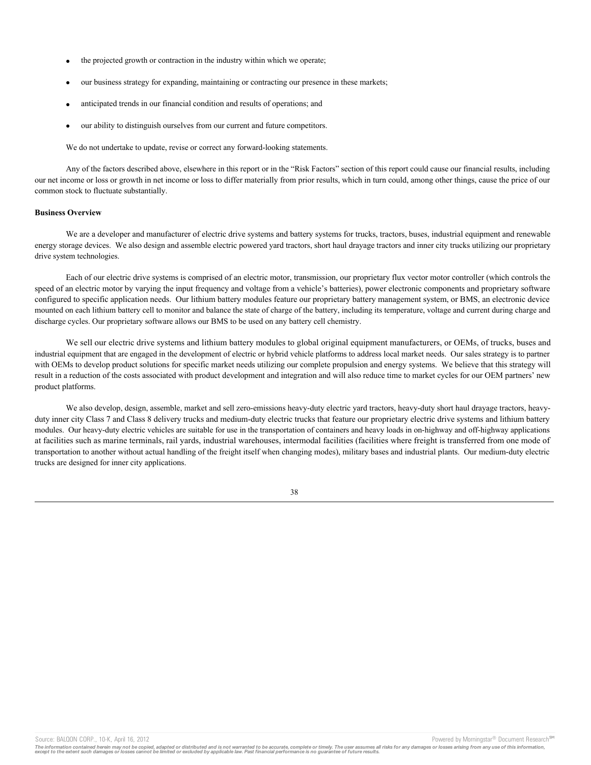- the projected growth or contraction in the industry within which we operate;
- our business strategy for expanding, maintaining or contracting our presence in these markets;
- anticipated trends in our financial condition and results of operations; and
- our ability to distinguish ourselves from our current and future competitors.

We do not undertake to update, revise or correct any forward-looking statements.

Any of the factors described above, elsewhere in this report or in the "Risk Factors" section of this report could cause our financial results, including our net income or loss or growth in net income or loss to differ materially from prior results, which in turn could, among other things, cause the price of our common stock to fluctuate substantially.

**Business Overview**

We are a developer and manufacturer of electric drive systems and battery systems for trucks, tractors, buses, industrial equipment and renewable energy storage devices. We also design and assemble electric powered yard tractors, short haul drayage tractors and inner city trucks utilizing our proprietary drive system technologies.

Each of our electric drive systems is comprised of an electric motor, transmission, our proprietary flux vector motor controller (which controls the speed of an electric motor by varying the input frequency and voltage from a vehicle's batteries), power electronic components and proprietary software configured to specific application needs. Our lithium battery modules feature our proprietary battery management system, or BMS, an electronic device mounted on each lithium battery cell to monitor and balance the state of charge of the battery, including its temperature, voltage and current during charge and discharge cycles. Our proprietary software allows our BMS to be used on any battery cell chemistry.

We sell our electric drive systems and lithium battery modules to global original equipment manufacturers, or OEMs, of trucks, buses and industrial equipment that are engaged in the development of electric or hybrid vehicle platforms to address local market needs. Our sales strategy is to partner with OEMs to develop product solutions for specific market needs utilizing our complete propulsion and energy systems. We believe that this strategy will result in a reduction of the costs associated with product development and integration and will also reduce time to market cycles for our OEM partners' new product platforms.

We also develop, design, assemble, market and sell zero-emissions heavy-duty electric yard tractors, heavy-duty short haul drayage tractors, heavy-duty inner city Class 7 and Class 8 delivery trucks and medium-duty electric trucks that feature our proprietary electric drive systems and lithium battery modules. Our heavy-duty electric vehicles are suitable for use in the transportation of containers and heavy loads in on-highway and off-highway applications at facilities such as marine terminals, rail yards, industrial warehouses, intermodal facilities (facilities where freight is transferred from one mode of transportation to another without actual handling of the freight itself when changing modes), military bases and industrial plants. Our medium-duty electric trucks are designed for inner city applications.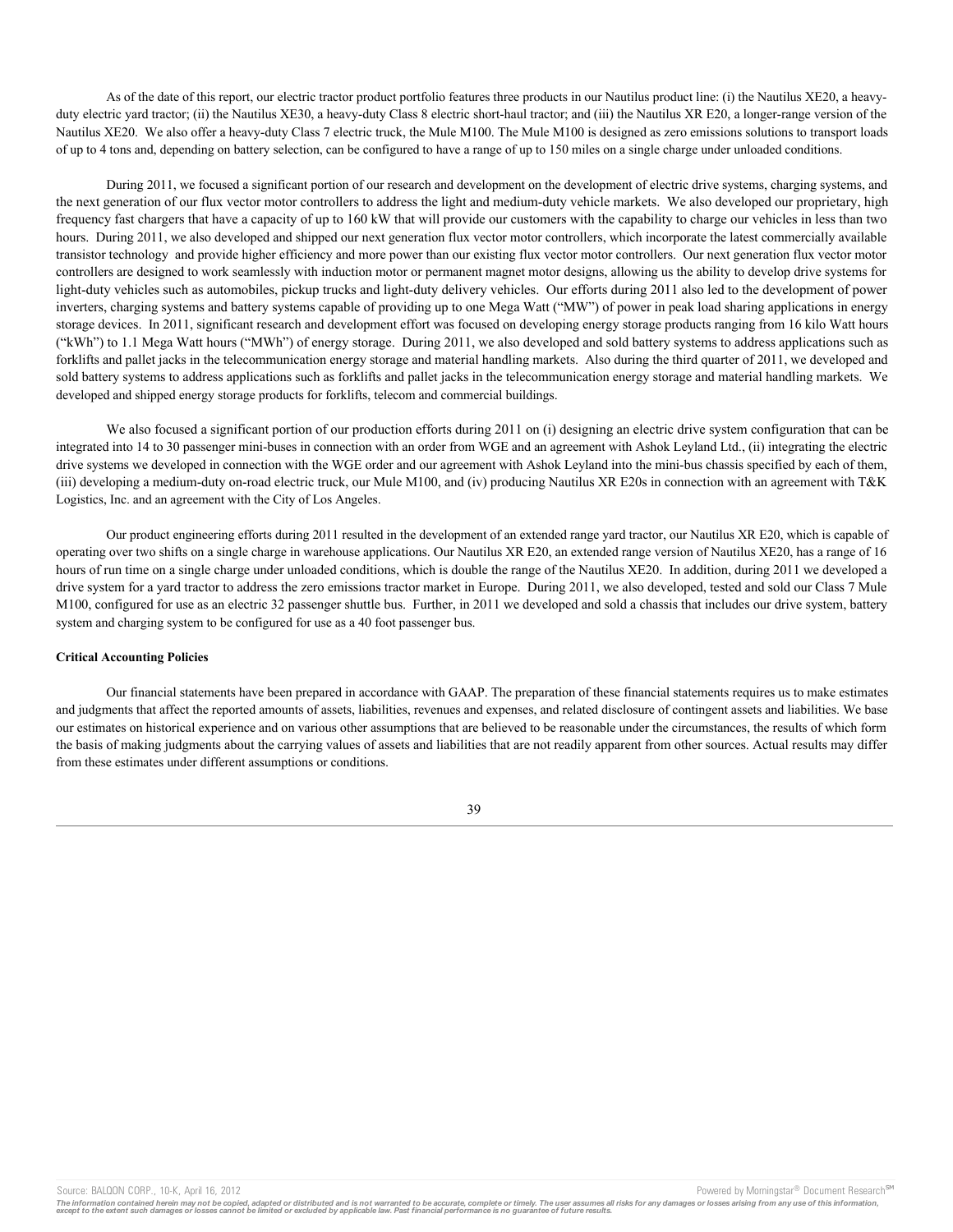As of the date of this report, our electric tractor product portfolio features three products in our Nautilus product line: (i) the Nautilus XE20, a heavy-duty electric yard tractor; (ii) the Nautilus XE30, a heavy-duty Class 8 electric short-haul tractor; and (iii) the Nautilus XR E20, a longer-range version of the Nautilus XE20. We also offer a heavy-duty Class 7 electric truck, the Mule M100. The Mule M100 is designed as zero emissions solutions to transport loads of up to 4 tons and, depending on battery selection, can be configured to have a range of up to 150 miles on a single charge under unloaded conditions.

During 2011, we focused a significant portion of our research and development on the development of electric drive systems, charging systems, and the next generation of our flux vector motor controllers to address the light and medium-duty vehicle markets. We also developed our proprietary, high frequency fast chargers that have a capacity of up to 160 kW that will provide our customers with the capability to charge our vehicles in less than two hours. During 2011, we also developed and shipped our next generation flux vector motor controllers, which incorporate the latest commercially available transistor technology and provide higher efficiency and more power than our existing flux vector motor controllers. Our next generation flux vector motor controllers are designed to work seamlessly with induction motor or permanent magnet motor designs, allowing us the ability to develop drive systems for light-duty vehicles such as automobiles, pickup trucks and light-duty delivery vehicles. Our efforts during 2011 also led to the development of power inverters, charging systems and battery systems capable of providing up to one Mega Watt ("MW") of power in peak load sharing applications in energy storage devices. In 2011, significant research and development effort was focused on developing energy storage products ranging from 16 kilo Watt hours ("kWh") to 1.1 Mega Watt hours ("MWh") of energy storage. During 2011, we also developed and sold battery systems to address applications such as forklifts and pallet jacks in the telecommunication energy storage and material handling markets. Also during the third quarter of 2011, we developed and sold battery systems to address applications such as forklifts and pallet jacks in the telecommunication energy storage and material handling markets. We developed and shipped energy storage products for forklifts, telecom and commercial buildings.

We also focused a significant portion of our production efforts during 2011 on (i) designing an electric drive system configuration that can be integrated into 14 to 30 passenger mini-buses in connection with an order from WGE and an agreement with Ashok Leyland Ltd., (ii) integrating the electric drive systems we developed in connection with the WGE order and our agreement with Ashok Leyland into the mini-bus chassis specified by each of them, (iii) developing a medium-duty on-road electric truck, our Mule M100, and (iv) producing Nautilus XR E20s in connection with an agreement with T&K Logistics, Inc. and an agreement with the City of Los Angeles.

Our product engineering efforts during 2011 resulted in the development of an extended range yard tractor, our Nautilus XR E20, which is capable of operating over two shifts on a single charge in warehouse applications. Our Nautilus XR E20, an extended range version of Nautilus XE20, has a range of 16 hours of run time on a single charge under unloaded conditions, which is double the range of the Nautilus XE20. In addition, during 2011 we developed a drive system for a yard tractor to address the zero emissions tractor market in Europe. During 2011, we also developed, tested and sold our Class 7 Mule M100, configured for use as an electric 32 passenger shuttle bus. Further, in 2011 we developed and sold a chassis that includes our drive system, battery system and charging system to be configured for use as a 40 foot passenger bus.

**Critical Accounting Policies**

Our financial statements have been prepared in accordance with GAAP. The preparation of these financial statements requires us to make estimates and judgments that affect the reported amounts of assets, liabilities, revenues and expenses, and related disclosure of contingent assets and liabilities. We base our estimates on historical experience and on various other assumptions that are believed to be reasonable under the circumstances, the results of which form the basis of making judgments about the carrying values of assets and liabilities that are not readily apparent from other sources. Actual results may differ from these estimates under different assumptions or conditions.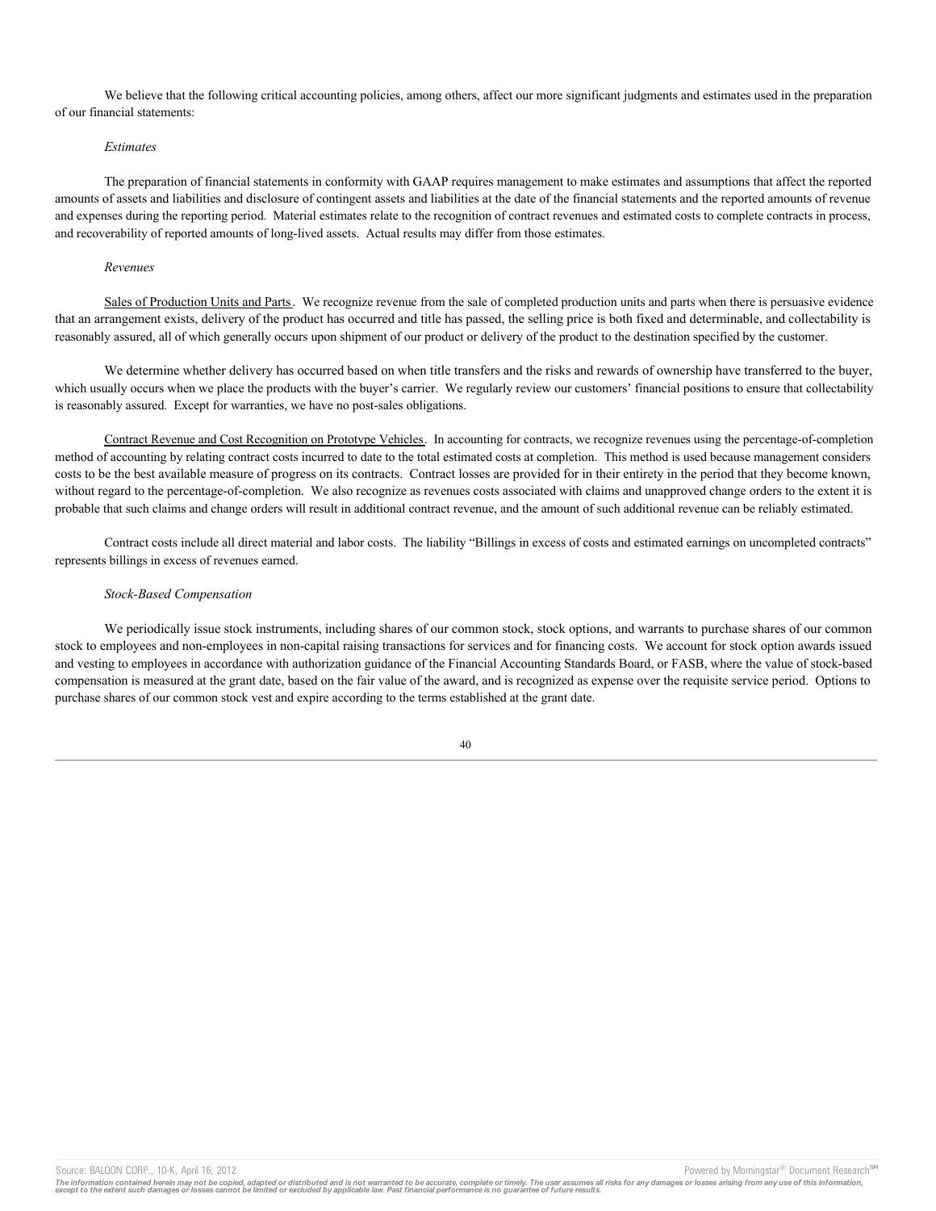We believe that the following critical accounting policies, among others, affect our more significant judgments and estimates used in the preparation of our financial statements:

*Estimates*

The preparation of financial statements in conformity with GAAP requires management to make estimates and assumptions that affect the reported amounts of assets and liabilities and disclosure of contingent assets and liabilities at the date of the financial statements and the reported amounts of revenue and expenses during the reporting period. Material estimates relate to the recognition of contract revenues and estimated costs to complete contracts in process, and recoverability of reported amounts of long-lived assets. Actual results may differ from those estimates.

*Revenues*

Sales of Production Units and Parts. We recognize revenue from the sale of completed production units and parts when there is persuasive evidence that an arrangement exists, delivery of the product has occurred and title has passed, the selling price is both fixed and determinable, and collectability is reasonably assured, all of which generally occurs upon shipment of our product or delivery of the product to the destination specified by the customer.

We determine whether delivery has occurred based on when title transfers and the risks and rewards of ownership have transferred to the buyer, which usually occurs when we place the products with the buyer's carrier. We regularly review our customers' financial positions to ensure that collectability is reasonably assured. Except for warranties, we have no post-sales obligations.

Contract Revenue and Cost Recognition on Prototype Vehicles. In accounting for contracts, we recognize revenues using the percentage-of-completion method of accounting by relating contract costs incurred to date to the total estimated costs at completion. This method is used because management considers costs to be the best available measure of progress on its contracts. Contract losses are provided for in their entirety in the period that they become known, without regard to the percentage-of-completion. We also recognize as revenues costs associated with claims and unapproved change orders to the extent it is probable that such claims and change orders will result in additional contract revenue, and the amount of such additional revenue can be reliably estimated.

Contract costs include all direct material and labor costs. The liability "Billings in excess of costs and estimated earnings on uncompleted contracts" represents billings in excess of revenues earned.

*Stock-Based Compensation*

We periodically issue stock instruments, including shares of our common stock, stock options, and warrants to purchase shares of our common stock to employees and non-employees in non-capital raising transactions for services and for financing costs. We account for stock option awards issued and vesting to employees in accordance with authorization guidance of the Financial Accounting Standards Board, or FASB, where the value of stock-based compensation is measured at the grant date, based on the fair value of the award, and is recognized as expense over the requisite service period. Options to purchase shares of our common stock vest and expire according to the terms established at the grant date.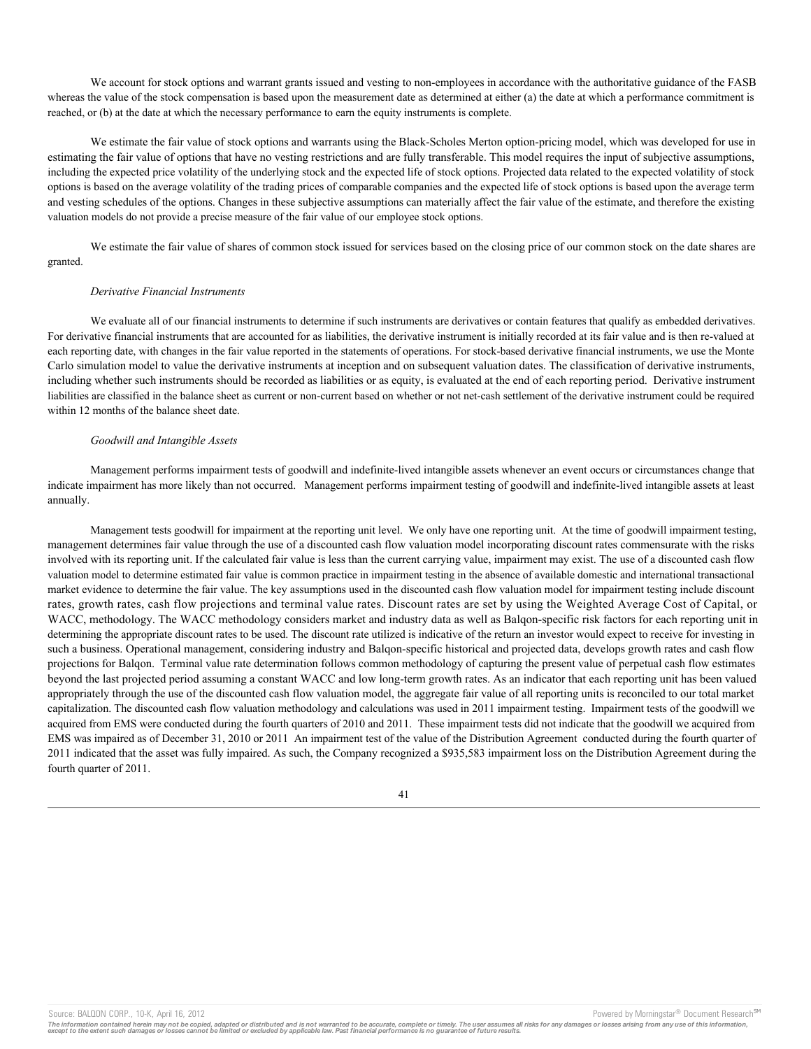We account for stock options and warrant grants issued and vesting to non-employees in accordance with the authoritative guidance of the FASB whereas the value of the stock compensation is based upon the measurement date as determined at either (a) the date at which a performance commitment is reached, or (b) at the date at which the necessary performance to earn the equity instruments is complete.

We estimate the fair value of stock options and warrants using the Black-Scholes Merton option-pricing model, which was developed for use in estimating the fair value of options that have no vesting restrictions and are fully transferable. This model requires the input of subjective assumptions, including the expected price volatility of the underlying stock and the expected life of stock options. Projected data related to the expected volatility of stock options is based on the average volatility of the trading prices of comparable companies and the expected life of stock options is based upon the average term and vesting schedules of the options. Changes in these subjective assumptions can materially affect the fair value of the estimate, and therefore the existing valuation models do not provide a precise measure of the fair value of our employee stock options.

We estimate the fair value of shares of common stock issued for services based on the closing price of our common stock on the date shares are granted.

*Derivative Financial Instruments*

We evaluate all of our financial instruments to determine if such instruments are derivatives or contain features that qualify as embedded derivatives. For derivative financial instruments that are accounted for as liabilities, the derivative instrument is initially recorded at its fair value and is then re-valued at each reporting date, with changes in the fair value reported in the statements of operations. For stock-based derivative financial instruments, we use the Monte Carlo simulation model to value the derivative instruments at inception and on subsequent valuation dates. The classification of derivative instruments, including whether such instruments should be recorded as liabilities or as equity, is evaluated at the end of each reporting period. Derivative instrument liabilities are classified in the balance sheet as current or non-current based on whether or not net-cash settlement of the derivative instrument could be required within 12 months of the balance sheet date.

*Goodwill and Intangible Assets*

Management performs impairment tests of goodwill and indefinite-lived intangible assets whenever an event occurs or circumstances change that indicate impairment has more likely than not occurred. Management performs impairment testing of goodwill and indefinite-lived intangible assets at least annually.

Management tests goodwill for impairment at the reporting unit level. We only have one reporting unit. At the time of goodwill impairment testing, management determines fair value through the use of a discounted cash flow valuation model incorporating discount rates commensurate with the risks involved with its reporting unit. If the calculated fair value is less than the current carrying value, impairment may exist. The use of a discounted cash flow valuation model to determine estimated fair value is common practice in impairment testing in the absence of available domestic and international transactional market evidence to determine the fair value. The key assumptions used in the discounted cash flow valuation model for impairment testing include discount rates, growth rates, cash flow projections and terminal value rates. Discount rates are set by using the Weighted Average Cost of Capital, or WACC, methodology. The WACC methodology considers market and industry data as well as Balqon-specific risk factors for each reporting unit in determining the appropriate discount rates to be used. The discount rate utilized is indicative of the return an investor would expect to receive for investing in such a business. Operational management, considering industry and Balqon-specific historical and projected data, develops growth rates and cash flow projections for Balqon. Terminal value rate determination follows common methodology of capturing the present value of perpetual cash flow estimates beyond the last projected period assuming a constant WACC and low long-term growth rates. As an indicator that each reporting unit has been valued appropriately through the use of the discounted cash flow valuation model, the aggregate fair value of all reporting units is reconciled to our total market capitalization. The discounted cash flow valuation methodology and calculations was used in 2011 impairment testing. Impairment tests of the goodwill we acquired from EMS were conducted during the fourth quarters of 2010 and 2011. These impairment tests did not indicate that the goodwill we acquired from EMS was impaired as of December 31, 2010 or 2011 An impairment test of the value of the Distribution Agreement conducted during the fourth quarter of 2011 indicated that the asset was fully impaired. As such, the Company recognized a $935,583 impairment loss on the Distribution Agreement during the fourth quarter of 2011.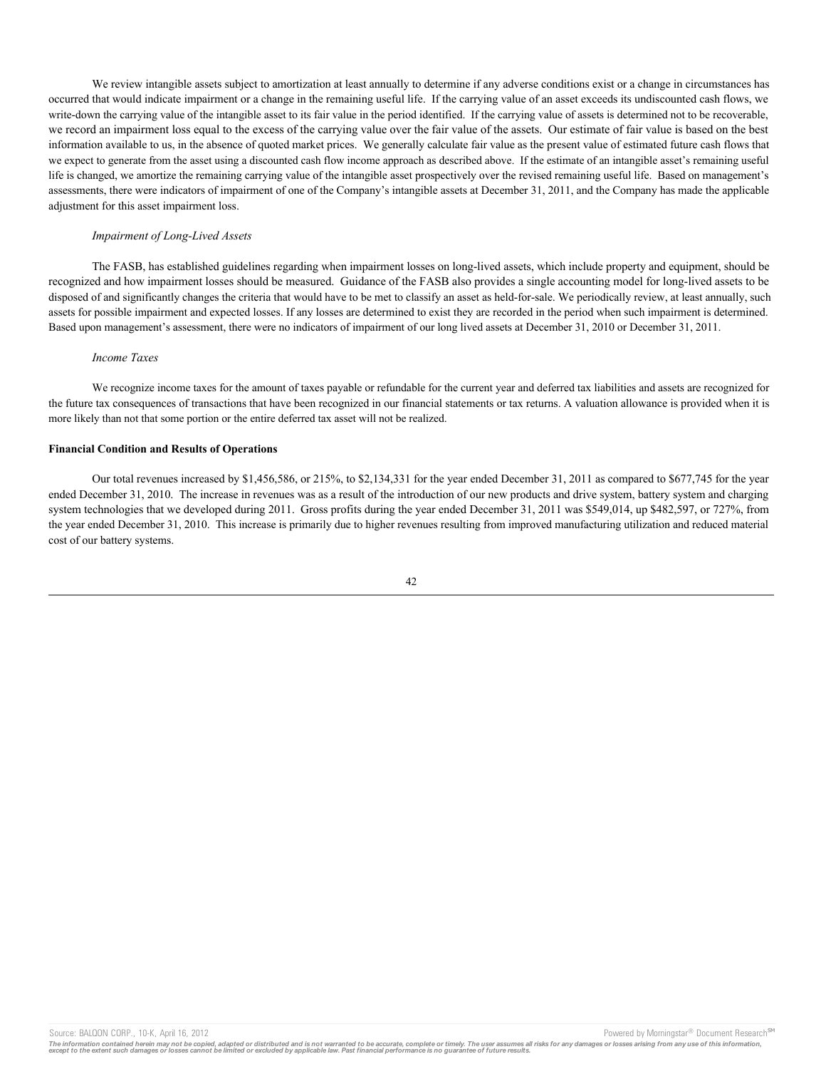We review intangible assets subject to amortization at least annually to determine if any adverse conditions exist or a change in circumstances has occurred that would indicate impairment or a change in the remaining useful life. If the carrying value of an asset exceeds its undiscounted cash flows, we write-down the carrying value of the intangible asset to its fair value in the period identified. If the carrying value of assets is determined not to be recoverable, we record an impairment loss equal to the excess of the carrying value over the fair value of the assets. Our estimate of fair value is based on the best information available to us, in the absence of quoted market prices. We generally calculate fair value as the present value of estimated future cash flows that we expect to generate from the asset using a discounted cash flow income approach as described above. If the estimate of an intangible asset's remaining useful life is changed, we amortize the remaining carrying value of the intangible asset prospectively over the revised remaining useful life. Based on management's assessments, there were indicators of impairment of one of the Company's intangible assets at December 31, 2011, and the Company has made the applicable adjustment for this asset impairment loss.

*Impairment of Long-Lived Assets*

The FASB, has established guidelines regarding when impairment losses on long-lived assets, which include property and equipment, should be recognized and how impairment losses should be measured. Guidance of the FASB also provides a single accounting model for long-lived assets to be disposed of and significantly changes the criteria that would have to be met to classify an asset as held-for-sale. We periodically review, at least annually, such assets for possible impairment and expected losses. If any losses are determined to exist they are recorded in the period when such impairment is determined. Based upon management's assessment, there were no indicators of impairment of our long lived assets at December 31, 2010 or December 31, 2011.

*Income Taxes*

We recognize income taxes for the amount of taxes payable or refundable for the current year and deferred tax liabilities and assets are recognized for the future tax consequences of transactions that have been recognized in our financial statements or tax returns. A valuation allowance is provided when it is more likely than not that some portion or the entire deferred tax asset will not be realized.

**Financial Condition and Results of Operations**

Our total revenues increased by $1,456,586, or 215%, to $2,134,331 for the year ended December 31, 2011 as compared to $677,745 for the year ended December 31, 2010. The increase in revenues was as a result of the introduction of our new products and drive system, battery system and charging system technologies that we developed during 2011. Gross profits during the year ended December 31, 2011 was $549,014, up $482,597, or 727%, from the year ended December 31, 2010. This increase is primarily due to higher revenues resulting from improved manufacturing utilization and reduced material cost of our battery systems.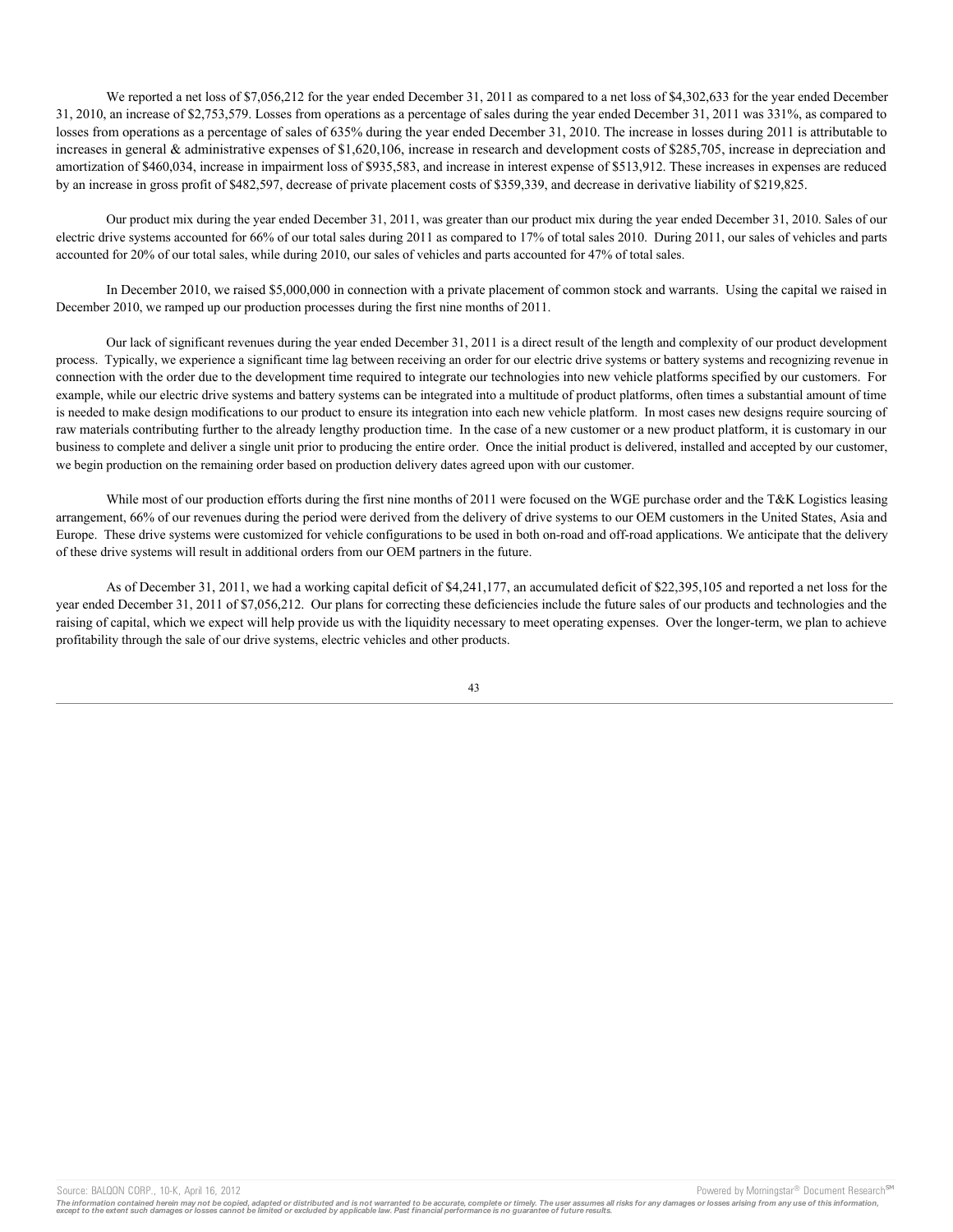We reported a net loss of $7,056,212 for the year ended December 31, 2011 as compared to a net loss of $4,302,633 for the year ended December 31, 2010, an increase of $2,753,579. Losses from operations as a percentage of sales during the year ended December 31, 2011 was 331%, as compared to losses from operations as a percentage of sales of 635% during the year ended December 31, 2010. The increase in losses during 2011 is attributable to increases in general & administrative expenses of $1,620,106, increase in research and development costs of $285,705, increase in depreciation and amortization of $460,034, increase in impairment loss of $935,583, and increase in interest expense of $513,912. These increases in expenses are reduced by an increase in gross profit of $482,597, decrease of private placement costs of $359,339, and decrease in derivative liability of $219,825.

Our product mix during the year ended December 31, 2011, was greater than our product mix during the year ended December 31, 2010. Sales of our electric drive systems accounted for 66% of our total sales during 2011 as compared to 17% of total sales 2010. During 2011, our sales of vehicles and parts accounted for 20% of our total sales, while during 2010, our sales of vehicles and parts accounted for 47% of total sales.

In December 2010, we raised $5,000,000 in connection with a private placement of common stock and warrants. Using the capital we raised in December 2010, we ramped up our production processes during the first nine months of 2011.

Our lack of significant revenues during the year ended December 31, 2011 is a direct result of the length and complexity of our product development process. Typically, we experience a significant time lag between receiving an order for our electric drive systems or battery systems and recognizing revenue in connection with the order due to the development time required to integrate our technologies into new vehicle platforms specified by our customers. For example, while our electric drive systems and battery systems can be integrated into a multitude of product platforms, often times a substantial amount of time is needed to make design modifications to our product to ensure its integration into each new vehicle platform. In most cases new designs require sourcing of raw materials contributing further to the already lengthy production time. In the case of a new customer or a new product platform, it is customary in our business to complete and deliver a single unit prior to producing the entire order. Once the initial product is delivered, installed and accepted by our customer, we begin production on the remaining order based on production delivery dates agreed upon with our customer.

While most of our production efforts during the first nine months of 2011 were focused on the WGE purchase order and the T&K Logistics leasing arrangement, 66% of our revenues during the period were derived from the delivery of drive systems to our OEM customers in the United States, Asia and Europe. These drive systems were customized for vehicle configurations to be used in both on-road and off-road applications. We anticipate that the delivery of these drive systems will result in additional orders from our OEM partners in the future.

As of December 31, 2011, we had a working capital deficit of $4,241,177, an accumulated deficit of $22,395,105 and reported a net loss for the year ended December 31, 2011 of $7,056,212. Our plans for correcting these deficiencies include the future sales of our products and technologies and the raising of capital, which we expect will help provide us with the liquidity necessary to meet operating expenses. Over the longer-term, we plan to achieve profitability through the sale of our drive systems, electric vehicles and other products.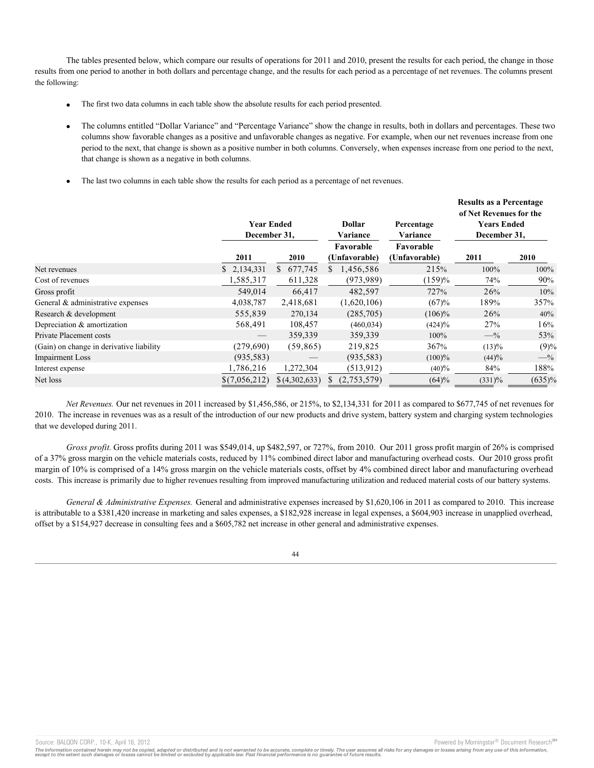The tables presented below, which compare our results of operations for 2011 and 2010, present the results for each period, the change in those results from one period to another in both dollars and percentage change, and the results for each period as a percentage of net revenues. The columns present the following:

- The first two data columns in each table show the absolute results for each period presented.
- The columns entitled "Dollar Variance" and "Percentage Variance" show the change in results, both in dollars and percentages. These two columns show favorable changes as a positive and unfavorable changes as negative. For example, when our net revenues increase from one period to the next, that change is shown as a positive number in both columns. Conversely, when expenses increase from one period to the next, that change is shown as a negative in both columns.
- The last two columns in each table show the results for each period as a percentage of net revenues.

| | Year Ended December 31, | | Dollar Variance | Percentage Variance | Results as a Percentage of Net Revenues for the Years Ended December 31, | |
|---|---|---|---|---|---|---|
| | 2011 | 2010 | Favorable (Unfavorable) | Favorable (Unfavorable) | 2011 | 2010 |
| Net revenues | $ 2,134,331 | $ 677,745 | $ 1,456,586 | 215% | 100% | 100% |
| Cost of revenues | 1,585,317 | 611,328 | (973,989) | (159)% | 74% | 90% |
| Gross profit | 549,014 | 66,417 | 482,597 | 727% | 26% | 10% |
| General & administrative expenses | 4,038,787 | 2,418,681 | (1,620,106) | (67)% | 189% | 357% |
| Research & development | 555,839 | 270,134 | (285,705) | (106)% | 26% | 40% |
| Depreciation & amortization | 568,491 | 108,457 | (460,034) | (424)% | 27% | 16% |
| Private Placement costs | — | 359,339 | 359,339 | 100% | —% | 53% |
| (Gain) on change in derivative liability | (279,690) | (59,865) | 219,825 | 367% | (13)% | (9)% |
| Impairment Loss | (935,583) | — | (935,583) | (100)% | (44)% | —% |
| Interest expense | 1,786,216 | 1,272,304 | (513,912) | (40)% | 84% | 188% |
| Net loss | $(7,056,212) | $ (4,302,633) | $ (2,753,579) | (64)% | (331)% | (635)% |

*Net Revenues.* Our net revenues in 2011 increased by $1,456,586, or 215%, to $2,134,331 for 2011 as compared to $677,745 of net revenues for 2010. The increase in revenues was as a result of the introduction of our new products and drive system, battery system and charging system technologies that we developed during 2011.

*Gross profit.* Gross profits during 2011 was $549,014, up $482,597, or 727%, from 2010. Our 2011 gross profit margin of 26% is comprised of a 37% gross margin on the vehicle materials costs, reduced by 11% combined direct labor and manufacturing overhead costs. Our 2010 gross profit margin of 10% is comprised of a 14% gross margin on the vehicle materials costs, offset by 4% combined direct labor and manufacturing overhead costs. This increase is primarily due to higher revenues resulting from improved manufacturing utilization and reduced material costs of our battery systems.

*General & Administrative Expenses.* General and administrative expenses increased by $1,620,106 in 2011 as compared to 2010. This increase is attributable to a $381,420 increase in marketing and sales expenses, a $182,928 increase in legal expenses, a $604,903 increase in unapplied overhead, offset by a $154,927 decrease in consulting fees and a $605,782 net increase in other general and administrative expenses.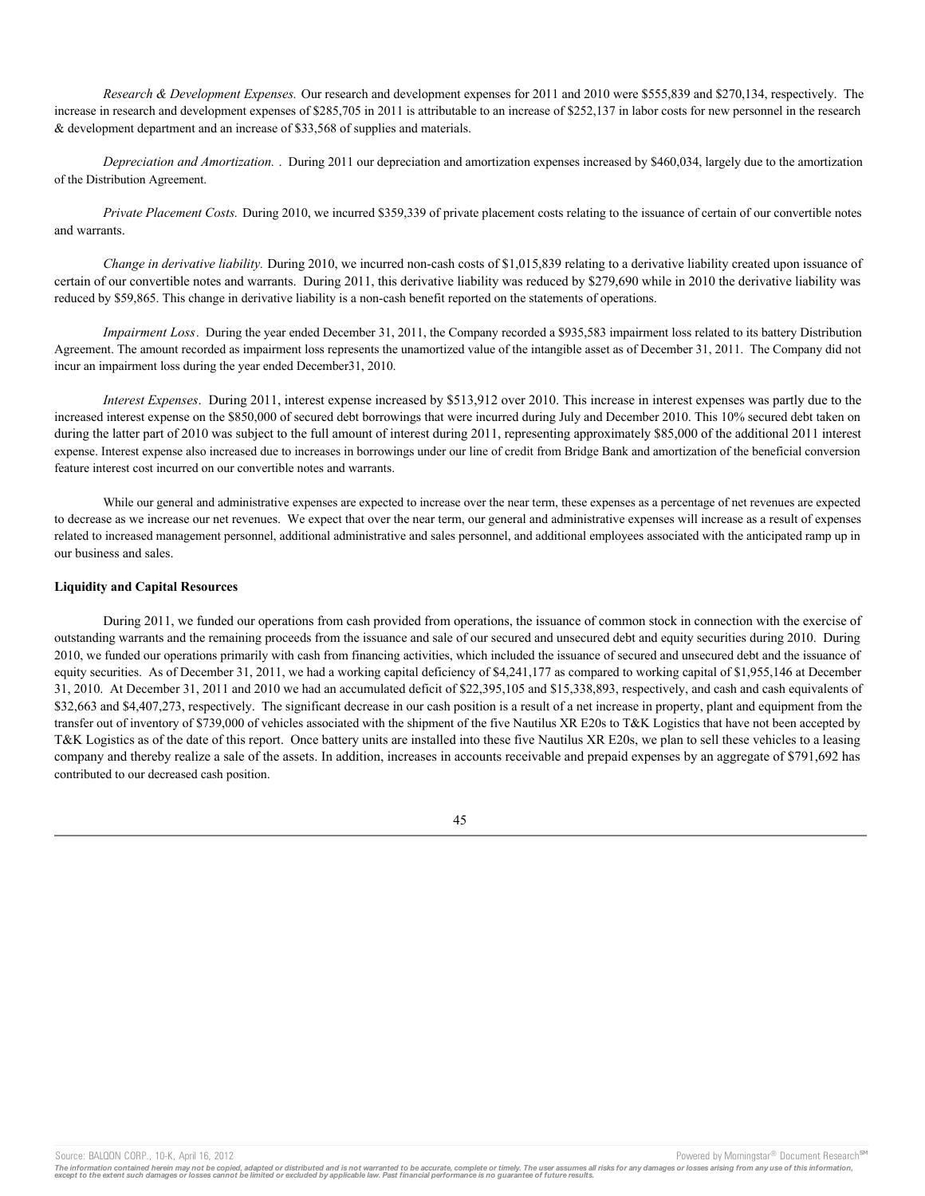*Research & Development Expenses.* Our research and development expenses for 2011 and 2010 were $555,839 and $270,134, respectively. The increase in research and development expenses of $285,705 in 2011 is attributable to an increase of $252,137 in labor costs for new personnel in the research & development department and an increase of $33,568 of supplies and materials.

*Depreciation and Amortization.* . During 2011 our depreciation and amortization expenses increased by $460,034, largely due to the amortization of the Distribution Agreement.

*Private Placement Costs.* During 2010, we incurred $359,339 of private placement costs relating to the issuance of certain of our convertible notes and warrants.

*Change in derivative liability.* During 2010, we incurred non-cash costs of $1,015,839 relating to a derivative liability created upon issuance of certain of our convertible notes and warrants. During 2011, this derivative liability was reduced by $279,690 while in 2010 the derivative liability was reduced by $59,865. This change in derivative liability is a non-cash benefit reported on the statements of operations.

*Impairment Loss*. During the year ended December 31, 2011, the Company recorded a $935,583 impairment loss related to its battery Distribution Agreement. The amount recorded as impairment loss represents the unamortized value of the intangible asset as of December 31, 2011. The Company did not incur an impairment loss during the year ended December31, 2010.

*Interest Expenses*. During 2011, interest expense increased by $513,912 over 2010. This increase in interest expenses was partly due to the increased interest expense on the $850,000 of secured debt borrowings that were incurred during July and December 2010. This 10% secured debt taken on during the latter part of 2010 was subject to the full amount of interest during 2011, representing approximately $85,000 of the additional 2011 interest expense. Interest expense also increased due to increases in borrowings under our line of credit from Bridge Bank and amortization of the beneficial conversion feature interest cost incurred on our convertible notes and warrants.

While our general and administrative expenses are expected to increase over the near term, these expenses as a percentage of net revenues are expected to decrease as we increase our net revenues. We expect that over the near term, our general and administrative expenses will increase as a result of expenses related to increased management personnel, additional administrative and sales personnel, and additional employees associated with the anticipated ramp up in our business and sales.

**Liquidity and Capital Resources**

During 2011, we funded our operations from cash provided from operations, the issuance of common stock in connection with the exercise of outstanding warrants and the remaining proceeds from the issuance and sale of our secured and unsecured debt and equity securities during 2010. During 2010, we funded our operations primarily with cash from financing activities, which included the issuance of secured and unsecured debt and the issuance of equity securities. As of December 31, 2011, we had a working capital deficiency of $4,241,177 as compared to working capital of $1,955,146 at December 31, 2010. At December 31, 2011 and 2010 we had an accumulated deficit of $22,395,105 and $15,338,893, respectively, and cash and cash equivalents of $32,663 and $4,407,273, respectively. The significant decrease in our cash position is a result of a net increase in property, plant and equipment from the transfer out of inventory of $739,000 of vehicles associated with the shipment of the five Nautilus XR E20s to T&K Logistics that have not been accepted by T&K Logistics as of the date of this report. Once battery units are installed into these five Nautilus XR E20s, we plan to sell these vehicles to a leasing company and thereby realize a sale of the assets. In addition, increases in accounts receivable and prepaid expenses by an aggregate of $791,692 has contributed to our decreased cash position.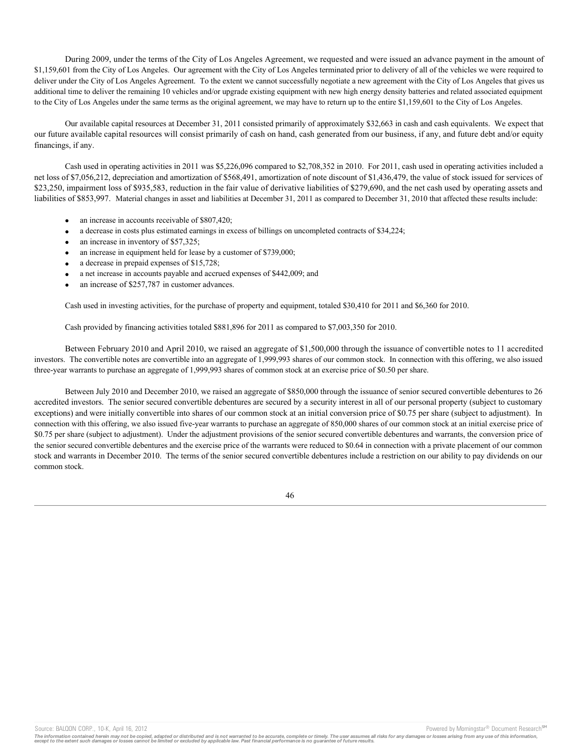During 2009, under the terms of the City of Los Angeles Agreement, we requested and were issued an advance payment in the amount of $1,159,601 from the City of Los Angeles. Our agreement with the City of Los Angeles terminated prior to delivery of all of the vehicles we were required to deliver under the City of Los Angeles Agreement. To the extent we cannot successfully negotiate a new agreement with the City of Los Angeles that gives us additional time to deliver the remaining 10 vehicles and/or upgrade existing equipment with new high energy density batteries and related associated equipment to the City of Los Angeles under the same terms as the original agreement, we may have to return up to the entire $1,159,601 to the City of Los Angeles.

Our available capital resources at December 31, 2011 consisted primarily of approximately $32,663 in cash and cash equivalents. We expect that our future available capital resources will consist primarily of cash on hand, cash generated from our business, if any, and future debt and/or equity financings, if any.

Cash used in operating activities in 2011 was $5,226,096 compared to $2,708,352 in 2010. For 2011, cash used in operating activities included a net loss of $7,056,212, depreciation and amortization of $568,491, amortization of note discount of $1,436,479, the value of stock issued for services of $23,250, impairment loss of $935,583, reduction in the fair value of derivative liabilities of $279,690, and the net cash used by operating assets and liabilities of $853,997. Material changes in asset and liabilities at December 31, 2011 as compared to December 31, 2010 that affected these results include:

- an increase in accounts receivable of $807,420;
- a decrease in costs plus estimated earnings in excess of billings on uncompleted contracts of $34,224;
- an increase in inventory of $57,325;
- an increase in equipment held for lease by a customer of $739,000;
- a decrease in prepaid expenses of $15,728;
- a net increase in accounts payable and accrued expenses of $442,009; and
- an increase of $257,787 in customer advances.

Cash used in investing activities, for the purchase of property and equipment, totaled $30,410 for 2011 and $6,360 for 2010.

Cash provided by financing activities totaled $881,896 for 2011 as compared to $7,003,350 for 2010.

Between February 2010 and April 2010, we raised an aggregate of $1,500,000 through the issuance of convertible notes to 11 accredited investors. The convertible notes are convertible into an aggregate of 1,999,993 shares of our common stock. In connection with this offering, we also issued three-year warrants to purchase an aggregate of 1,999,993 shares of common stock at an exercise price of $0.50 per share.

Between July 2010 and December 2010, we raised an aggregate of $850,000 through the issuance of senior secured convertible debentures to 26 accredited investors. The senior secured convertible debentures are secured by a security interest in all of our personal property (subject to customary exceptions) and were initially convertible into shares of our common stock at an initial conversion price of $0.75 per share (subject to adjustment). In connection with this offering, we also issued five-year warrants to purchase an aggregate of 850,000 shares of our common stock at an initial exercise price of $0.75 per share (subject to adjustment). Under the adjustment provisions of the senior secured convertible debentures and warrants, the conversion price of the senior secured convertible debentures and the exercise price of the warrants were reduced to $0.64 in connection with a private placement of our common stock and warrants in December 2010. The terms of the senior secured convertible debentures include a restriction on our ability to pay dividends on our common stock.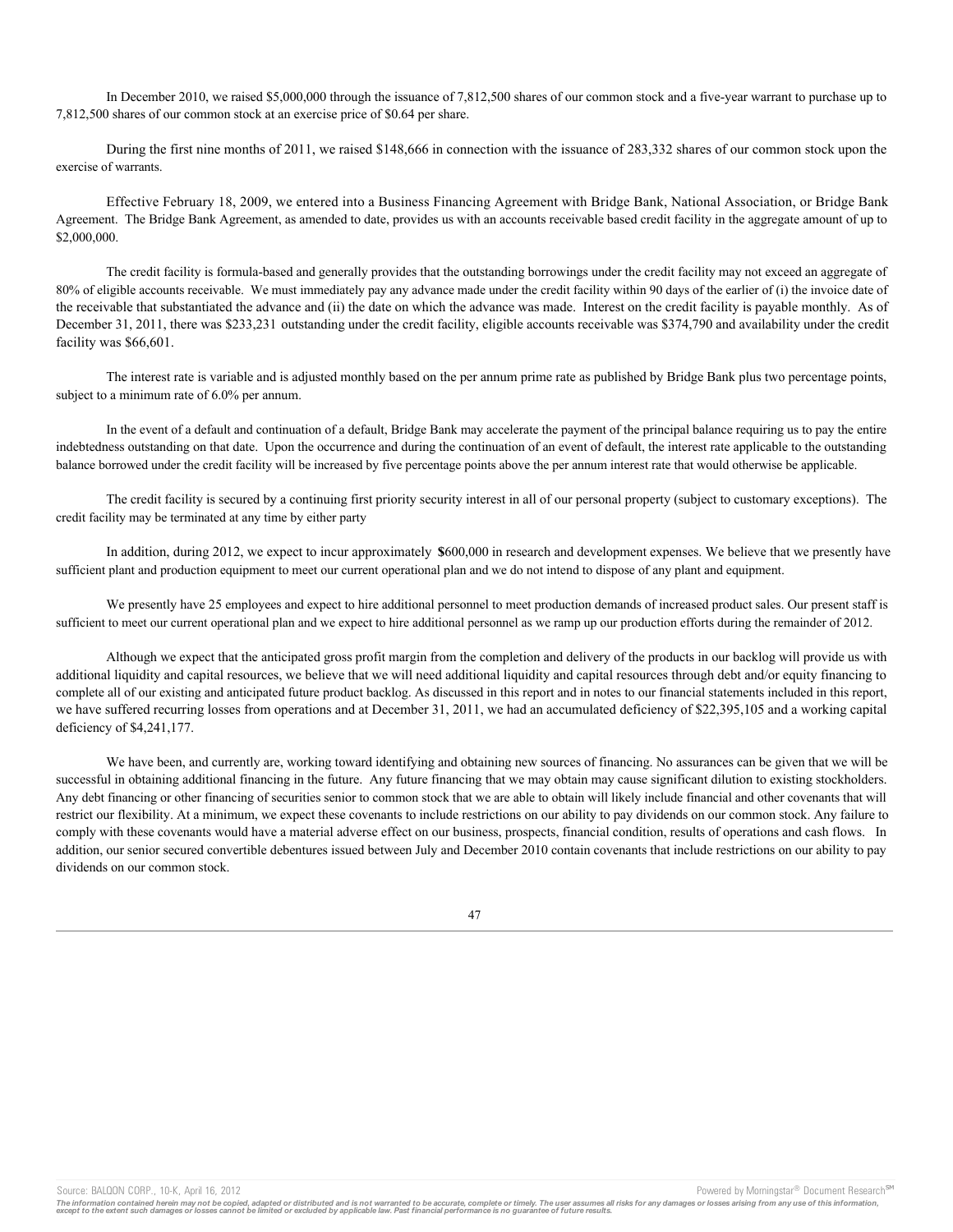In December 2010, we raised $5,000,000 through the issuance of 7,812,500 shares of our common stock and a five-year warrant to purchase up to 7,812,500 shares of our common stock at an exercise price of $0.64 per share.

During the first nine months of 2011, we raised $148,666 in connection with the issuance of 283,332 shares of our common stock upon the exercise of warrants.

Effective February 18, 2009, we entered into a Business Financing Agreement with Bridge Bank, National Association, or Bridge Bank Agreement. The Bridge Bank Agreement, as amended to date, provides us with an accounts receivable based credit facility in the aggregate amount of up to $2,000,000.

The credit facility is formula-based and generally provides that the outstanding borrowings under the credit facility may not exceed an aggregate of 80% of eligible accounts receivable. We must immediately pay any advance made under the credit facility within 90 days of the earlier of (i) the invoice date of the receivable that substantiated the advance and (ii) the date on which the advance was made. Interest on the credit facility is payable monthly. As of December 31, 2011, there was $233,231 outstanding under the credit facility, eligible accounts receivable was $374,790 and availability under the credit facility was $66,601.

The interest rate is variable and is adjusted monthly based on the per annum prime rate as published by Bridge Bank plus two percentage points, subject to a minimum rate of 6.0% per annum.

In the event of a default and continuation of a default, Bridge Bank may accelerate the payment of the principal balance requiring us to pay the entire indebtedness outstanding on that date. Upon the occurrence and during the continuation of an event of default, the interest rate applicable to the outstanding balance borrowed under the credit facility will be increased by five percentage points above the per annum interest rate that would otherwise be applicable.

The credit facility is secured by a continuing first priority security interest in all of our personal property (subject to customary exceptions). The credit facility may be terminated at any time by either party

In addition, during 2012, we expect to incur approximately $600,000 in research and development expenses. We believe that we presently have sufficient plant and production equipment to meet our current operational plan and we do not intend to dispose of any plant and equipment.

We presently have 25 employees and expect to hire additional personnel to meet production demands of increased product sales. Our present staff is sufficient to meet our current operational plan and we expect to hire additional personnel as we ramp up our production efforts during the remainder of 2012.

Although we expect that the anticipated gross profit margin from the completion and delivery of the products in our backlog will provide us with additional liquidity and capital resources, we believe that we will need additional liquidity and capital resources through debt and/or equity financing to complete all of our existing and anticipated future product backlog. As discussed in this report and in notes to our financial statements included in this report, we have suffered recurring losses from operations and at December 31, 2011, we had an accumulated deficiency of $22,395,105 and a working capital deficiency of $4,241,177.

We have been, and currently are, working toward identifying and obtaining new sources of financing. No assurances can be given that we will be successful in obtaining additional financing in the future. Any future financing that we may obtain may cause significant dilution to existing stockholders. Any debt financing or other financing of securities senior to common stock that we are able to obtain will likely include financial and other covenants that will restrict our flexibility. At a minimum, we expect these covenants to include restrictions on our ability to pay dividends on our common stock. Any failure to comply with these covenants would have a material adverse effect on our business, prospects, financial condition, results of operations and cash flows. In addition, our senior secured convertible debentures issued between July and December 2010 contain covenants that include restrictions on our ability to pay dividends on our common stock.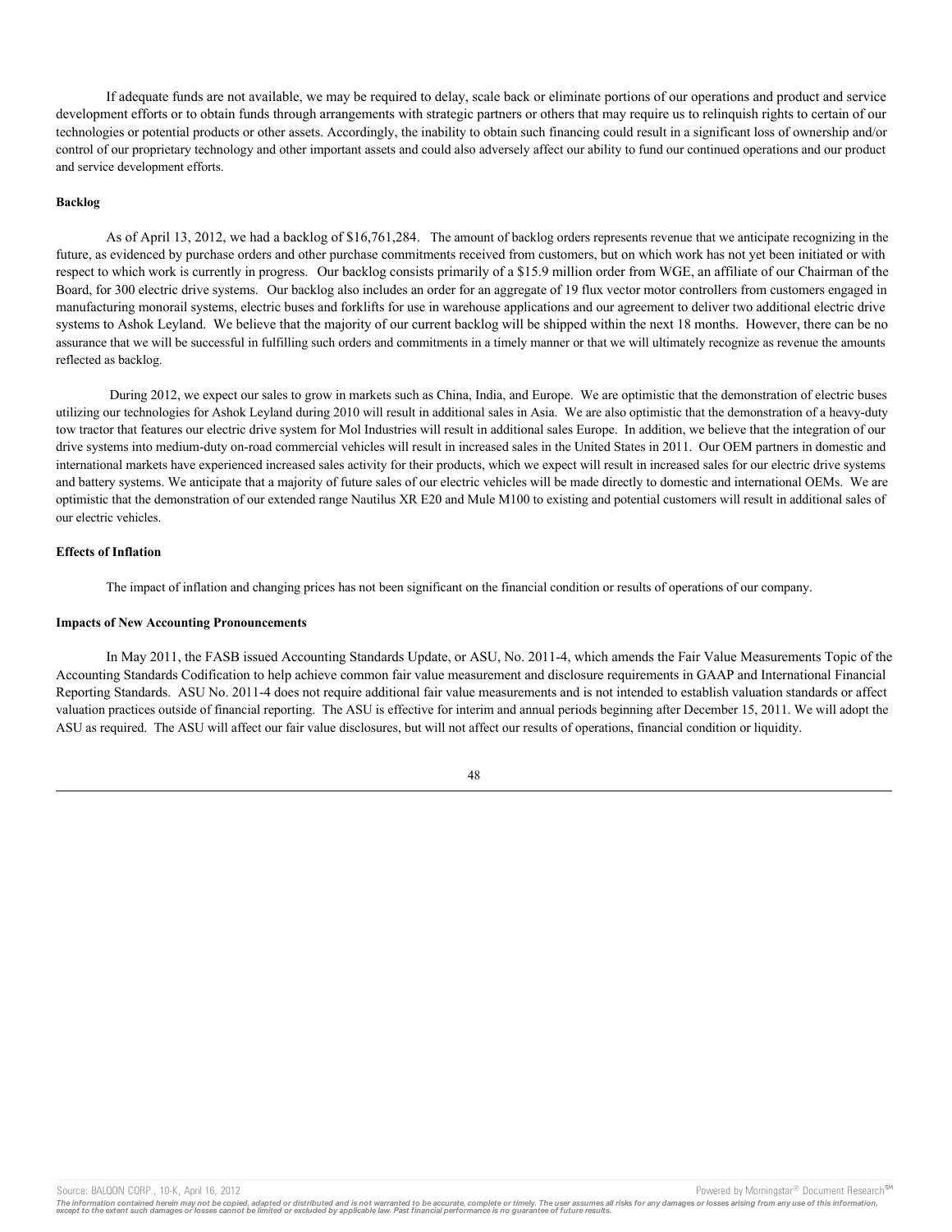If adequate funds are not available, we may be required to delay, scale back or eliminate portions of our operations and product and service development efforts or to obtain funds through arrangements with strategic partners or others that may require us to relinquish rights to certain of our technologies or potential products or other assets. Accordingly, the inability to obtain such financing could result in a significant loss of ownership and/or control of our proprietary technology and other important assets and could also adversely affect our ability to fund our continued operations and our product and service development efforts.

**Backlog**

As of April 13, 2012, we had a backlog of $16,761,284. The amount of backlog orders represents revenue that we anticipate recognizing in the future, as evidenced by purchase orders and other purchase commitments received from customers, but on which work has not yet been initiated or with respect to which work is currently in progress. Our backlog consists primarily of a $15.9 million order from WGE, an affiliate of our Chairman of the Board, for 300 electric drive systems. Our backlog also includes an order for an aggregate of 19 flux vector motor controllers from customers engaged in manufacturing monorail systems, electric buses and forklifts for use in warehouse applications and our agreement to deliver two additional electric drive systems to Ashok Leyland. We believe that the majority of our current backlog will be shipped within the next 18 months. However, there can be no assurance that we will be successful in fulfilling such orders and commitments in a timely manner or that we will ultimately recognize as revenue the amounts reflected as backlog.

During 2012, we expect our sales to grow in markets such as China, India, and Europe. We are optimistic that the demonstration of electric buses utilizing our technologies for Ashok Leyland during 2010 will result in additional sales in Asia. We are also optimistic that the demonstration of a heavy-duty tow tractor that features our electric drive system for Mol Industries will result in additional sales Europe. In addition, we believe that the integration of our drive systems into medium-duty on-road commercial vehicles will result in increased sales in the United States in 2011. Our OEM partners in domestic and international markets have experienced increased sales activity for their products, which we expect will result in increased sales for our electric drive systems and battery systems. We anticipate that a majority of future sales of our electric vehicles will be made directly to domestic and international OEMs. We are optimistic that the demonstration of our extended range Nautilus XR E20 and Mule M100 to existing and potential customers will result in additional sales of our electric vehicles.

**Effects of Inflation**

The impact of inflation and changing prices has not been significant on the financial condition or results of operations of our company.

**Impacts of New Accounting Pronouncements**

In May 2011, the FASB issued Accounting Standards Update, or ASU, No. 2011-4, which amends the Fair Value Measurements Topic of the Accounting Standards Codification to help achieve common fair value measurement and disclosure requirements in GAAP and International Financial Reporting Standards. ASU No. 2011-4 does not require additional fair value measurements and is not intended to establish valuation standards or affect valuation practices outside of financial reporting. The ASU is effective for interim and annual periods beginning after December 15, 2011. We will adopt the ASU as required. The ASU will affect our fair value disclosures, but will not affect our results of operations, financial condition or liquidity.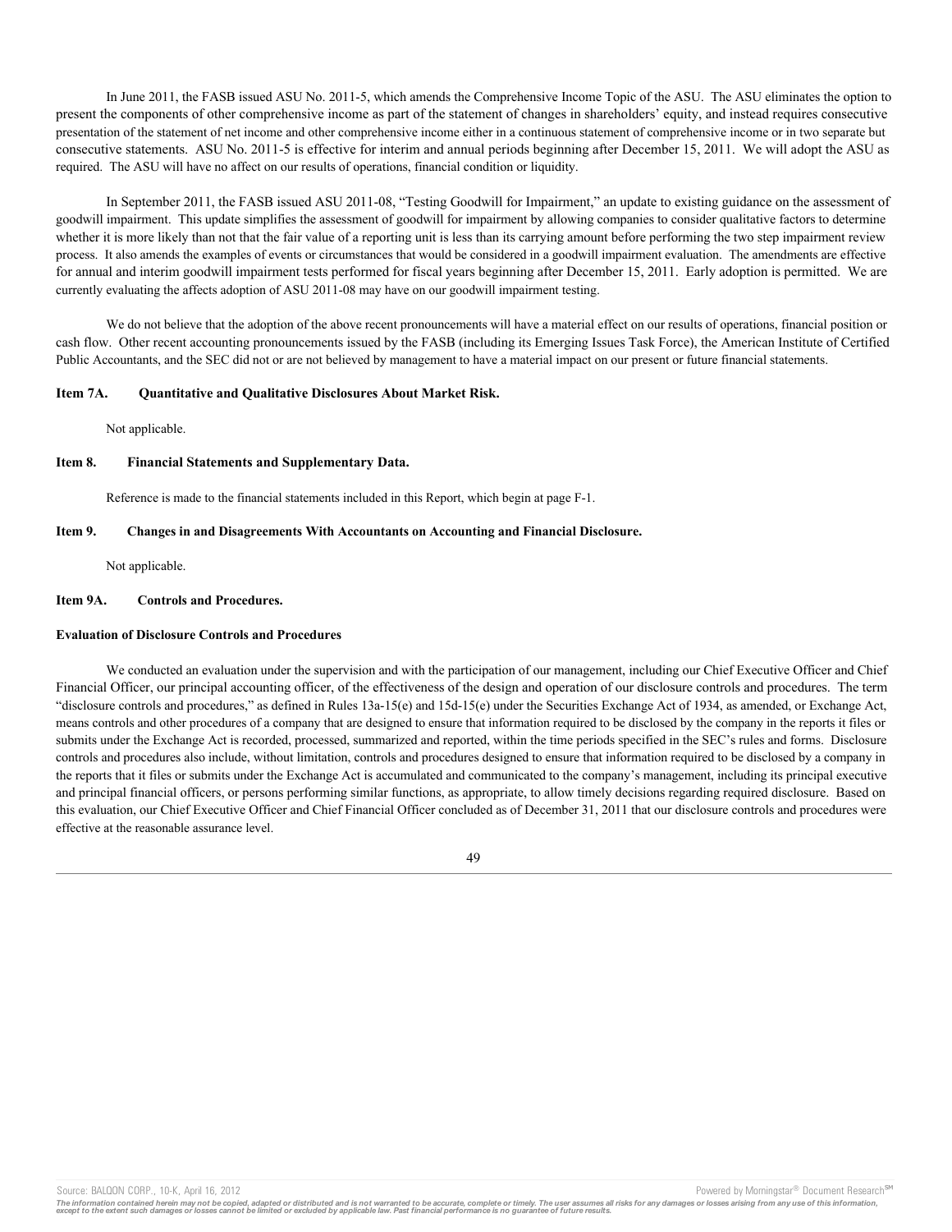In June 2011, the FASB issued ASU No. 2011-5, which amends the Comprehensive Income Topic of the ASU. The ASU eliminates the option to present the components of other comprehensive income as part of the statement of changes in shareholders' equity, and instead requires consecutive presentation of the statement of net income and other comprehensive income either in a continuous statement of comprehensive income or in two separate but consecutive statements. ASU No. 2011-5 is effective for interim and annual periods beginning after December 15, 2011. We will adopt the ASU as required. The ASU will have no affect on our results of operations, financial condition or liquidity.

In September 2011, the FASB issued ASU 2011-08, "Testing Goodwill for Impairment," an update to existing guidance on the assessment of goodwill impairment. This update simplifies the assessment of goodwill for impairment by allowing companies to consider qualitative factors to determine whether it is more likely than not that the fair value of a reporting unit is less than its carrying amount before performing the two step impairment review process. It also amends the examples of events or circumstances that would be considered in a goodwill impairment evaluation. The amendments are effective for annual and interim goodwill impairment tests performed for fiscal years beginning after December 15, 2011. Early adoption is permitted. We are currently evaluating the affects adoption of ASU 2011-08 may have on our goodwill impairment testing.

We do not believe that the adoption of the above recent pronouncements will have a material effect on our results of operations, financial position or cash flow. Other recent accounting pronouncements issued by the FASB (including its Emerging Issues Task Force), the American Institute of Certified Public Accountants, and the SEC did not or are not believed by management to have a material impact on our present or future financial statements.

### Item 7A. Quantitative and Qualitative Disclosures About Market Risk.

Not applicable.

### Item 8. Financial Statements and Supplementary Data.

Reference is made to the financial statements included in this Report, which begin at page F-1.

### Item 9. Changes in and Disagreements With Accountants on Accounting and Financial Disclosure.

Not applicable.

### Item 9A. Controls and Procedures.

**Evaluation of Disclosure Controls and Procedures**

We conducted an evaluation under the supervision and with the participation of our management, including our Chief Executive Officer and Chief Financial Officer, our principal accounting officer, of the effectiveness of the design and operation of our disclosure controls and procedures. The term "disclosure controls and procedures," as defined in Rules 13a-15(e) and 15d-15(e) under the Securities Exchange Act of 1934, as amended, or Exchange Act, means controls and other procedures of a company that are designed to ensure that information required to be disclosed by the company in the reports it files or submits under the Exchange Act is recorded, processed, summarized and reported, within the time periods specified in the SEC's rules and forms. Disclosure controls and procedures also include, without limitation, controls and procedures designed to ensure that information required to be disclosed by a company in the reports that it files or submits under the Exchange Act is accumulated and communicated to the company's management, including its principal executive and principal financial officers, or persons performing similar functions, as appropriate, to allow timely decisions regarding required disclosure. Based on this evaluation, our Chief Executive Officer and Chief Financial Officer concluded as of December 31, 2011 that our disclosure controls and procedures were effective at the reasonable assurance level.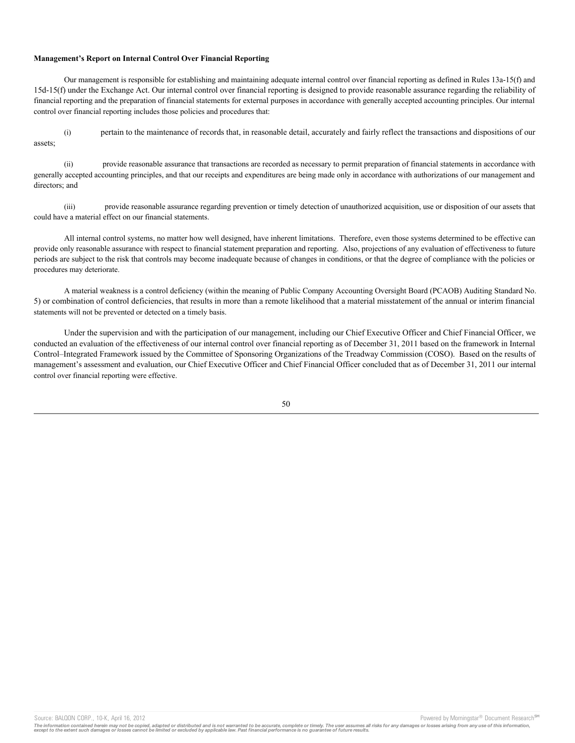**Management's Report on Internal Control Over Financial Reporting**

Our management is responsible for establishing and maintaining adequate internal control over financial reporting as defined in Rules 13a-15(f) and 15d-15(f) under the Exchange Act. Our internal control over financial reporting is designed to provide reasonable assurance regarding the reliability of financial reporting and the preparation of financial statements for external purposes in accordance with generally accepted accounting principles. Our internal control over financial reporting includes those policies and procedures that:

(i) pertain to the maintenance of records that, in reasonable detail, accurately and fairly reflect the transactions and dispositions of our assets;

(ii) provide reasonable assurance that transactions are recorded as necessary to permit preparation of financial statements in accordance with generally accepted accounting principles, and that our receipts and expenditures are being made only in accordance with authorizations of our management and directors; and

(iii) provide reasonable assurance regarding prevention or timely detection of unauthorized acquisition, use or disposition of our assets that could have a material effect on our financial statements.

All internal control systems, no matter how well designed, have inherent limitations. Therefore, even those systems determined to be effective can provide only reasonable assurance with respect to financial statement preparation and reporting. Also, projections of any evaluation of effectiveness to future periods are subject to the risk that controls may become inadequate because of changes in conditions, or that the degree of compliance with the policies or procedures may deteriorate.

A material weakness is a control deficiency (within the meaning of Public Company Accounting Oversight Board (PCAOB) Auditing Standard No. 5) or combination of control deficiencies, that results in more than a remote likelihood that a material misstatement of the annual or interim financial statements will not be prevented or detected on a timely basis.

Under the supervision and with the participation of our management, including our Chief Executive Officer and Chief Financial Officer, we conducted an evaluation of the effectiveness of our internal control over financial reporting as of December 31, 2011 based on the framework in Internal Control–Integrated Framework issued by the Committee of Sponsoring Organizations of the Treadway Commission (COSO). Based on the results of management's assessment and evaluation, our Chief Executive Officer and Chief Financial Officer concluded that as of December 31, 2011 our internal control over financial reporting were effective.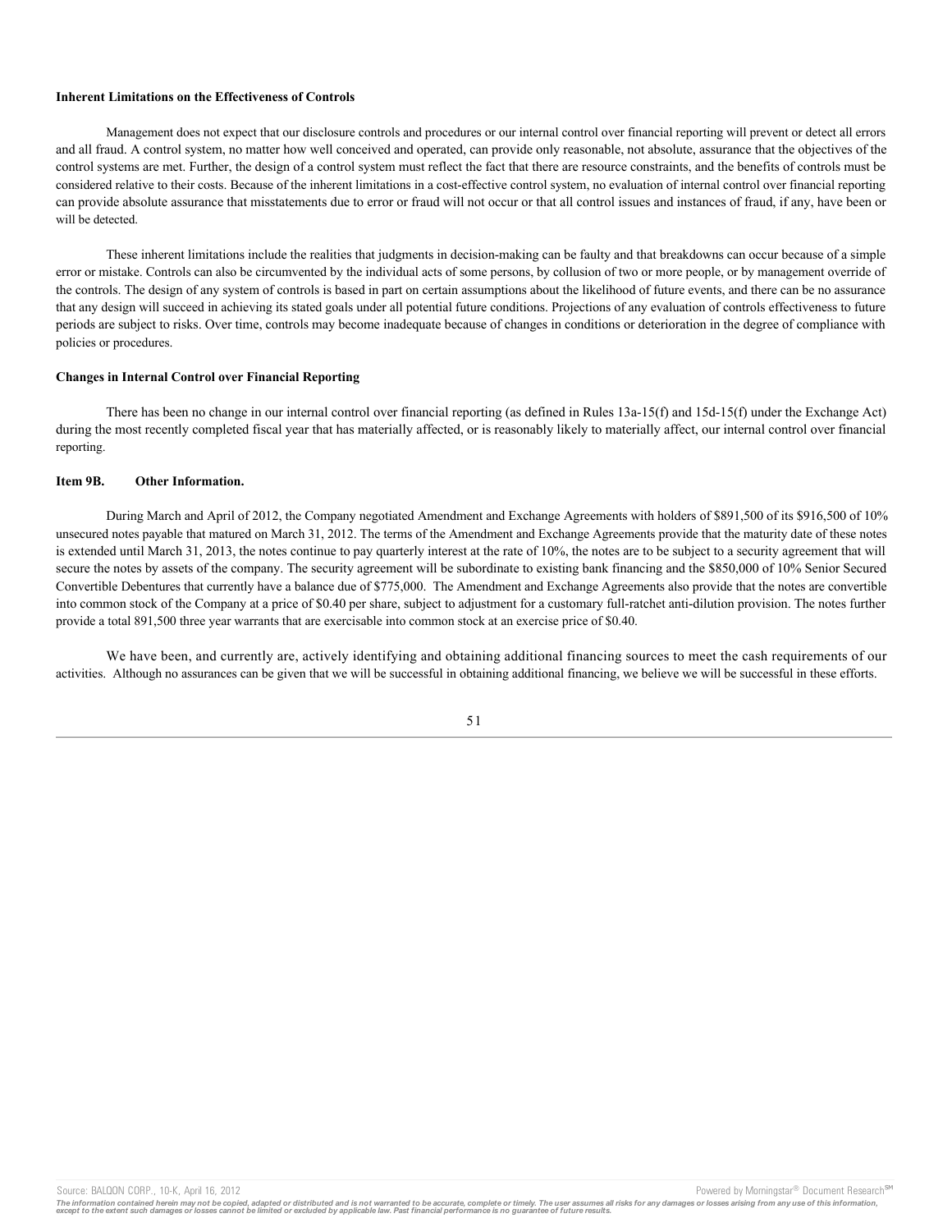**Inherent Limitations on the Effectiveness of Controls**

Management does not expect that our disclosure controls and procedures or our internal control over financial reporting will prevent or detect all errors and all fraud. A control system, no matter how well conceived and operated, can provide only reasonable, not absolute, assurance that the objectives of the control systems are met. Further, the design of a control system must reflect the fact that there are resource constraints, and the benefits of controls must be considered relative to their costs. Because of the inherent limitations in a cost-effective control system, no evaluation of internal control over financial reporting can provide absolute assurance that misstatements due to error or fraud will not occur or that all control issues and instances of fraud, if any, have been or will be detected.

These inherent limitations include the realities that judgments in decision-making can be faulty and that breakdowns can occur because of a simple error or mistake. Controls can also be circumvented by the individual acts of some persons, by collusion of two or more people, or by management override of the controls. The design of any system of controls is based in part on certain assumptions about the likelihood of future events, and there can be no assurance that any design will succeed in achieving its stated goals under all potential future conditions. Projections of any evaluation of controls effectiveness to future periods are subject to risks. Over time, controls may become inadequate because of changes in conditions or deterioration in the degree of compliance with policies or procedures.

**Changes in Internal Control over Financial Reporting**

There has been no change in our internal control over financial reporting (as defined in Rules 13a-15(f) and 15d-15(f) under the Exchange Act) during the most recently completed fiscal year that has materially affected, or is reasonably likely to materially affect, our internal control over financial reporting.

**Item 9B. Other Information.**

During March and April of 2012, the Company negotiated Amendment and Exchange Agreements with holders of $891,500 of its $916,500 of 10% unsecured notes payable that matured on March 31, 2012. The terms of the Amendment and Exchange Agreements provide that the maturity date of these notes is extended until March 31, 2013, the notes continue to pay quarterly interest at the rate of 10%, the notes are to be subject to a security agreement that will secure the notes by assets of the company. The security agreement will be subordinate to existing bank financing and the $850,000 of 10% Senior Secured Convertible Debentures that currently have a balance due of $775,000. The Amendment and Exchange Agreements also provide that the notes are convertible into common stock of the Company at a price of $0.40 per share, subject to adjustment for a customary full-ratchet anti-dilution provision. The notes further provide a total 891,500 three year warrants that are exercisable into common stock at an exercise price of $0.40.

We have been, and currently are, actively identifying and obtaining additional financing sources to meet the cash requirements of our activities. Although no assurances can be given that we will be successful in obtaining additional financing, we believe we will be successful in these efforts.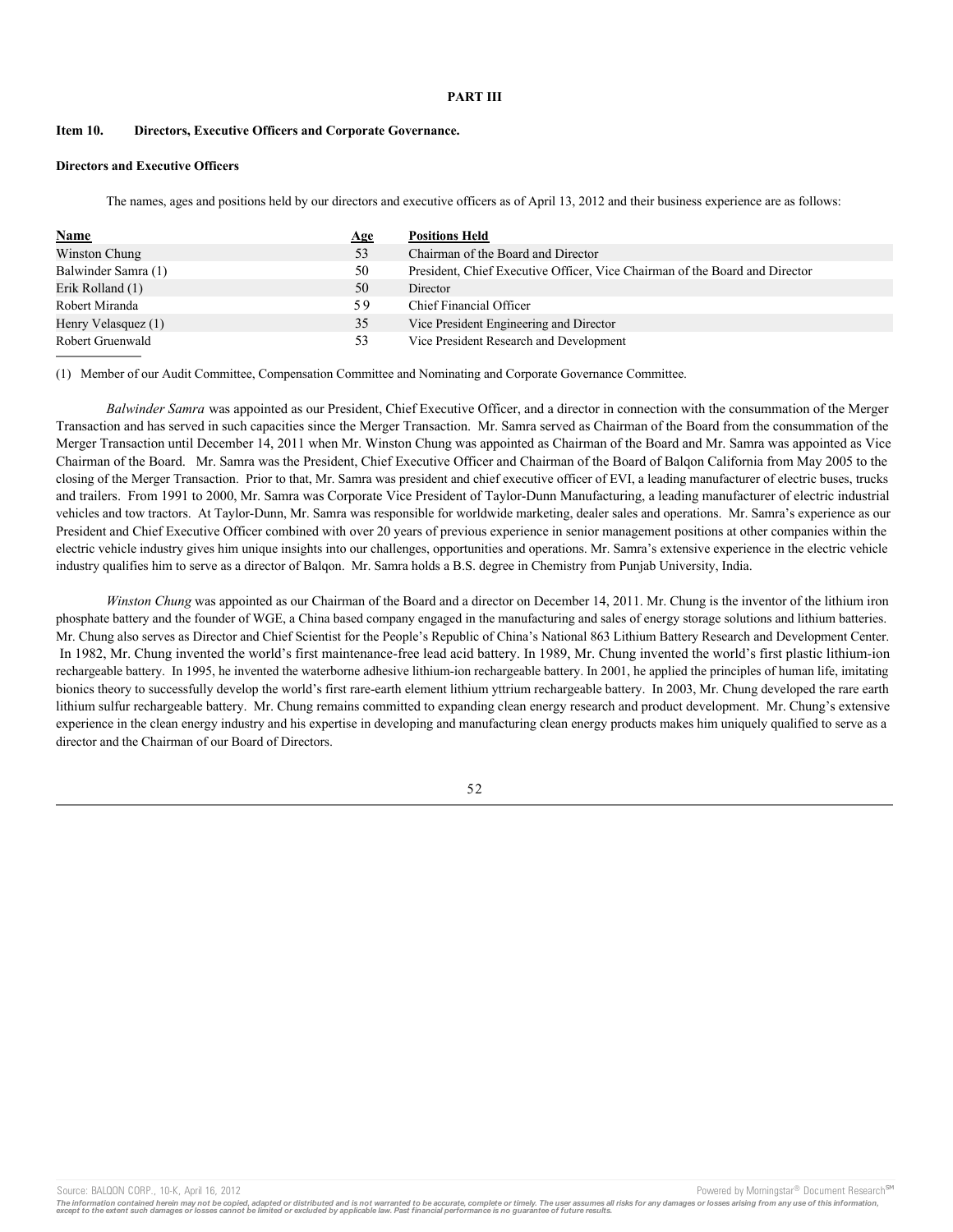## PART III

### Item 10. Directors, Executive Officers and Corporate Governance.

**Directors and Executive Officers**

The names, ages and positions held by our directors and executive officers as of April 13, 2012 and their business experience are as follows:

| Name | Age | Positions Held |
|---|---|---|
| Winston Chung | 53 | Chairman of the Board and Director |
| Balwinder Samra (1) | 50 | President, Chief Executive Officer, Vice Chairman of the Board and Director |
| Erik Rolland (1) | 50 | Director |
| Robert Miranda | 59 | Chief Financial Officer |
| Henry Velasquez (1) | 35 | Vice President Engineering and Director |
| Robert Gruenwald | 53 | Vice President Research and Development |

(1) Member of our Audit Committee, Compensation Committee and Nominating and Corporate Governance Committee.

*Balwinder Samra* was appointed as our President, Chief Executive Officer, and a director in connection with the consummation of the Merger Transaction and has served in such capacities since the Merger Transaction. Mr. Samra served as Chairman of the Board from the consummation of the Merger Transaction until December 14, 2011 when Mr. Winston Chung was appointed as Chairman of the Board and Mr. Samra was appointed as Vice Chairman of the Board. Mr. Samra was the President, Chief Executive Officer and Chairman of the Board of Balqon California from May 2005 to the closing of the Merger Transaction. Prior to that, Mr. Samra was president and chief executive officer of EVI, a leading manufacturer of electric buses, trucks and trailers. From 1991 to 2000, Mr. Samra was Corporate Vice President of Taylor-Dunn Manufacturing, a leading manufacturer of electric industrial vehicles and tow tractors. At Taylor-Dunn, Mr. Samra was responsible for worldwide marketing, dealer sales and operations. Mr. Samra's experience as our President and Chief Executive Officer combined with over 20 years of previous experience in senior management positions at other companies within the electric vehicle industry gives him unique insights into our challenges, opportunities and operations. Mr. Samra's extensive experience in the electric vehicle industry qualifies him to serve as a director of Balqon. Mr. Samra holds a B.S. degree in Chemistry from Punjab University, India.

*Winston Chung* was appointed as our Chairman of the Board and a director on December 14, 2011. Mr. Chung is the inventor of the lithium iron phosphate battery and the founder of WGE, a China based company engaged in the manufacturing and sales of energy storage solutions and lithium batteries. Mr. Chung also serves as Director and Chief Scientist for the People's Republic of China's National 863 Lithium Battery Research and Development Center. In 1982, Mr. Chung invented the world's first maintenance-free lead acid battery. In 1989, Mr. Chung invented the world's first plastic lithium-ion rechargeable battery. In 1995, he invented the waterborne adhesive lithium-ion rechargeable battery. In 2001, he applied the principles of human life, imitating bionics theory to successfully develop the world's first rare-earth element lithium yttrium rechargeable battery. In 2003, Mr. Chung developed the rare earth lithium sulfur rechargeable battery. Mr. Chung remains committed to expanding clean energy research and product development. Mr. Chung's extensive experience in the clean energy industry and his expertise in developing and manufacturing clean energy products makes him uniquely qualified to serve as a director and the Chairman of our Board of Directors.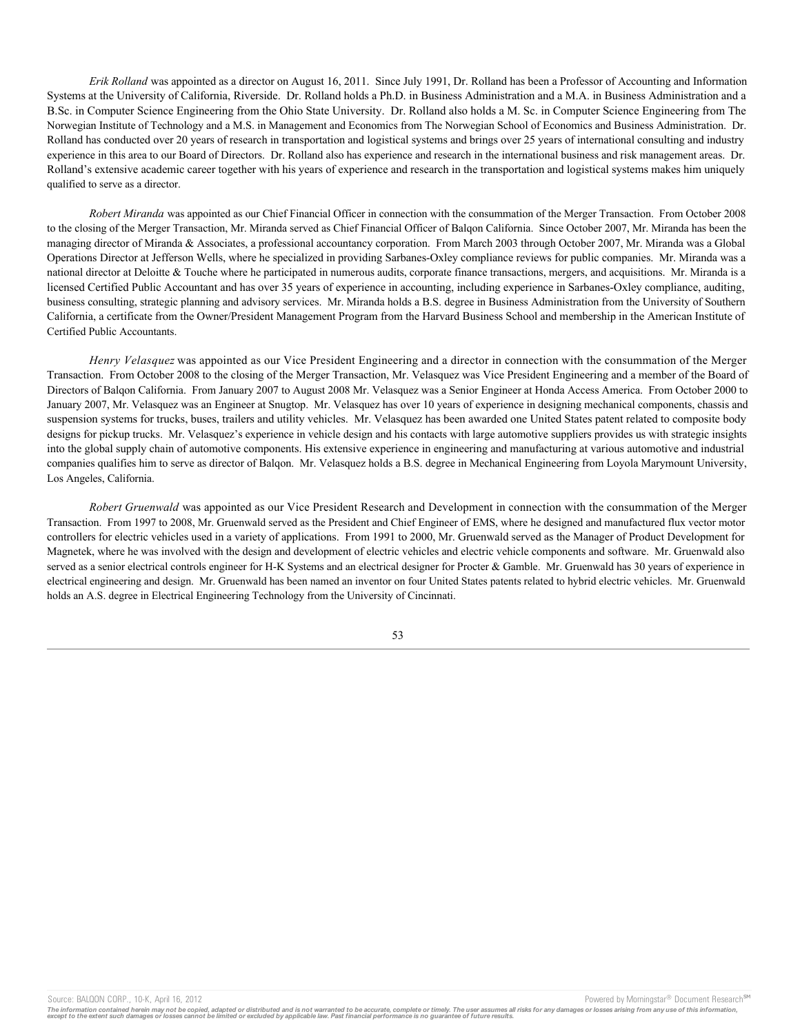*Erik Rolland* was appointed as a director on August 16, 2011. Since July 1991, Dr. Rolland has been a Professor of Accounting and Information Systems at the University of California, Riverside. Dr. Rolland holds a Ph.D. in Business Administration and a M.A. in Business Administration and a B.Sc. in Computer Science Engineering from the Ohio State University. Dr. Rolland also holds a M. Sc. in Computer Science Engineering from The Norwegian Institute of Technology and a M.S. in Management and Economics from The Norwegian School of Economics and Business Administration. Dr. Rolland has conducted over 20 years of research in transportation and logistical systems and brings over 25 years of international consulting and industry experience in this area to our Board of Directors. Dr. Rolland also has experience and research in the international business and risk management areas. Dr. Rolland's extensive academic career together with his years of experience and research in the transportation and logistical systems makes him uniquely qualified to serve as a director.

*Robert Miranda* was appointed as our Chief Financial Officer in connection with the consummation of the Merger Transaction. From October 2008 to the closing of the Merger Transaction, Mr. Miranda served as Chief Financial Officer of Balqon California. Since October 2007, Mr. Miranda has been the managing director of Miranda & Associates, a professional accountancy corporation. From March 2003 through October 2007, Mr. Miranda was a Global Operations Director at Jefferson Wells, where he specialized in providing Sarbanes-Oxley compliance reviews for public companies. Mr. Miranda was a national director at Deloitte & Touche where he participated in numerous audits, corporate finance transactions, mergers, and acquisitions. Mr. Miranda is a licensed Certified Public Accountant and has over 35 years of experience in accounting, including experience in Sarbanes-Oxley compliance, auditing, business consulting, strategic planning and advisory services. Mr. Miranda holds a B.S. degree in Business Administration from the University of Southern California, a certificate from the Owner/President Management Program from the Harvard Business School and membership in the American Institute of Certified Public Accountants.

*Henry Velasquez* was appointed as our Vice President Engineering and a director in connection with the consummation of the Merger Transaction. From October 2008 to the closing of the Merger Transaction, Mr. Velasquez was Vice President Engineering and a member of the Board of Directors of Balqon California. From January 2007 to August 2008 Mr. Velasquez was a Senior Engineer at Honda Access America. From October 2000 to January 2007, Mr. Velasquez was an Engineer at Snugtop. Mr. Velasquez has over 10 years of experience in designing mechanical components, chassis and suspension systems for trucks, buses, trailers and utility vehicles. Mr. Velasquez has been awarded one United States patent related to composite body designs for pickup trucks. Mr. Velasquez's experience in vehicle design and his contacts with large automotive suppliers provides us with strategic insights into the global supply chain of automotive components. His extensive experience in engineering and manufacturing at various automotive and industrial companies qualifies him to serve as director of Balqon. Mr. Velasquez holds a B.S. degree in Mechanical Engineering from Loyola Marymount University, Los Angeles, California.

*Robert Gruenwald* was appointed as our Vice President Research and Development in connection with the consummation of the Merger Transaction. From 1997 to 2008, Mr. Gruenwald served as the President and Chief Engineer of EMS, where he designed and manufactured flux vector motor controllers for electric vehicles used in a variety of applications. From 1991 to 2000, Mr. Gruenwald served as the Manager of Product Development for Magnetek, where he was involved with the design and development of electric vehicles and electric vehicle components and software. Mr. Gruenwald also served as a senior electrical controls engineer for H-K Systems and an electrical designer for Procter & Gamble. Mr. Gruenwald has 30 years of experience in electrical engineering and design. Mr. Gruenwald has been named an inventor on four United States patents related to hybrid electric vehicles. Mr. Gruenwald holds an A.S. degree in Electrical Engineering Technology from the University of Cincinnati.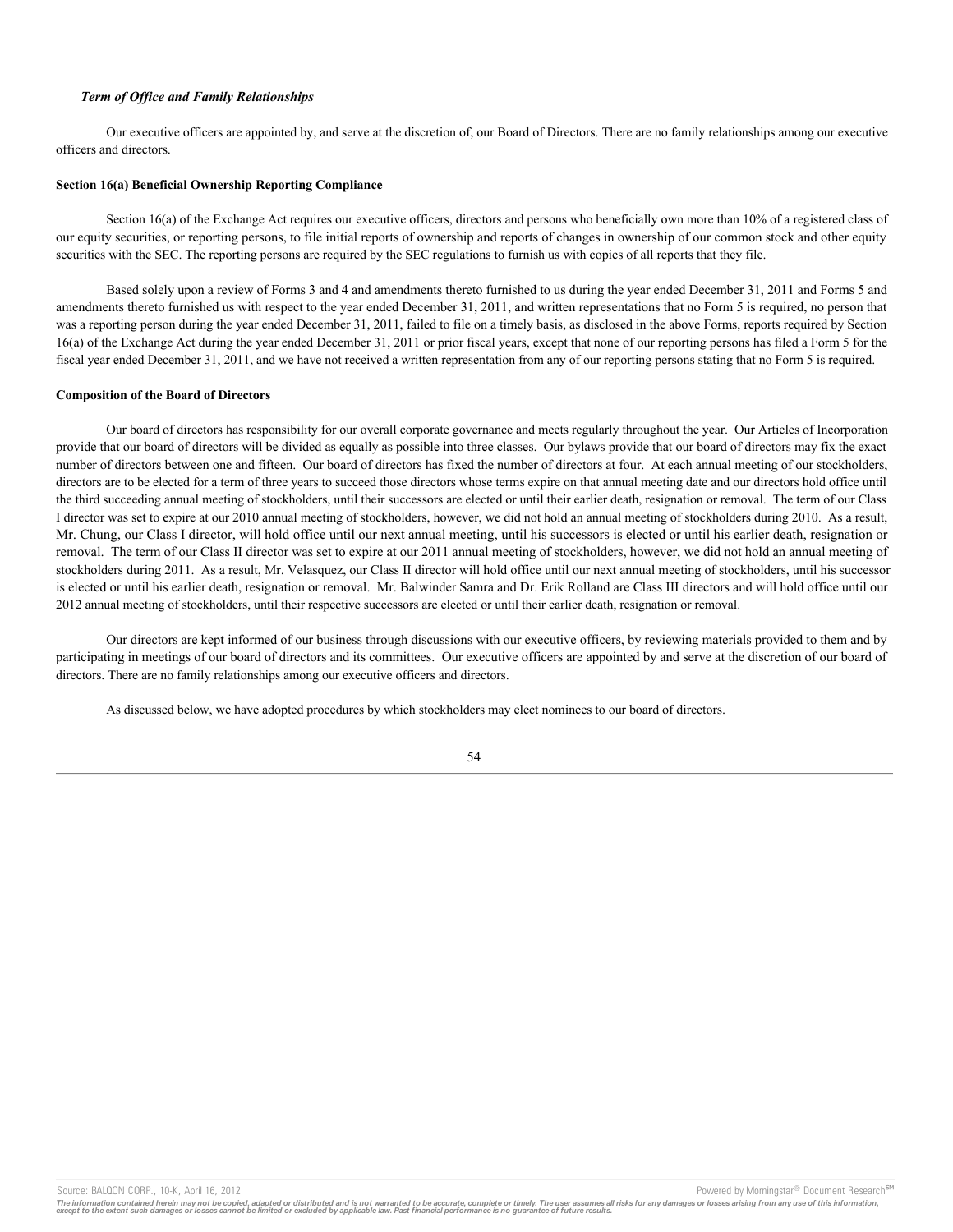### *Term of Office and Family Relationships*

Our executive officers are appointed by, and serve at the discretion of, our Board of Directors. There are no family relationships among our executive officers and directors.

**Section 16(a) Beneficial Ownership Reporting Compliance**

Section 16(a) of the Exchange Act requires our executive officers, directors and persons who beneficially own more than 10% of a registered class of our equity securities, or reporting persons, to file initial reports of ownership and reports of changes in ownership of our common stock and other equity securities with the SEC. The reporting persons are required by the SEC regulations to furnish us with copies of all reports that they file.

Based solely upon a review of Forms 3 and 4 and amendments thereto furnished to us during the year ended December 31, 2011 and Forms 5 and amendments thereto furnished us with respect to the year ended December 31, 2011, and written representations that no Form 5 is required, no person that was a reporting person during the year ended December 31, 2011, failed to file on a timely basis, as disclosed in the above Forms, reports required by Section 16(a) of the Exchange Act during the year ended December 31, 2011 or prior fiscal years, except that none of our reporting persons has filed a Form 5 for the fiscal year ended December 31, 2011, and we have not received a written representation from any of our reporting persons stating that no Form 5 is required.

**Composition of the Board of Directors**

Our board of directors has responsibility for our overall corporate governance and meets regularly throughout the year. Our Articles of Incorporation provide that our board of directors will be divided as equally as possible into three classes. Our bylaws provide that our board of directors may fix the exact number of directors between one and fifteen. Our board of directors has fixed the number of directors at four. At each annual meeting of our stockholders, directors are to be elected for a term of three years to succeed those directors whose terms expire on that annual meeting date and our directors hold office until the third succeeding annual meeting of stockholders, until their successors are elected or until their earlier death, resignation or removal. The term of our Class I director was set to expire at our 2010 annual meeting of stockholders, however, we did not hold an annual meeting of stockholders during 2010. As a result, Mr. Chung, our Class I director, will hold office until our next annual meeting, until his successors is elected or until his earlier death, resignation or removal. The term of our Class II director was set to expire at our 2011 annual meeting of stockholders, however, we did not hold an annual meeting of stockholders during 2011. As a result, Mr. Velasquez, our Class II director will hold office until our next annual meeting of stockholders, until his successor is elected or until his earlier death, resignation or removal. Mr. Balwinder Samra and Dr. Erik Rolland are Class III directors and will hold office until our 2012 annual meeting of stockholders, until their respective successors are elected or until their earlier death, resignation or removal.

Our directors are kept informed of our business through discussions with our executive officers, by reviewing materials provided to them and by participating in meetings of our board of directors and its committees. Our executive officers are appointed by and serve at the discretion of our board of directors. There are no family relationships among our executive officers and directors.

As discussed below, we have adopted procedures by which stockholders may elect nominees to our board of directors.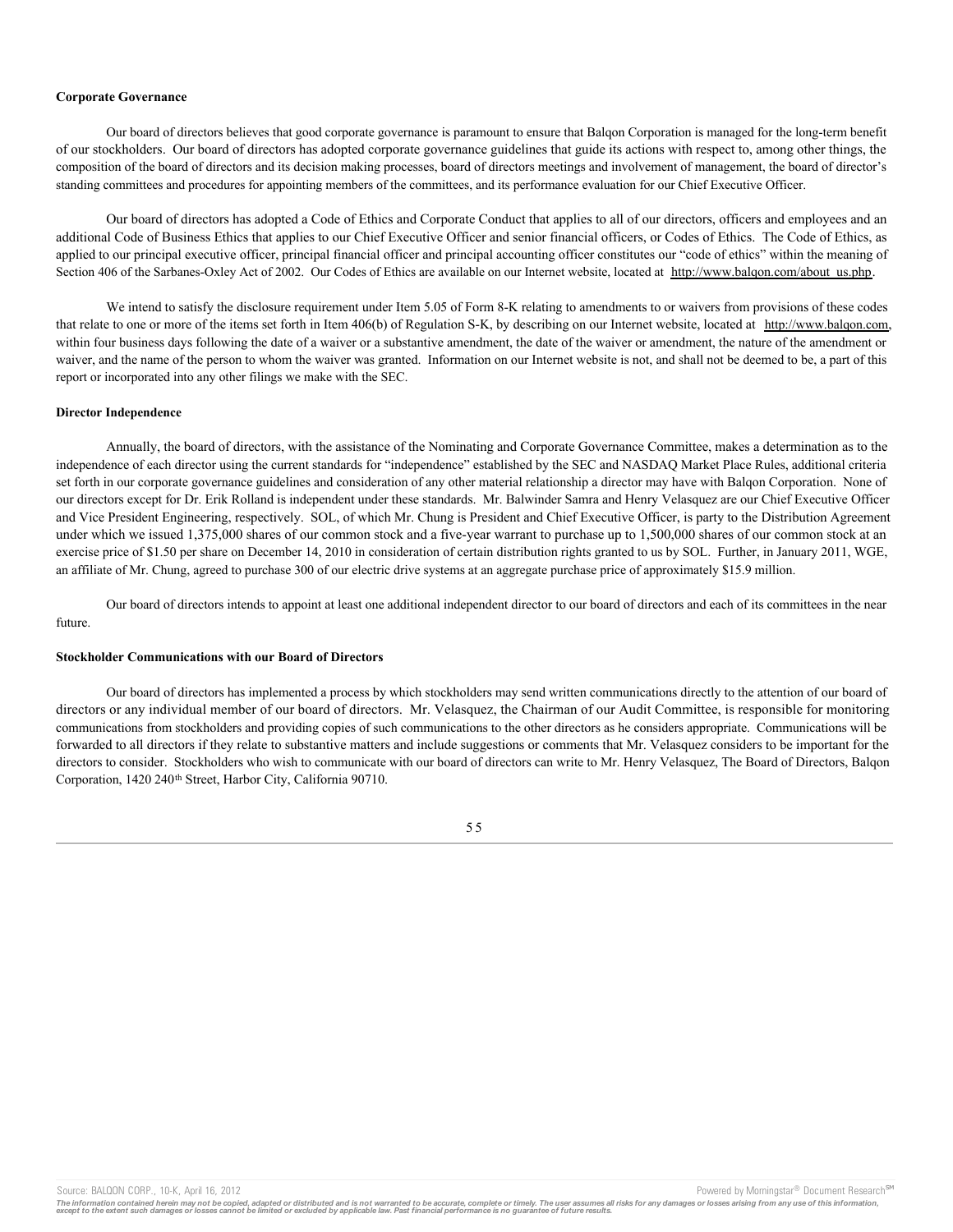**Corporate Governance**

Our board of directors believes that good corporate governance is paramount to ensure that Balqon Corporation is managed for the long-term benefit of our stockholders. Our board of directors has adopted corporate governance guidelines that guide its actions with respect to, among other things, the composition of the board of directors and its decision making processes, board of directors meetings and involvement of management, the board of director's standing committees and procedures for appointing members of the committees, and its performance evaluation for our Chief Executive Officer.

Our board of directors has adopted a Code of Ethics and Corporate Conduct that applies to all of our directors, officers and employees and an additional Code of Business Ethics that applies to our Chief Executive Officer and senior financial officers, or Codes of Ethics. The Code of Ethics, as applied to our principal executive officer, principal financial officer and principal accounting officer constitutes our "code of ethics" within the meaning of Section 406 of the Sarbanes-Oxley Act of 2002. Our Codes of Ethics are available on our Internet website, located at http://www.balqon.com/about_us.php.

We intend to satisfy the disclosure requirement under Item 5.05 of Form 8-K relating to amendments to or waivers from provisions of these codes that relate to one or more of the items set forth in Item 406(b) of Regulation S-K, by describing on our Internet website, located at http://www.balqon.com, within four business days following the date of a waiver or a substantive amendment, the date of the waiver or amendment, the nature of the amendment or waiver, and the name of the person to whom the waiver was granted. Information on our Internet website is not, and shall not be deemed to be, a part of this report or incorporated into any other filings we make with the SEC.

**Director Independence**

Annually, the board of directors, with the assistance of the Nominating and Corporate Governance Committee, makes a determination as to the independence of each director using the current standards for "independence" established by the SEC and NASDAQ Market Place Rules, additional criteria set forth in our corporate governance guidelines and consideration of any other material relationship a director may have with Balqon Corporation. None of our directors except for Dr. Erik Rolland is independent under these standards. Mr. Balwinder Samra and Henry Velasquez are our Chief Executive Officer and Vice President Engineering, respectively. SOL, of which Mr. Chung is President and Chief Executive Officer, is party to the Distribution Agreement under which we issued 1,375,000 shares of our common stock and a five-year warrant to purchase up to 1,500,000 shares of our common stock at an exercise price of $1.50 per share on December 14, 2010 in consideration of certain distribution rights granted to us by SOL. Further, in January 2011, WGE, an affiliate of Mr. Chung, agreed to purchase 300 of our electric drive systems at an aggregate purchase price of approximately $15.9 million.

Our board of directors intends to appoint at least one additional independent director to our board of directors and each of its committees in the near future.

**Stockholder Communications with our Board of Directors**

Our board of directors has implemented a process by which stockholders may send written communications directly to the attention of our board of directors or any individual member of our board of directors. Mr. Velasquez, the Chairman of our Audit Committee, is responsible for monitoring communications from stockholders and providing copies of such communications to the other directors as he considers appropriate. Communications will be forwarded to all directors if they relate to substantive matters and include suggestions or comments that Mr. Velasquez considers to be important for the directors to consider. Stockholders who wish to communicate with our board of directors can write to Mr. Henry Velasquez, The Board of Directors, Balqon Corporation, 1420 240th Street, Harbor City, California 90710.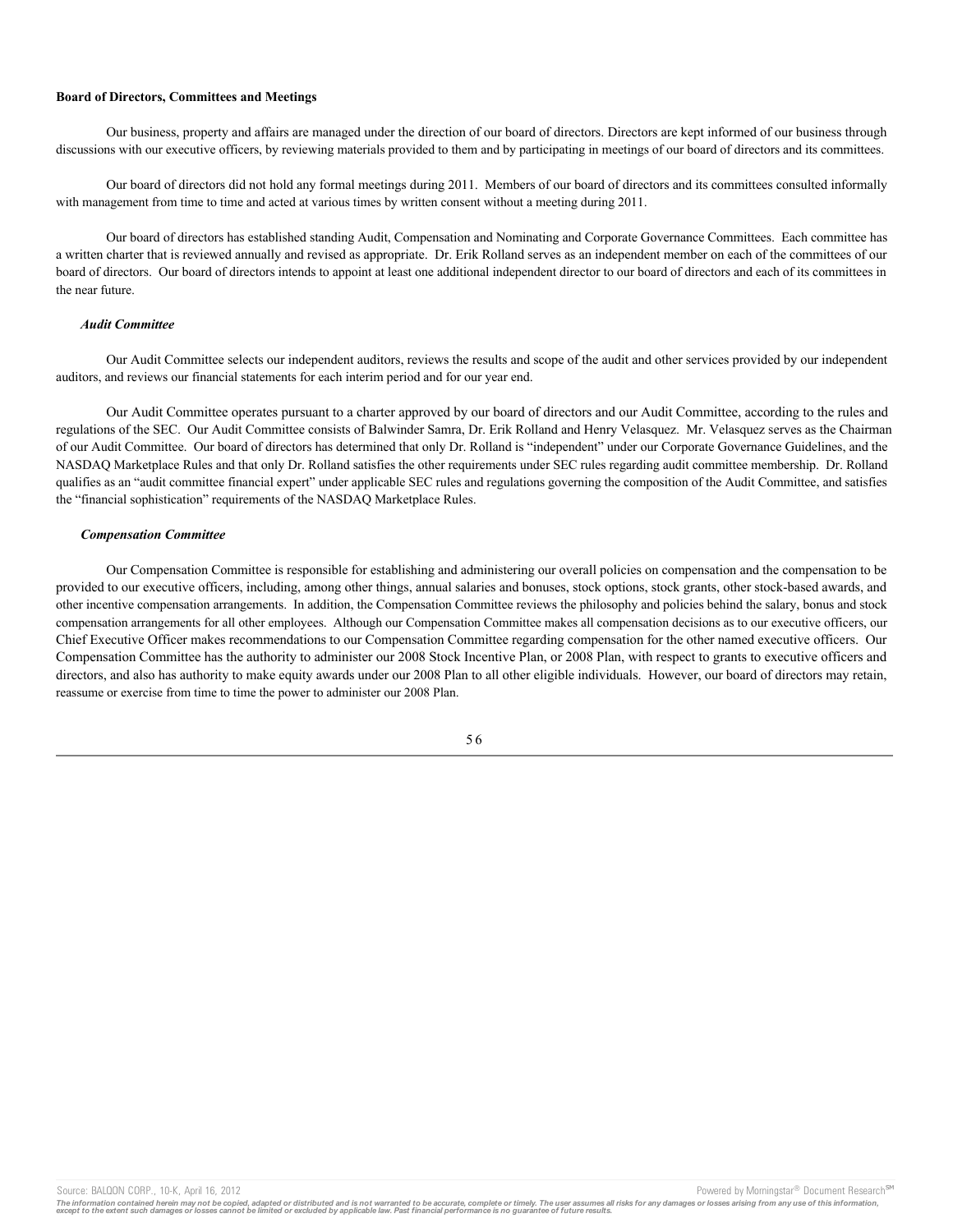**Board of Directors, Committees and Meetings**

Our business, property and affairs are managed under the direction of our board of directors. Directors are kept informed of our business through discussions with our executive officers, by reviewing materials provided to them and by participating in meetings of our board of directors and its committees.

Our board of directors did not hold any formal meetings during 2011. Members of our board of directors and its committees consulted informally with management from time to time and acted at various times by written consent without a meeting during 2011.

Our board of directors has established standing Audit, Compensation and Nominating and Corporate Governance Committees. Each committee has a written charter that is reviewed annually and revised as appropriate. Dr. Erik Rolland serves as an independent member on each of the committees of our board of directors. Our board of directors intends to appoint at least one additional independent director to our board of directors and each of its committees in the near future.

***Audit Committee***

Our Audit Committee selects our independent auditors, reviews the results and scope of the audit and other services provided by our independent auditors, and reviews our financial statements for each interim period and for our year end.

Our Audit Committee operates pursuant to a charter approved by our board of directors and our Audit Committee, according to the rules and regulations of the SEC. Our Audit Committee consists of Balwinder Samra, Dr. Erik Rolland and Henry Velasquez. Mr. Velasquez serves as the Chairman of our Audit Committee. Our board of directors has determined that only Dr. Rolland is "independent" under our Corporate Governance Guidelines, and the NASDAQ Marketplace Rules and that only Dr. Rolland satisfies the other requirements under SEC rules regarding audit committee membership. Dr. Rolland qualifies as an "audit committee financial expert" under applicable SEC rules and regulations governing the composition of the Audit Committee, and satisfies the "financial sophistication" requirements of the NASDAQ Marketplace Rules.

***Compensation Committee***

Our Compensation Committee is responsible for establishing and administering our overall policies on compensation and the compensation to be provided to our executive officers, including, among other things, annual salaries and bonuses, stock options, stock grants, other stock-based awards, and other incentive compensation arrangements. In addition, the Compensation Committee reviews the philosophy and policies behind the salary, bonus and stock compensation arrangements for all other employees. Although our Compensation Committee makes all compensation decisions as to our executive officers, our Chief Executive Officer makes recommendations to our Compensation Committee regarding compensation for the other named executive officers. Our Compensation Committee has the authority to administer our 2008 Stock Incentive Plan, or 2008 Plan, with respect to grants to executive officers and directors, and also has authority to make equity awards under our 2008 Plan to all other eligible individuals. However, our board of directors may retain, reassume or exercise from time to time the power to administer our 2008 Plan.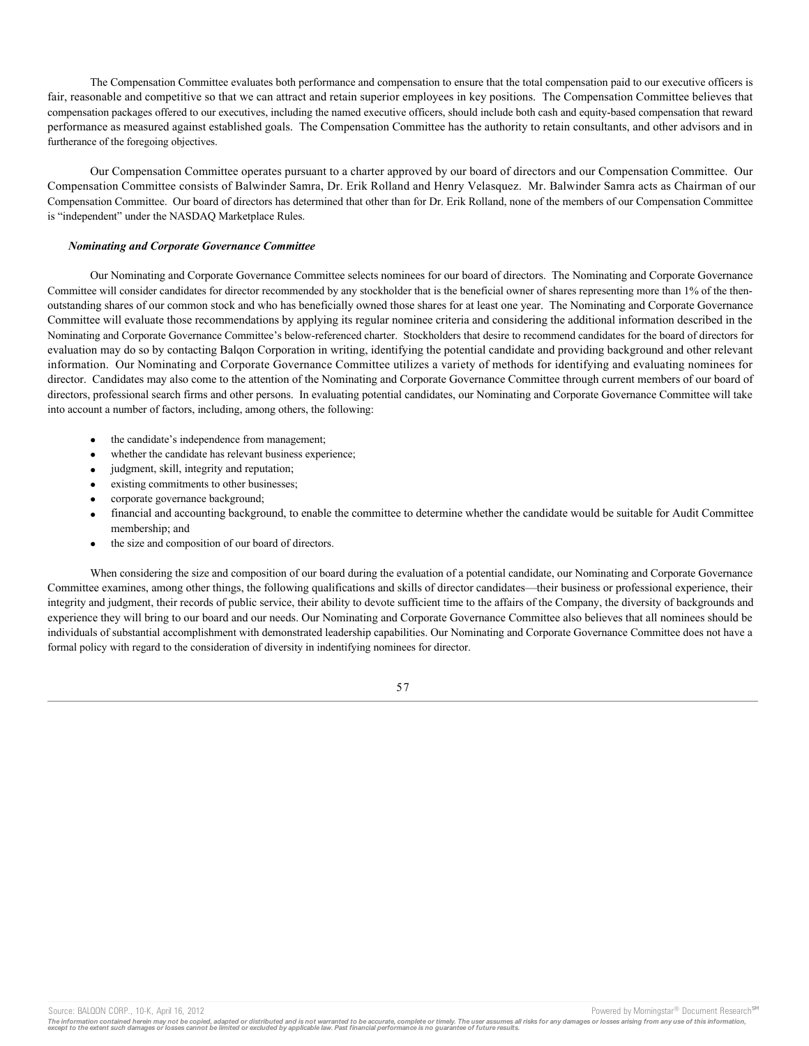The Compensation Committee evaluates both performance and compensation to ensure that the total compensation paid to our executive officers is fair, reasonable and competitive so that we can attract and retain superior employees in key positions. The Compensation Committee believes that compensation packages offered to our executives, including the named executive officers, should include both cash and equity-based compensation that reward performance as measured against established goals. The Compensation Committee has the authority to retain consultants, and other advisors and in furtherance of the foregoing objectives.

Our Compensation Committee operates pursuant to a charter approved by our board of directors and our Compensation Committee. Our Compensation Committee consists of Balwinder Samra, Dr. Erik Rolland and Henry Velasquez. Mr. Balwinder Samra acts as Chairman of our Compensation Committee. Our board of directors has determined that other than for Dr. Erik Rolland, none of the members of our Compensation Committee is "independent" under the NASDAQ Marketplace Rules.

***Nominating and Corporate Governance Committee***

Our Nominating and Corporate Governance Committee selects nominees for our board of directors. The Nominating and Corporate Governance Committee will consider candidates for director recommended by any stockholder that is the beneficial owner of shares representing more than 1% of the then-outstanding shares of our common stock and who has beneficially owned those shares for at least one year. The Nominating and Corporate Governance Committee will evaluate those recommendations by applying its regular nominee criteria and considering the additional information described in the Nominating and Corporate Governance Committee's below-referenced charter. Stockholders that desire to recommend candidates for the board of directors for evaluation may do so by contacting Balqon Corporation in writing, identifying the potential candidate and providing background and other relevant information. Our Nominating and Corporate Governance Committee utilizes a variety of methods for identifying and evaluating nominees for director. Candidates may also come to the attention of the Nominating and Corporate Governance Committee through current members of our board of directors, professional search firms and other persons. In evaluating potential candidates, our Nominating and Corporate Governance Committee will take into account a number of factors, including, among others, the following:

- the candidate's independence from management;
- whether the candidate has relevant business experience;
- judgment, skill, integrity and reputation;
- existing commitments to other businesses;
- corporate governance background;
- financial and accounting background, to enable the committee to determine whether the candidate would be suitable for Audit Committee membership; and
- the size and composition of our board of directors.

When considering the size and composition of our board during the evaluation of a potential candidate, our Nominating and Corporate Governance Committee examines, among other things, the following qualifications and skills of director candidates—their business or professional experience, their integrity and judgment, their records of public service, their ability to devote sufficient time to the affairs of the Company, the diversity of backgrounds and experience they will bring to our board and our needs. Our Nominating and Corporate Governance Committee also believes that all nominees should be individuals of substantial accomplishment with demonstrated leadership capabilities. Our Nominating and Corporate Governance Committee does not have a formal policy with regard to the consideration of diversity in indentifying nominees for director.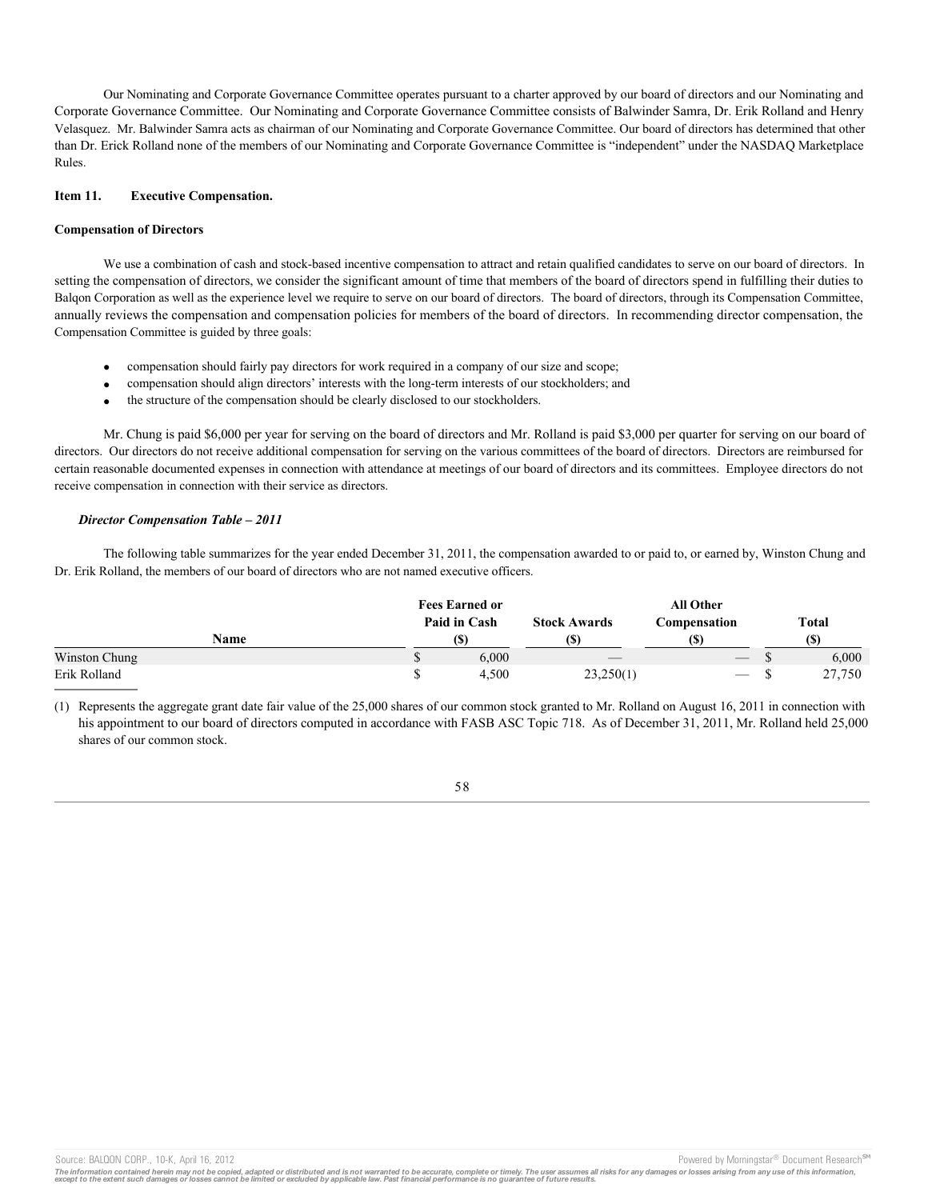Our Nominating and Corporate Governance Committee operates pursuant to a charter approved by our board of directors and our Nominating and Corporate Governance Committee. Our Nominating and Corporate Governance Committee consists of Balwinder Samra, Dr. Erik Rolland and Henry Velasquez. Mr. Balwinder Samra acts as chairman of our Nominating and Corporate Governance Committee. Our board of directors has determined that other than Dr. Erick Rolland none of the members of our Nominating and Corporate Governance Committee is "independent" under the NASDAQ Marketplace Rules.

## Item 11. Executive Compensation.

### Compensation of Directors

We use a combination of cash and stock-based incentive compensation to attract and retain qualified candidates to serve on our board of directors. In setting the compensation of directors, we consider the significant amount of time that members of the board of directors spend in fulfilling their duties to Balqon Corporation as well as the experience level we require to serve on our board of directors. The board of directors, through its Compensation Committee, annually reviews the compensation and compensation policies for members of the board of directors. In recommending director compensation, the Compensation Committee is guided by three goals:

- compensation should fairly pay directors for work required in a company of our size and scope;
- compensation should align directors' interests with the long-term interests of our stockholders; and
- the structure of the compensation should be clearly disclosed to our stockholders.

Mr. Chung is paid $6,000 per year for serving on the board of directors and Mr. Rolland is paid $3,000 per quarter for serving on our board of directors. Our directors do not receive additional compensation for serving on the various committees of the board of directors. Directors are reimbursed for certain reasonable documented expenses in connection with attendance at meetings of our board of directors and its committees. Employee directors do not receive compensation in connection with their service as directors.

### *Director Compensation Table – 2011*

The following table summarizes for the year ended December 31, 2011, the compensation awarded to or paid to, or earned by, Winston Chung and Dr. Erik Rolland, the members of our board of directors who are not named executive officers.

| Name | Fees Earned or Paid in Cash ($) | Stock Awards ($) | All Other Compensation ($) | Total ($) |
|---|---|---|---|---|
| Winston Chung | $ 6,000 | — | — | $ 6,000 |
| Erik Rolland | $ 4,500 | 23,250(1) | — | $ 27,750 |

(1) Represents the aggregate grant date fair value of the 25,000 shares of our common stock granted to Mr. Rolland on August 16, 2011 in connection with his appointment to our board of directors computed in accordance with FASB ASC Topic 718. As of December 31, 2011, Mr. Rolland held 25,000 shares of our common stock.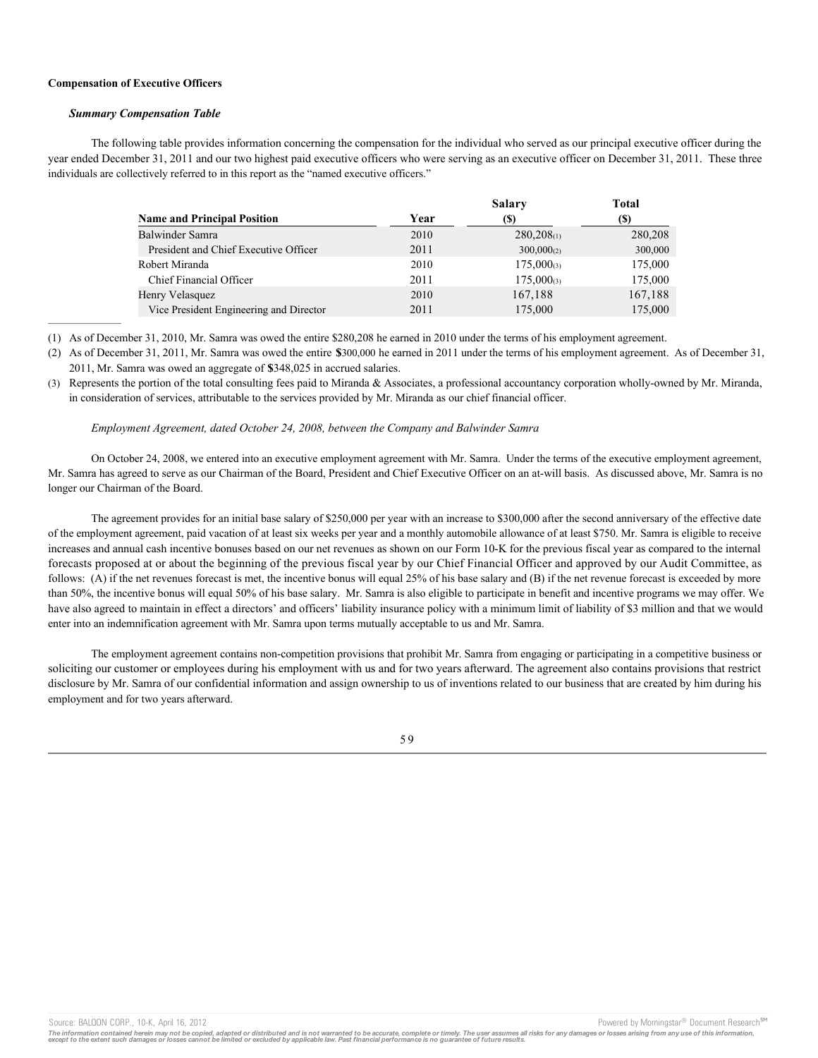**Compensation of Executive Officers**

***Summary Compensation Table***

The following table provides information concerning the compensation for the individual who served as our principal executive officer during the year ended December 31, 2011 and our two highest paid executive officers who were serving as an executive officer on December 31, 2011. These three individuals are collectively referred to in this report as the "named executive officers."

| Name and Principal Position | Year | Salary ($) | Total ($) |
|---|---|---|---|
| Balwinder Samra | 2010 | 280,208(1) | 280,208 |
| President and Chief Executive Officer | 2011 | 300,000(2) | 300,000 |
| Robert Miranda | 2010 | 175,000(3) | 175,000 |
| Chief Financial Officer | 2011 | 175,000(3) | 175,000 |
| Henry Velasquez | 2010 | 167,188 | 167,188 |
| Vice President Engineering and Director | 2011 | 175,000 | 175,000 |

(1) As of December 31, 2010, Mr. Samra was owed the entire $280,208 he earned in 2010 under the terms of his employment agreement.

(2) As of December 31, 2011, Mr. Samra was owed the entire $300,000 he earned in 2011 under the terms of his employment agreement. As of December 31, 2011, Mr. Samra was owed an aggregate of $348,025 in accrued salaries.

(3) Represents the portion of the total consulting fees paid to Miranda & Associates, a professional accountancy corporation wholly-owned by Mr. Miranda, in consideration of services, attributable to the services provided by Mr. Miranda as our chief financial officer.

*Employment Agreement, dated October 24, 2008, between the Company and Balwinder Samra*

On October 24, 2008, we entered into an executive employment agreement with Mr. Samra. Under the terms of the executive employment agreement, Mr. Samra has agreed to serve as our Chairman of the Board, President and Chief Executive Officer on an at-will basis. As discussed above, Mr. Samra is no longer our Chairman of the Board.

The agreement provides for an initial base salary of $250,000 per year with an increase to $300,000 after the second anniversary of the effective date of the employment agreement, paid vacation of at least six weeks per year and a monthly automobile allowance of at least $750. Mr. Samra is eligible to receive increases and annual cash incentive bonuses based on our net revenues as shown on our Form 10-K for the previous fiscal year as compared to the internal forecasts proposed at or about the beginning of the previous fiscal year by our Chief Financial Officer and approved by our Audit Committee, as follows: (A) if the net revenues forecast is met, the incentive bonus will equal 25% of his base salary and (B) if the net revenue forecast is exceeded by more than 50%, the incentive bonus will equal 50% of his base salary. Mr. Samra is also eligible to participate in benefit and incentive programs we may offer. We have also agreed to maintain in effect a directors' and officers' liability insurance policy with a minimum limit of liability of $3 million and that we would enter into an indemnification agreement with Mr. Samra upon terms mutually acceptable to us and Mr. Samra.

The employment agreement contains non-competition provisions that prohibit Mr. Samra from engaging or participating in a competitive business or soliciting our customer or employees during his employment with us and for two years afterward. The agreement also contains provisions that restrict disclosure by Mr. Samra of our confidential information and assign ownership to us of inventions related to our business that are created by him during his employment and for two years afterward.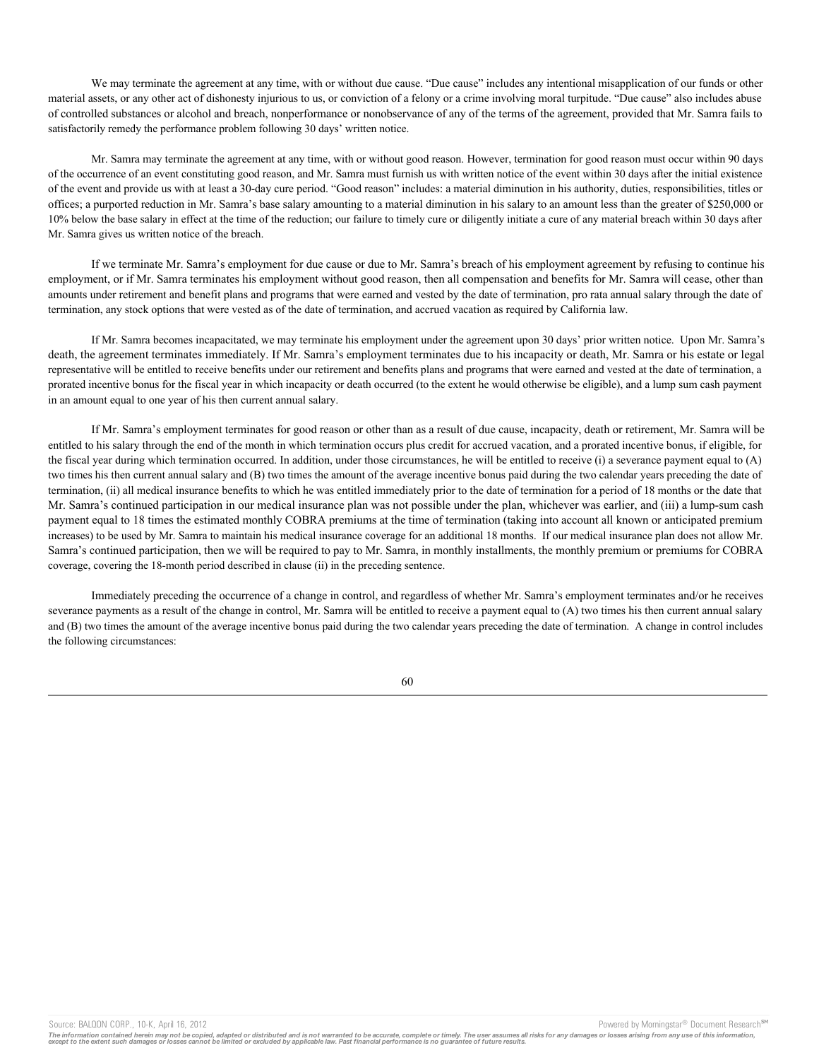We may terminate the agreement at any time, with or without due cause. "Due cause" includes any intentional misapplication of our funds or other material assets, or any other act of dishonesty injurious to us, or conviction of a felony or a crime involving moral turpitude. "Due cause" also includes abuse of controlled substances or alcohol and breach, nonperformance or nonobservance of any of the terms of the agreement, provided that Mr. Samra fails to satisfactorily remedy the performance problem following 30 days' written notice.

Mr. Samra may terminate the agreement at any time, with or without good reason. However, termination for good reason must occur within 90 days of the occurrence of an event constituting good reason, and Mr. Samra must furnish us with written notice of the event within 30 days after the initial existence of the event and provide us with at least a 30-day cure period. "Good reason" includes: a material diminution in his authority, duties, responsibilities, titles or offices; a purported reduction in Mr. Samra's base salary amounting to a material diminution in his salary to an amount less than the greater of $250,000 or 10% below the base salary in effect at the time of the reduction; our failure to timely cure or diligently initiate a cure of any material breach within 30 days after Mr. Samra gives us written notice of the breach.

If we terminate Mr. Samra's employment for due cause or due to Mr. Samra's breach of his employment agreement by refusing to continue his employment, or if Mr. Samra terminates his employment without good reason, then all compensation and benefits for Mr. Samra will cease, other than amounts under retirement and benefit plans and programs that were earned and vested by the date of termination, pro rata annual salary through the date of termination, any stock options that were vested as of the date of termination, and accrued vacation as required by California law.

If Mr. Samra becomes incapacitated, we may terminate his employment under the agreement upon 30 days' prior written notice. Upon Mr. Samra's death, the agreement terminates immediately. If Mr. Samra's employment terminates due to his incapacity or death, Mr. Samra or his estate or legal representative will be entitled to receive benefits under our retirement and benefits plans and programs that were earned and vested at the date of termination, a prorated incentive bonus for the fiscal year in which incapacity or death occurred (to the extent he would otherwise be eligible), and a lump sum cash payment in an amount equal to one year of his then current annual salary.

If Mr. Samra's employment terminates for good reason or other than as a result of due cause, incapacity, death or retirement, Mr. Samra will be entitled to his salary through the end of the month in which termination occurs plus credit for accrued vacation, and a prorated incentive bonus, if eligible, for the fiscal year during which termination occurred. In addition, under those circumstances, he will be entitled to receive (i) a severance payment equal to (A) two times his then current annual salary and (B) two times the amount of the average incentive bonus paid during the two calendar years preceding the date of termination, (ii) all medical insurance benefits to which he was entitled immediately prior to the date of termination for a period of 18 months or the date that Mr. Samra's continued participation in our medical insurance plan was not possible under the plan, whichever was earlier, and (iii) a lump-sum cash payment equal to 18 times the estimated monthly COBRA premiums at the time of termination (taking into account all known or anticipated premium increases) to be used by Mr. Samra to maintain his medical insurance coverage for an additional 18 months. If our medical insurance plan does not allow Mr. Samra's continued participation, then we will be required to pay to Mr. Samra, in monthly installments, the monthly premium or premiums for COBRA coverage, covering the 18-month period described in clause (ii) in the preceding sentence.

Immediately preceding the occurrence of a change in control, and regardless of whether Mr. Samra's employment terminates and/or he receives severance payments as a result of the change in control, Mr. Samra will be entitled to receive a payment equal to (A) two times his then current annual salary and (B) two times the amount of the average incentive bonus paid during the two calendar years preceding the date of termination. A change in control includes the following circumstances: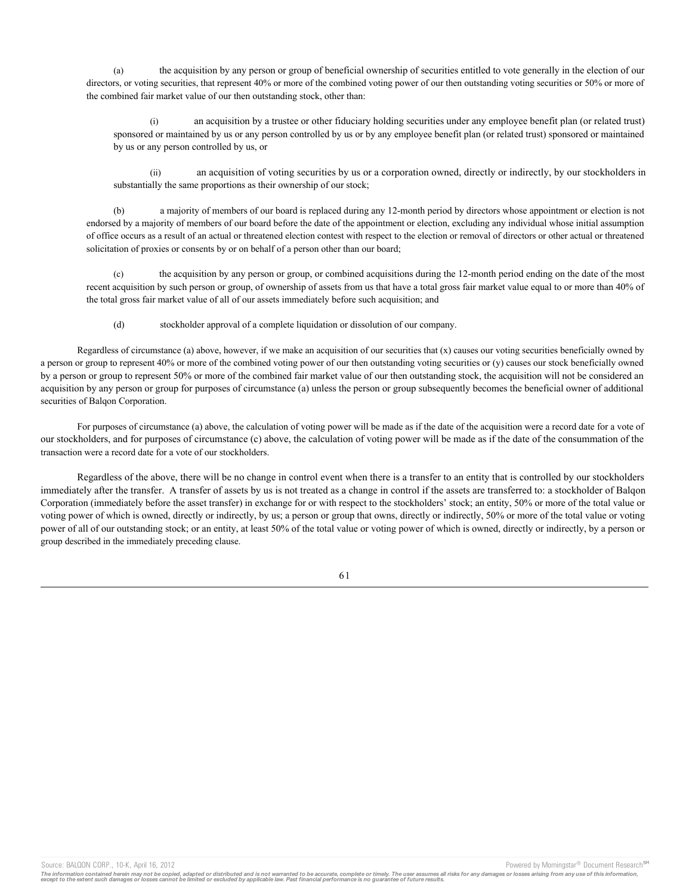(a) the acquisition by any person or group of beneficial ownership of securities entitled to vote generally in the election of our directors, or voting securities, that represent 40% or more of the combined voting power of our then outstanding voting securities or 50% or more of the combined fair market value of our then outstanding stock, other than:

(i) an acquisition by a trustee or other fiduciary holding securities under any employee benefit plan (or related trust) sponsored or maintained by us or any person controlled by us or by any employee benefit plan (or related trust) sponsored or maintained by us or any person controlled by us, or

(ii) an acquisition of voting securities by us or a corporation owned, directly or indirectly, by our stockholders in substantially the same proportions as their ownership of our stock;

(b) a majority of members of our board is replaced during any 12-month period by directors whose appointment or election is not endorsed by a majority of members of our board before the date of the appointment or election, excluding any individual whose initial assumption of office occurs as a result of an actual or threatened election contest with respect to the election or removal of directors or other actual or threatened solicitation of proxies or consents by or on behalf of a person other than our board;

(c) the acquisition by any person or group, or combined acquisitions during the 12-month period ending on the date of the most recent acquisition by such person or group, of ownership of assets from us that have a total gross fair market value equal to or more than 40% of the total gross fair market value of all of our assets immediately before such acquisition; and

(d) stockholder approval of a complete liquidation or dissolution of our company.

Regardless of circumstance (a) above, however, if we make an acquisition of our securities that (x) causes our voting securities beneficially owned by a person or group to represent 40% or more of the combined voting power of our then outstanding voting securities or (y) causes our stock beneficially owned by a person or group to represent 50% or more of the combined fair market value of our then outstanding stock, the acquisition will not be considered an acquisition by any person or group for purposes of circumstance (a) unless the person or group subsequently becomes the beneficial owner of additional securities of Balqon Corporation.

For purposes of circumstance (a) above, the calculation of voting power will be made as if the date of the acquisition were a record date for a vote of our stockholders, and for purposes of circumstance (c) above, the calculation of voting power will be made as if the date of the consummation of the transaction were a record date for a vote of our stockholders.

Regardless of the above, there will be no change in control event when there is a transfer to an entity that is controlled by our stockholders immediately after the transfer. A transfer of assets by us is not treated as a change in control if the assets are transferred to: a stockholder of Balqon Corporation (immediately before the asset transfer) in exchange for or with respect to the stockholders' stock; an entity, 50% or more of the total value or voting power of which is owned, directly or indirectly, by us; a person or group that owns, directly or indirectly, 50% or more of the total value or voting power of all of our outstanding stock; or an entity, at least 50% of the total value or voting power of which is owned, directly or indirectly, by a person or group described in the immediately preceding clause.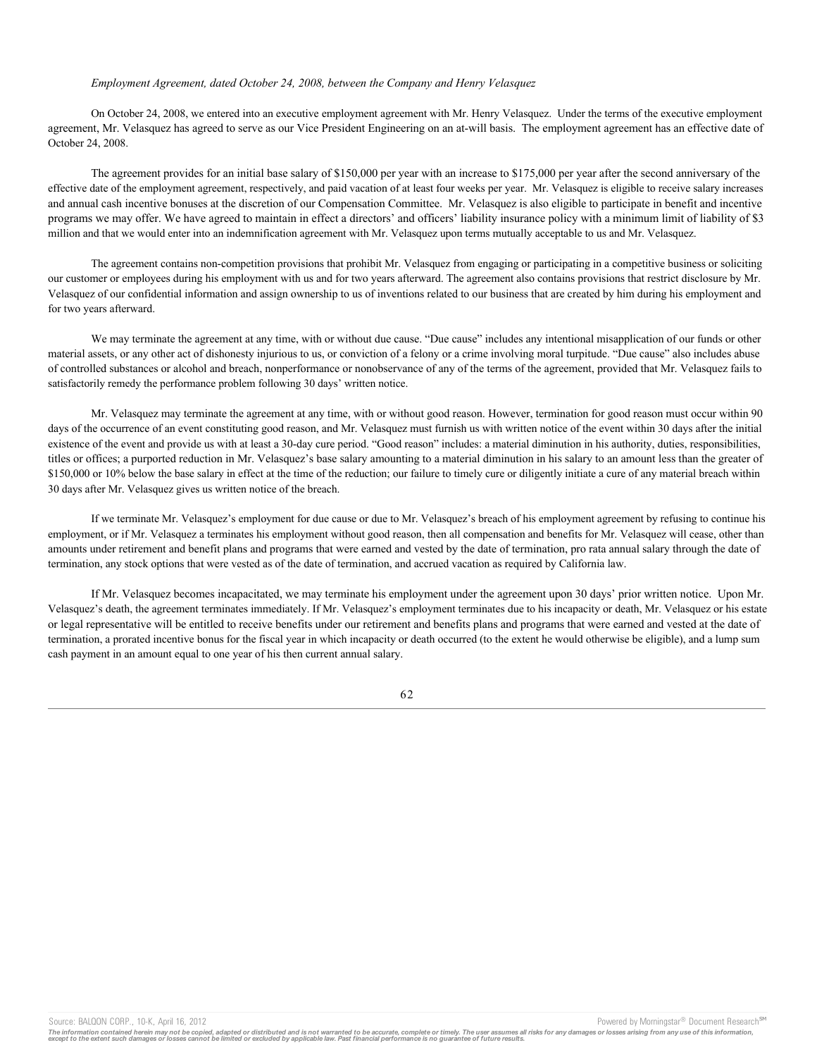*Employment Agreement, dated October 24, 2008, between the Company and Henry Velasquez*

On October 24, 2008, we entered into an executive employment agreement with Mr. Henry Velasquez. Under the terms of the executive employment agreement, Mr. Velasquez has agreed to serve as our Vice President Engineering on an at-will basis. The employment agreement has an effective date of October 24, 2008.

The agreement provides for an initial base salary of $150,000 per year with an increase to $175,000 per year after the second anniversary of the effective date of the employment agreement, respectively, and paid vacation of at least four weeks per year. Mr. Velasquez is eligible to receive salary increases and annual cash incentive bonuses at the discretion of our Compensation Committee. Mr. Velasquez is also eligible to participate in benefit and incentive programs we may offer. We have agreed to maintain in effect a directors' and officers' liability insurance policy with a minimum limit of liability of $3 million and that we would enter into an indemnification agreement with Mr. Velasquez upon terms mutually acceptable to us and Mr. Velasquez.

The agreement contains non-competition provisions that prohibit Mr. Velasquez from engaging or participating in a competitive business or soliciting our customer or employees during his employment with us and for two years afterward. The agreement also contains provisions that restrict disclosure by Mr. Velasquez of our confidential information and assign ownership to us of inventions related to our business that are created by him during his employment and for two years afterward.

We may terminate the agreement at any time, with or without due cause. "Due cause" includes any intentional misapplication of our funds or other material assets, or any other act of dishonesty injurious to us, or conviction of a felony or a crime involving moral turpitude. "Due cause" also includes abuse of controlled substances or alcohol and breach, nonperformance or nonobservance of any of the terms of the agreement, provided that Mr. Velasquez fails to satisfactorily remedy the performance problem following 30 days' written notice.

Mr. Velasquez may terminate the agreement at any time, with or without good reason. However, termination for good reason must occur within 90 days of the occurrence of an event constituting good reason, and Mr. Velasquez must furnish us with written notice of the event within 30 days after the initial existence of the event and provide us with at least a 30-day cure period. "Good reason" includes: a material diminution in his authority, duties, responsibilities, titles or offices; a purported reduction in Mr. Velasquez's base salary amounting to a material diminution in his salary to an amount less than the greater of $150,000 or 10% below the base salary in effect at the time of the reduction; our failure to timely cure or diligently initiate a cure of any material breach within 30 days after Mr. Velasquez gives us written notice of the breach.

If we terminate Mr. Velasquez's employment for due cause or due to Mr. Velasquez's breach of his employment agreement by refusing to continue his employment, or if Mr. Velasquez a terminates his employment without good reason, then all compensation and benefits for Mr. Velasquez will cease, other than amounts under retirement and benefit plans and programs that were earned and vested by the date of termination, pro rata annual salary through the date of termination, any stock options that were vested as of the date of termination, and accrued vacation as required by California law.

If Mr. Velasquez becomes incapacitated, we may terminate his employment under the agreement upon 30 days' prior written notice. Upon Mr. Velasquez's death, the agreement terminates immediately. If Mr. Velasquez's employment terminates due to his incapacity or death, Mr. Velasquez or his estate or legal representative will be entitled to receive benefits under our retirement and benefits plans and programs that were earned and vested at the date of termination, a prorated incentive bonus for the fiscal year in which incapacity or death occurred (to the extent he would otherwise be eligible), and a lump sum cash payment in an amount equal to one year of his then current annual salary.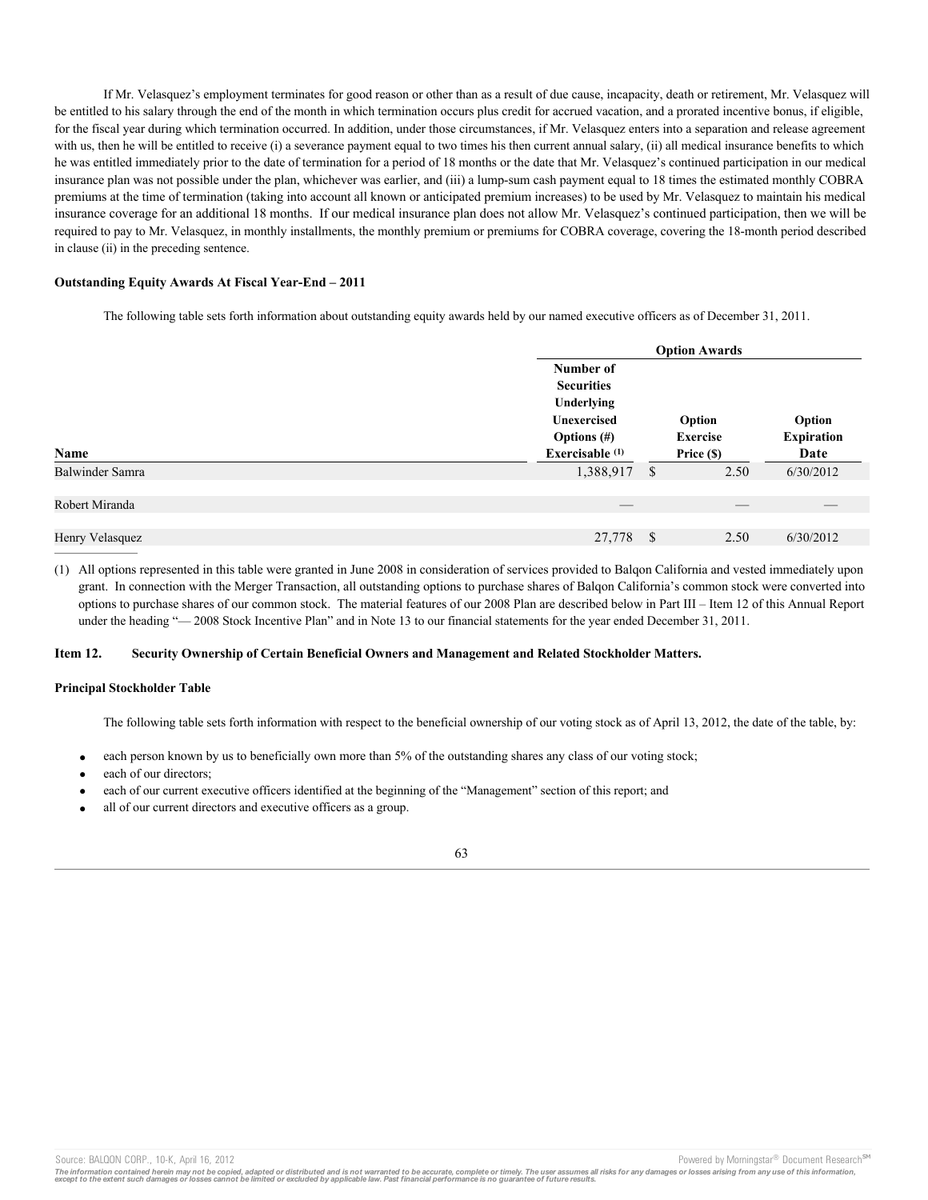If Mr. Velasquez's employment terminates for good reason or other than as a result of due cause, incapacity, death or retirement, Mr. Velasquez will be entitled to his salary through the end of the month in which termination occurs plus credit for accrued vacation, and a prorated incentive bonus, if eligible, for the fiscal year during which termination occurred. In addition, under those circumstances, if Mr. Velasquez enters into a separation and release agreement with us, then he will be entitled to receive (i) a severance payment equal to two times his then current annual salary, (ii) all medical insurance benefits to which he was entitled immediately prior to the date of termination for a period of 18 months or the date that Mr. Velasquez's continued participation in our medical insurance plan was not possible under the plan, whichever was earlier, and (iii) a lump-sum cash payment equal to 18 times the estimated monthly COBRA premiums at the time of termination (taking into account all known or anticipated premium increases) to be used by Mr. Velasquez to maintain his medical insurance coverage for an additional 18 months. If our medical insurance plan does not allow Mr. Velasquez's continued participation, then we will be required to pay to Mr. Velasquez, in monthly installments, the monthly premium or premiums for COBRA coverage, covering the 18-month period described in clause (ii) in the preceding sentence.

**Outstanding Equity Awards At Fiscal Year-End – 2011**

The following table sets forth information about outstanding equity awards held by our named executive officers as of December 31, 2011.

| | Option Awards | | |
|---|---|---|---|
| **Name** | **Number of Securities Underlying Unexercised Options (#) Exercisable (1)** | **Option Exercise Price ($)** | **Option Expiration Date** |
| Balwinder Samra | 1,388,917 | $ 2.50 | 6/30/2012 |
| Robert Miranda | — | — | — |
| Henry Velasquez | 27,778 | $ 2.50 | 6/30/2012 |

(1) All options represented in this table were granted in June 2008 in consideration of services provided to Balqon California and vested immediately upon grant. In connection with the Merger Transaction, all outstanding options to purchase shares of Balqon California's common stock were converted into options to purchase shares of our common stock. The material features of our 2008 Plan are described below in Part III – Item 12 of this Annual Report under the heading "— 2008 Stock Incentive Plan" and in Note 13 to our financial statements for the year ended December 31, 2011.

## Item 12. Security Ownership of Certain Beneficial Owners and Management and Related Stockholder Matters.

**Principal Stockholder Table**

The following table sets forth information with respect to the beneficial ownership of our voting stock as of April 13, 2012, the date of the table, by:

- each person known by us to beneficially own more than 5% of the outstanding shares any class of our voting stock;
- each of our directors;
- each of our current executive officers identified at the beginning of the "Management" section of this report; and
- all of our current directors and executive officers as a group.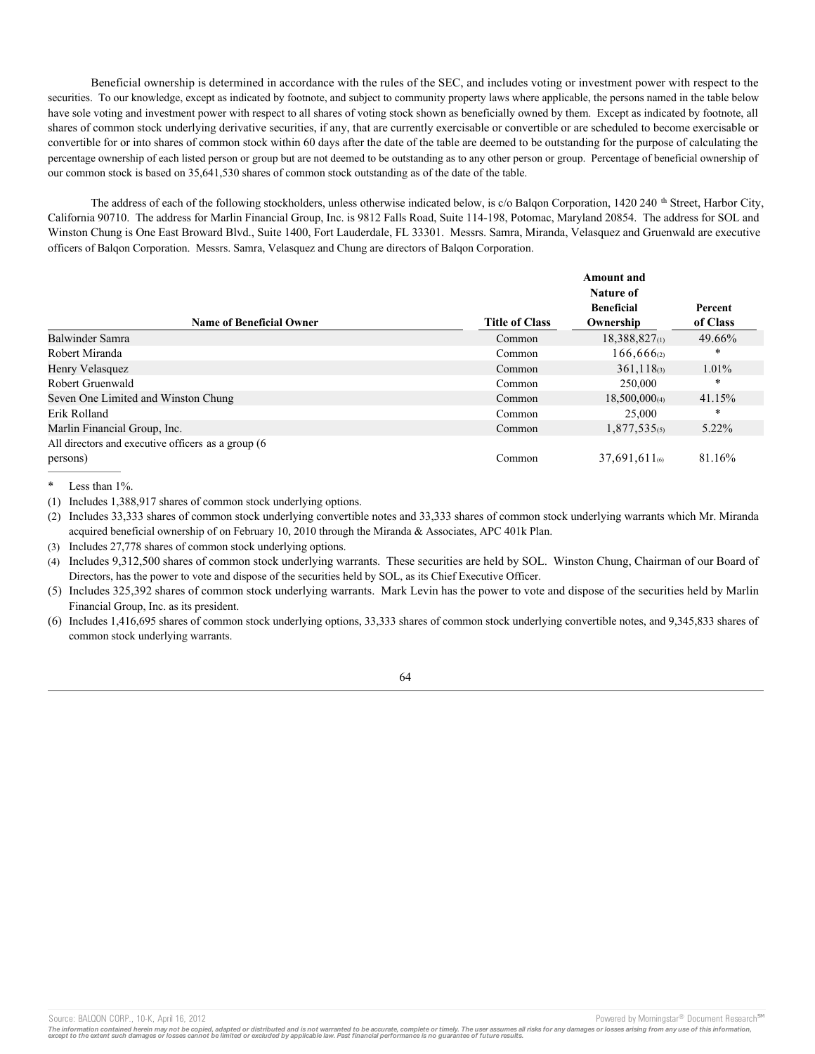Beneficial ownership is determined in accordance with the rules of the SEC, and includes voting or investment power with respect to the securities. To our knowledge, except as indicated by footnote, and subject to community property laws where applicable, the persons named in the table below have sole voting and investment power with respect to all shares of voting stock shown as beneficially owned by them. Except as indicated by footnote, all shares of common stock underlying derivative securities, if any, that are currently exercisable or convertible or are scheduled to become exercisable or convertible for or into shares of common stock within 60 days after the date of the table are deemed to be outstanding for the purpose of calculating the percentage ownership of each listed person or group but are not deemed to be outstanding as to any other person or group. Percentage of beneficial ownership of our common stock is based on 35,641,530 shares of common stock outstanding as of the date of the table.

The address of each of the following stockholders, unless otherwise indicated below, is c/o Balqon Corporation, 1420 240 th Street, Harbor City, California 90710. The address for Marlin Financial Group, Inc. is 9812 Falls Road, Suite 114-198, Potomac, Maryland 20854. The address for SOL and Winston Chung is One East Broward Blvd., Suite 1400, Fort Lauderdale, FL 33301. Messrs. Samra, Miranda, Velasquez and Gruenwald are executive officers of Balqon Corporation. Messrs. Samra, Velasquez and Chung are directors of Balqon Corporation.

| Name of Beneficial Owner | Title of Class | Amount and Nature of Beneficial Ownership | Percent of Class |
|---|---|---|---|
| Balwinder Samra | Common | 18,388,827(1) | 49.66% |
| Robert Miranda | Common | 166,666(2) | * |
| Henry Velasquez | Common | 361,118(3) | 1.01% |
| Robert Gruenwald | Common | 250,000 | * |
| Seven One Limited and Winston Chung | Common | 18,500,000(4) | 41.15% |
| Erik Rolland | Common | 25,000 | * |
| Marlin Financial Group, Inc. | Common | 1,877,535(5) | 5.22% |
| All directors and executive officers as a group (6 persons) | Common | 37,691,611(6) | 81.16% |

\* Less than 1%.

(1) Includes 1,388,917 shares of common stock underlying options.

(2) Includes 33,333 shares of common stock underlying convertible notes and 33,333 shares of common stock underlying warrants which Mr. Miranda acquired beneficial ownership of on February 10, 2010 through the Miranda & Associates, APC 401k Plan.

(3) Includes 27,778 shares of common stock underlying options.

(4) Includes 9,312,500 shares of common stock underlying warrants. These securities are held by SOL. Winston Chung, Chairman of our Board of Directors, has the power to vote and dispose of the securities held by SOL, as its Chief Executive Officer.

(5) Includes 325,392 shares of common stock underlying warrants. Mark Levin has the power to vote and dispose of the securities held by Marlin Financial Group, Inc. as its president.

(6) Includes 1,416,695 shares of common stock underlying options, 33,333 shares of common stock underlying convertible notes, and 9,345,833 shares of common stock underlying warrants.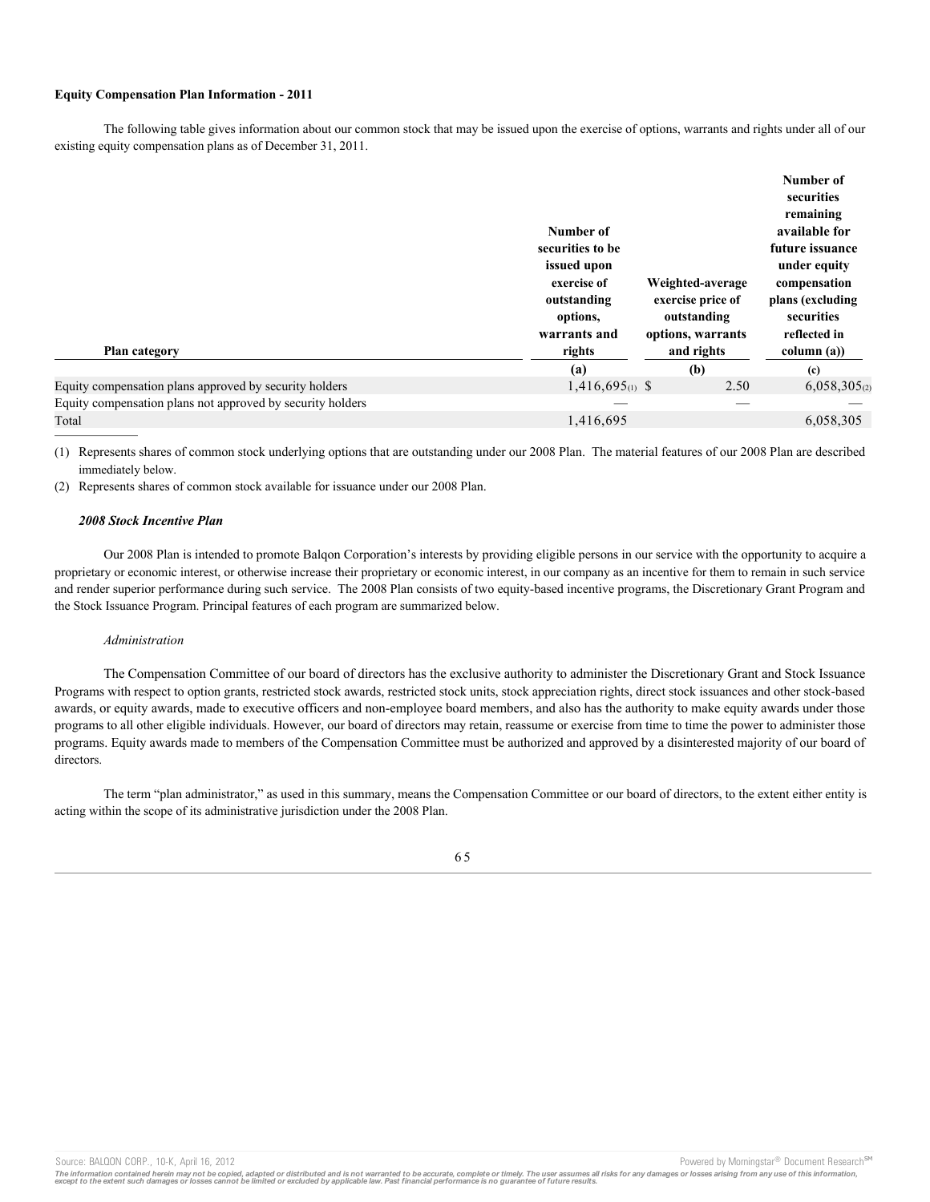**Equity Compensation Plan Information - 2011**

The following table gives information about our common stock that may be issued upon the exercise of options, warrants and rights under all of our existing equity compensation plans as of December 31, 2011.

| Plan category | Number of securities to be issued upon exercise of outstanding options, warrants and rights | Weighted-average exercise price of outstanding options, warrants and rights | Number of securities remaining available for future issuance under equity compensation plans (excluding securities reflected in column (a)) |
|---|---|---|---|
| | (a) | (b) | (c) |
| Equity compensation plans approved by security holders | 1,416,695(1) | $ 2.50 | 6,058,305(2) |
| Equity compensation plans not approved by security holders | — | — | — |
| Total | 1,416,695 | | 6,058,305 |

(1) Represents shares of common stock underlying options that are outstanding under our 2008 Plan. The material features of our 2008 Plan are described immediately below.

(2) Represents shares of common stock available for issuance under our 2008 Plan.

***2008 Stock Incentive Plan***

Our 2008 Plan is intended to promote Balqon Corporation's interests by providing eligible persons in our service with the opportunity to acquire a proprietary or economic interest, or otherwise increase their proprietary or economic interest, in our company as an incentive for them to remain in such service and render superior performance during such service. The 2008 Plan consists of two equity-based incentive programs, the Discretionary Grant Program and the Stock Issuance Program. Principal features of each program are summarized below.

*Administration*

The Compensation Committee of our board of directors has the exclusive authority to administer the Discretionary Grant and Stock Issuance Programs with respect to option grants, restricted stock awards, restricted stock units, stock appreciation rights, direct stock issuances and other stock-based awards, or equity awards, made to executive officers and non-employee board members, and also has the authority to make equity awards under those programs to all other eligible individuals. However, our board of directors may retain, reassume or exercise from time to time the power to administer those programs. Equity awards made to members of the Compensation Committee must be authorized and approved by a disinterested majority of our board of directors.

The term "plan administrator," as used in this summary, means the Compensation Committee or our board of directors, to the extent either entity is acting within the scope of its administrative jurisdiction under the 2008 Plan.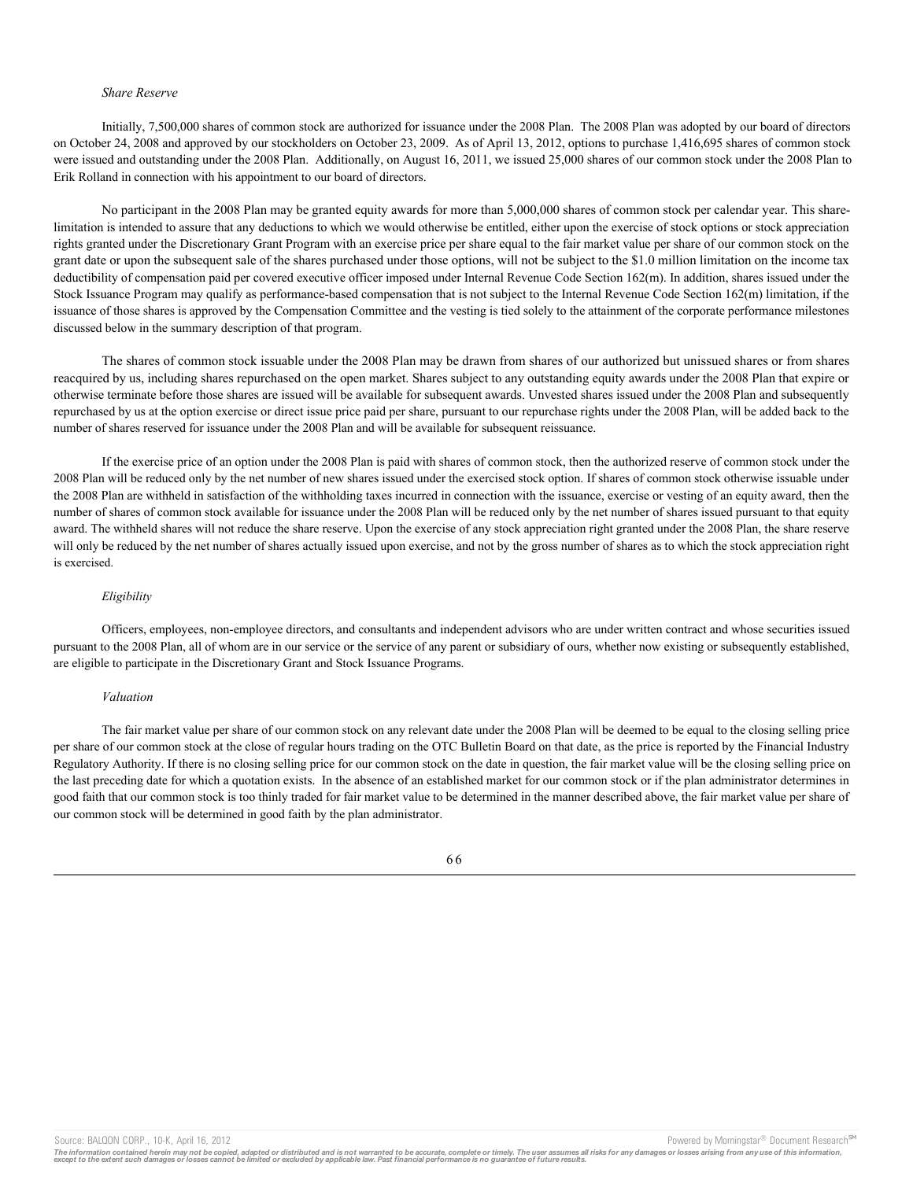*Share Reserve*

Initially, 7,500,000 shares of common stock are authorized for issuance under the 2008 Plan. The 2008 Plan was adopted by our board of directors on October 24, 2008 and approved by our stockholders on October 23, 2009. As of April 13, 2012, options to purchase 1,416,695 shares of common stock were issued and outstanding under the 2008 Plan. Additionally, on August 16, 2011, we issued 25,000 shares of our common stock under the 2008 Plan to Erik Rolland in connection with his appointment to our board of directors.

No participant in the 2008 Plan may be granted equity awards for more than 5,000,000 shares of common stock per calendar year. This share-limitation is intended to assure that any deductions to which we would otherwise be entitled, either upon the exercise of stock options or stock appreciation rights granted under the Discretionary Grant Program with an exercise price per share equal to the fair market value per share of our common stock on the grant date or upon the subsequent sale of the shares purchased under those options, will not be subject to the $1.0 million limitation on the income tax deductibility of compensation paid per covered executive officer imposed under Internal Revenue Code Section 162(m). In addition, shares issued under the Stock Issuance Program may qualify as performance-based compensation that is not subject to the Internal Revenue Code Section 162(m) limitation, if the issuance of those shares is approved by the Compensation Committee and the vesting is tied solely to the attainment of the corporate performance milestones discussed below in the summary description of that program.

The shares of common stock issuable under the 2008 Plan may be drawn from shares of our authorized but unissued shares or from shares reacquired by us, including shares repurchased on the open market. Shares subject to any outstanding equity awards under the 2008 Plan that expire or otherwise terminate before those shares are issued will be available for subsequent awards. Unvested shares issued under the 2008 Plan and subsequently repurchased by us at the option exercise or direct issue price paid per share, pursuant to our repurchase rights under the 2008 Plan, will be added back to the number of shares reserved for issuance under the 2008 Plan and will be available for subsequent reissuance.

If the exercise price of an option under the 2008 Plan is paid with shares of common stock, then the authorized reserve of common stock under the 2008 Plan will be reduced only by the net number of new shares issued under the exercised stock option. If shares of common stock otherwise issuable under the 2008 Plan are withheld in satisfaction of the withholding taxes incurred in connection with the issuance, exercise or vesting of an equity award, then the number of shares of common stock available for issuance under the 2008 Plan will be reduced only by the net number of shares issued pursuant to that equity award. The withheld shares will not reduce the share reserve. Upon the exercise of any stock appreciation right granted under the 2008 Plan, the share reserve will only be reduced by the net number of shares actually issued upon exercise, and not by the gross number of shares as to which the stock appreciation right is exercised.

*Eligibility*

Officers, employees, non-employee directors, and consultants and independent advisors who are under written contract and whose securities issued pursuant to the 2008 Plan, all of whom are in our service or the service of any parent or subsidiary of ours, whether now existing or subsequently established, are eligible to participate in the Discretionary Grant and Stock Issuance Programs.

*Valuation*

The fair market value per share of our common stock on any relevant date under the 2008 Plan will be deemed to be equal to the closing selling price per share of our common stock at the close of regular hours trading on the OTC Bulletin Board on that date, as the price is reported by the Financial Industry Regulatory Authority. If there is no closing selling price for our common stock on the date in question, the fair market value will be the closing selling price on the last preceding date for which a quotation exists. In the absence of an established market for our common stock or if the plan administrator determines in good faith that our common stock is too thinly traded for fair market value to be determined in the manner described above, the fair market value per share of our common stock will be determined in good faith by the plan administrator.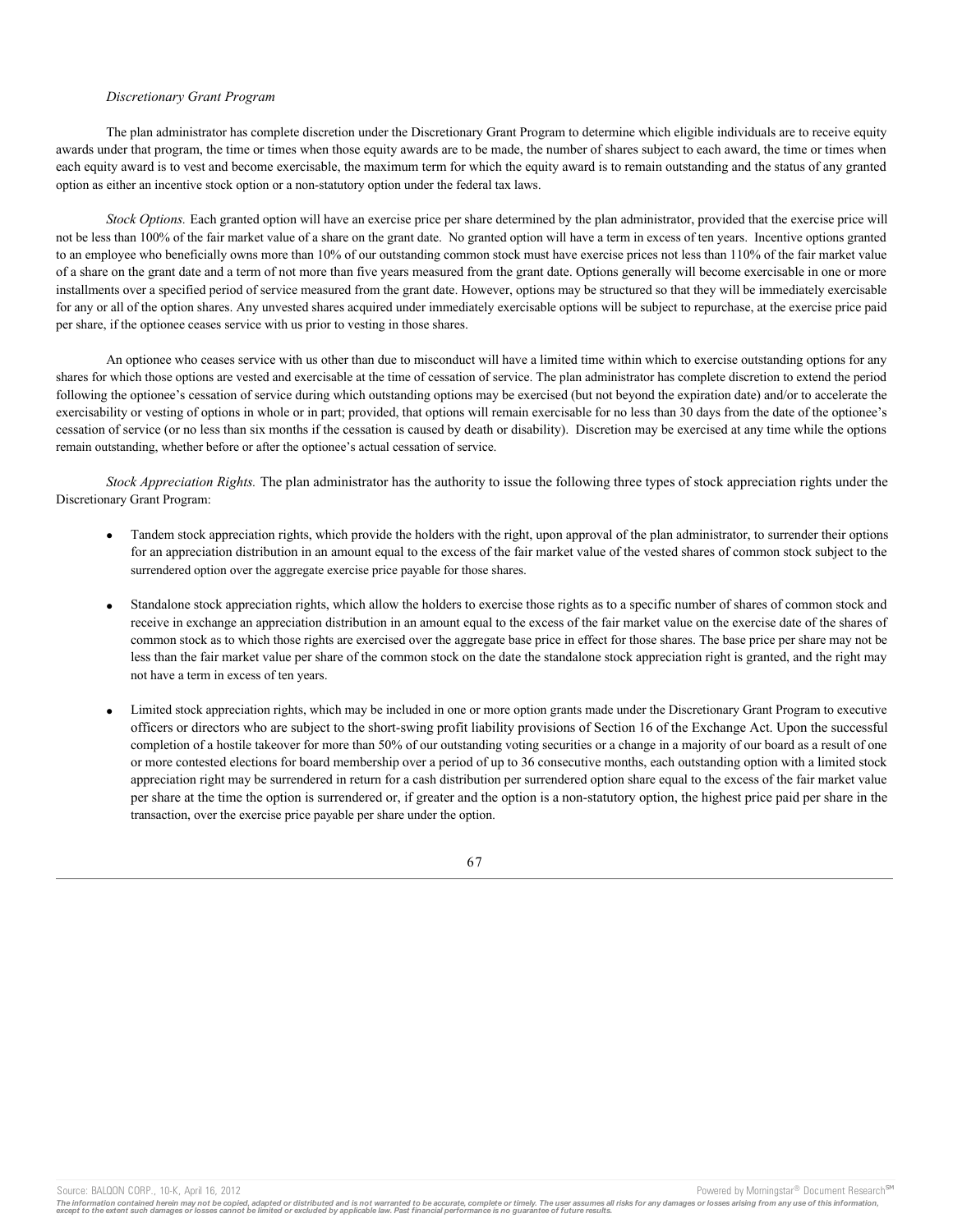*Discretionary Grant Program*

The plan administrator has complete discretion under the Discretionary Grant Program to determine which eligible individuals are to receive equity awards under that program, the time or times when those equity awards are to be made, the number of shares subject to each award, the time or times when each equity award is to vest and become exercisable, the maximum term for which the equity award is to remain outstanding and the status of any granted option as either an incentive stock option or a non-statutory option under the federal tax laws.

*Stock Options.* Each granted option will have an exercise price per share determined by the plan administrator, provided that the exercise price will not be less than 100% of the fair market value of a share on the grant date. No granted option will have a term in excess of ten years. Incentive options granted to an employee who beneficially owns more than 10% of our outstanding common stock must have exercise prices not less than 110% of the fair market value of a share on the grant date and a term of not more than five years measured from the grant date. Options generally will become exercisable in one or more installments over a specified period of service measured from the grant date. However, options may be structured so that they will be immediately exercisable for any or all of the option shares. Any unvested shares acquired under immediately exercisable options will be subject to repurchase, at the exercise price paid per share, if the optionee ceases service with us prior to vesting in those shares.

An optionee who ceases service with us other than due to misconduct will have a limited time within which to exercise outstanding options for any shares for which those options are vested and exercisable at the time of cessation of service. The plan administrator has complete discretion to extend the period following the optionee's cessation of service during which outstanding options may be exercised (but not beyond the expiration date) and/or to accelerate the exercisability or vesting of options in whole or in part; provided, that options will remain exercisable for no less than 30 days from the date of the optionee's cessation of service (or no less than six months if the cessation is caused by death or disability). Discretion may be exercised at any time while the options remain outstanding, whether before or after the optionee's actual cessation of service.

*Stock Appreciation Rights.* The plan administrator has the authority to issue the following three types of stock appreciation rights under the Discretionary Grant Program:

- Tandem stock appreciation rights, which provide the holders with the right, upon approval of the plan administrator, to surrender their options for an appreciation distribution in an amount equal to the excess of the fair market value of the vested shares of common stock subject to the surrendered option over the aggregate exercise price payable for those shares.

- Standalone stock appreciation rights, which allow the holders to exercise those rights as to a specific number of shares of common stock and receive in exchange an appreciation distribution in an amount equal to the excess of the fair market value on the exercise date of the shares of common stock as to which those rights are exercised over the aggregate base price in effect for those shares. The base price per share may not be less than the fair market value per share of the common stock on the date the standalone stock appreciation right is granted, and the right may not have a term in excess of ten years.

- Limited stock appreciation rights, which may be included in one or more option grants made under the Discretionary Grant Program to executive officers or directors who are subject to the short-swing profit liability provisions of Section 16 of the Exchange Act. Upon the successful completion of a hostile takeover for more than 50% of our outstanding voting securities or a change in a majority of our board as a result of one or more contested elections for board membership over a period of up to 36 consecutive months, each outstanding option with a limited stock appreciation right may be surrendered in return for a cash distribution per surrendered option share equal to the excess of the fair market value per share at the time the option is surrendered or, if greater and the option is a non-statutory option, the highest price paid per share in the transaction, over the exercise price payable per share under the option.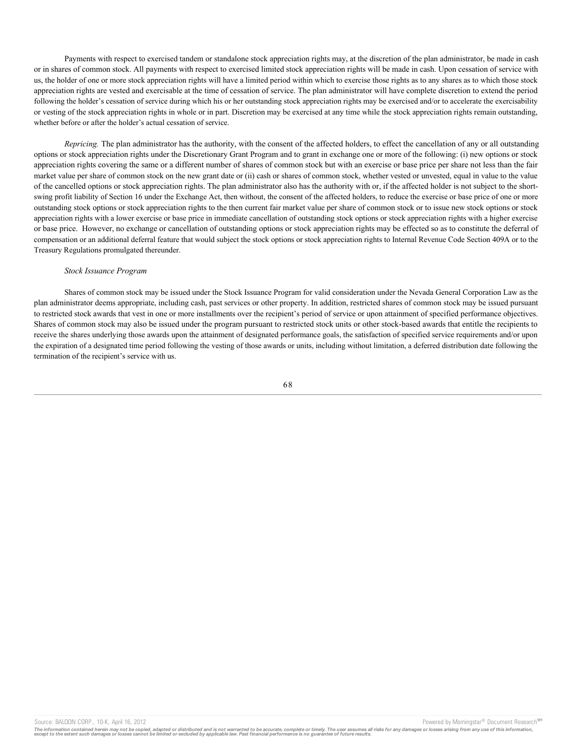Payments with respect to exercised tandem or standalone stock appreciation rights may, at the discretion of the plan administrator, be made in cash or in shares of common stock. All payments with respect to exercised limited stock appreciation rights will be made in cash. Upon cessation of service with us, the holder of one or more stock appreciation rights will have a limited period within which to exercise those rights as to any shares as to which those stock appreciation rights are vested and exercisable at the time of cessation of service. The plan administrator will have complete discretion to extend the period following the holder's cessation of service during which his or her outstanding stock appreciation rights may be exercised and/or to accelerate the exercisability or vesting of the stock appreciation rights in whole or in part. Discretion may be exercised at any time while the stock appreciation rights remain outstanding, whether before or after the holder's actual cessation of service.

*Repricing.* The plan administrator has the authority, with the consent of the affected holders, to effect the cancellation of any or all outstanding options or stock appreciation rights under the Discretionary Grant Program and to grant in exchange one or more of the following: (i) new options or stock appreciation rights covering the same or a different number of shares of common stock but with an exercise or base price per share not less than the fair market value per share of common stock on the new grant date or (ii) cash or shares of common stock, whether vested or unvested, equal in value to the value of the cancelled options or stock appreciation rights. The plan administrator also has the authority with or, if the affected holder is not subject to the short-swing profit liability of Section 16 under the Exchange Act, then without, the consent of the affected holders, to reduce the exercise or base price of one or more outstanding stock options or stock appreciation rights to the then current fair market value per share of common stock or to issue new stock options or stock appreciation rights with a lower exercise or base price in immediate cancellation of outstanding stock options or stock appreciation rights with a higher exercise or base price. However, no exchange or cancellation of outstanding options or stock appreciation rights may be effected so as to constitute the deferral of compensation or an additional deferral feature that would subject the stock options or stock appreciation rights to Internal Revenue Code Section 409A or to the Treasury Regulations promulgated thereunder.

*Stock Issuance Program*

Shares of common stock may be issued under the Stock Issuance Program for valid consideration under the Nevada General Corporation Law as the plan administrator deems appropriate, including cash, past services or other property. In addition, restricted shares of common stock may be issued pursuant to restricted stock awards that vest in one or more installments over the recipient's period of service or upon attainment of specified performance objectives. Shares of common stock may also be issued under the program pursuant to restricted stock units or other stock-based awards that entitle the recipients to receive the shares underlying those awards upon the attainment of designated performance goals, the satisfaction of specified service requirements and/or upon the expiration of a designated time period following the vesting of those awards or units, including without limitation, a deferred distribution date following the termination of the recipient's service with us.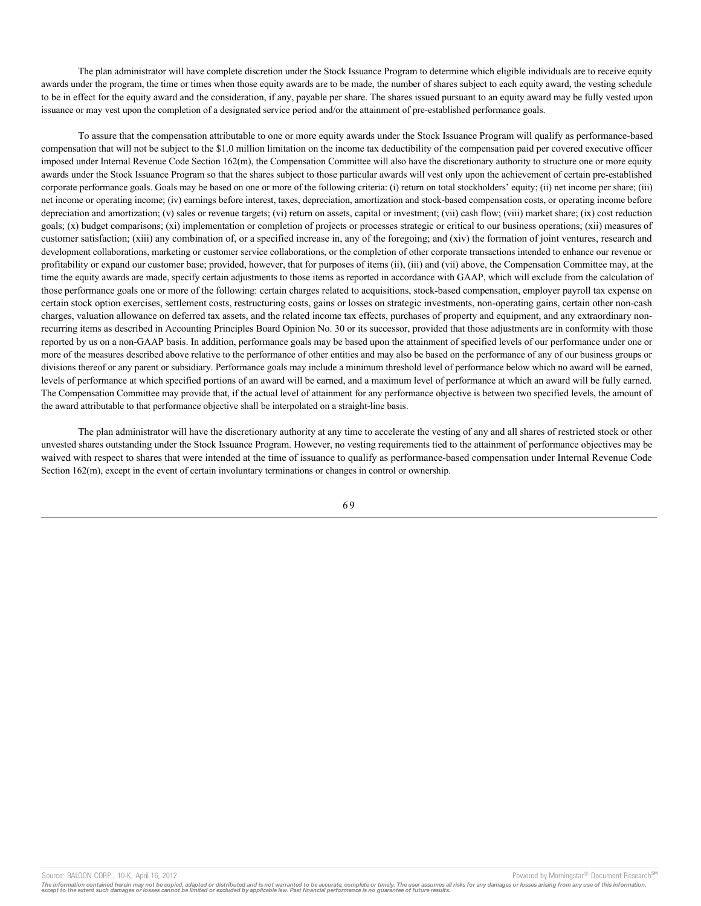The plan administrator will have complete discretion under the Stock Issuance Program to determine which eligible individuals are to receive equity awards under the program, the time or times when those equity awards are to be made, the number of shares subject to each equity award, the vesting schedule to be in effect for the equity award and the consideration, if any, payable per share. The shares issued pursuant to an equity award may be fully vested upon issuance or may vest upon the completion of a designated service period and/or the attainment of pre-established performance goals.

To assure that the compensation attributable to one or more equity awards under the Stock Issuance Program will qualify as performance-based compensation that will not be subject to the $1.0 million limitation on the income tax deductibility of the compensation paid per covered executive officer imposed under Internal Revenue Code Section 162(m), the Compensation Committee will also have the discretionary authority to structure one or more equity awards under the Stock Issuance Program so that the shares subject to those particular awards will vest only upon the achievement of certain pre-established corporate performance goals. Goals may be based on one or more of the following criteria: (i) return on total stockholders' equity; (ii) net income per share; (iii) net income or operating income; (iv) earnings before interest, taxes, depreciation, amortization and stock-based compensation costs, or operating income before depreciation and amortization; (v) sales or revenue targets; (vi) return on assets, capital or investment; (vii) cash flow; (viii) market share; (ix) cost reduction goals; (x) budget comparisons; (xi) implementation or completion of projects or processes strategic or critical to our business operations; (xii) measures of customer satisfaction; (xiii) any combination of, or a specified increase in, any of the foregoing; and (xiv) the formation of joint ventures, research and development collaborations, marketing or customer service collaborations, or the completion of other corporate transactions intended to enhance our revenue or profitability or expand our customer base; provided, however, that for purposes of items (ii), (iii) and (vii) above, the Compensation Committee may, at the time the equity awards are made, specify certain adjustments to those items as reported in accordance with GAAP, which will exclude from the calculation of those performance goals one or more of the following: certain charges related to acquisitions, stock-based compensation, employer payroll tax expense on certain stock option exercises, settlement costs, restructuring costs, gains or losses on strategic investments, non-operating gains, certain other non-cash charges, valuation allowance on deferred tax assets, and the related income tax effects, purchases of property and equipment, and any extraordinary non-recurring items as described in Accounting Principles Board Opinion No. 30 or its successor, provided that those adjustments are in conformity with those reported by us on a non-GAAP basis. In addition, performance goals may be based upon the attainment of specified levels of our performance under one or more of the measures described above relative to the performance of other entities and may also be based on the performance of any of our business groups or divisions thereof or any parent or subsidiary. Performance goals may include a minimum threshold level of performance below which no award will be earned, levels of performance at which specified portions of an award will be earned, and a maximum level of performance at which an award will be fully earned. The Compensation Committee may provide that, if the actual level of attainment for any performance objective is between two specified levels, the amount of the award attributable to that performance objective shall be interpolated on a straight-line basis.

The plan administrator will have the discretionary authority at any time to accelerate the vesting of any and all shares of restricted stock or other unvested shares outstanding under the Stock Issuance Program. However, no vesting requirements tied to the attainment of performance objectives may be waived with respect to shares that were intended at the time of issuance to qualify as performance-based compensation under Internal Revenue Code Section 162(m), except in the event of certain involuntary terminations or changes in control or ownership.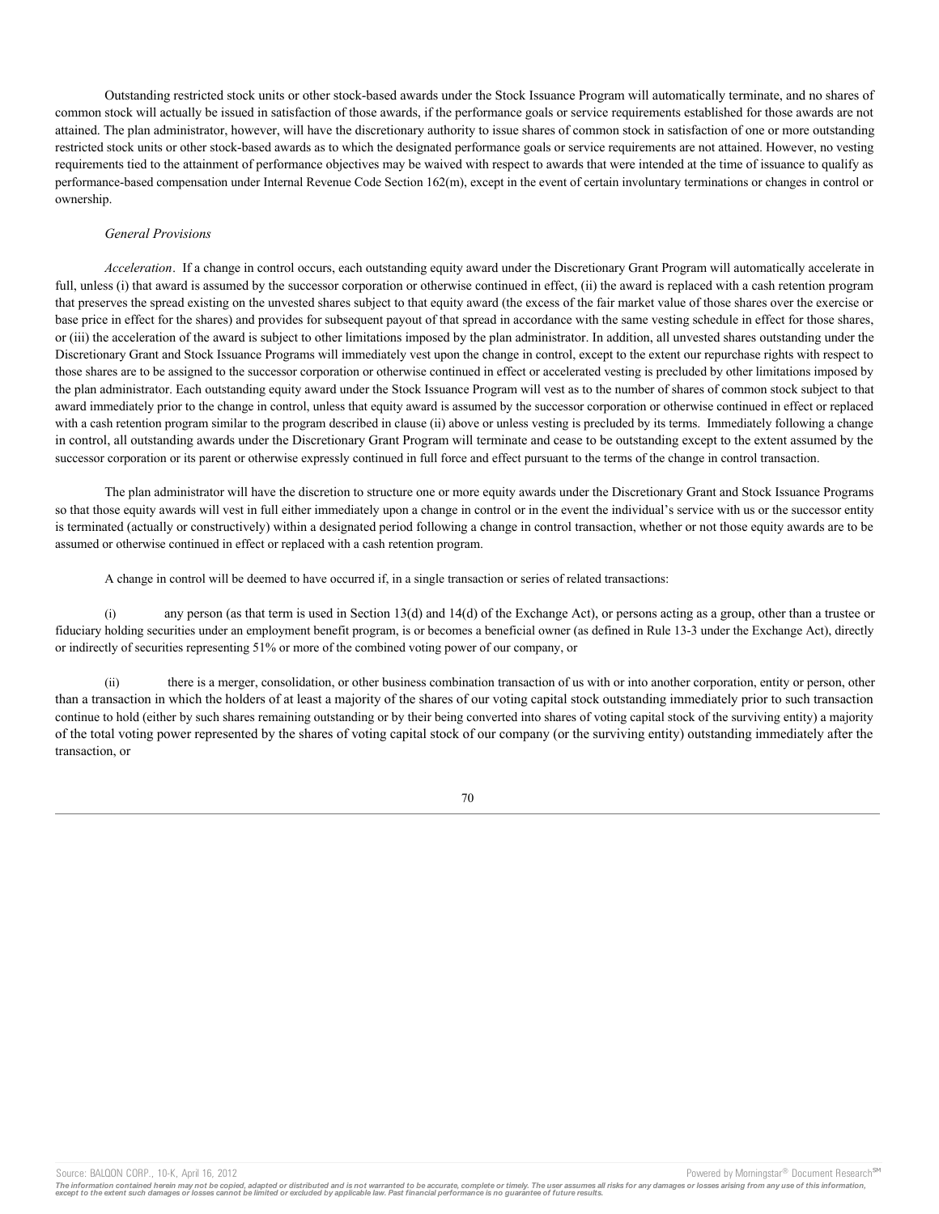Outstanding restricted stock units or other stock-based awards under the Stock Issuance Program will automatically terminate, and no shares of common stock will actually be issued in satisfaction of those awards, if the performance goals or service requirements established for those awards are not attained. The plan administrator, however, will have the discretionary authority to issue shares of common stock in satisfaction of one or more outstanding restricted stock units or other stock-based awards as to which the designated performance goals or service requirements are not attained. However, no vesting requirements tied to the attainment of performance objectives may be waived with respect to awards that were intended at the time of issuance to qualify as performance-based compensation under Internal Revenue Code Section 162(m), except in the event of certain involuntary terminations or changes in control or ownership.

*General Provisions*

*Acceleration*. If a change in control occurs, each outstanding equity award under the Discretionary Grant Program will automatically accelerate in full, unless (i) that award is assumed by the successor corporation or otherwise continued in effect, (ii) the award is replaced with a cash retention program that preserves the spread existing on the unvested shares subject to that equity award (the excess of the fair market value of those shares over the exercise or base price in effect for the shares) and provides for subsequent payout of that spread in accordance with the same vesting schedule in effect for those shares, or (iii) the acceleration of the award is subject to other limitations imposed by the plan administrator. In addition, all unvested shares outstanding under the Discretionary Grant and Stock Issuance Programs will immediately vest upon the change in control, except to the extent our repurchase rights with respect to those shares are to be assigned to the successor corporation or otherwise continued in effect or accelerated vesting is precluded by other limitations imposed by the plan administrator. Each outstanding equity award under the Stock Issuance Program will vest as to the number of shares of common stock subject to that award immediately prior to the change in control, unless that equity award is assumed by the successor corporation or otherwise continued in effect or replaced with a cash retention program similar to the program described in clause (ii) above or unless vesting is precluded by its terms. Immediately following a change in control, all outstanding awards under the Discretionary Grant Program will terminate and cease to be outstanding except to the extent assumed by the successor corporation or its parent or otherwise expressly continued in full force and effect pursuant to the terms of the change in control transaction.

The plan administrator will have the discretion to structure one or more equity awards under the Discretionary Grant and Stock Issuance Programs so that those equity awards will vest in full either immediately upon a change in control or in the event the individual's service with us or the successor entity is terminated (actually or constructively) within a designated period following a change in control transaction, whether or not those equity awards are to be assumed or otherwise continued in effect or replaced with a cash retention program.

A change in control will be deemed to have occurred if, in a single transaction or series of related transactions:

(i) any person (as that term is used in Section 13(d) and 14(d) of the Exchange Act), or persons acting as a group, other than a trustee or fiduciary holding securities under an employment benefit program, is or becomes a beneficial owner (as defined in Rule 13-3 under the Exchange Act), directly or indirectly of securities representing 51% or more of the combined voting power of our company, or

(ii) there is a merger, consolidation, or other business combination transaction of us with or into another corporation, entity or person, other than a transaction in which the holders of at least a majority of the shares of our voting capital stock outstanding immediately prior to such transaction continue to hold (either by such shares remaining outstanding or by their being converted into shares of voting capital stock of the surviving entity) a majority of the total voting power represented by the shares of voting capital stock of our company (or the surviving entity) outstanding immediately after the transaction, or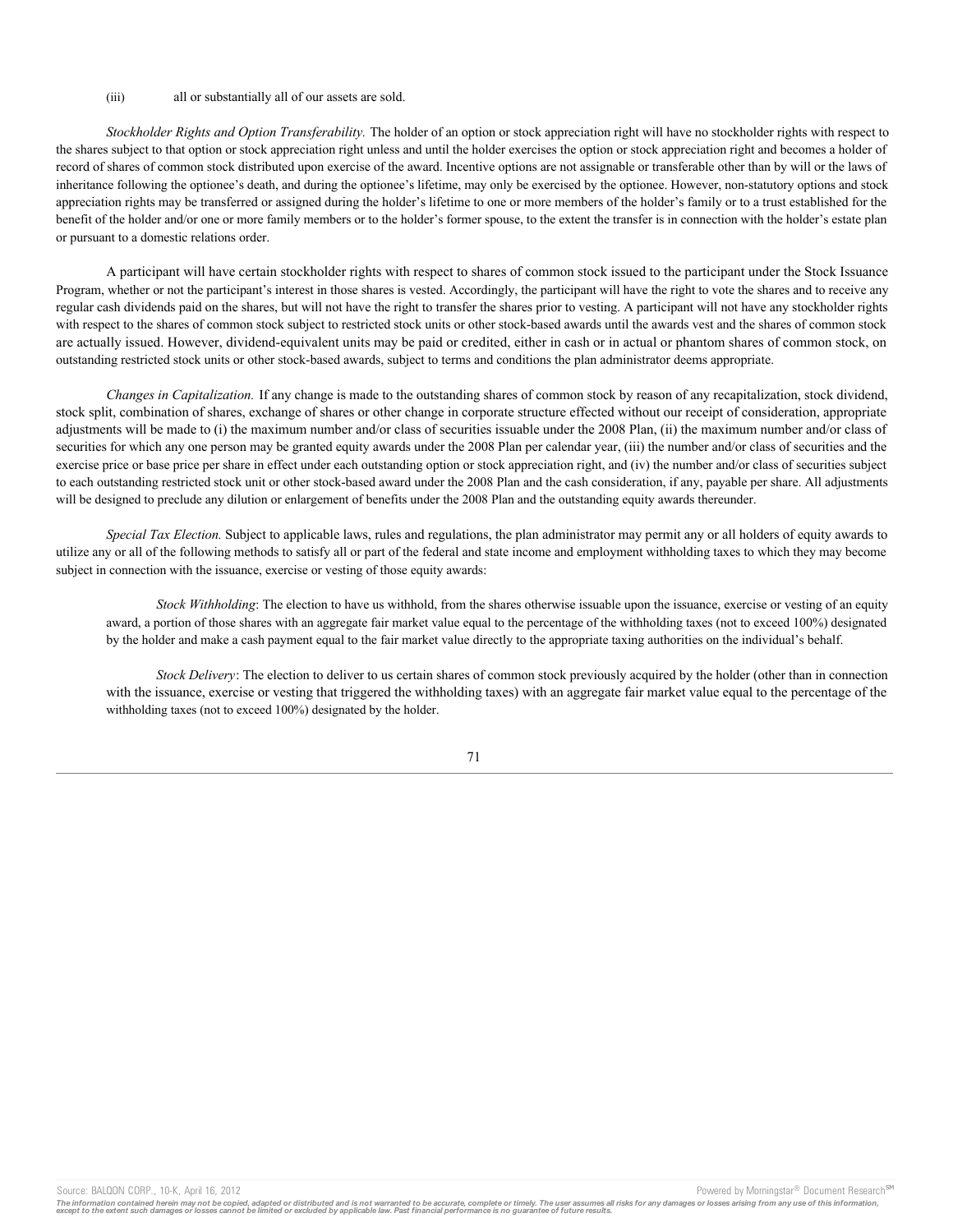(iii) all or substantially all of our assets are sold.

*Stockholder Rights and Option Transferability.* The holder of an option or stock appreciation right will have no stockholder rights with respect to the shares subject to that option or stock appreciation right unless and until the holder exercises the option or stock appreciation right and becomes a holder of record of shares of common stock distributed upon exercise of the award. Incentive options are not assignable or transferable other than by will or the laws of inheritance following the optionee's death, and during the optionee's lifetime, may only be exercised by the optionee. However, non-statutory options and stock appreciation rights may be transferred or assigned during the holder's lifetime to one or more members of the holder's family or to a trust established for the benefit of the holder and/or one or more family members or to the holder's former spouse, to the extent the transfer is in connection with the holder's estate plan or pursuant to a domestic relations order.

A participant will have certain stockholder rights with respect to shares of common stock issued to the participant under the Stock Issuance Program, whether or not the participant's interest in those shares is vested. Accordingly, the participant will have the right to vote the shares and to receive any regular cash dividends paid on the shares, but will not have the right to transfer the shares prior to vesting. A participant will not have any stockholder rights with respect to the shares of common stock subject to restricted stock units or other stock-based awards until the awards vest and the shares of common stock are actually issued. However, dividend-equivalent units may be paid or credited, either in cash or in actual or phantom shares of common stock, on outstanding restricted stock units or other stock-based awards, subject to terms and conditions the plan administrator deems appropriate.

*Changes in Capitalization.* If any change is made to the outstanding shares of common stock by reason of any recapitalization, stock dividend, stock split, combination of shares, exchange of shares or other change in corporate structure effected without our receipt of consideration, appropriate adjustments will be made to (i) the maximum number and/or class of securities issuable under the 2008 Plan, (ii) the maximum number and/or class of securities for which any one person may be granted equity awards under the 2008 Plan per calendar year, (iii) the number and/or class of securities and the exercise price or base price per share in effect under each outstanding option or stock appreciation right, and (iv) the number and/or class of securities subject to each outstanding restricted stock unit or other stock-based award under the 2008 Plan and the cash consideration, if any, payable per share. All adjustments will be designed to preclude any dilution or enlargement of benefits under the 2008 Plan and the outstanding equity awards thereunder.

*Special Tax Election.* Subject to applicable laws, rules and regulations, the plan administrator may permit any or all holders of equity awards to utilize any or all of the following methods to satisfy all or part of the federal and state income and employment withholding taxes to which they may become subject in connection with the issuance, exercise or vesting of those equity awards:

*Stock Withholding*: The election to have us withhold, from the shares otherwise issuable upon the issuance, exercise or vesting of an equity award, a portion of those shares with an aggregate fair market value equal to the percentage of the withholding taxes (not to exceed 100%) designated by the holder and make a cash payment equal to the fair market value directly to the appropriate taxing authorities on the individual's behalf.

*Stock Delivery*: The election to deliver to us certain shares of common stock previously acquired by the holder (other than in connection with the issuance, exercise or vesting that triggered the withholding taxes) with an aggregate fair market value equal to the percentage of the withholding taxes (not to exceed 100%) designated by the holder.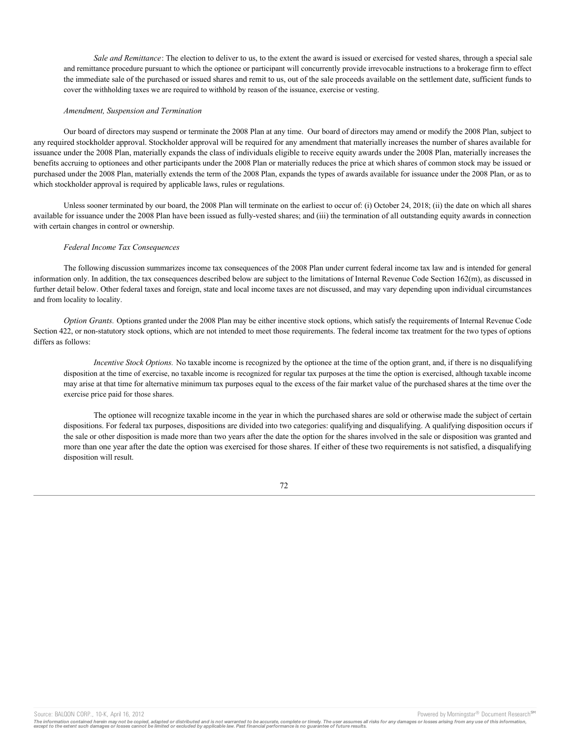*Sale and Remittance*: The election to deliver to us, to the extent the award is issued or exercised for vested shares, through a special sale and remittance procedure pursuant to which the optionee or participant will concurrently provide irrevocable instructions to a brokerage firm to effect the immediate sale of the purchased or issued shares and remit to us, out of the sale proceeds available on the settlement date, sufficient funds to cover the withholding taxes we are required to withhold by reason of the issuance, exercise or vesting.

*Amendment, Suspension and Termination*

Our board of directors may suspend or terminate the 2008 Plan at any time. Our board of directors may amend or modify the 2008 Plan, subject to any required stockholder approval. Stockholder approval will be required for any amendment that materially increases the number of shares available for issuance under the 2008 Plan, materially expands the class of individuals eligible to receive equity awards under the 2008 Plan, materially increases the benefits accruing to optionees and other participants under the 2008 Plan or materially reduces the price at which shares of common stock may be issued or purchased under the 2008 Plan, materially extends the term of the 2008 Plan, expands the types of awards available for issuance under the 2008 Plan, or as to which stockholder approval is required by applicable laws, rules or regulations.

Unless sooner terminated by our board, the 2008 Plan will terminate on the earliest to occur of: (i) October 24, 2018; (ii) the date on which all shares available for issuance under the 2008 Plan have been issued as fully-vested shares; and (iii) the termination of all outstanding equity awards in connection with certain changes in control or ownership.

*Federal Income Tax Consequences*

The following discussion summarizes income tax consequences of the 2008 Plan under current federal income tax law and is intended for general information only. In addition, the tax consequences described below are subject to the limitations of Internal Revenue Code Section 162(m), as discussed in further detail below. Other federal taxes and foreign, state and local income taxes are not discussed, and may vary depending upon individual circumstances and from locality to locality.

*Option Grants.* Options granted under the 2008 Plan may be either incentive stock options, which satisfy the requirements of Internal Revenue Code Section 422, or non-statutory stock options, which are not intended to meet those requirements. The federal income tax treatment for the two types of options differs as follows:

*Incentive Stock Options.* No taxable income is recognized by the optionee at the time of the option grant, and, if there is no disqualifying disposition at the time of exercise, no taxable income is recognized for regular tax purposes at the time the option is exercised, although taxable income may arise at that time for alternative minimum tax purposes equal to the excess of the fair market value of the purchased shares at the time over the exercise price paid for those shares.

The optionee will recognize taxable income in the year in which the purchased shares are sold or otherwise made the subject of certain dispositions. For federal tax purposes, dispositions are divided into two categories: qualifying and disqualifying. A qualifying disposition occurs if the sale or other disposition is made more than two years after the date the option for the shares involved in the sale or disposition was granted and more than one year after the date the option was exercised for those shares. If either of these two requirements is not satisfied, a disqualifying disposition will result.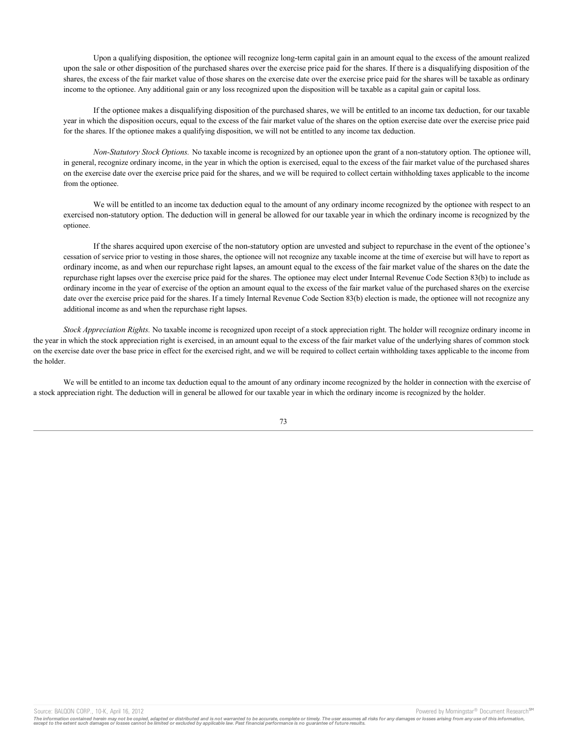Upon a qualifying disposition, the optionee will recognize long-term capital gain in an amount equal to the excess of the amount realized upon the sale or other disposition of the purchased shares over the exercise price paid for the shares. If there is a disqualifying disposition of the shares, the excess of the fair market value of those shares on the exercise date over the exercise price paid for the shares will be taxable as ordinary income to the optionee. Any additional gain or any loss recognized upon the disposition will be taxable as a capital gain or capital loss.

If the optionee makes a disqualifying disposition of the purchased shares, we will be entitled to an income tax deduction, for our taxable year in which the disposition occurs, equal to the excess of the fair market value of the shares on the option exercise date over the exercise price paid for the shares. If the optionee makes a qualifying disposition, we will not be entitled to any income tax deduction.

*Non-Statutory Stock Options.* No taxable income is recognized by an optionee upon the grant of a non-statutory option. The optionee will, in general, recognize ordinary income, in the year in which the option is exercised, equal to the excess of the fair market value of the purchased shares on the exercise date over the exercise price paid for the shares, and we will be required to collect certain withholding taxes applicable to the income from the optionee.

We will be entitled to an income tax deduction equal to the amount of any ordinary income recognized by the optionee with respect to an exercised non-statutory option. The deduction will in general be allowed for our taxable year in which the ordinary income is recognized by the optionee.

If the shares acquired upon exercise of the non-statutory option are unvested and subject to repurchase in the event of the optionee's cessation of service prior to vesting in those shares, the optionee will not recognize any taxable income at the time of exercise but will have to report as ordinary income, as and when our repurchase right lapses, an amount equal to the excess of the fair market value of the shares on the date the repurchase right lapses over the exercise price paid for the shares. The optionee may elect under Internal Revenue Code Section 83(b) to include as ordinary income in the year of exercise of the option an amount equal to the excess of the fair market value of the purchased shares on the exercise date over the exercise price paid for the shares. If a timely Internal Revenue Code Section 83(b) election is made, the optionee will not recognize any additional income as and when the repurchase right lapses.

*Stock Appreciation Rights.* No taxable income is recognized upon receipt of a stock appreciation right. The holder will recognize ordinary income in the year in which the stock appreciation right is exercised, in an amount equal to the excess of the fair market value of the underlying shares of common stock on the exercise date over the base price in effect for the exercised right, and we will be required to collect certain withholding taxes applicable to the income from the holder.

We will be entitled to an income tax deduction equal to the amount of any ordinary income recognized by the holder in connection with the exercise of a stock appreciation right. The deduction will in general be allowed for our taxable year in which the ordinary income is recognized by the holder.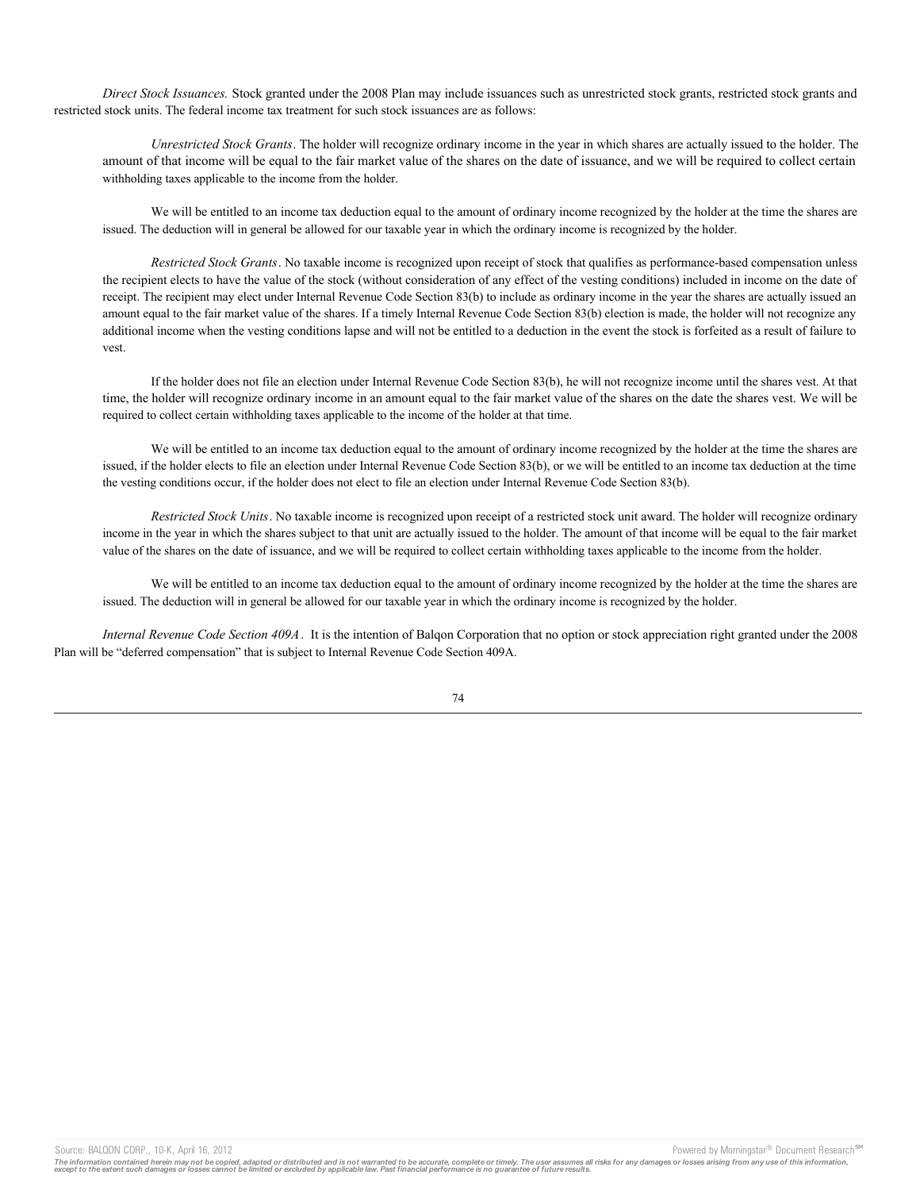*Direct Stock Issuances.* Stock granted under the 2008 Plan may include issuances such as unrestricted stock grants, restricted stock grants and restricted stock units. The federal income tax treatment for such stock issuances are as follows:

*Unrestricted Stock Grants*. The holder will recognize ordinary income in the year in which shares are actually issued to the holder. The amount of that income will be equal to the fair market value of the shares on the date of issuance, and we will be required to collect certain withholding taxes applicable to the income from the holder.

We will be entitled to an income tax deduction equal to the amount of ordinary income recognized by the holder at the time the shares are issued. The deduction will in general be allowed for our taxable year in which the ordinary income is recognized by the holder.

*Restricted Stock Grants*. No taxable income is recognized upon receipt of stock that qualifies as performance-based compensation unless the recipient elects to have the value of the stock (without consideration of any effect of the vesting conditions) included in income on the date of receipt. The recipient may elect under Internal Revenue Code Section 83(b) to include as ordinary income in the year the shares are actually issued an amount equal to the fair market value of the shares. If a timely Internal Revenue Code Section 83(b) election is made, the holder will not recognize any additional income when the vesting conditions lapse and will not be entitled to a deduction in the event the stock is forfeited as a result of failure to vest.

If the holder does not file an election under Internal Revenue Code Section 83(b), he will not recognize income until the shares vest. At that time, the holder will recognize ordinary income in an amount equal to the fair market value of the shares on the date the shares vest. We will be required to collect certain withholding taxes applicable to the income of the holder at that time.

We will be entitled to an income tax deduction equal to the amount of ordinary income recognized by the holder at the time the shares are issued, if the holder elects to file an election under Internal Revenue Code Section 83(b), or we will be entitled to an income tax deduction at the time the vesting conditions occur, if the holder does not elect to file an election under Internal Revenue Code Section 83(b).

*Restricted Stock Units*. No taxable income is recognized upon receipt of a restricted stock unit award. The holder will recognize ordinary income in the year in which the shares subject to that unit are actually issued to the holder. The amount of that income will be equal to the fair market value of the shares on the date of issuance, and we will be required to collect certain withholding taxes applicable to the income from the holder.

We will be entitled to an income tax deduction equal to the amount of ordinary income recognized by the holder at the time the shares are issued. The deduction will in general be allowed for our taxable year in which the ordinary income is recognized by the holder.

*Internal Revenue Code Section 409A*. It is the intention of Balqon Corporation that no option or stock appreciation right granted under the 2008 Plan will be "deferred compensation" that is subject to Internal Revenue Code Section 409A.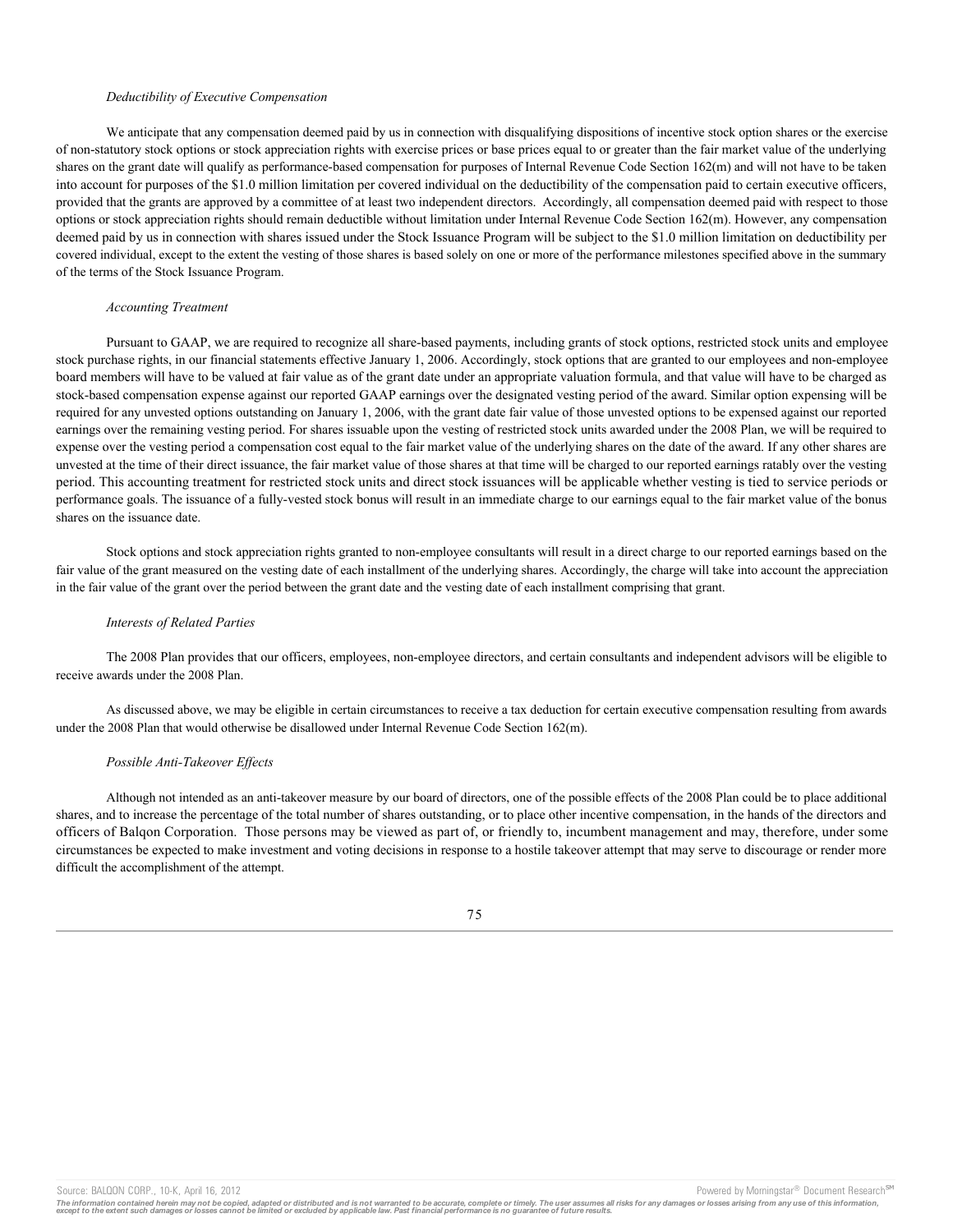*Deductibility of Executive Compensation*

We anticipate that any compensation deemed paid by us in connection with disqualifying dispositions of incentive stock option shares or the exercise of non-statutory stock options or stock appreciation rights with exercise prices or base prices equal to or greater than the fair market value of the underlying shares on the grant date will qualify as performance-based compensation for purposes of Internal Revenue Code Section 162(m) and will not have to be taken into account for purposes of the $1.0 million limitation per covered individual on the deductibility of the compensation paid to certain executive officers, provided that the grants are approved by a committee of at least two independent directors. Accordingly, all compensation deemed paid with respect to those options or stock appreciation rights should remain deductible without limitation under Internal Revenue Code Section 162(m). However, any compensation deemed paid by us in connection with shares issued under the Stock Issuance Program will be subject to the $1.0 million limitation on deductibility per covered individual, except to the extent the vesting of those shares is based solely on one or more of the performance milestones specified above in the summary of the terms of the Stock Issuance Program.

*Accounting Treatment*

Pursuant to GAAP, we are required to recognize all share-based payments, including grants of stock options, restricted stock units and employee stock purchase rights, in our financial statements effective January 1, 2006. Accordingly, stock options that are granted to our employees and non-employee board members will have to be valued at fair value as of the grant date under an appropriate valuation formula, and that value will have to be charged as stock-based compensation expense against our reported GAAP earnings over the designated vesting period of the award. Similar option expensing will be required for any unvested options outstanding on January 1, 2006, with the grant date fair value of those unvested options to be expensed against our reported earnings over the remaining vesting period. For shares issuable upon the vesting of restricted stock units awarded under the 2008 Plan, we will be required to expense over the vesting period a compensation cost equal to the fair market value of the underlying shares on the date of the award. If any other shares are unvested at the time of their direct issuance, the fair market value of those shares at that time will be charged to our reported earnings ratably over the vesting period. This accounting treatment for restricted stock units and direct stock issuances will be applicable whether vesting is tied to service periods or performance goals. The issuance of a fully-vested stock bonus will result in an immediate charge to our earnings equal to the fair market value of the bonus shares on the issuance date.

Stock options and stock appreciation rights granted to non-employee consultants will result in a direct charge to our reported earnings based on the fair value of the grant measured on the vesting date of each installment of the underlying shares. Accordingly, the charge will take into account the appreciation in the fair value of the grant over the period between the grant date and the vesting date of each installment comprising that grant.

*Interests of Related Parties*

The 2008 Plan provides that our officers, employees, non-employee directors, and certain consultants and independent advisors will be eligible to receive awards under the 2008 Plan.

As discussed above, we may be eligible in certain circumstances to receive a tax deduction for certain executive compensation resulting from awards under the 2008 Plan that would otherwise be disallowed under Internal Revenue Code Section 162(m).

*Possible Anti-Takeover Effects*

Although not intended as an anti-takeover measure by our board of directors, one of the possible effects of the 2008 Plan could be to place additional shares, and to increase the percentage of the total number of shares outstanding, or to place other incentive compensation, in the hands of the directors and officers of Balqon Corporation. Those persons may be viewed as part of, or friendly to, incumbent management and may, therefore, under some circumstances be expected to make investment and voting decisions in response to a hostile takeover attempt that may serve to discourage or render more difficult the accomplishment of the attempt.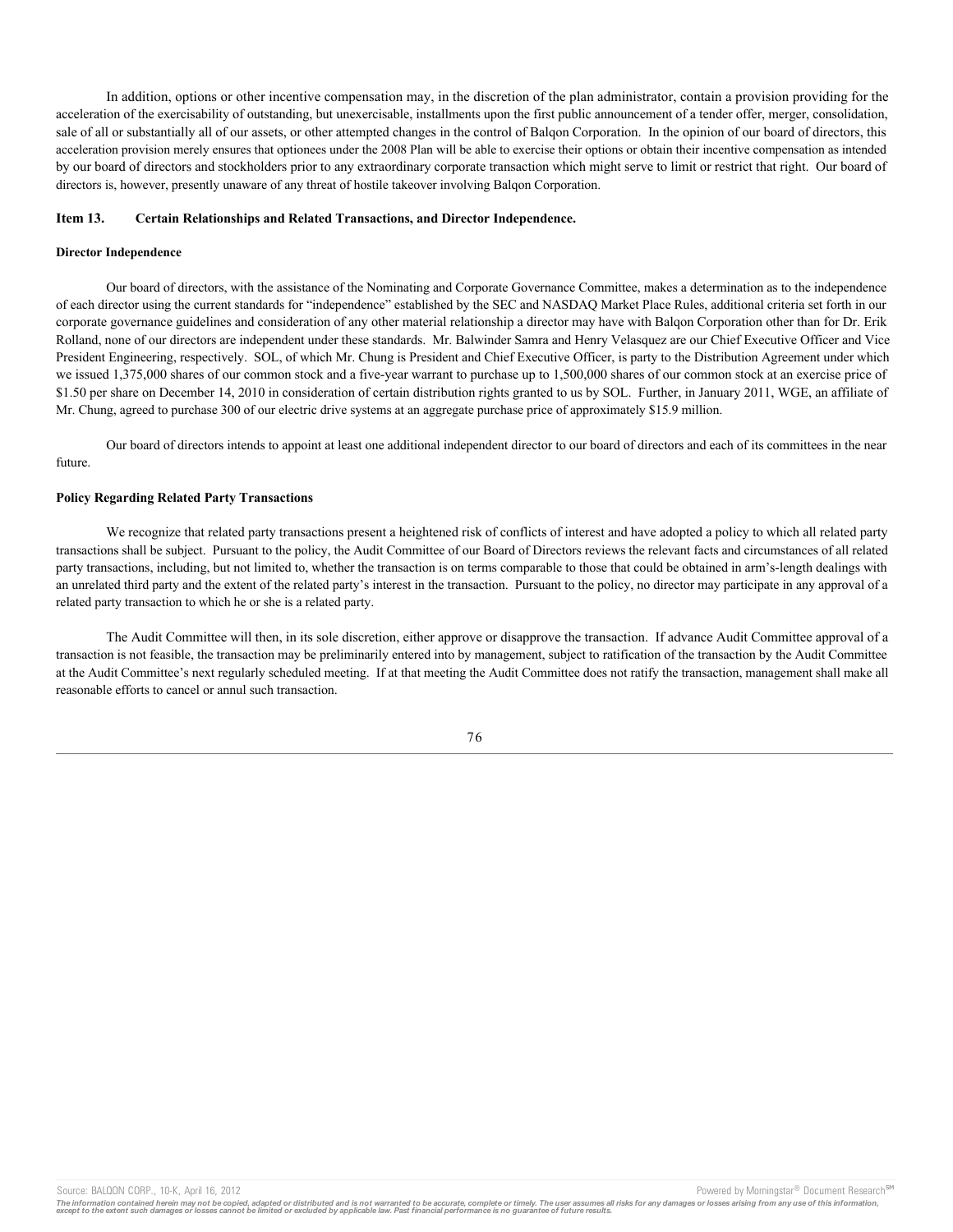In addition, options or other incentive compensation may, in the discretion of the plan administrator, contain a provision providing for the acceleration of the exercisability of outstanding, but unexercisable, installments upon the first public announcement of a tender offer, merger, consolidation, sale of all or substantially all of our assets, or other attempted changes in the control of Balqon Corporation. In the opinion of our board of directors, this acceleration provision merely ensures that optionees under the 2008 Plan will be able to exercise their options or obtain their incentive compensation as intended by our board of directors and stockholders prior to any extraordinary corporate transaction which might serve to limit or restrict that right. Our board of directors is, however, presently unaware of any threat of hostile takeover involving Balqon Corporation.

### Item 13. Certain Relationships and Related Transactions, and Director Independence.

**Director Independence**

Our board of directors, with the assistance of the Nominating and Corporate Governance Committee, makes a determination as to the independence of each director using the current standards for "independence" established by the SEC and NASDAQ Market Place Rules, additional criteria set forth in our corporate governance guidelines and consideration of any other material relationship a director may have with Balqon Corporation other than for Dr. Erik Rolland, none of our directors are independent under these standards. Mr. Balwinder Samra and Henry Velasquez are our Chief Executive Officer and Vice President Engineering, respectively. SOL, of which Mr. Chung is President and Chief Executive Officer, is party to the Distribution Agreement under which we issued 1,375,000 shares of our common stock and a five-year warrant to purchase up to 1,500,000 shares of our common stock at an exercise price of $1.50 per share on December 14, 2010 in consideration of certain distribution rights granted to us by SOL. Further, in January 2011, WGE, an affiliate of Mr. Chung, agreed to purchase 300 of our electric drive systems at an aggregate purchase price of approximately $15.9 million.

Our board of directors intends to appoint at least one additional independent director to our board of directors and each of its committees in the near future.

**Policy Regarding Related Party Transactions**

We recognize that related party transactions present a heightened risk of conflicts of interest and have adopted a policy to which all related party transactions shall be subject. Pursuant to the policy, the Audit Committee of our Board of Directors reviews the relevant facts and circumstances of all related party transactions, including, but not limited to, whether the transaction is on terms comparable to those that could be obtained in arm's-length dealings with an unrelated third party and the extent of the related party's interest in the transaction. Pursuant to the policy, no director may participate in any approval of a related party transaction to which he or she is a related party.

The Audit Committee will then, in its sole discretion, either approve or disapprove the transaction. If advance Audit Committee approval of a transaction is not feasible, the transaction may be preliminarily entered into by management, subject to ratification of the transaction by the Audit Committee at the Audit Committee's next regularly scheduled meeting. If at that meeting the Audit Committee does not ratify the transaction, management shall make all reasonable efforts to cancel or annul such transaction.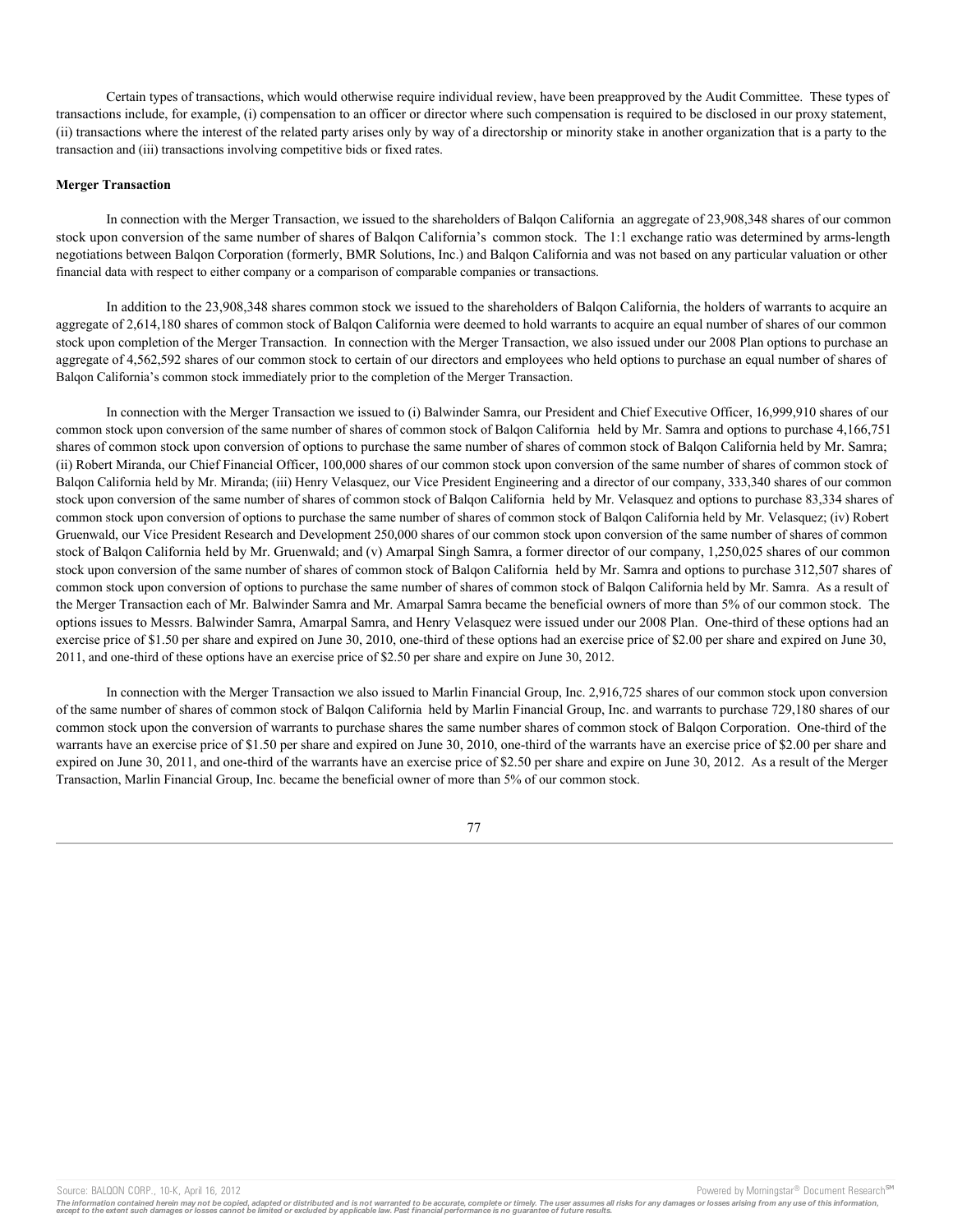Certain types of transactions, which would otherwise require individual review, have been preapproved by the Audit Committee. These types of transactions include, for example, (i) compensation to an officer or director where such compensation is required to be disclosed in our proxy statement, (ii) transactions where the interest of the related party arises only by way of a directorship or minority stake in another organization that is a party to the transaction and (iii) transactions involving competitive bids or fixed rates.

**Merger Transaction**

In connection with the Merger Transaction, we issued to the shareholders of Balqon California an aggregate of 23,908,348 shares of our common stock upon conversion of the same number of shares of Balqon California's common stock. The 1:1 exchange ratio was determined by arms-length negotiations between Balqon Corporation (formerly, BMR Solutions, Inc.) and Balqon California and was not based on any particular valuation or other financial data with respect to either company or a comparison of comparable companies or transactions.

In addition to the 23,908,348 shares common stock we issued to the shareholders of Balqon California, the holders of warrants to acquire an aggregate of 2,614,180 shares of common stock of Balqon California were deemed to hold warrants to acquire an equal number of shares of our common stock upon completion of the Merger Transaction. In connection with the Merger Transaction, we also issued under our 2008 Plan options to purchase an aggregate of 4,562,592 shares of our common stock to certain of our directors and employees who held options to purchase an equal number of shares of Balqon California's common stock immediately prior to the completion of the Merger Transaction.

In connection with the Merger Transaction we issued to (i) Balwinder Samra, our President and Chief Executive Officer, 16,999,910 shares of our common stock upon conversion of the same number of shares of common stock of Balqon California held by Mr. Samra and options to purchase 4,166,751 shares of common stock upon conversion of options to purchase the same number of shares of common stock of Balqon California held by Mr. Samra; (ii) Robert Miranda, our Chief Financial Officer, 100,000 shares of our common stock upon conversion of the same number of shares of common stock of Balqon California held by Mr. Miranda; (iii) Henry Velasquez, our Vice President Engineering and a director of our company, 333,340 shares of our common stock upon conversion of the same number of shares of common stock of Balqon California held by Mr. Velasquez and options to purchase 83,334 shares of common stock upon conversion of options to purchase the same number of shares of common stock of Balqon California held by Mr. Velasquez; (iv) Robert Gruenwald, our Vice President Research and Development 250,000 shares of our common stock upon conversion of the same number of shares of common stock of Balqon California held by Mr. Gruenwald; and (v) Amarpal Singh Samra, a former director of our company, 1,250,025 shares of our common stock upon conversion of the same number of shares of common stock of Balqon California held by Mr. Samra and options to purchase 312,507 shares of common stock upon conversion of options to purchase the same number of shares of common stock of Balqon California held by Mr. Samra. As a result of the Merger Transaction each of Mr. Balwinder Samra and Mr. Amarpal Samra became the beneficial owners of more than 5% of our common stock. The options issues to Messrs. Balwinder Samra, Amarpal Samra, and Henry Velasquez were issued under our 2008 Plan. One-third of these options had an exercise price of $1.50 per share and expired on June 30, 2010, one-third of these options had an exercise price of $2.00 per share and expired on June 30, 2011, and one-third of these options have an exercise price of $2.50 per share and expire on June 30, 2012.

In connection with the Merger Transaction we also issued to Marlin Financial Group, Inc. 2,916,725 shares of our common stock upon conversion of the same number of shares of common stock of Balqon California held by Marlin Financial Group, Inc. and warrants to purchase 729,180 shares of our common stock upon the conversion of warrants to purchase shares the same number shares of common stock of Balqon Corporation. One-third of the warrants have an exercise price of $1.50 per share and expired on June 30, 2010, one-third of the warrants have an exercise price of $2.00 per share and expired on June 30, 2011, and one-third of the warrants have an exercise price of $2.50 per share and expire on June 30, 2012. As a result of the Merger Transaction, Marlin Financial Group, Inc. became the beneficial owner of more than 5% of our common stock.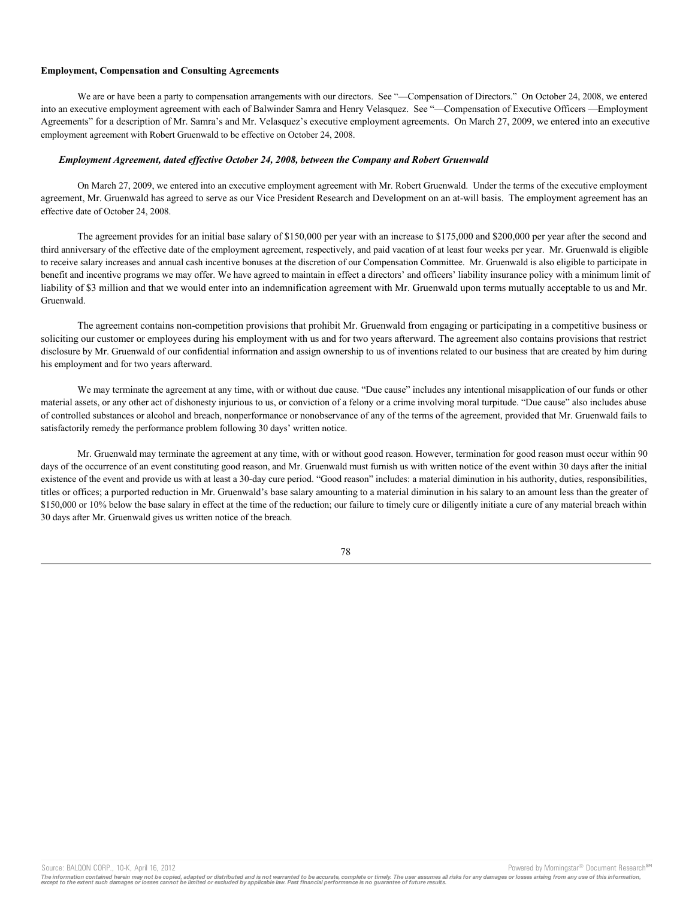**Employment, Compensation and Consulting Agreements**

We are or have been a party to compensation arrangements with our directors. See "—Compensation of Directors." On October 24, 2008, we entered into an executive employment agreement with each of Balwinder Samra and Henry Velasquez. See "—Compensation of Executive Officers —Employment Agreements" for a description of Mr. Samra's and Mr. Velasquez's executive employment agreements. On March 27, 2009, we entered into an executive employment agreement with Robert Gruenwald to be effective on October 24, 2008.

***Employment Agreement, dated effective October 24, 2008, between the Company and Robert Gruenwald***

On March 27, 2009, we entered into an executive employment agreement with Mr. Robert Gruenwald. Under the terms of the executive employment agreement, Mr. Gruenwald has agreed to serve as our Vice President Research and Development on an at-will basis. The employment agreement has an effective date of October 24, 2008.

The agreement provides for an initial base salary of $150,000 per year with an increase to $175,000 and $200,000 per year after the second and third anniversary of the effective date of the employment agreement, respectively, and paid vacation of at least four weeks per year. Mr. Gruenwald is eligible to receive salary increases and annual cash incentive bonuses at the discretion of our Compensation Committee. Mr. Gruenwald is also eligible to participate in benefit and incentive programs we may offer. We have agreed to maintain in effect a directors' and officers' liability insurance policy with a minimum limit of liability of $3 million and that we would enter into an indemnification agreement with Mr. Gruenwald upon terms mutually acceptable to us and Mr. Gruenwald.

The agreement contains non-competition provisions that prohibit Mr. Gruenwald from engaging or participating in a competitive business or soliciting our customer or employees during his employment with us and for two years afterward. The agreement also contains provisions that restrict disclosure by Mr. Gruenwald of our confidential information and assign ownership to us of inventions related to our business that are created by him during his employment and for two years afterward.

We may terminate the agreement at any time, with or without due cause. "Due cause" includes any intentional misapplication of our funds or other material assets, or any other act of dishonesty injurious to us, or conviction of a felony or a crime involving moral turpitude. "Due cause" also includes abuse of controlled substances or alcohol and breach, nonperformance or nonobservance of any of the terms of the agreement, provided that Mr. Gruenwald fails to satisfactorily remedy the performance problem following 30 days' written notice.

Mr. Gruenwald may terminate the agreement at any time, with or without good reason. However, termination for good reason must occur within 90 days of the occurrence of an event constituting good reason, and Mr. Gruenwald must furnish us with written notice of the event within 30 days after the initial existence of the event and provide us with at least a 30-day cure period. "Good reason" includes: a material diminution in his authority, duties, responsibilities, titles or offices; a purported reduction in Mr. Gruenwald's base salary amounting to a material diminution in his salary to an amount less than the greater of $150,000 or 10% below the base salary in effect at the time of the reduction; our failure to timely cure or diligently initiate a cure of any material breach within 30 days after Mr. Gruenwald gives us written notice of the breach.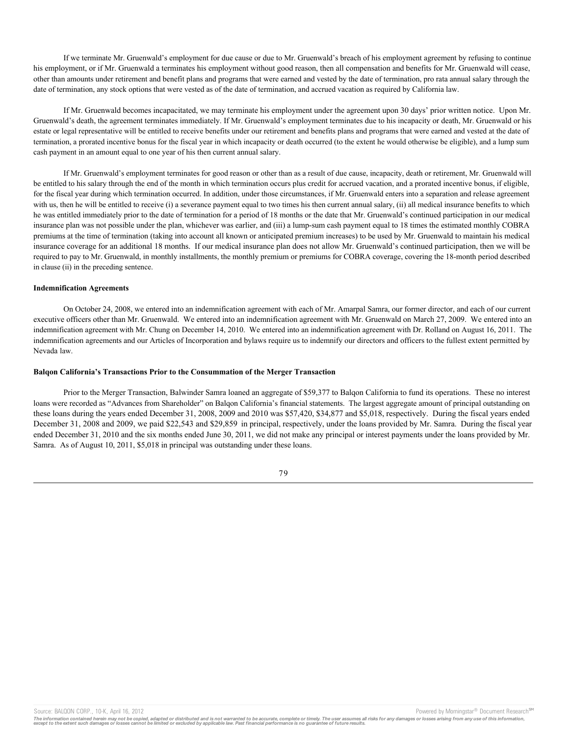If we terminate Mr. Gruenwald's employment for due cause or due to Mr. Gruenwald's breach of his employment agreement by refusing to continue his employment, or if Mr. Gruenwald a terminates his employment without good reason, then all compensation and benefits for Mr. Gruenwald will cease, other than amounts under retirement and benefit plans and programs that were earned and vested by the date of termination, pro rata annual salary through the date of termination, any stock options that were vested as of the date of termination, and accrued vacation as required by California law.

If Mr. Gruenwald becomes incapacitated, we may terminate his employment under the agreement upon 30 days' prior written notice. Upon Mr. Gruenwald's death, the agreement terminates immediately. If Mr. Gruenwald's employment terminates due to his incapacity or death, Mr. Gruenwald or his estate or legal representative will be entitled to receive benefits under our retirement and benefits plans and programs that were earned and vested at the date of termination, a prorated incentive bonus for the fiscal year in which incapacity or death occurred (to the extent he would otherwise be eligible), and a lump sum cash payment in an amount equal to one year of his then current annual salary.

If Mr. Gruenwald's employment terminates for good reason or other than as a result of due cause, incapacity, death or retirement, Mr. Gruenwald will be entitled to his salary through the end of the month in which termination occurs plus credit for accrued vacation, and a prorated incentive bonus, if eligible, for the fiscal year during which termination occurred. In addition, under those circumstances, if Mr. Gruenwald enters into a separation and release agreement with us, then he will be entitled to receive (i) a severance payment equal to two times his then current annual salary, (ii) all medical insurance benefits to which he was entitled immediately prior to the date of termination for a period of 18 months or the date that Mr. Gruenwald's continued participation in our medical insurance plan was not possible under the plan, whichever was earlier, and (iii) a lump-sum cash payment equal to 18 times the estimated monthly COBRA premiums at the time of termination (taking into account all known or anticipated premium increases) to be used by Mr. Gruenwald to maintain his medical insurance coverage for an additional 18 months. If our medical insurance plan does not allow Mr. Gruenwald's continued participation, then we will be required to pay to Mr. Gruenwald, in monthly installments, the monthly premium or premiums for COBRA coverage, covering the 18-month period described in clause (ii) in the preceding sentence.

**Indemnification Agreements**

On October 24, 2008, we entered into an indemnification agreement with each of Mr. Amarpal Samra, our former director, and each of our current executive officers other than Mr. Gruenwald. We entered into an indemnification agreement with Mr. Gruenwald on March 27, 2009. We entered into an indemnification agreement with Mr. Chung on December 14, 2010. We entered into an indemnification agreement with Dr. Rolland on August 16, 2011. The indemnification agreements and our Articles of Incorporation and bylaws require us to indemnify our directors and officers to the fullest extent permitted by Nevada law.

**Balqon California's Transactions Prior to the Consummation of the Merger Transaction**

Prior to the Merger Transaction, Balwinder Samra loaned an aggregate of $59,377 to Balqon California to fund its operations. These no interest loans were recorded as "Advances from Shareholder" on Balqon California's financial statements. The largest aggregate amount of principal outstanding on these loans during the years ended December 31, 2008, 2009 and 2010 was $57,420, $34,877 and $5,018, respectively. During the fiscal years ended December 31, 2008 and 2009, we paid $22,543 and $29,859 in principal, respectively, under the loans provided by Mr. Samra. During the fiscal year ended December 31, 2010 and the six months ended June 30, 2011, we did not make any principal or interest payments under the loans provided by Mr. Samra. As of August 10, 2011, $5,018 in principal was outstanding under these loans.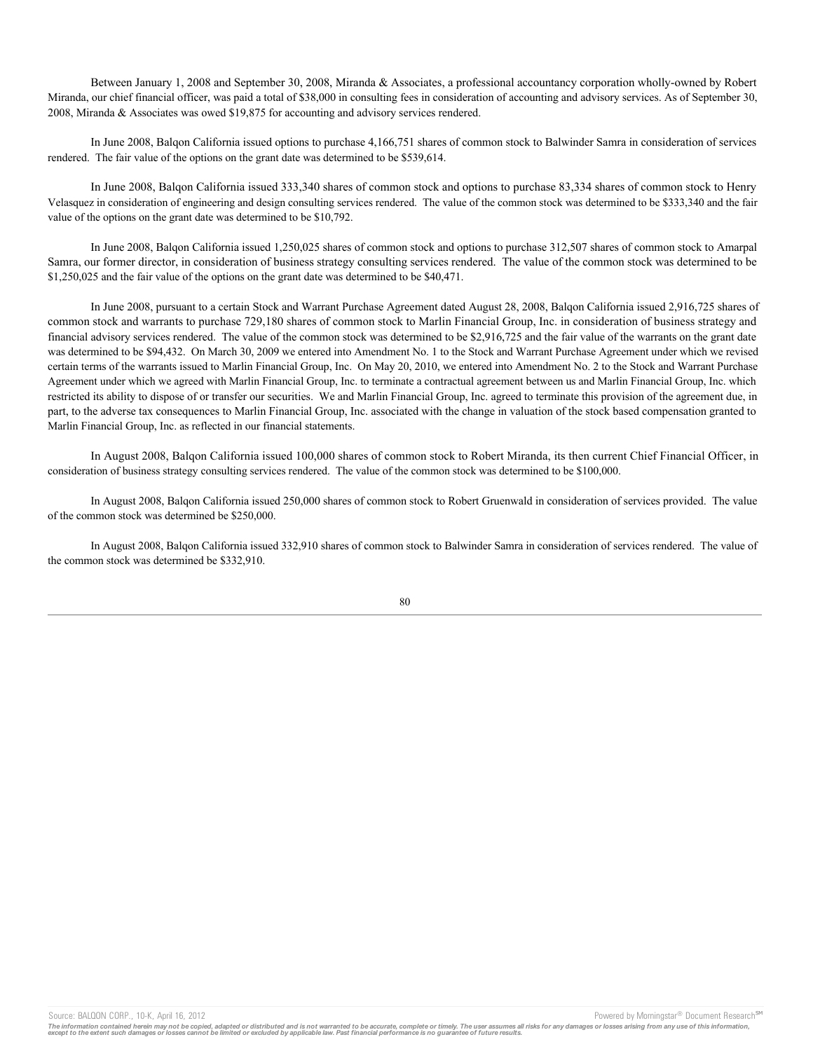Between January 1, 2008 and September 30, 2008, Miranda & Associates, a professional accountancy corporation wholly-owned by Robert Miranda, our chief financial officer, was paid a total of $38,000 in consulting fees in consideration of accounting and advisory services. As of September 30, 2008, Miranda & Associates was owed $19,875 for accounting and advisory services rendered.

In June 2008, Balqon California issued options to purchase 4,166,751 shares of common stock to Balwinder Samra in consideration of services rendered. The fair value of the options on the grant date was determined to be $539,614.

In June 2008, Balqon California issued 333,340 shares of common stock and options to purchase 83,334 shares of common stock to Henry Velasquez in consideration of engineering and design consulting services rendered. The value of the common stock was determined to be $333,340 and the fair value of the options on the grant date was determined to be $10,792.

In June 2008, Balqon California issued 1,250,025 shares of common stock and options to purchase 312,507 shares of common stock to Amarpal Samra, our former director, in consideration of business strategy consulting services rendered. The value of the common stock was determined to be $1,250,025 and the fair value of the options on the grant date was determined to be $40,471.

In June 2008, pursuant to a certain Stock and Warrant Purchase Agreement dated August 28, 2008, Balqon California issued 2,916,725 shares of common stock and warrants to purchase 729,180 shares of common stock to Marlin Financial Group, Inc. in consideration of business strategy and financial advisory services rendered. The value of the common stock was determined to be $2,916,725 and the fair value of the warrants on the grant date was determined to be $94,432. On March 30, 2009 we entered into Amendment No. 1 to the Stock and Warrant Purchase Agreement under which we revised certain terms of the warrants issued to Marlin Financial Group, Inc. On May 20, 2010, we entered into Amendment No. 2 to the Stock and Warrant Purchase Agreement under which we agreed with Marlin Financial Group, Inc. to terminate a contractual agreement between us and Marlin Financial Group, Inc. which restricted its ability to dispose of or transfer our securities. We and Marlin Financial Group, Inc. agreed to terminate this provision of the agreement due, in part, to the adverse tax consequences to Marlin Financial Group, Inc. associated with the change in valuation of the stock based compensation granted to Marlin Financial Group, Inc. as reflected in our financial statements.

In August 2008, Balqon California issued 100,000 shares of common stock to Robert Miranda, its then current Chief Financial Officer, in consideration of business strategy consulting services rendered. The value of the common stock was determined to be $100,000.

In August 2008, Balqon California issued 250,000 shares of common stock to Robert Gruenwald in consideration of services provided. The value of the common stock was determined be $250,000.

In August 2008, Balqon California issued 332,910 shares of common stock to Balwinder Samra in consideration of services rendered. The value of the common stock was determined be $332,910.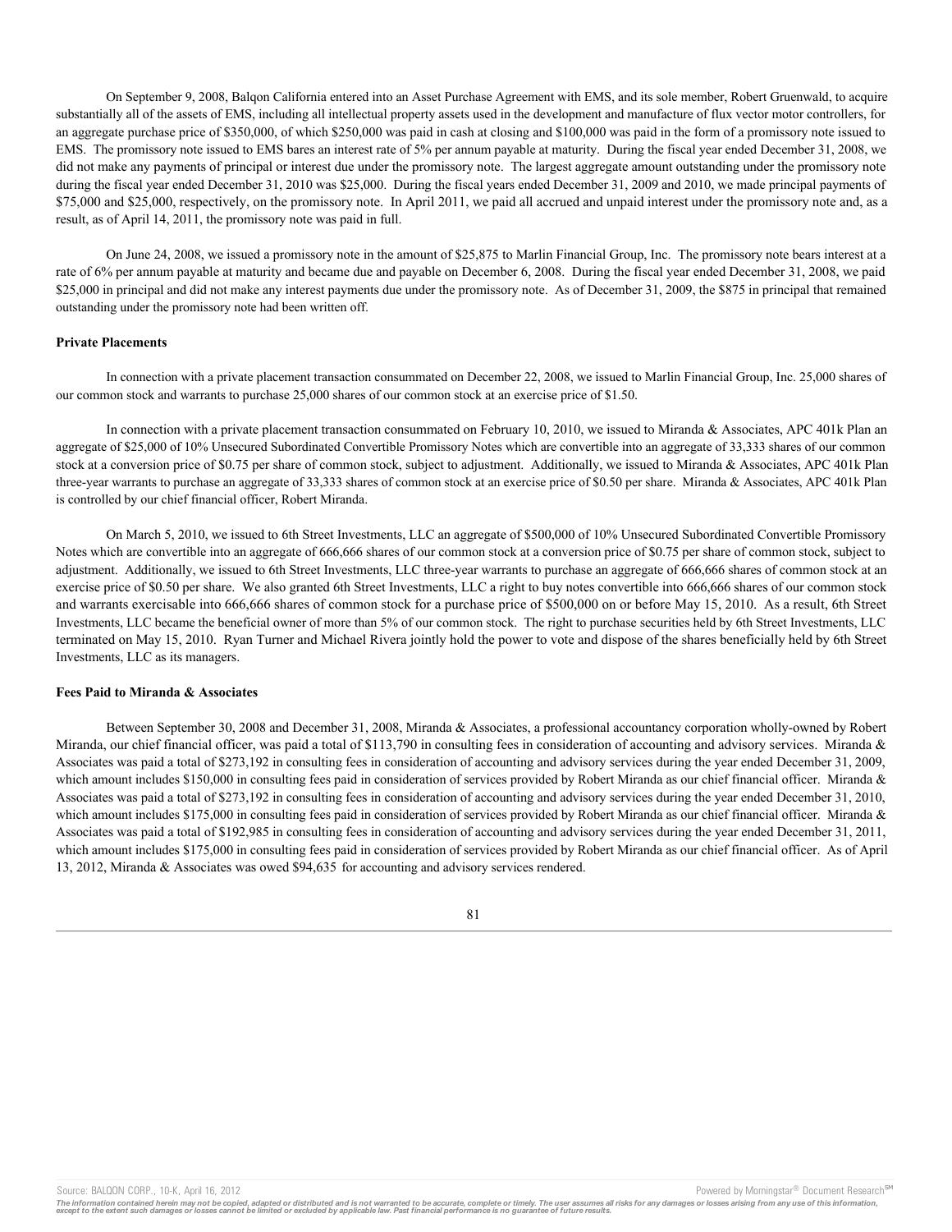On September 9, 2008, Balqon California entered into an Asset Purchase Agreement with EMS, and its sole member, Robert Gruenwald, to acquire substantially all of the assets of EMS, including all intellectual property assets used in the development and manufacture of flux vector motor controllers, for an aggregate purchase price of $350,000, of which $250,000 was paid in cash at closing and $100,000 was paid in the form of a promissory note issued to EMS. The promissory note issued to EMS bares an interest rate of 5% per annum payable at maturity. During the fiscal year ended December 31, 2008, we did not make any payments of principal or interest due under the promissory note. The largest aggregate amount outstanding under the promissory note during the fiscal year ended December 31, 2010 was $25,000. During the fiscal years ended December 31, 2009 and 2010, we made principal payments of $75,000 and $25,000, respectively, on the promissory note. In April 2011, we paid all accrued and unpaid interest under the promissory note and, as a result, as of April 14, 2011, the promissory note was paid in full.

On June 24, 2008, we issued a promissory note in the amount of $25,875 to Marlin Financial Group, Inc. The promissory note bears interest at a rate of 6% per annum payable at maturity and became due and payable on December 6, 2008. During the fiscal year ended December 31, 2008, we paid $25,000 in principal and did not make any interest payments due under the promissory note. As of December 31, 2009, the $875 in principal that remained outstanding under the promissory note had been written off.

**Private Placements**

In connection with a private placement transaction consummated on December 22, 2008, we issued to Marlin Financial Group, Inc. 25,000 shares of our common stock and warrants to purchase 25,000 shares of our common stock at an exercise price of $1.50.

In connection with a private placement transaction consummated on February 10, 2010, we issued to Miranda & Associates, APC 401k Plan an aggregate of $25,000 of 10% Unsecured Subordinated Convertible Promissory Notes which are convertible into an aggregate of 33,333 shares of our common stock at a conversion price of $0.75 per share of common stock, subject to adjustment. Additionally, we issued to Miranda & Associates, APC 401k Plan three-year warrants to purchase an aggregate of 33,333 shares of common stock at an exercise price of $0.50 per share. Miranda & Associates, APC 401k Plan is controlled by our chief financial officer, Robert Miranda.

On March 5, 2010, we issued to 6th Street Investments, LLC an aggregate of $500,000 of 10% Unsecured Subordinated Convertible Promissory Notes which are convertible into an aggregate of 666,666 shares of our common stock at a conversion price of $0.75 per share of common stock, subject to adjustment. Additionally, we issued to 6th Street Investments, LLC three-year warrants to purchase an aggregate of 666,666 shares of common stock at an exercise price of $0.50 per share. We also granted 6th Street Investments, LLC a right to buy notes convertible into 666,666 shares of our common stock and warrants exercisable into 666,666 shares of common stock for a purchase price of $500,000 on or before May 15, 2010. As a result, 6th Street Investments, LLC became the beneficial owner of more than 5% of our common stock. The right to purchase securities held by 6th Street Investments, LLC terminated on May 15, 2010. Ryan Turner and Michael Rivera jointly hold the power to vote and dispose of the shares beneficially held by 6th Street Investments, LLC as its managers.

**Fees Paid to Miranda & Associates**

Between September 30, 2008 and December 31, 2008, Miranda & Associates, a professional accountancy corporation wholly-owned by Robert Miranda, our chief financial officer, was paid a total of $113,790 in consulting fees in consideration of accounting and advisory services. Miranda & Associates was paid a total of $273,192 in consulting fees in consideration of accounting and advisory services during the year ended December 31, 2009, which amount includes $150,000 in consulting fees paid in consideration of services provided by Robert Miranda as our chief financial officer. Miranda & Associates was paid a total of $273,192 in consulting fees in consideration of accounting and advisory services during the year ended December 31, 2010, which amount includes $175,000 in consulting fees paid in consideration of services provided by Robert Miranda as our chief financial officer. Miranda & Associates was paid a total of $192,985 in consulting fees in consideration of accounting and advisory services during the year ended December 31, 2011, which amount includes $175,000 in consulting fees paid in consideration of services provided by Robert Miranda as our chief financial officer. As of April 13, 2012, Miranda & Associates was owed $94,635 for accounting and advisory services rendered.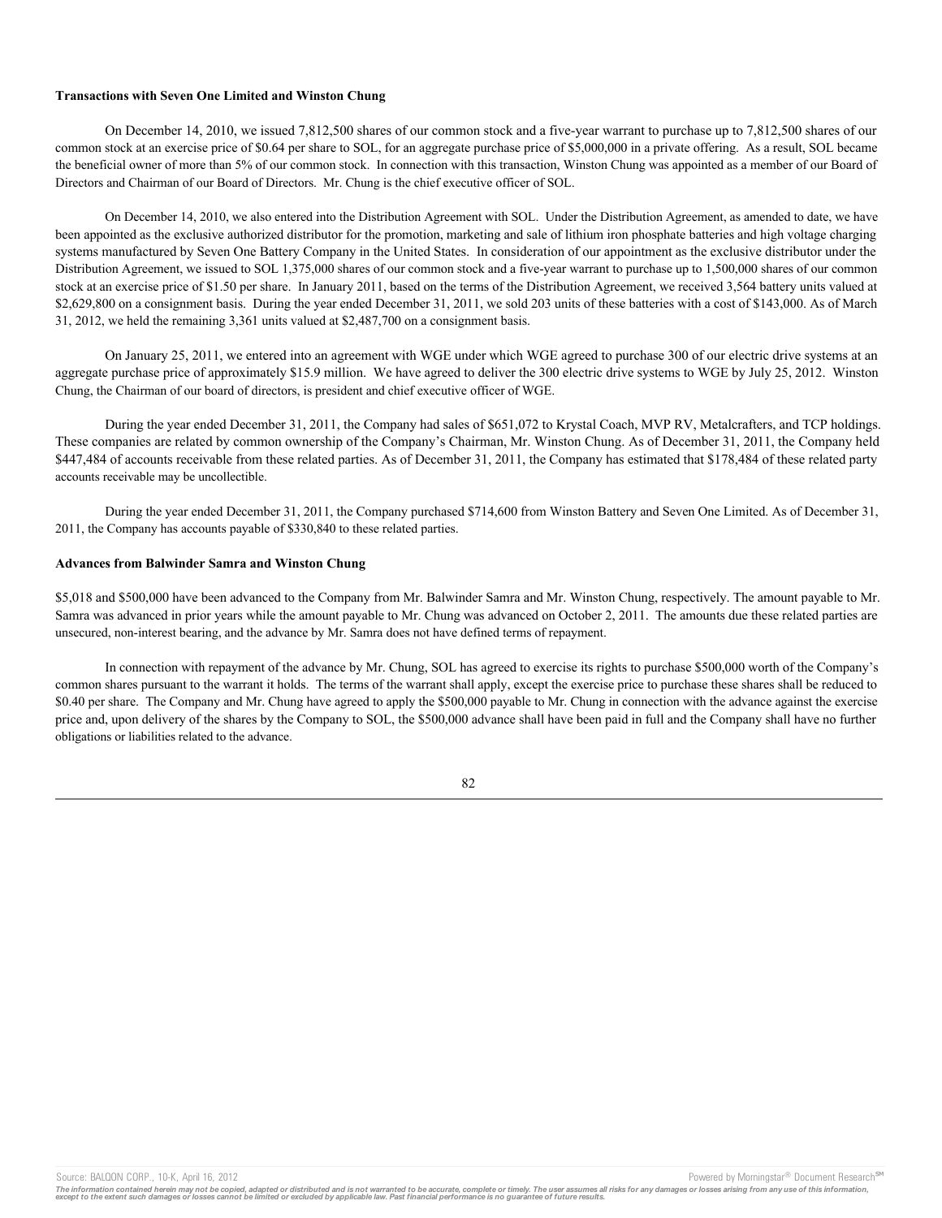**Transactions with Seven One Limited and Winston Chung**

On December 14, 2010, we issued 7,812,500 shares of our common stock and a five-year warrant to purchase up to 7,812,500 shares of our common stock at an exercise price of $0.64 per share to SOL, for an aggregate purchase price of $5,000,000 in a private offering. As a result, SOL became the beneficial owner of more than 5% of our common stock. In connection with this transaction, Winston Chung was appointed as a member of our Board of Directors and Chairman of our Board of Directors. Mr. Chung is the chief executive officer of SOL.

On December 14, 2010, we also entered into the Distribution Agreement with SOL. Under the Distribution Agreement, as amended to date, we have been appointed as the exclusive authorized distributor for the promotion, marketing and sale of lithium iron phosphate batteries and high voltage charging systems manufactured by Seven One Battery Company in the United States. In consideration of our appointment as the exclusive distributor under the Distribution Agreement, we issued to SOL 1,375,000 shares of our common stock and a five-year warrant to purchase up to 1,500,000 shares of our common stock at an exercise price of $1.50 per share. In January 2011, based on the terms of the Distribution Agreement, we received 3,564 battery units valued at $2,629,800 on a consignment basis. During the year ended December 31, 2011, we sold 203 units of these batteries with a cost of $143,000. As of March 31, 2012, we held the remaining 3,361 units valued at $2,487,700 on a consignment basis.

On January 25, 2011, we entered into an agreement with WGE under which WGE agreed to purchase 300 of our electric drive systems at an aggregate purchase price of approximately $15.9 million. We have agreed to deliver the 300 electric drive systems to WGE by July 25, 2012. Winston Chung, the Chairman of our board of directors, is president and chief executive officer of WGE.

During the year ended December 31, 2011, the Company had sales of $651,072 to Krystal Coach, MVP RV, Metalcrafters, and TCP holdings. These companies are related by common ownership of the Company's Chairman, Mr. Winston Chung. As of December 31, 2011, the Company held $447,484 of accounts receivable from these related parties. As of December 31, 2011, the Company has estimated that $178,484 of these related party accounts receivable may be uncollectible.

During the year ended December 31, 2011, the Company purchased $714,600 from Winston Battery and Seven One Limited. As of December 31, 2011, the Company has accounts payable of $330,840 to these related parties.

**Advances from Balwinder Samra and Winston Chung**

$5,018 and $500,000 have been advanced to the Company from Mr. Balwinder Samra and Mr. Winston Chung, respectively. The amount payable to Mr. Samra was advanced in prior years while the amount payable to Mr. Chung was advanced on October 2, 2011. The amounts due these related parties are unsecured, non-interest bearing, and the advance by Mr. Samra does not have defined terms of repayment.

In connection with repayment of the advance by Mr. Chung, SOL has agreed to exercise its rights to purchase $500,000 worth of the Company's common shares pursuant to the warrant it holds. The terms of the warrant shall apply, except the exercise price to purchase these shares shall be reduced to $0.40 per share. The Company and Mr. Chung have agreed to apply the $500,000 payable to Mr. Chung in connection with the advance against the exercise price and, upon delivery of the shares by the Company to SOL, the $500,000 advance shall have been paid in full and the Company shall have no further obligations or liabilities related to the advance.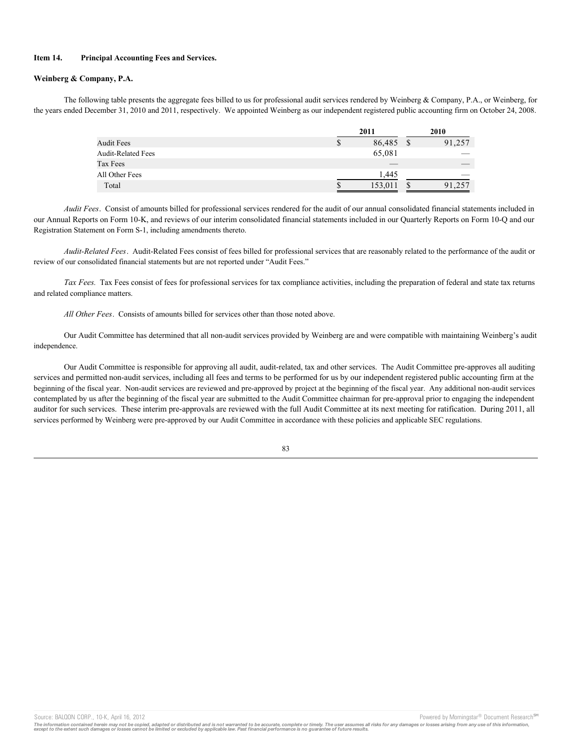**Item 14. Principal Accounting Fees and Services.**

**Weinberg & Company, P.A.**

The following table presents the aggregate fees billed to us for professional audit services rendered by Weinberg & Company, P.A., or Weinberg, for the years ended December 31, 2010 and 2011, respectively. We appointed Weinberg as our independent registered public accounting firm on October 24, 2008.

| | 2011 | 2010 |
|---|---|---|
| Audit Fees | $ 86,485 | $ 91,257 |
| Audit-Related Fees | 65,081 | — |
| Tax Fees | — | — |
| All Other Fees | 1,445 | — |
| Total | $ 153,011 | $ 91,257 |

*Audit Fees*. Consist of amounts billed for professional services rendered for the audit of our annual consolidated financial statements included in our Annual Reports on Form 10-K, and reviews of our interim consolidated financial statements included in our Quarterly Reports on Form 10-Q and our Registration Statement on Form S-1, including amendments thereto.

*Audit-Related Fees*. Audit-Related Fees consist of fees billed for professional services that are reasonably related to the performance of the audit or review of our consolidated financial statements but are not reported under "Audit Fees."

*Tax Fees.* Tax Fees consist of fees for professional services for tax compliance activities, including the preparation of federal and state tax returns and related compliance matters.

*All Other Fees*. Consists of amounts billed for services other than those noted above.

Our Audit Committee has determined that all non-audit services provided by Weinberg are and were compatible with maintaining Weinberg's audit independence.

Our Audit Committee is responsible for approving all audit, audit-related, tax and other services. The Audit Committee pre-approves all auditing services and permitted non-audit services, including all fees and terms to be performed for us by our independent registered public accounting firm at the beginning of the fiscal year. Non-audit services are reviewed and pre-approved by project at the beginning of the fiscal year. Any additional non-audit services contemplated by us after the beginning of the fiscal year are submitted to the Audit Committee chairman for pre-approval prior to engaging the independent auditor for such services. These interim pre-approvals are reviewed with the full Audit Committee at its next meeting for ratification. During 2011, all services performed by Weinberg were pre-approved by our Audit Committee in accordance with these policies and applicable SEC regulations.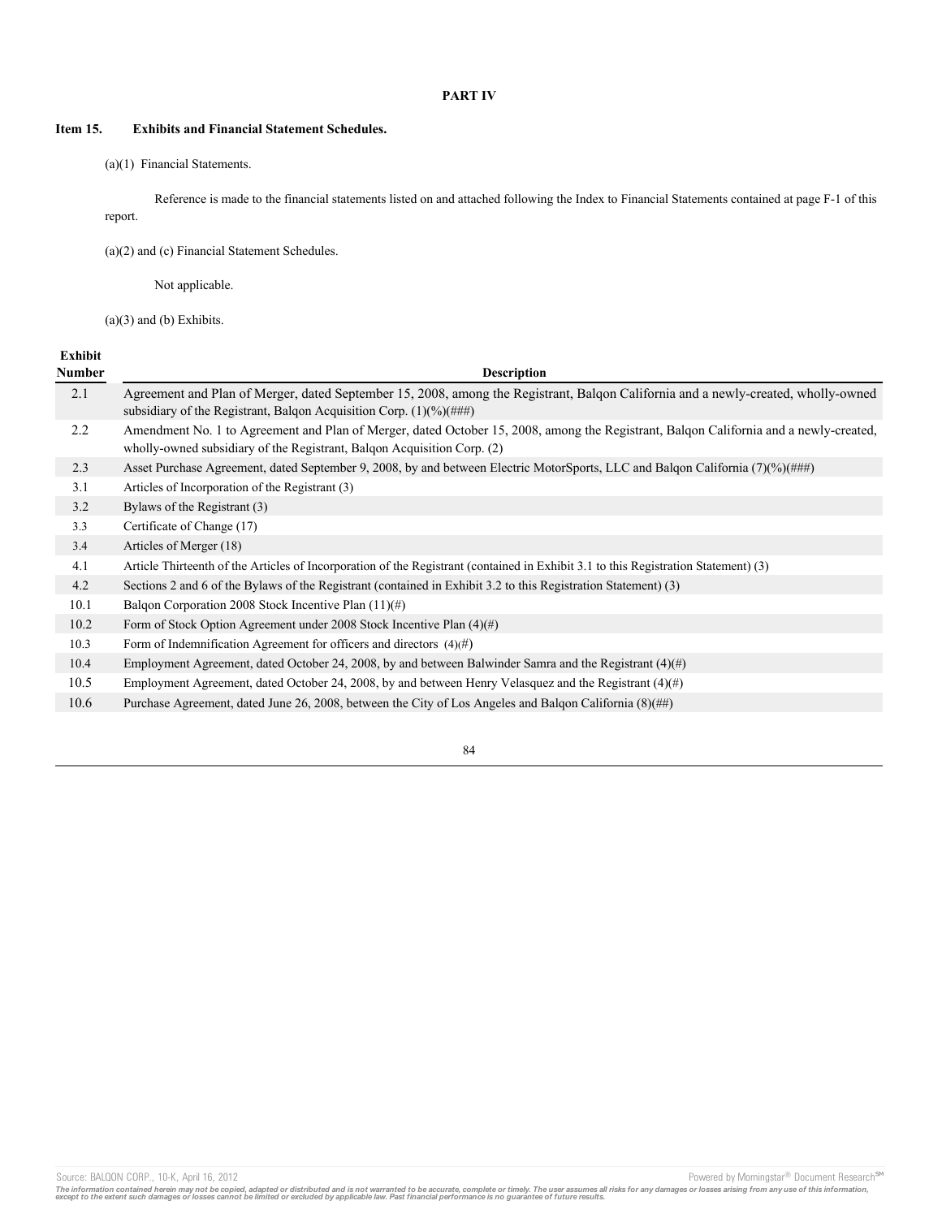# PART IV

## Item 15. Exhibits and Financial Statement Schedules.

(a)(1) Financial Statements.

Reference is made to the financial statements listed on and attached following the Index to Financial Statements contained at page F-1 of this report.

(a)(2) and (c) Financial Statement Schedules.

Not applicable.

(a)(3) and (b) Exhibits.

| Exhibit Number | Description |
| --- | --- |
| 2.1 | Agreement and Plan of Merger, dated September 15, 2008, among the Registrant, Balqon California and a newly-created, wholly-owned subsidiary of the Registrant, Balqon Acquisition Corp. (1)(%)(###) |
| 2.2 | Amendment No. 1 to Agreement and Plan of Merger, dated October 15, 2008, among the Registrant, Balqon California and a newly-created, wholly-owned subsidiary of the Registrant, Balqon Acquisition Corp. (2) |
| 2.3 | Asset Purchase Agreement, dated September 9, 2008, by and between Electric MotorSports, LLC and Balqon California (7)(%)(###) |
| 3.1 | Articles of Incorporation of the Registrant (3) |
| 3.2 | Bylaws of the Registrant (3) |
| 3.3 | Certificate of Change (17) |
| 3.4 | Articles of Merger (18) |
| 4.1 | Article Thirteenth of the Articles of Incorporation of the Registrant (contained in Exhibit 3.1 to this Registration Statement) (3) |
| 4.2 | Sections 2 and 6 of the Bylaws of the Registrant (contained in Exhibit 3.2 to this Registration Statement) (3) |
| 10.1 | Balqon Corporation 2008 Stock Incentive Plan (11)(#) |
| 10.2 | Form of Stock Option Agreement under 2008 Stock Incentive Plan (4)(#) |
| 10.3 | Form of Indemnification Agreement for officers and directors (4)(#) |
| 10.4 | Employment Agreement, dated October 24, 2008, by and between Balwinder Samra and the Registrant (4)(#) |
| 10.5 | Employment Agreement, dated October 24, 2008, by and between Henry Velasquez and the Registrant (4)(#) |
| 10.6 | Purchase Agreement, dated June 26, 2008, between the City of Los Angeles and Balqon California (8)(##) |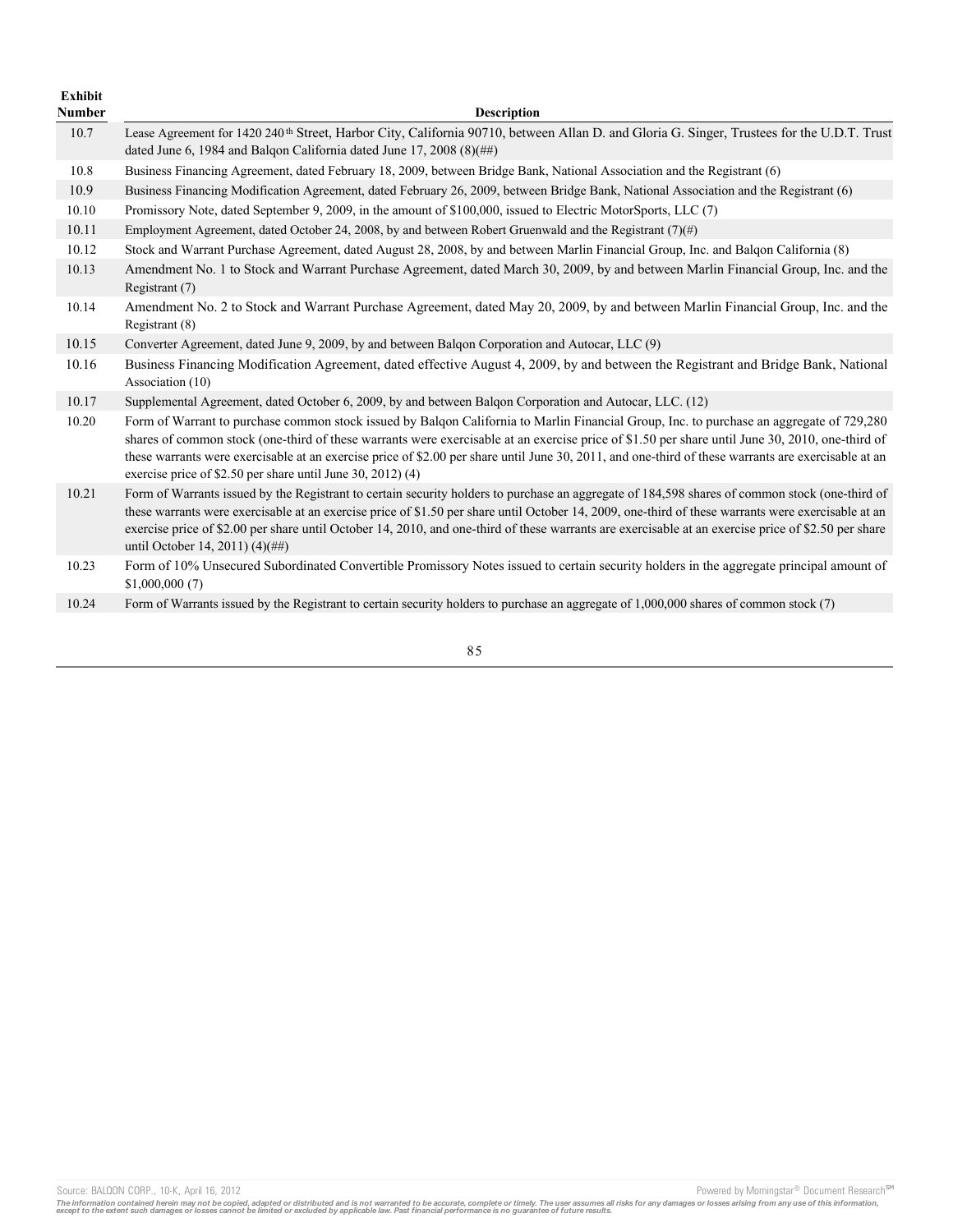| Exhibit Number | Description |
|---|---|
| 10.7 | Lease Agreement for 1420 240th Street, Harbor City, California 90710, between Allan D. and Gloria G. Singer, Trustees for the U.D.T. Trust dated June 6, 1984 and Balqon California dated June 17, 2008 (8)(##) |
| 10.8 | Business Financing Agreement, dated February 18, 2009, between Bridge Bank, National Association and the Registrant (6) |
| 10.9 | Business Financing Modification Agreement, dated February 26, 2009, between Bridge Bank, National Association and the Registrant (6) |
| 10.10 | Promissory Note, dated September 9, 2009, in the amount of $100,000, issued to Electric MotorSports, LLC (7) |
| 10.11 | Employment Agreement, dated October 24, 2008, by and between Robert Gruenwald and the Registrant (7)(#) |
| 10.12 | Stock and Warrant Purchase Agreement, dated August 28, 2008, by and between Marlin Financial Group, Inc. and Balqon California (8) |
| 10.13 | Amendment No. 1 to Stock and Warrant Purchase Agreement, dated March 30, 2009, by and between Marlin Financial Group, Inc. and the Registrant (7) |
| 10.14 | Amendment No. 2 to Stock and Warrant Purchase Agreement, dated May 20, 2009, by and between Marlin Financial Group, Inc. and the Registrant (8) |
| 10.15 | Converter Agreement, dated June 9, 2009, by and between Balqon Corporation and Autocar, LLC (9) |
| 10.16 | Business Financing Modification Agreement, dated effective August 4, 2009, by and between the Registrant and Bridge Bank, National Association (10) |
| 10.17 | Supplemental Agreement, dated October 6, 2009, by and between Balqon Corporation and Autocar, LLC. (12) |
| 10.20 | Form of Warrant to purchase common stock issued by Balqon California to Marlin Financial Group, Inc. to purchase an aggregate of 729,280 shares of common stock (one-third of these warrants were exercisable at an exercise price of $1.50 per share until June 30, 2010, one-third of these warrants were exercisable at an exercise price of $2.00 per share until June 30, 2011, and one-third of these warrants are exercisable at an exercise price of $2.50 per share until June 30, 2012) (4) |
| 10.21 | Form of Warrants issued by the Registrant to certain security holders to purchase an aggregate of 184,598 shares of common stock (one-third of these warrants were exercisable at an exercise price of $1.50 per share until October 14, 2009, one-third of these warrants were exercisable at an exercise price of $2.00 per share until October 14, 2010, and one-third of these warrants are exercisable at an exercise price of $2.50 per share until October 14, 2011) (4)(##) |
| 10.23 | Form of 10% Unsecured Subordinated Convertible Promissory Notes issued to certain security holders in the aggregate principal amount of $1,000,000 (7) |
| 10.24 | Form of Warrants issued by the Registrant to certain security holders to purchase an aggregate of 1,000,000 shares of common stock (7) |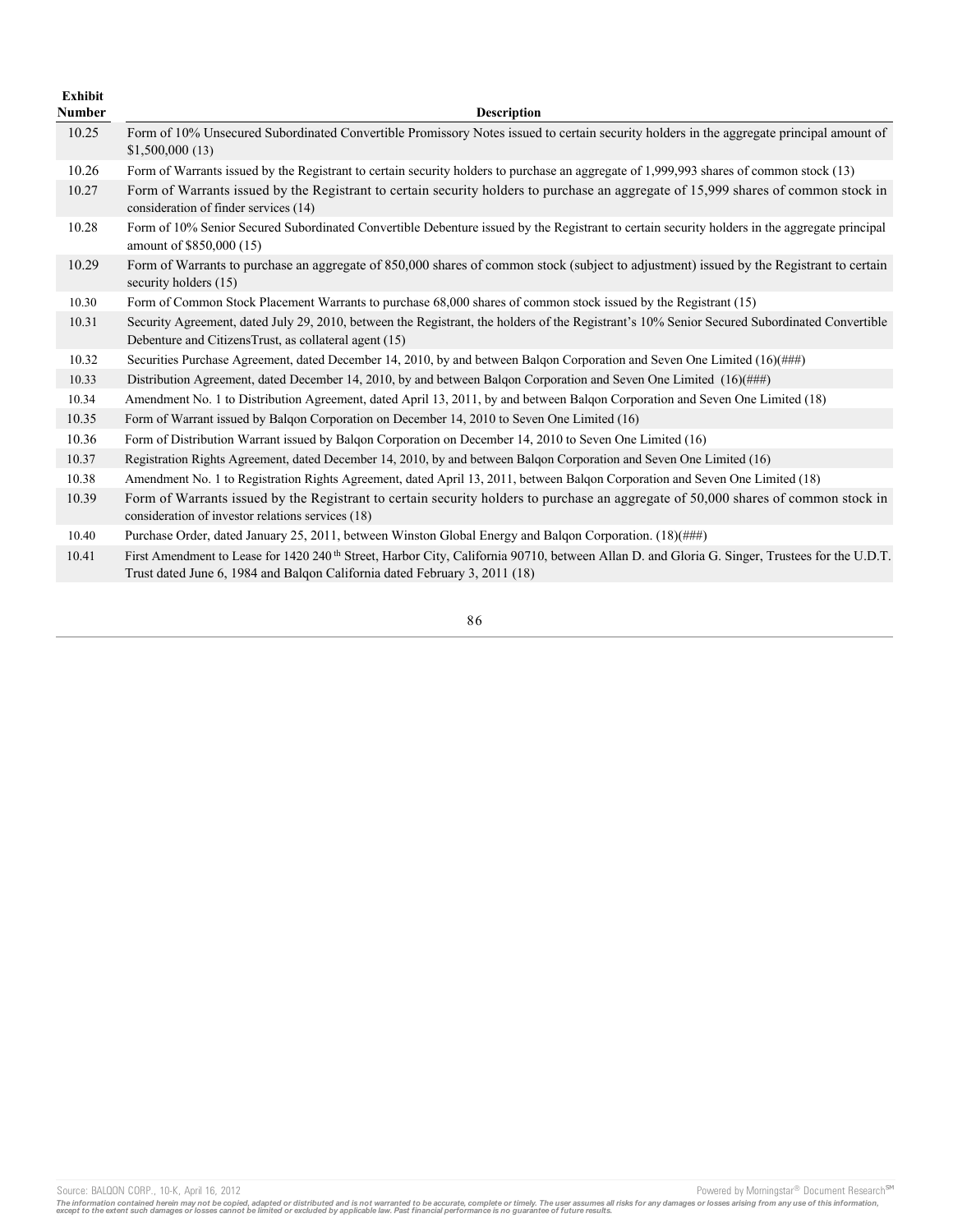| Exhibit Number | Description |
|---|---|
| 10.25 | Form of 10% Unsecured Subordinated Convertible Promissory Notes issued to certain security holders in the aggregate principal amount of $1,500,000 (13) |
| 10.26 | Form of Warrants issued by the Registrant to certain security holders to purchase an aggregate of 1,999,993 shares of common stock (13) |
| 10.27 | Form of Warrants issued by the Registrant to certain security holders to purchase an aggregate of 15,999 shares of common stock in consideration of finder services (14) |
| 10.28 | Form of 10% Senior Secured Subordinated Convertible Debenture issued by the Registrant to certain security holders in the aggregate principal amount of $850,000 (15) |
| 10.29 | Form of Warrants to purchase an aggregate of 850,000 shares of common stock (subject to adjustment) issued by the Registrant to certain security holders (15) |
| 10.30 | Form of Common Stock Placement Warrants to purchase 68,000 shares of common stock issued by the Registrant (15) |
| 10.31 | Security Agreement, dated July 29, 2010, between the Registrant, the holders of the Registrant's 10% Senior Secured Subordinated Convertible Debenture and CitizensTrust, as collateral agent (15) |
| 10.32 | Securities Purchase Agreement, dated December 14, 2010, by and between Balqon Corporation and Seven One Limited (16)(###) |
| 10.33 | Distribution Agreement, dated December 14, 2010, by and between Balqon Corporation and Seven One Limited (16)(###) |
| 10.34 | Amendment No. 1 to Distribution Agreement, dated April 13, 2011, by and between Balqon Corporation and Seven One Limited (18) |
| 10.35 | Form of Warrant issued by Balqon Corporation on December 14, 2010 to Seven One Limited (16) |
| 10.36 | Form of Distribution Warrant issued by Balqon Corporation on December 14, 2010 to Seven One Limited (16) |
| 10.37 | Registration Rights Agreement, dated December 14, 2010, by and between Balqon Corporation and Seven One Limited (16) |
| 10.38 | Amendment No. 1 to Registration Rights Agreement, dated April 13, 2011, between Balqon Corporation and Seven One Limited (18) |
| 10.39 | Form of Warrants issued by the Registrant to certain security holders to purchase an aggregate of 50,000 shares of common stock in consideration of investor relations services (18) |
| 10.40 | Purchase Order, dated January 25, 2011, between Winston Global Energy and Balqon Corporation. (18)(###) |
| 10.41 | First Amendment to Lease for 1420 240th Street, Harbor City, California 90710, between Allan D. and Gloria G. Singer, Trustees for the U.D.T. Trust dated June 6, 1984 and Balqon California dated February 3, 2011 (18) |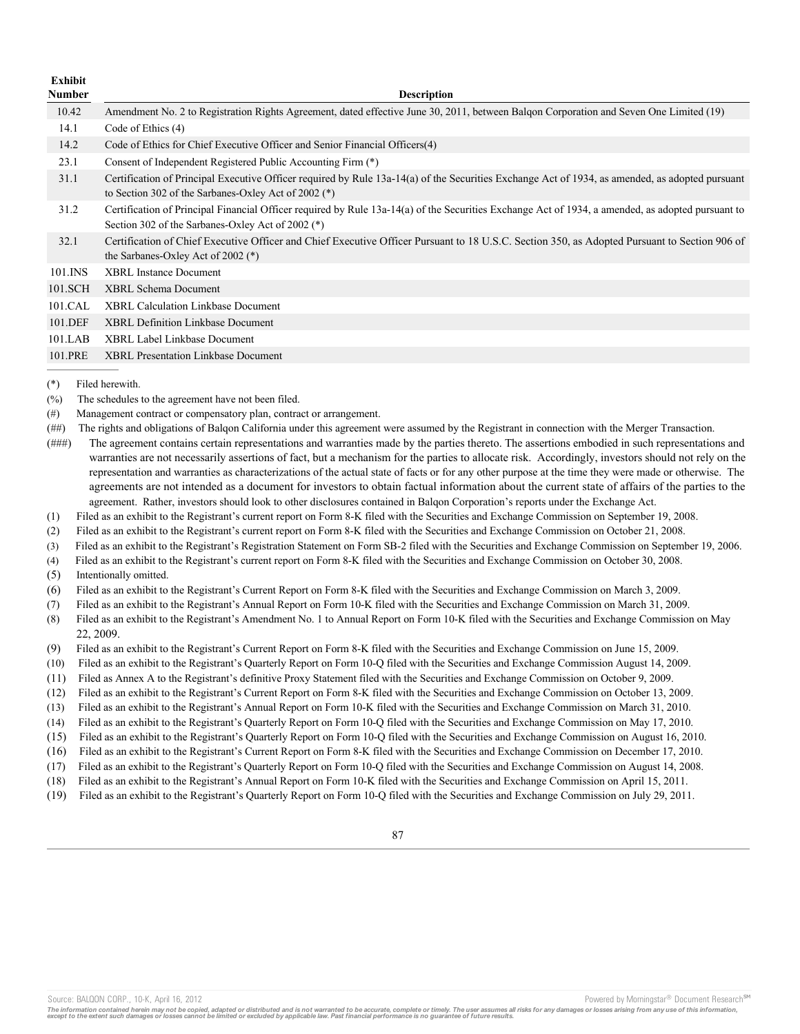| Exhibit Number | Description |
|---|---|
| 10.42 | Amendment No. 2 to Registration Rights Agreement, dated effective June 30, 2011, between Balqon Corporation and Seven One Limited (19) |
| 14.1 | Code of Ethics (4) |
| 14.2 | Code of Ethics for Chief Executive Officer and Senior Financial Officers(4) |
| 23.1 | Consent of Independent Registered Public Accounting Firm (*) |
| 31.1 | Certification of Principal Executive Officer required by Rule 13a-14(a) of the Securities Exchange Act of 1934, as amended, as adopted pursuant to Section 302 of the Sarbanes-Oxley Act of 2002 (*) |
| 31.2 | Certification of Principal Financial Officer required by Rule 13a-14(a) of the Securities Exchange Act of 1934, a amended, as adopted pursuant to Section 302 of the Sarbanes-Oxley Act of 2002 (*) |
| 32.1 | Certification of Chief Executive Officer and Chief Executive Officer Pursuant to 18 U.S.C. Section 350, as Adopted Pursuant to Section 906 of the Sarbanes-Oxley Act of 2002 (*) |
| 101.INS | XBRL Instance Document |
| 101.SCH | XBRL Schema Document |
| 101.CAL | XBRL Calculation Linkbase Document |
| 101.DEF | XBRL Definition Linkbase Document |
| 101.LAB | XBRL Label Linkbase Document |
| 101.PRE | XBRL Presentation Linkbase Document |

(*) Filed herewith.

(%) The schedules to the agreement have not been filed.

(#) Management contract or compensatory plan, contract or arrangement.

(##) The rights and obligations of Balqon California under this agreement were assumed by the Registrant in connection with the Merger Transaction.

(###) The agreement contains certain representations and warranties made by the parties thereto. The assertions embodied in such representations and warranties are not necessarily assertions of fact, but a mechanism for the parties to allocate risk. Accordingly, investors should not rely on the representation and warranties as characterizations of the actual state of facts or for any other purpose at the time they were made or otherwise. The agreements are not intended as a document for investors to obtain factual information about the current state of affairs of the parties to the agreement. Rather, investors should look to other disclosures contained in Balqon Corporation's reports under the Exchange Act.

(1) Filed as an exhibit to the Registrant's current report on Form 8-K filed with the Securities and Exchange Commission on September 19, 2008.

(2) Filed as an exhibit to the Registrant's current report on Form 8-K filed with the Securities and Exchange Commission on October 21, 2008.

(3) Filed as an exhibit to the Registrant's Registration Statement on Form SB-2 filed with the Securities and Exchange Commission on September 19, 2006.

(4) Filed as an exhibit to the Registrant's current report on Form 8-K filed with the Securities and Exchange Commission on October 30, 2008.

(5) Intentionally omitted.

(6) Filed as an exhibit to the Registrant's Current Report on Form 8-K filed with the Securities and Exchange Commission on March 3, 2009.

(7) Filed as an exhibit to the Registrant's Annual Report on Form 10-K filed with the Securities and Exchange Commission on March 31, 2009.

(8) Filed as an exhibit to the Registrant's Amendment No. 1 to Annual Report on Form 10-K filed with the Securities and Exchange Commission on May 22, 2009.

(9) Filed as an exhibit to the Registrant's Current Report on Form 8-K filed with the Securities and Exchange Commission on June 15, 2009.

(10) Filed as an exhibit to the Registrant's Quarterly Report on Form 10-Q filed with the Securities and Exchange Commission August 14, 2009.

(11) Filed as Annex A to the Registrant's definitive Proxy Statement filed with the Securities and Exchange Commission on October 9, 2009.

(12) Filed as an exhibit to the Registrant's Current Report on Form 8-K filed with the Securities and Exchange Commission on October 13, 2009.

(13) Filed as an exhibit to the Registrant's Annual Report on Form 10-K filed with the Securities and Exchange Commission on March 31, 2010.

(14) Filed as an exhibit to the Registrant's Quarterly Report on Form 10-Q filed with the Securities and Exchange Commission on May 17, 2010.

(15) Filed as an exhibit to the Registrant's Quarterly Report on Form 10-Q filed with the Securities and Exchange Commission on August 16, 2010.

(16) Filed as an exhibit to the Registrant's Current Report on Form 8-K filed with the Securities and Exchange Commission on December 17, 2010.

(17) Filed as an exhibit to the Registrant's Quarterly Report on Form 10-Q filed with the Securities and Exchange Commission on August 14, 2008.

(18) Filed as an exhibit to the Registrant's Annual Report on Form 10-K filed with the Securities and Exchange Commission on April 15, 2011.

(19) Filed as an exhibit to the Registrant's Quarterly Report on Form 10-Q filed with the Securities and Exchange Commission on July 29, 2011.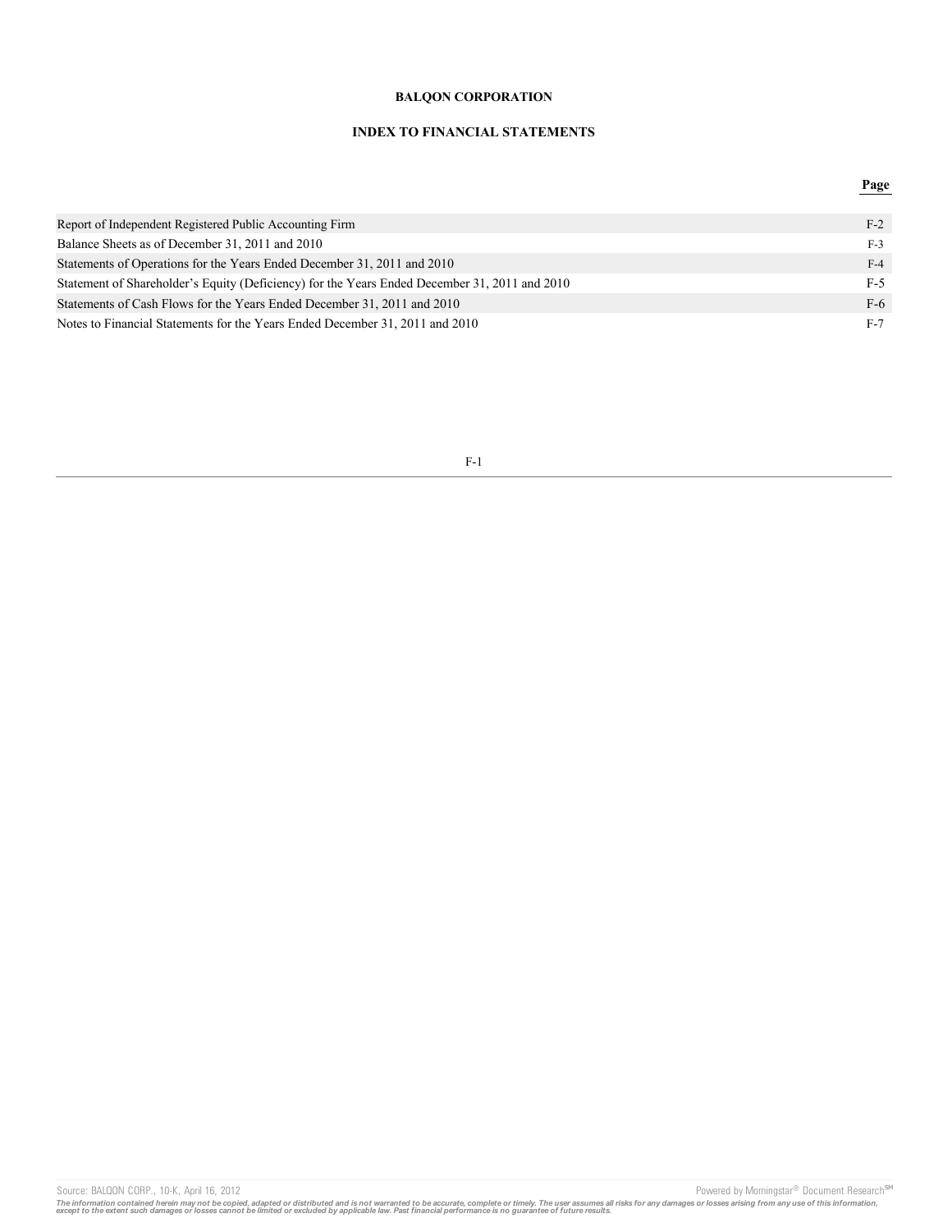**BALQON CORPORATION**

**INDEX TO FINANCIAL STATEMENTS**

| | Page |
|---|---|
| Report of Independent Registered Public Accounting Firm | F-2 |
| Balance Sheets as of December 31, 2011 and 2010 | F-3 |
| Statements of Operations for the Years Ended December 31, 2011 and 2010 | F-4 |
| Statement of Shareholder's Equity (Deficiency) for the Years Ended December 31, 2011 and 2010 | F-5 |
| Statements of Cash Flows for the Years Ended December 31, 2011 and 2010 | F-6 |
| Notes to Financial Statements for the Years Ended December 31, 2011 and 2010 | F-7 |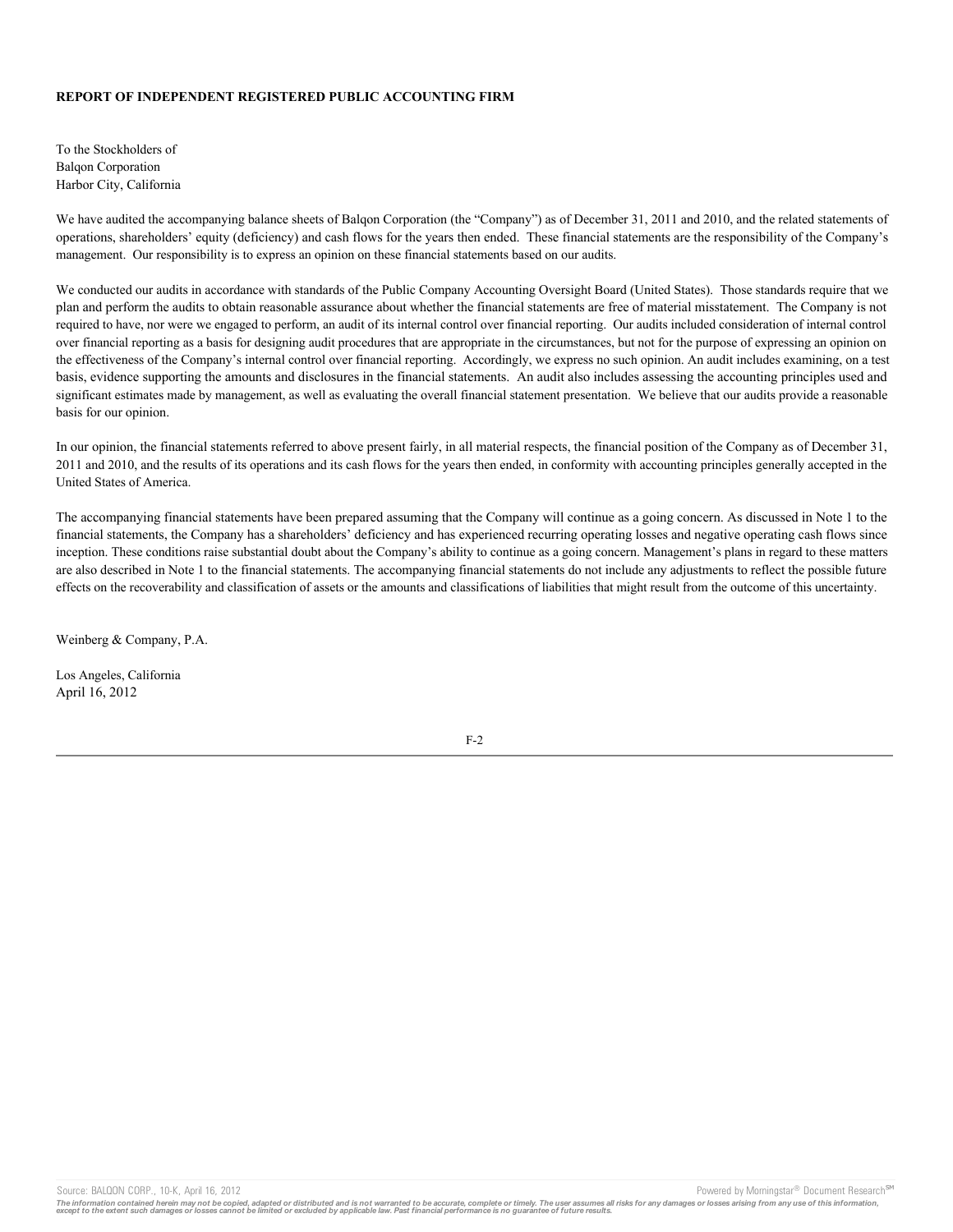**REPORT OF INDEPENDENT REGISTERED PUBLIC ACCOUNTING FIRM**

To the Stockholders of
Balqon Corporation
Harbor City, California

We have audited the accompanying balance sheets of Balqon Corporation (the "Company") as of December 31, 2011 and 2010, and the related statements of operations, shareholders' equity (deficiency) and cash flows for the years then ended. These financial statements are the responsibility of the Company's management. Our responsibility is to express an opinion on these financial statements based on our audits.

We conducted our audits in accordance with standards of the Public Company Accounting Oversight Board (United States). Those standards require that we plan and perform the audits to obtain reasonable assurance about whether the financial statements are free of material misstatement. The Company is not required to have, nor were we engaged to perform, an audit of its internal control over financial reporting. Our audits included consideration of internal control over financial reporting as a basis for designing audit procedures that are appropriate in the circumstances, but not for the purpose of expressing an opinion on the effectiveness of the Company's internal control over financial reporting. Accordingly, we express no such opinion. An audit includes examining, on a test basis, evidence supporting the amounts and disclosures in the financial statements. An audit also includes assessing the accounting principles used and significant estimates made by management, as well as evaluating the overall financial statement presentation. We believe that our audits provide a reasonable basis for our opinion.

In our opinion, the financial statements referred to above present fairly, in all material respects, the financial position of the Company as of December 31, 2011 and 2010, and the results of its operations and its cash flows for the years then ended, in conformity with accounting principles generally accepted in the United States of America.

The accompanying financial statements have been prepared assuming that the Company will continue as a going concern. As discussed in Note 1 to the financial statements, the Company has a shareholders' deficiency and has experienced recurring operating losses and negative operating cash flows since inception. These conditions raise substantial doubt about the Company's ability to continue as a going concern. Management's plans in regard to these matters are also described in Note 1 to the financial statements. The accompanying financial statements do not include any adjustments to reflect the possible future effects on the recoverability and classification of assets or the amounts and classifications of liabilities that might result from the outcome of this uncertainty.

Weinberg & Company, P.A.

Los Angeles, California
April 16, 2012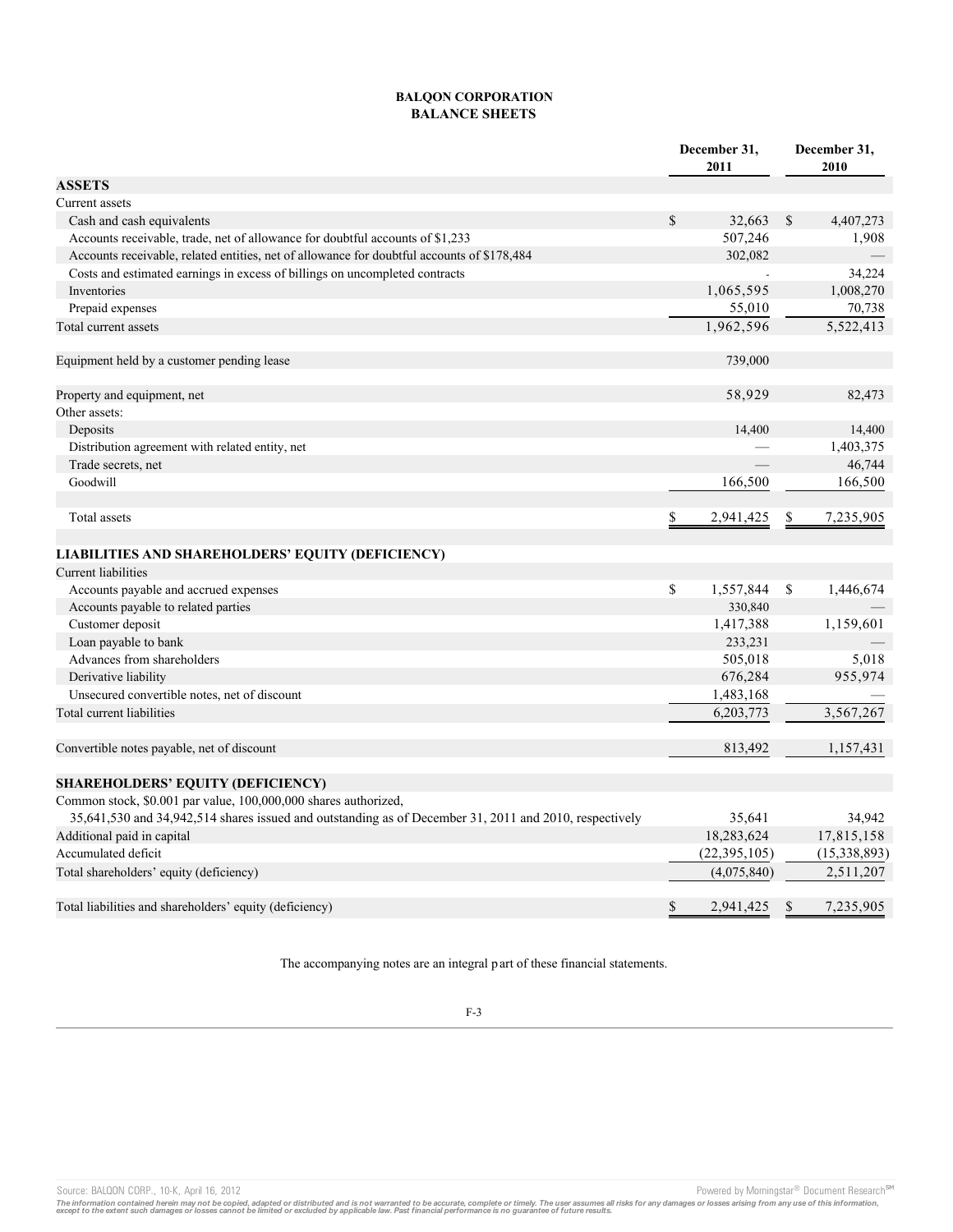# BALQON CORPORATION
## BALANCE SHEETS

| | December 31, 2011 | December 31, 2010 |
|---|---|---|
| **ASSETS** | | |
| Current assets | | |
| Cash and cash equivalents | $ 32,663 | $ 4,407,273 |
| Accounts receivable, trade, net of allowance for doubtful accounts of $1,233 | 507,246 | 1,908 |
| Accounts receivable, related entities, net of allowance for doubtful accounts of $178,484 | 302,082 | — |
| Costs and estimated earnings in excess of billings on uncompleted contracts | - | 34,224 |
| Inventories | 1,065,595 | 1,008,270 |
| Prepaid expenses | 55,010 | 70,738 |
| Total current assets | 1,962,596 | 5,522,413 |
| Equipment held by a customer pending lease | 739,000 | |
| Property and equipment, net | 58,929 | 82,473 |
| Other assets: | | |
| Deposits | 14,400 | 14,400 |
| Distribution agreement with related entity, net | — | 1,403,375 |
| Trade secrets, net | — | 46,744 |
| Goodwill | 166,500 | 166,500 |
| Total assets | $ 2,941,425 | $ 7,235,905 |
| **LIABILITIES AND SHAREHOLDERS' EQUITY (DEFICIENCY)** | | |
| Current liabilities | | |
| Accounts payable and accrued expenses | $ 1,557,844 | $ 1,446,674 |
| Accounts payable to related parties | 330,840 | — |
| Customer deposit | 1,417,388 | 1,159,601 |
| Loan payable to bank | 233,231 | — |
| Advances from shareholders | 505,018 | 5,018 |
| Derivative liability | 676,284 | 955,974 |
| Unsecured convertible notes, net of discount | 1,483,168 | — |
| Total current liabilities | 6,203,773 | 3,567,267 |
| Convertible notes payable, net of discount | 813,492 | 1,157,431 |
| **SHAREHOLDERS' EQUITY (DEFICIENCY)** | | |
| Common stock, $0.001 par value, 100,000,000 shares authorized, 35,641,530 and 34,942,514 shares issued and outstanding as of December 31, 2011 and 2010, respectively | 35,641 | 34,942 |
| Additional paid in capital | 18,283,624 | 17,815,158 |
| Accumulated deficit | (22,395,105) | (15,338,893) |
| Total shareholders' equity (deficiency) | (4,075,840) | 2,511,207 |
| Total liabilities and shareholders' equity (deficiency) | $ 2,941,425 | $ 7,235,905 |

The accompanying notes are an integral part of these financial statements.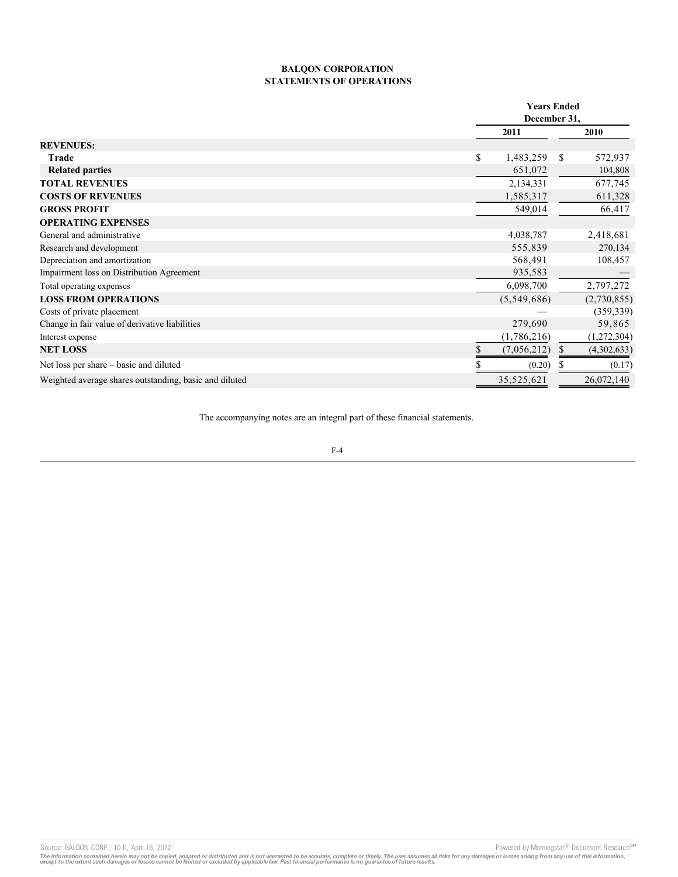# BALQON CORPORATION
## STATEMENTS OF OPERATIONS

| | Years Ended December 31, 2011 | Years Ended December 31, 2010 |
|---|---|---|
| **REVENUES:** | | |
| **Trade** | $ 1,483,259 | $ 572,937 |
| **Related parties** | 651,072 | 104,808 |
| **TOTAL REVENUES** | 2,134,331 | 677,745 |
| **COSTS OF REVENUES** | 1,585,317 | 611,328 |
| **GROSS PROFIT** | 549,014 | 66,417 |
| **OPERATING EXPENSES** | | |
| General and administrative | 4,038,787 | 2,418,681 |
| Research and development | 555,839 | 270,134 |
| Depreciation and amortization | 568,491 | 108,457 |
| Impairment loss on Distribution Agreement | 935,583 | — |
| Total operating expenses | 6,098,700 | 2,797,272 |
| **LOSS FROM OPERATIONS** | (5,549,686) | (2,730,855) |
| Costs of private placement | — | (359,339) |
| Change in fair value of derivative liabilities | 279,690 | 59,865 |
| Interest expense | (1,786,216) | (1,272,304) |
| **NET LOSS** | $ (7,056,212) | $ (4,302,633) |
| Net loss per share – basic and diluted | $ (0.20) | $ (0.17) |
| Weighted average shares outstanding, basic and diluted | 35,525,621 | 26,072,140 |

The accompanying notes are an integral part of these financial statements.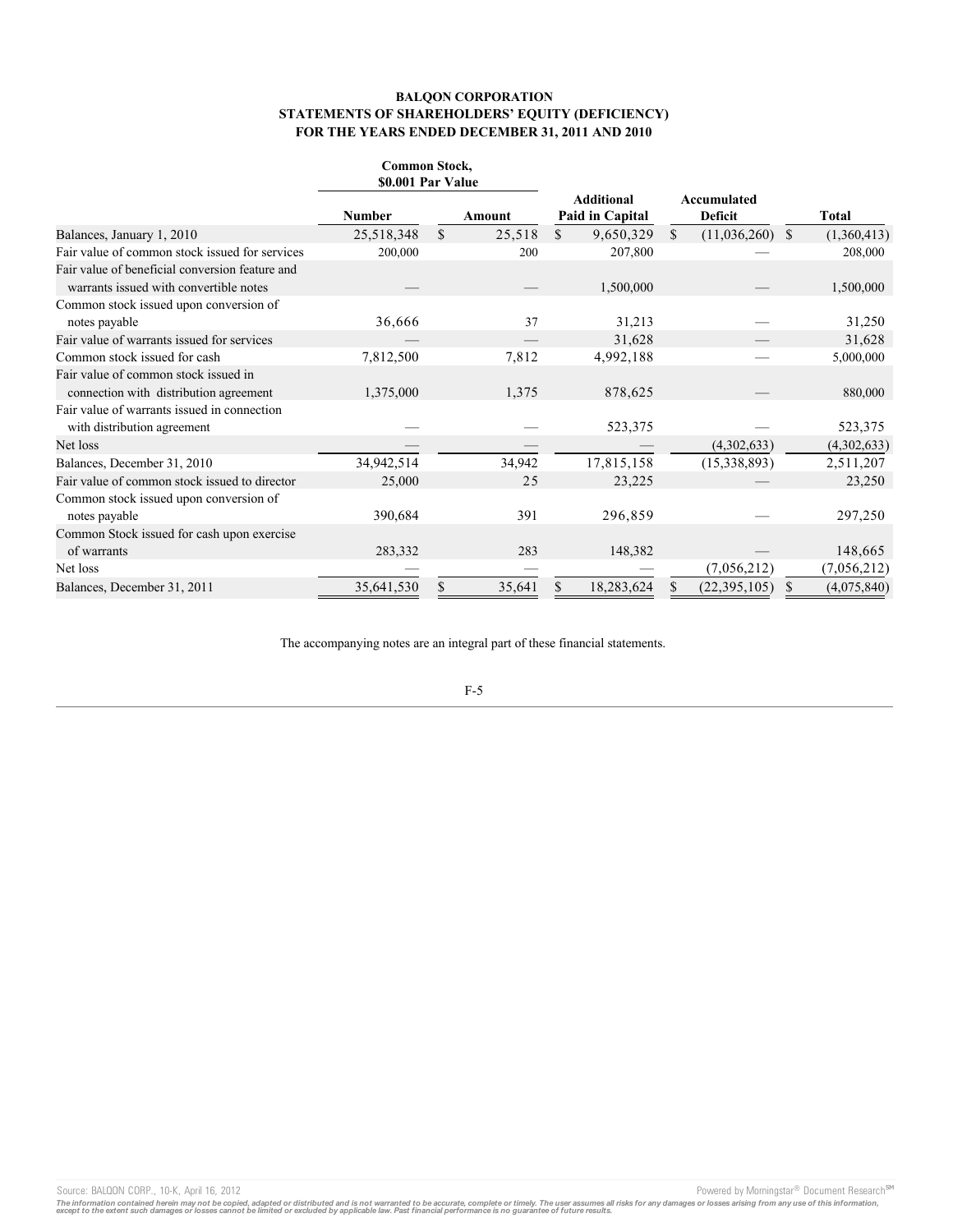**BALQON CORPORATION**
**STATEMENTS OF SHAREHOLDERS' EQUITY (DEFICIENCY)**
**FOR THE YEARS ENDED DECEMBER 31, 2011 AND 2010**

| | Common Stock, $0.001 Par Value | | | | |
|---|---|---|---|---|---|
| | Number | Amount | Additional Paid in Capital | Accumulated Deficit | Total |
| Balances, January 1, 2010 | 25,518,348 | $ 25,518 | $ 9,650,329 | $ (11,036,260) | $ (1,360,413) |
| Fair value of common stock issued for services | 200,000 | 200 | 207,800 | — | 208,000 |
| Fair value of beneficial conversion feature and warrants issued with convertible notes | — | — | 1,500,000 | — | 1,500,000 |
| Common stock issued upon conversion of notes payable | 36,666 | 37 | 31,213 | — | 31,250 |
| Fair value of warrants issued for services | — | — | 31,628 | — | 31,628 |
| Common stock issued for cash | 7,812,500 | 7,812 | 4,992,188 | — | 5,000,000 |
| Fair value of common stock issued in connection with distribution agreement | 1,375,000 | 1,375 | 878,625 | — | 880,000 |
| Fair value of warrants issued in connection with distribution agreement | — | — | 523,375 | — | 523,375 |
| Net loss | — | — | — | (4,302,633) | (4,302,633) |
| Balances, December 31, 2010 | 34,942,514 | 34,942 | 17,815,158 | (15,338,893) | 2,511,207 |
| Fair value of common stock issued to director | 25,000 | 25 | 23,225 | — | 23,250 |
| Common stock issued upon conversion of notes payable | 390,684 | 391 | 296,859 | — | 297,250 |
| Common Stock issued for cash upon exercise of warrants | 283,332 | 283 | 148,382 | — | 148,665 |
| Net loss | — | — | — | (7,056,212) | (7,056,212) |
| Balances, December 31, 2011 | 35,641,530 | $ 35,641 | $ 18,283,624 | $ (22,395,105) | $ (4,075,840) |

The accompanying notes are an integral part of these financial statements.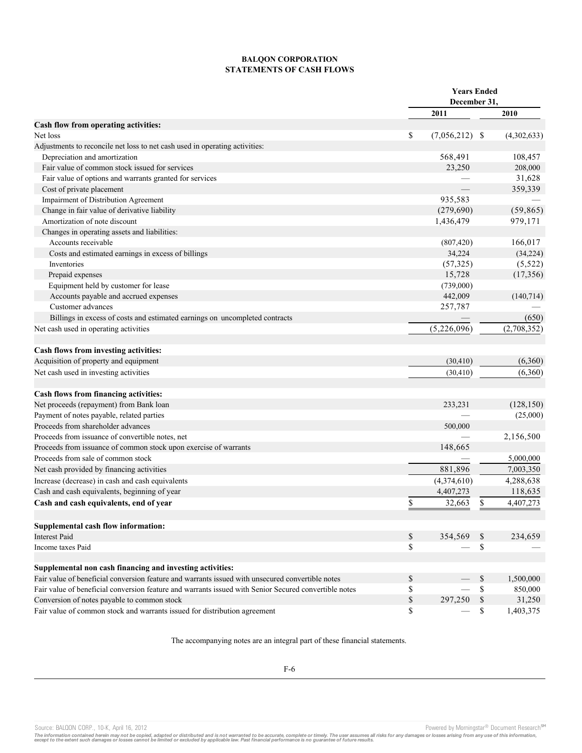# BALQON CORPORATION
## STATEMENTS OF CASH FLOWS

| | Years Ended December 31, 2011 | Years Ended December 31, 2010 |
|---|---|---|
| **Cash flow from operating activities:** | | |
| Net loss | $ (7,056,212) | $ (4,302,633) |
| Adjustments to reconcile net loss to net cash used in operating activities: | | |
| Depreciation and amortization | 568,491 | 108,457 |
| Fair value of common stock issued for services | 23,250 | 208,000 |
| Fair value of options and warrants granted for services | — | 31,628 |
| Cost of private placement | — | 359,339 |
| Impairment of Distribution Agreement | 935,583 | — |
| Change in fair value of derivative liability | (279,690) | (59,865) |
| Amortization of note discount | 1,436,479 | 979,171 |
| Changes in operating assets and liabilities: | | |
| Accounts receivable | (807,420) | 166,017 |
| Costs and estimated earnings in excess of billings | 34,224 | (34,224) |
| Inventories | (57,325) | (5,522) |
| Prepaid expenses | 15,728 | (17,356) |
| Equipment held by customer for lease | (739,000) | |
| Accounts payable and accrued expenses | 442,009 | (140,714) |
| Customer advances | 257,787 | — |
| Billings in excess of costs and estimated earnings on uncompleted contracts | — | (650) |
| Net cash used in operating activities | (5,226,096) | (2,708,352) |
| **Cash flows from investing activities:** | | |
| Acquisition of property and equipment | (30,410) | (6,360) |
| Net cash used in investing activities | (30,410) | (6,360) |
| **Cash flows from financing activities:** | | |
| Net proceeds (repayment) from Bank loan | 233,231 | (128,150) |
| Payment of notes payable, related parties | — | (25,000) |
| Proceeds from shareholder advances | 500,000 | |
| Proceeds from issuance of convertible notes, net | — | 2,156,500 |
| Proceeds from issuance of common stock upon exercise of warrants | 148,665 | |
| Proceeds from sale of common stock | — | 5,000,000 |
| Net cash provided by financing activities | 881,896 | 7,003,350 |
| Increase (decrease) in cash and cash equivalents | (4,374,610) | 4,288,638 |
| Cash and cash equivalents, beginning of year | 4,407,273 | 118,635 |
| **Cash and cash equivalents, end of year** | $ 32,663 | $ 4,407,273 |
| **Supplemental cash flow information:** | | |
| Interest Paid | $ 354,569 | $ 234,659 |
| Income taxes Paid | $ — | $ — |
| **Supplemental non cash financing and investing activities:** | | |
| Fair value of beneficial conversion feature and warrants issued with unsecured convertible notes | $ — | $ 1,500,000 |
| Fair value of beneficial conversion feature and warrants issued with Senior Secured convertible notes | $ — | $ 850,000 |
| Conversion of notes payable to common stock | $ 297,250 | $ 31,250 |
| Fair value of common stock and warrants issued for distribution agreement | $ — | $ 1,403,375 |

The accompanying notes are an integral part of these financial statements.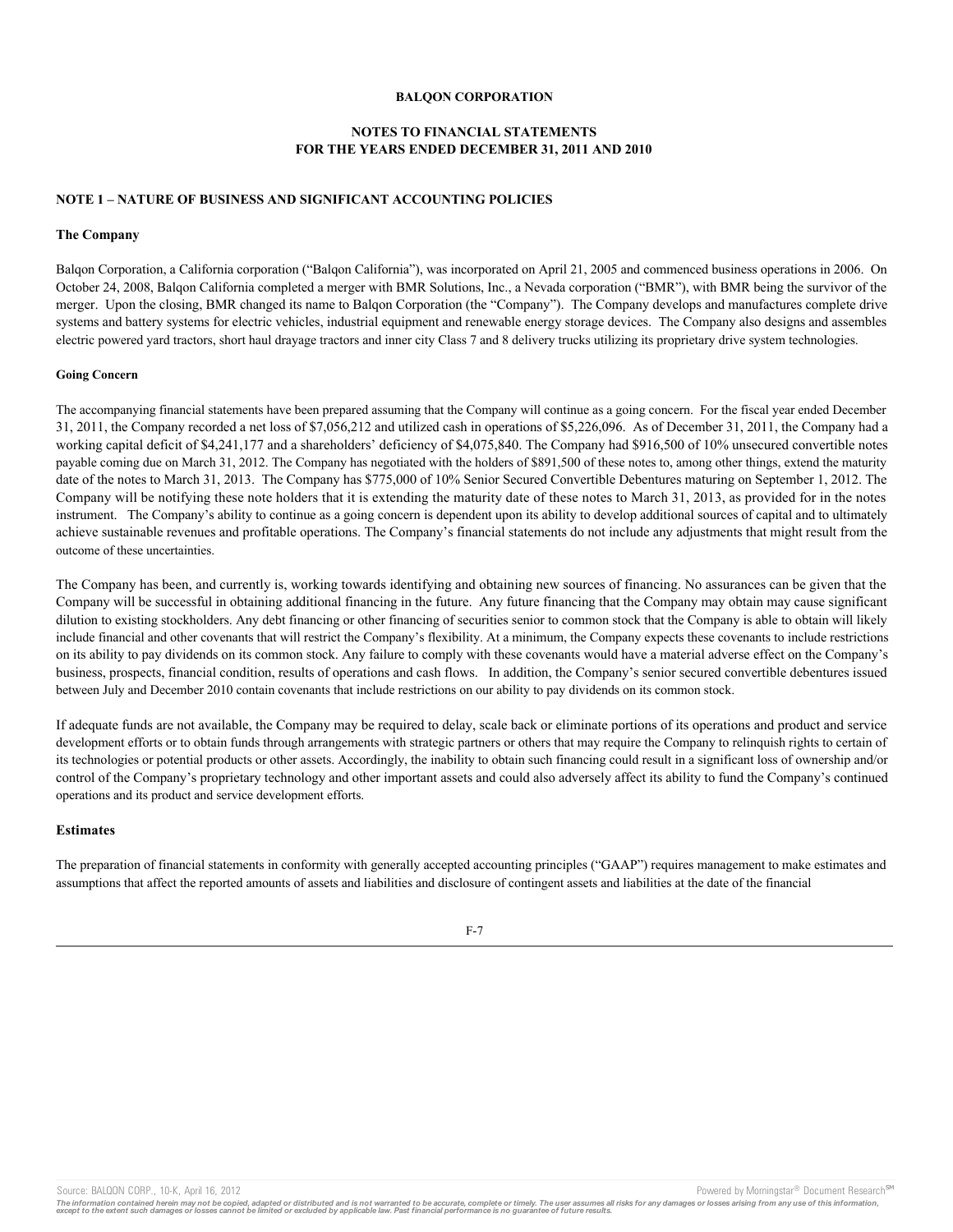**BALQON CORPORATION**

**NOTES TO FINANCIAL STATEMENTS**
**FOR THE YEARS ENDED DECEMBER 31, 2011 AND 2010**

## NOTE 1 – NATURE OF BUSINESS AND SIGNIFICANT ACCOUNTING POLICIES

### The Company

Balqon Corporation, a California corporation ("Balqon California"), was incorporated on April 21, 2005 and commenced business operations in 2006. On October 24, 2008, Balqon California completed a merger with BMR Solutions, Inc., a Nevada corporation ("BMR"), with BMR being the survivor of the merger. Upon the closing, BMR changed its name to Balqon Corporation (the "Company"). The Company develops and manufactures complete drive systems and battery systems for electric vehicles, industrial equipment and renewable energy storage devices. The Company also designs and assembles electric powered yard tractors, short haul drayage tractors and inner city Class 7 and 8 delivery trucks utilizing its proprietary drive system technologies.

#### Going Concern

The accompanying financial statements have been prepared assuming that the Company will continue as a going concern. For the fiscal year ended December 31, 2011, the Company recorded a net loss of $7,056,212 and utilized cash in operations of $5,226,096. As of December 31, 2011, the Company had a working capital deficit of $4,241,177 and a shareholders' deficiency of $4,075,840. The Company had $916,500 of 10% unsecured convertible notes payable coming due on March 31, 2012. The Company has negotiated with the holders of $891,500 of these notes to, among other things, extend the maturity date of the notes to March 31, 2013. The Company has $775,000 of 10% Senior Secured Convertible Debentures maturing on September 1, 2012. The Company will be notifying these note holders that it is extending the maturity date of these notes to March 31, 2013, as provided for in the notes instrument. The Company's ability to continue as a going concern is dependent upon its ability to develop additional sources of capital and to ultimately achieve sustainable revenues and profitable operations. The Company's financial statements do not include any adjustments that might result from the outcome of these uncertainties.

The Company has been, and currently is, working towards identifying and obtaining new sources of financing. No assurances can be given that the Company will be successful in obtaining additional financing in the future. Any future financing that the Company may obtain may cause significant dilution to existing stockholders. Any debt financing or other financing of securities senior to common stock that the Company is able to obtain will likely include financial and other covenants that will restrict the Company's flexibility. At a minimum, the Company expects these covenants to include restrictions on its ability to pay dividends on its common stock. Any failure to comply with these covenants would have a material adverse effect on the Company's business, prospects, financial condition, results of operations and cash flows. In addition, the Company's senior secured convertible debentures issued between July and December 2010 contain covenants that include restrictions on our ability to pay dividends on its common stock.

If adequate funds are not available, the Company may be required to delay, scale back or eliminate portions of its operations and product and service development efforts or to obtain funds through arrangements with strategic partners or others that may require the Company to relinquish rights to certain of its technologies or potential products or other assets. Accordingly, the inability to obtain such financing could result in a significant loss of ownership and/or control of the Company's proprietary technology and other important assets and could also adversely affect its ability to fund the Company's continued operations and its product and service development efforts.

### Estimates

The preparation of financial statements in conformity with generally accepted accounting principles ("GAAP") requires management to make estimates and assumptions that affect the reported amounts of assets and liabilities and disclosure of contingent assets and liabilities at the date of the financial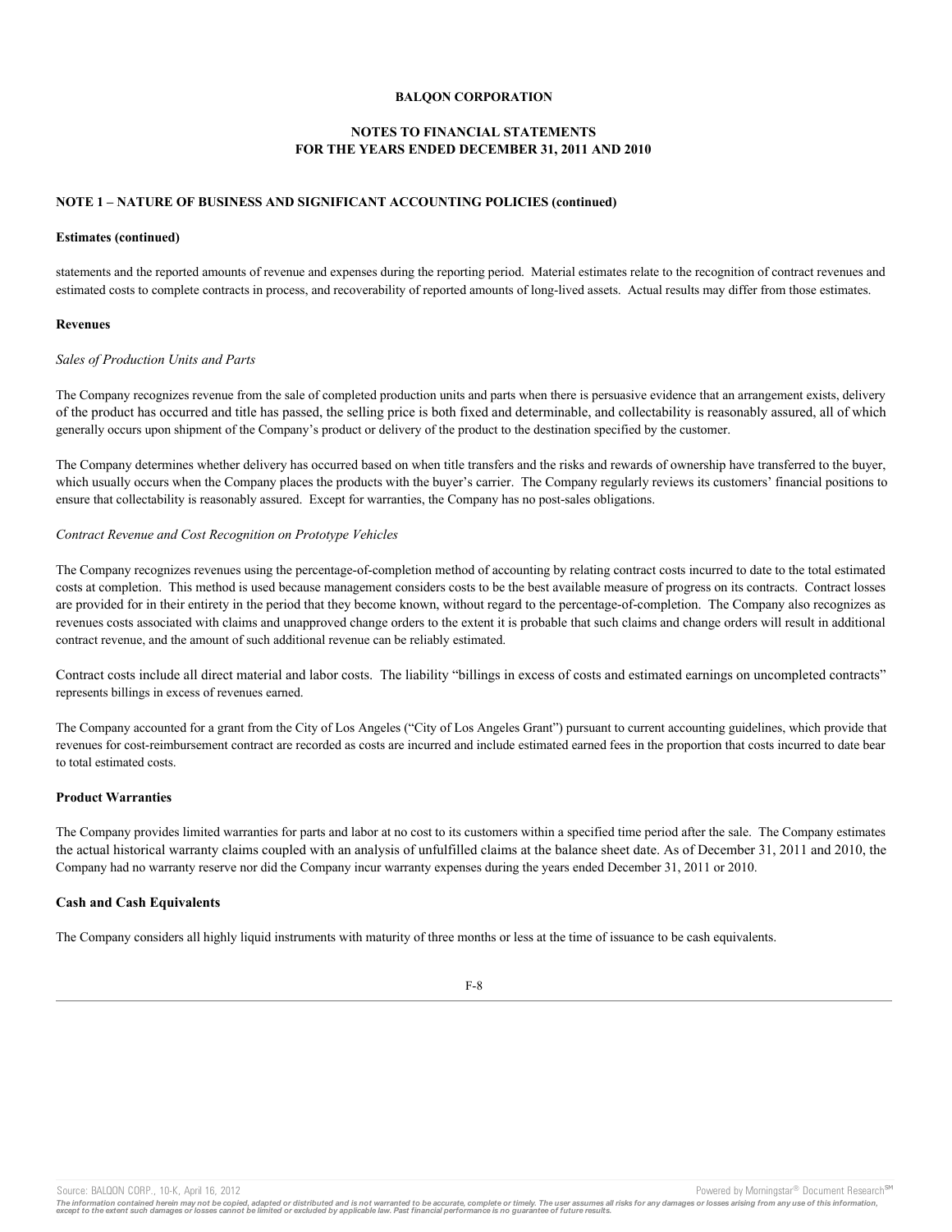**BALQON CORPORATION**

**NOTES TO FINANCIAL STATEMENTS**
**FOR THE YEARS ENDED DECEMBER 31, 2011 AND 2010**

**NOTE 1 – NATURE OF BUSINESS AND SIGNIFICANT ACCOUNTING POLICIES (continued)**

**Estimates (continued)**

statements and the reported amounts of revenue and expenses during the reporting period. Material estimates relate to the recognition of contract revenues and estimated costs to complete contracts in process, and recoverability of reported amounts of long-lived assets. Actual results may differ from those estimates.

**Revenues**

*Sales of Production Units and Parts*

The Company recognizes revenue from the sale of completed production units and parts when there is persuasive evidence that an arrangement exists, delivery of the product has occurred and title has passed, the selling price is both fixed and determinable, and collectability is reasonably assured, all of which generally occurs upon shipment of the Company's product or delivery of the product to the destination specified by the customer.

The Company determines whether delivery has occurred based on when title transfers and the risks and rewards of ownership have transferred to the buyer, which usually occurs when the Company places the products with the buyer's carrier. The Company regularly reviews its customers' financial positions to ensure that collectability is reasonably assured. Except for warranties, the Company has no post-sales obligations.

*Contract Revenue and Cost Recognition on Prototype Vehicles*

The Company recognizes revenues using the percentage-of-completion method of accounting by relating contract costs incurred to date to the total estimated costs at completion. This method is used because management considers costs to be the best available measure of progress on its contracts. Contract losses are provided for in their entirety in the period that they become known, without regard to the percentage-of-completion. The Company also recognizes as revenues costs associated with claims and unapproved change orders to the extent it is probable that such claims and change orders will result in additional contract revenue, and the amount of such additional revenue can be reliably estimated.

Contract costs include all direct material and labor costs. The liability "billings in excess of costs and estimated earnings on uncompleted contracts" represents billings in excess of revenues earned.

The Company accounted for a grant from the City of Los Angeles ("City of Los Angeles Grant") pursuant to current accounting guidelines, which provide that revenues for cost-reimbursement contract are recorded as costs are incurred and include estimated earned fees in the proportion that costs incurred to date bear to total estimated costs.

**Product Warranties**

The Company provides limited warranties for parts and labor at no cost to its customers within a specified time period after the sale. The Company estimates the actual historical warranty claims coupled with an analysis of unfulfilled claims at the balance sheet date. As of December 31, 2011 and 2010, the Company had no warranty reserve nor did the Company incur warranty expenses during the years ended December 31, 2011 or 2010.

**Cash and Cash Equivalents**

The Company considers all highly liquid instruments with maturity of three months or less at the time of issuance to be cash equivalents.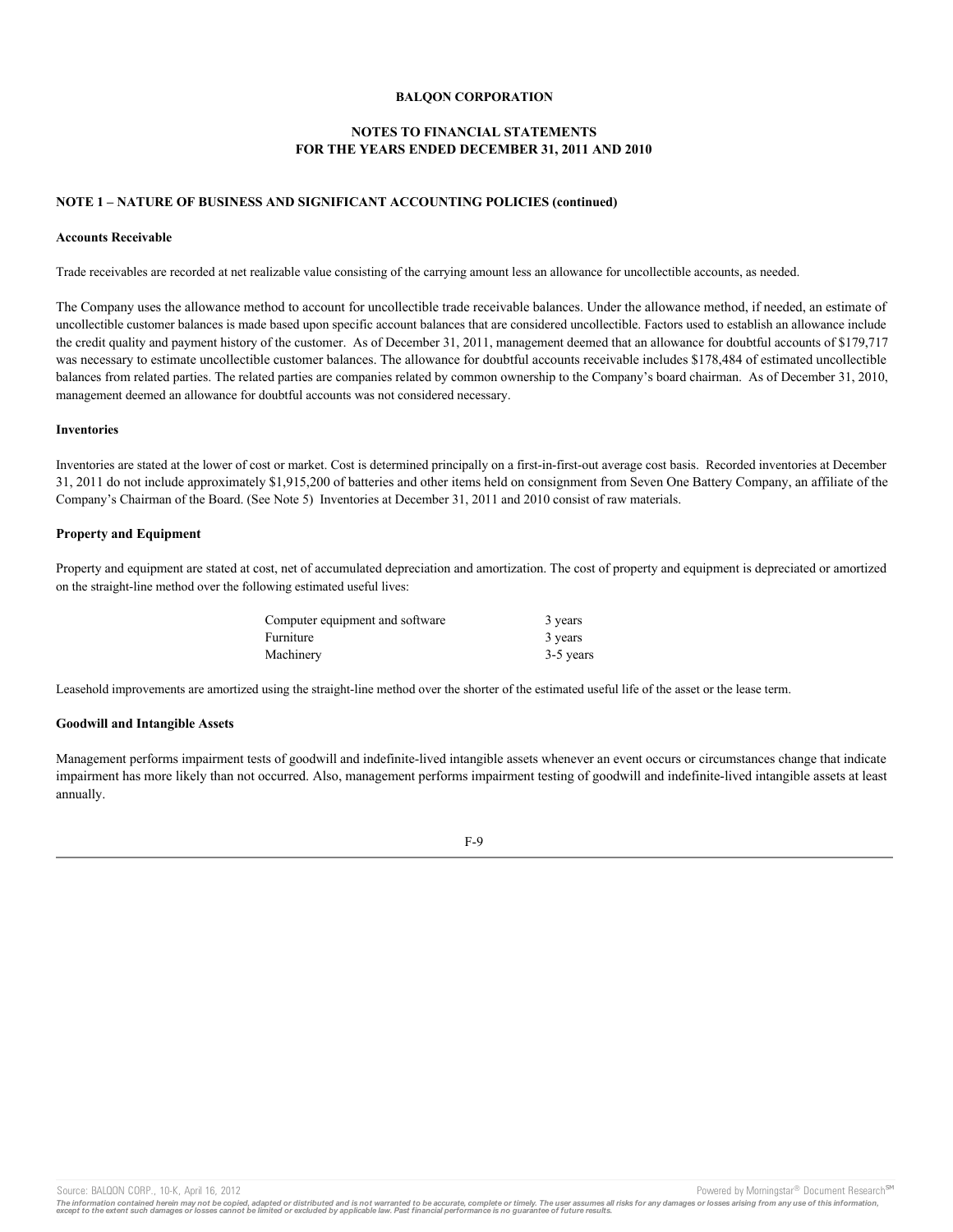**BALQON CORPORATION**

**NOTES TO FINANCIAL STATEMENTS**
**FOR THE YEARS ENDED DECEMBER 31, 2011 AND 2010**

**NOTE 1 – NATURE OF BUSINESS AND SIGNIFICANT ACCOUNTING POLICIES (continued)**

**Accounts Receivable**

Trade receivables are recorded at net realizable value consisting of the carrying amount less an allowance for uncollectible accounts, as needed.

The Company uses the allowance method to account for uncollectible trade receivable balances. Under the allowance method, if needed, an estimate of uncollectible customer balances is made based upon specific account balances that are considered uncollectible. Factors used to establish an allowance include the credit quality and payment history of the customer. As of December 31, 2011, management deemed that an allowance for doubtful accounts of $179,717 was necessary to estimate uncollectible customer balances. The allowance for doubtful accounts receivable includes $178,484 of estimated uncollectible balances from related parties. The related parties are companies related by common ownership to the Company's board chairman. As of December 31, 2010, management deemed an allowance for doubtful accounts was not considered necessary.

**Inventories**

Inventories are stated at the lower of cost or market. Cost is determined principally on a first-in-first-out average cost basis. Recorded inventories at December 31, 2011 do not include approximately $1,915,200 of batteries and other items held on consignment from Seven One Battery Company, an affiliate of the Company's Chairman of the Board. (See Note 5) Inventories at December 31, 2011 and 2010 consist of raw materials.

**Property and Equipment**

Property and equipment are stated at cost, net of accumulated depreciation and amortization. The cost of property and equipment is depreciated or amortized on the straight-line method over the following estimated useful lives:

| | |
|---|---|
| Computer equipment and software | 3 years |
| Furniture | 3 years |
| Machinery | 3-5 years |

Leasehold improvements are amortized using the straight-line method over the shorter of the estimated useful life of the asset or the lease term.

**Goodwill and Intangible Assets**

Management performs impairment tests of goodwill and indefinite-lived intangible assets whenever an event occurs or circumstances change that indicate impairment has more likely than not occurred. Also, management performs impairment testing of goodwill and indefinite-lived intangible assets at least annually.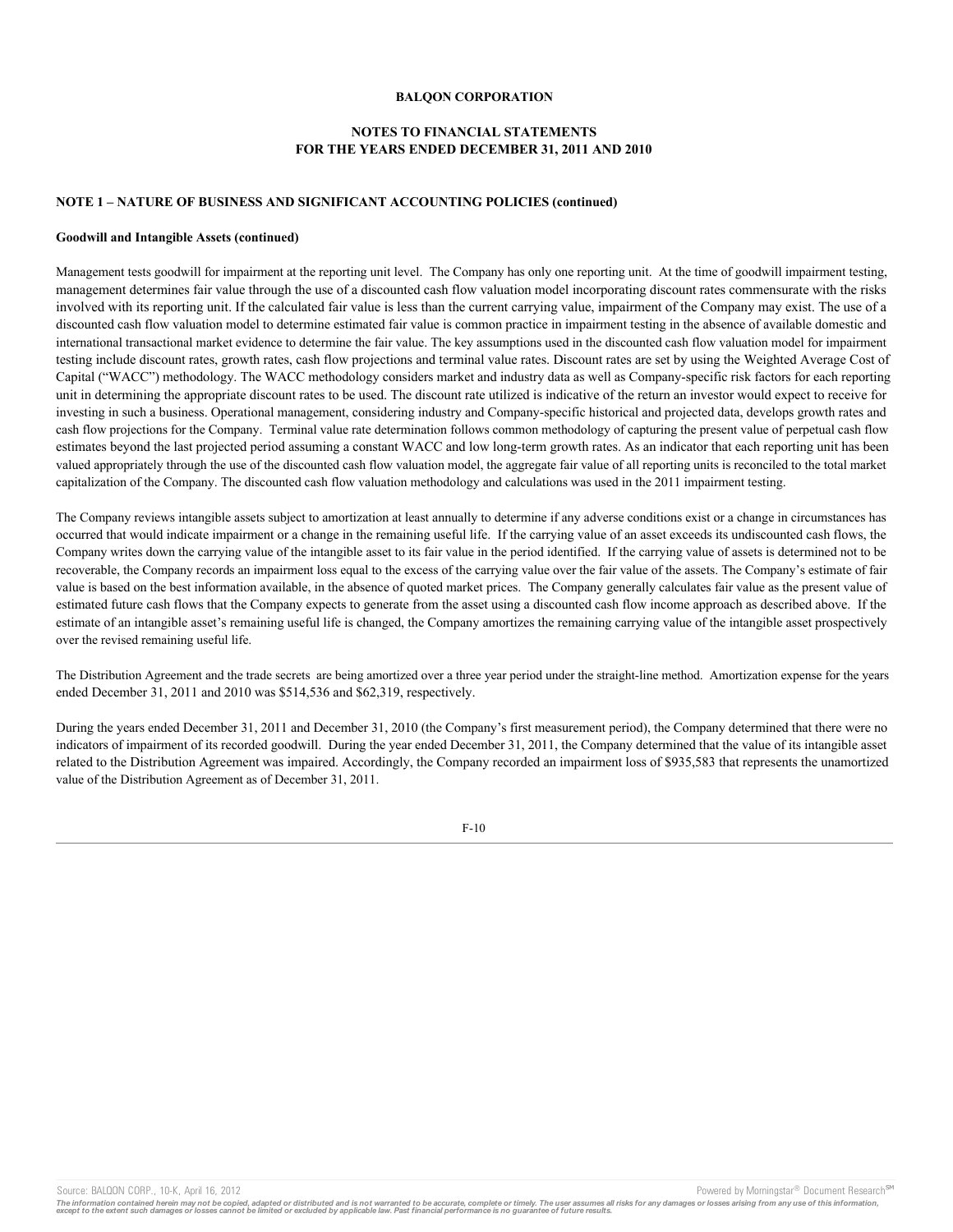**BALQON CORPORATION**

**NOTES TO FINANCIAL STATEMENTS**
**FOR THE YEARS ENDED DECEMBER 31, 2011 AND 2010**

**NOTE 1 – NATURE OF BUSINESS AND SIGNIFICANT ACCOUNTING POLICIES (continued)**

**Goodwill and Intangible Assets (continued)**

Management tests goodwill for impairment at the reporting unit level. The Company has only one reporting unit. At the time of goodwill impairment testing, management determines fair value through the use of a discounted cash flow valuation model incorporating discount rates commensurate with the risks involved with its reporting unit. If the calculated fair value is less than the current carrying value, impairment of the Company may exist. The use of a discounted cash flow valuation model to determine estimated fair value is common practice in impairment testing in the absence of available domestic and international transactional market evidence to determine the fair value. The key assumptions used in the discounted cash flow valuation model for impairment testing include discount rates, growth rates, cash flow projections and terminal value rates. Discount rates are set by using the Weighted Average Cost of Capital ("WACC") methodology. The WACC methodology considers market and industry data as well as Company-specific risk factors for each reporting unit in determining the appropriate discount rates to be used. The discount rate utilized is indicative of the return an investor would expect to receive for investing in such a business. Operational management, considering industry and Company-specific historical and projected data, develops growth rates and cash flow projections for the Company. Terminal value rate determination follows common methodology of capturing the present value of perpetual cash flow estimates beyond the last projected period assuming a constant WACC and low long-term growth rates. As an indicator that each reporting unit has been valued appropriately through the use of the discounted cash flow valuation model, the aggregate fair value of all reporting units is reconciled to the total market capitalization of the Company. The discounted cash flow valuation methodology and calculations was used in the 2011 impairment testing.

The Company reviews intangible assets subject to amortization at least annually to determine if any adverse conditions exist or a change in circumstances has occurred that would indicate impairment or a change in the remaining useful life. If the carrying value of an asset exceeds its undiscounted cash flows, the Company writes down the carrying value of the intangible asset to its fair value in the period identified. If the carrying value of assets is determined not to be recoverable, the Company records an impairment loss equal to the excess of the carrying value over the fair value of the assets. The Company's estimate of fair value is based on the best information available, in the absence of quoted market prices. The Company generally calculates fair value as the present value of estimated future cash flows that the Company expects to generate from the asset using a discounted cash flow income approach as described above. If the estimate of an intangible asset's remaining useful life is changed, the Company amortizes the remaining carrying value of the intangible asset prospectively over the revised remaining useful life.

The Distribution Agreement and the trade secrets are being amortized over a three year period under the straight-line method. Amortization expense for the years ended December 31, 2011 and 2010 was $514,536 and $62,319, respectively.

During the years ended December 31, 2011 and December 31, 2010 (the Company's first measurement period), the Company determined that there were no indicators of impairment of its recorded goodwill. During the year ended December 31, 2011, the Company determined that the value of its intangible asset related to the Distribution Agreement was impaired. Accordingly, the Company recorded an impairment loss of $935,583 that represents the unamortized value of the Distribution Agreement as of December 31, 2011.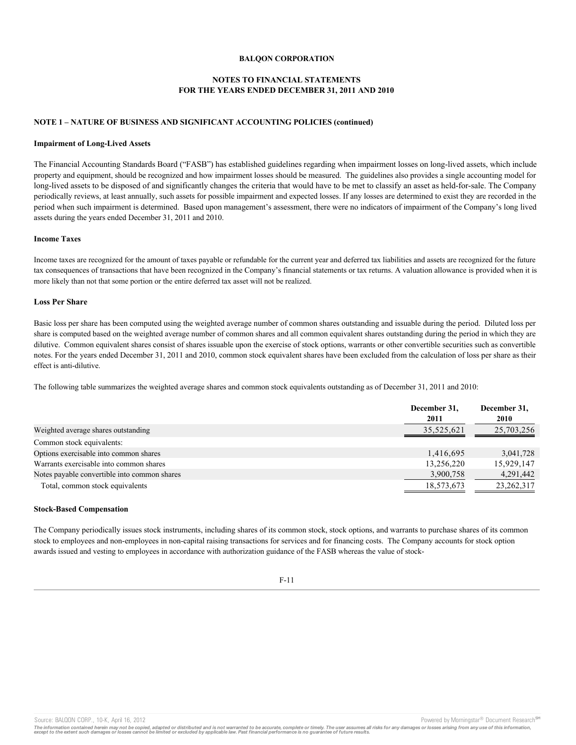**BALQON CORPORATION**

**NOTES TO FINANCIAL STATEMENTS**
**FOR THE YEARS ENDED DECEMBER 31, 2011 AND 2010**

**NOTE 1 – NATURE OF BUSINESS AND SIGNIFICANT ACCOUNTING POLICIES (continued)**

**Impairment of Long-Lived Assets**

The Financial Accounting Standards Board ("FASB") has established guidelines regarding when impairment losses on long-lived assets, which include property and equipment, should be recognized and how impairment losses should be measured. The guidelines also provides a single accounting model for long-lived assets to be disposed of and significantly changes the criteria that would have to be met to classify an asset as held-for-sale. The Company periodically reviews, at least annually, such assets for possible impairment and expected losses. If any losses are determined to exist they are recorded in the period when such impairment is determined. Based upon management's assessment, there were no indicators of impairment of the Company's long lived assets during the years ended December 31, 2011 and 2010.

**Income Taxes**

Income taxes are recognized for the amount of taxes payable or refundable for the current year and deferred tax liabilities and assets are recognized for the future tax consequences of transactions that have been recognized in the Company's financial statements or tax returns. A valuation allowance is provided when it is more likely than not that some portion or the entire deferred tax asset will not be realized.

**Loss Per Share**

Basic loss per share has been computed using the weighted average number of common shares outstanding and issuable during the period. Diluted loss per share is computed based on the weighted average number of common shares and all common equivalent shares outstanding during the period in which they are dilutive. Common equivalent shares consist of shares issuable upon the exercise of stock options, warrants or other convertible securities such as convertible notes. For the years ended December 31, 2011 and 2010, common stock equivalent shares have been excluded from the calculation of loss per share as their effect is anti-dilutive.

The following table summarizes the weighted average shares and common stock equivalents outstanding as of December 31, 2011 and 2010:

| | December 31, 2011 | December 31, 2010 |
|---|---|---|
| Weighted average shares outstanding | 35,525,621 | 25,703,256 |
| Common stock equivalents: | | |
| Options exercisable into common shares | 1,416,695 | 3,041,728 |
| Warrants exercisable into common shares | 13,256,220 | 15,929,147 |
| Notes payable convertible into common shares | 3,900,758 | 4,291,442 |
| Total, common stock equivalents | 18,573,673 | 23,262,317 |

**Stock-Based Compensation**

The Company periodically issues stock instruments, including shares of its common stock, stock options, and warrants to purchase shares of its common stock to employees and non-employees in non-capital raising transactions for services and for financing costs. The Company accounts for stock option awards issued and vesting to employees in accordance with authorization guidance of the FASB whereas the value of stock-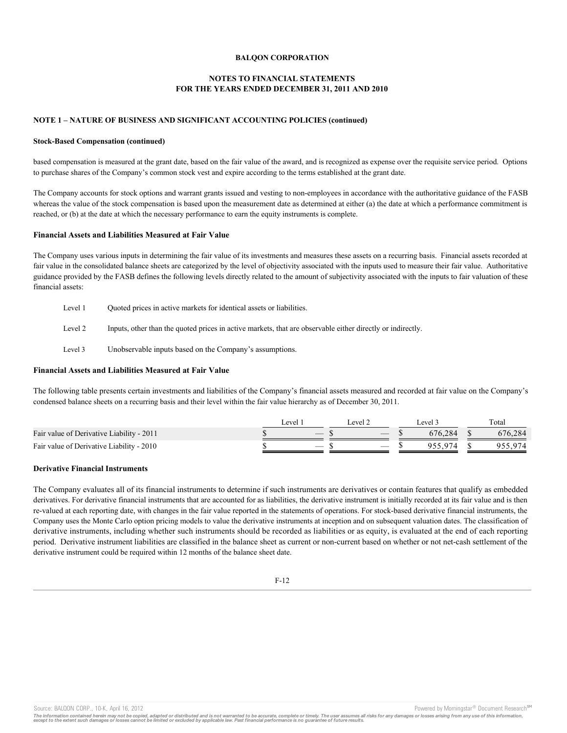**BALQON CORPORATION**

**NOTES TO FINANCIAL STATEMENTS**
**FOR THE YEARS ENDED DECEMBER 31, 2011 AND 2010**

**NOTE 1 – NATURE OF BUSINESS AND SIGNIFICANT ACCOUNTING POLICIES (continued)**

**Stock-Based Compensation (continued)**

based compensation is measured at the grant date, based on the fair value of the award, and is recognized as expense over the requisite service period. Options to purchase shares of the Company's common stock vest and expire according to the terms established at the grant date.

The Company accounts for stock options and warrant grants issued and vesting to non-employees in accordance with the authoritative guidance of the FASB whereas the value of the stock compensation is based upon the measurement date as determined at either (a) the date at which a performance commitment is reached, or (b) at the date at which the necessary performance to earn the equity instruments is complete.

**Financial Assets and Liabilities Measured at Fair Value**

The Company uses various inputs in determining the fair value of its investments and measures these assets on a recurring basis. Financial assets recorded at fair value in the consolidated balance sheets are categorized by the level of objectivity associated with the inputs used to measure their fair value. Authoritative guidance provided by the FASB defines the following levels directly related to the amount of subjectivity associated with the inputs to fair valuation of these financial assets:

Level 1 Quoted prices in active markets for identical assets or liabilities.

Level 2 Inputs, other than the quoted prices in active markets, that are observable either directly or indirectly.

Level 3 Unobservable inputs based on the Company's assumptions.

**Financial Assets and Liabilities Measured at Fair Value**

The following table presents certain investments and liabilities of the Company's financial assets measured and recorded at fair value on the Company's condensed balance sheets on a recurring basis and their level within the fair value hierarchy as of December 30, 2011.

| | Level 1 | Level 2 | Level 3 | Total |
|---|---|---|---|---|
| Fair value of Derivative Liability - 2011 | $ — | $ — | $ 676,284 | $ 676,284 |
| Fair value of Derivative Liability - 2010 | $ — | $ — | $ 955,974 | $ 955,974 |

**Derivative Financial Instruments**

The Company evaluates all of its financial instruments to determine if such instruments are derivatives or contain features that qualify as embedded derivatives. For derivative financial instruments that are accounted for as liabilities, the derivative instrument is initially recorded at its fair value and is then re-valued at each reporting date, with changes in the fair value reported in the statements of operations. For stock-based derivative financial instruments, the Company uses the Monte Carlo option pricing models to value the derivative instruments at inception and on subsequent valuation dates. The classification of derivative instruments, including whether such instruments should be recorded as liabilities or as equity, is evaluated at the end of each reporting period. Derivative instrument liabilities are classified in the balance sheet as current or non-current based on whether or not net-cash settlement of the derivative instrument could be required within 12 months of the balance sheet date.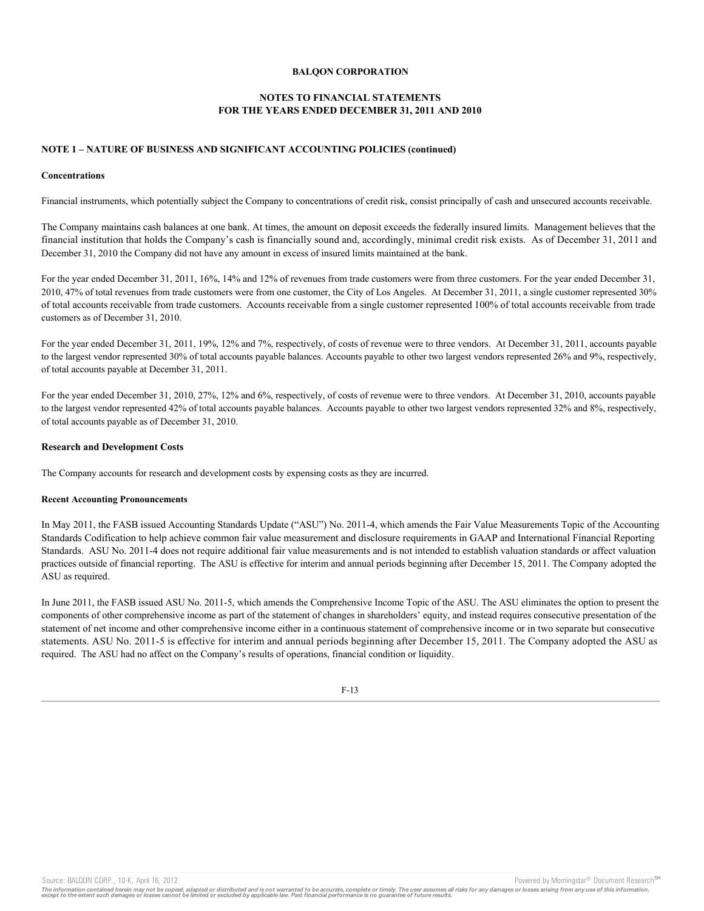**BALQON CORPORATION**

**NOTES TO FINANCIAL STATEMENTS**
**FOR THE YEARS ENDED DECEMBER 31, 2011 AND 2010**

**NOTE 1 – NATURE OF BUSINESS AND SIGNIFICANT ACCOUNTING POLICIES (continued)**

**Concentrations**

Financial instruments, which potentially subject the Company to concentrations of credit risk, consist principally of cash and unsecured accounts receivable.

The Company maintains cash balances at one bank. At times, the amount on deposit exceeds the federally insured limits. Management believes that the financial institution that holds the Company's cash is financially sound and, accordingly, minimal credit risk exists. As of December 31, 2011 and December 31, 2010 the Company did not have any amount in excess of insured limits maintained at the bank.

For the year ended December 31, 2011, 16%, 14% and 12% of revenues from trade customers were from three customers. For the year ended December 31, 2010, 47% of total revenues from trade customers were from one customer, the City of Los Angeles. At December 31, 2011, a single customer represented 30% of total accounts receivable from trade customers. Accounts receivable from a single customer represented 100% of total accounts receivable from trade customers as of December 31, 2010.

For the year ended December 31, 2011, 19%, 12% and 7%, respectively, of costs of revenue were to three vendors. At December 31, 2011, accounts payable to the largest vendor represented 30% of total accounts payable balances. Accounts payable to other two largest vendors represented 26% and 9%, respectively, of total accounts payable at December 31, 2011.

For the year ended December 31, 2010, 27%, 12% and 6%, respectively, of costs of revenue were to three vendors. At December 31, 2010, accounts payable to the largest vendor represented 42% of total accounts payable balances. Accounts payable to other two largest vendors represented 32% and 8%, respectively, of total accounts payable as of December 31, 2010.

**Research and Development Costs**

The Company accounts for research and development costs by expensing costs as they are incurred.

**Recent Accounting Pronouncements**

In May 2011, the FASB issued Accounting Standards Update ("ASU") No. 2011-4, which amends the Fair Value Measurements Topic of the Accounting Standards Codification to help achieve common fair value measurement and disclosure requirements in GAAP and International Financial Reporting Standards. ASU No. 2011-4 does not require additional fair value measurements and is not intended to establish valuation standards or affect valuation practices outside of financial reporting. The ASU is effective for interim and annual periods beginning after December 15, 2011. The Company adopted the ASU as required.

In June 2011, the FASB issued ASU No. 2011-5, which amends the Comprehensive Income Topic of the ASU. The ASU eliminates the option to present the components of other comprehensive income as part of the statement of changes in shareholders' equity, and instead requires consecutive presentation of the statement of net income and other comprehensive income either in a continuous statement of comprehensive income or in two separate but consecutive statements. ASU No. 2011-5 is effective for interim and annual periods beginning after December 15, 2011. The Company adopted the ASU as required. The ASU had no affect on the Company's results of operations, financial condition or liquidity.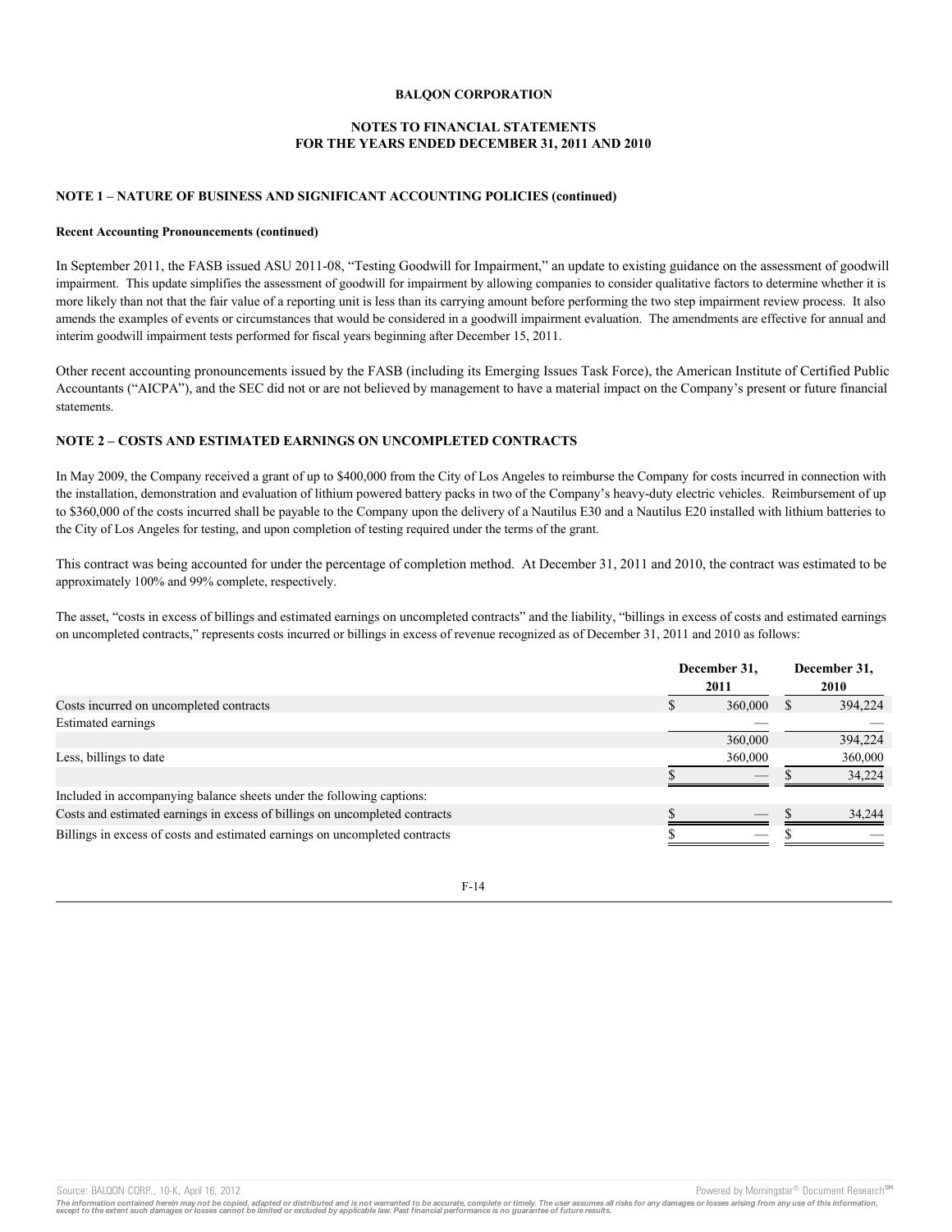**BALQON CORPORATION**

**NOTES TO FINANCIAL STATEMENTS**
**FOR THE YEARS ENDED DECEMBER 31, 2011 AND 2010**

**NOTE 1 – NATURE OF BUSINESS AND SIGNIFICANT ACCOUNTING POLICIES (continued)**

**Recent Accounting Pronouncements (continued)**

In September 2011, the FASB issued ASU 2011-08, "Testing Goodwill for Impairment," an update to existing guidance on the assessment of goodwill impairment. This update simplifies the assessment of goodwill for impairment by allowing companies to consider qualitative factors to determine whether it is more likely than not that the fair value of a reporting unit is less than its carrying amount before performing the two step impairment review process. It also amends the examples of events or circumstances that would be considered in a goodwill impairment evaluation. The amendments are effective for annual and interim goodwill impairment tests performed for fiscal years beginning after December 15, 2011.

Other recent accounting pronouncements issued by the FASB (including its Emerging Issues Task Force), the American Institute of Certified Public Accountants ("AICPA"), and the SEC did not or are not believed by management to have a material impact on the Company's present or future financial statements.

**NOTE 2 – COSTS AND ESTIMATED EARNINGS ON UNCOMPLETED CONTRACTS**

In May 2009, the Company received a grant of up to $400,000 from the City of Los Angeles to reimburse the Company for costs incurred in connection with the installation, demonstration and evaluation of lithium powered battery packs in two of the Company's heavy-duty electric vehicles. Reimbursement of up to $360,000 of the costs incurred shall be payable to the Company upon the delivery of a Nautilus E30 and a Nautilus E20 installed with lithium batteries to the City of Los Angeles for testing, and upon completion of testing required under the terms of the grant.

This contract was being accounted for under the percentage of completion method. At December 31, 2011 and 2010, the contract was estimated to be approximately 100% and 99% complete, respectively.

The asset, "costs in excess of billings and estimated earnings on uncompleted contracts" and the liability, "billings in excess of costs and estimated earnings on uncompleted contracts," represents costs incurred or billings in excess of revenue recognized as of December 31, 2011 and 2010 as follows:

| | December 31, 2011 | December 31, 2010 |
|---|---|---|
| Costs incurred on uncompleted contracts | $ 360,000 | $ 394,224 |
| Estimated earnings | — | — |
| | 360,000 | 394,224 |
| Less, billings to date | 360,000 | 360,000 |
| | $ — | $ 34,224 |
| Included in accompanying balance sheets under the following captions: | | |
| Costs and estimated earnings in excess of billings on uncompleted contracts | $ — | $ 34,244 |
| Billings in excess of costs and estimated earnings on uncompleted contracts | $ — | $ — |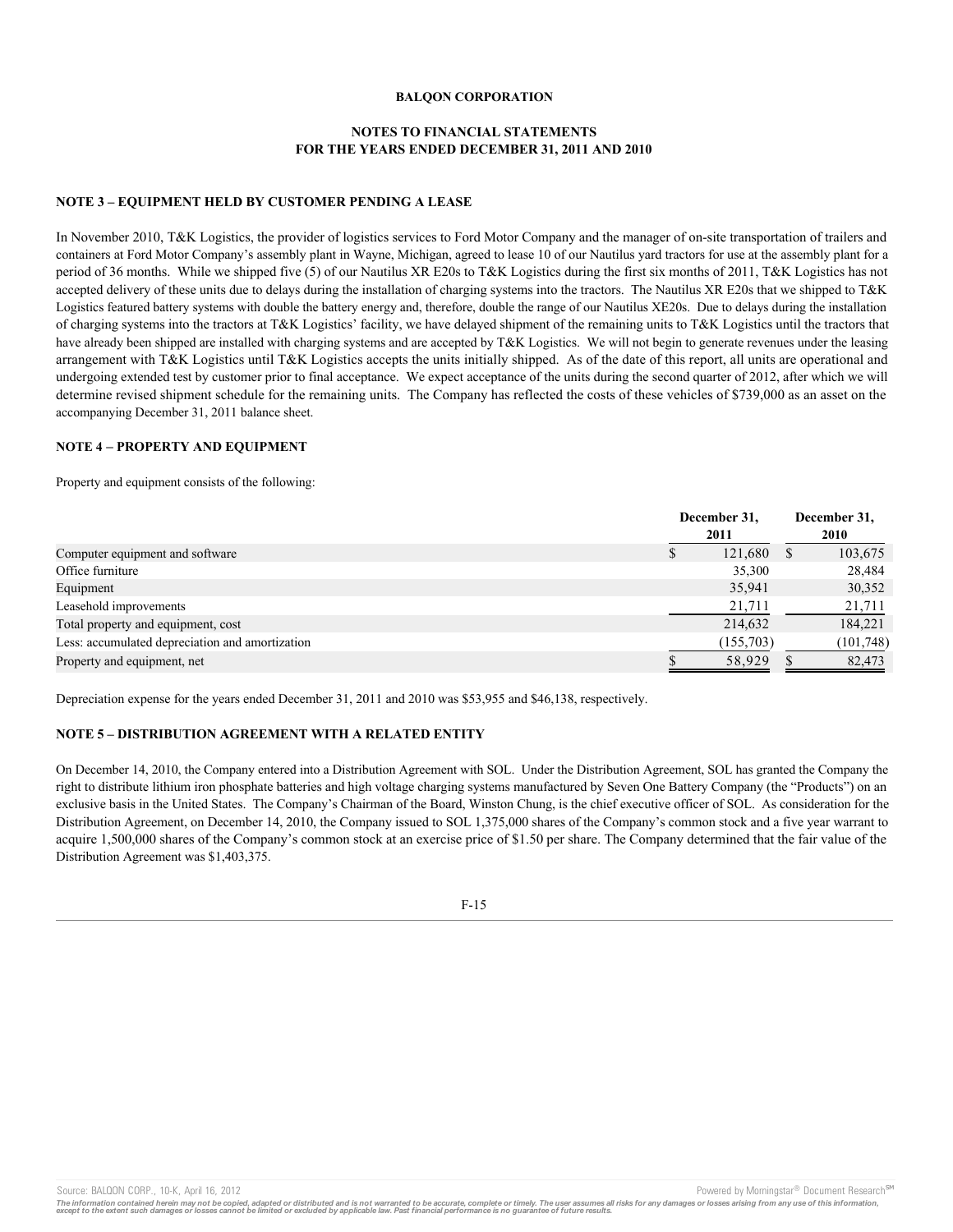BALQON CORPORATION

NOTES TO FINANCIAL STATEMENTS
FOR THE YEARS ENDED DECEMBER 31, 2011 AND 2010

### NOTE 3 – EQUIPMENT HELD BY CUSTOMER PENDING A LEASE

In November 2010, T&K Logistics, the provider of logistics services to Ford Motor Company and the manager of on-site transportation of trailers and containers at Ford Motor Company's assembly plant in Wayne, Michigan, agreed to lease 10 of our Nautilus yard tractors for use at the assembly plant for a period of 36 months. While we shipped five (5) of our Nautilus XR E20s to T&K Logistics during the first six months of 2011, T&K Logistics has not accepted delivery of these units due to delays during the installation of charging systems into the tractors. The Nautilus XR E20s that we shipped to T&K Logistics featured battery systems with double the battery energy and, therefore, double the range of our Nautilus XE20s. Due to delays during the installation of charging systems into the tractors at T&K Logistics' facility, we have delayed shipment of the remaining units to T&K Logistics until the tractors that have already been shipped are installed with charging systems and are accepted by T&K Logistics. We will not begin to generate revenues under the leasing arrangement with T&K Logistics until T&K Logistics accepts the units initially shipped. As of the date of this report, all units are operational and undergoing extended test by customer prior to final acceptance. We expect acceptance of the units during the second quarter of 2012, after which we will determine revised shipment schedule for the remaining units. The Company has reflected the costs of these vehicles of $739,000 as an asset on the accompanying December 31, 2011 balance sheet.

### NOTE 4 – PROPERTY AND EQUIPMENT

Property and equipment consists of the following:

| | December 31, 2011 | December 31, 2010 |
|---|---|---|
| Computer equipment and software | $ 121,680 | $ 103,675 |
| Office furniture | 35,300 | 28,484 |
| Equipment | 35,941 | 30,352 |
| Leasehold improvements | 21,711 | 21,711 |
| Total property and equipment, cost | 214,632 | 184,221 |
| Less: accumulated depreciation and amortization | (155,703) | (101,748) |
| Property and equipment, net | $ 58,929 | $ 82,473 |

Depreciation expense for the years ended December 31, 2011 and 2010 was $53,955 and $46,138, respectively.

### NOTE 5 – DISTRIBUTION AGREEMENT WITH A RELATED ENTITY

On December 14, 2010, the Company entered into a Distribution Agreement with SOL. Under the Distribution Agreement, SOL has granted the Company the right to distribute lithium iron phosphate batteries and high voltage charging systems manufactured by Seven One Battery Company (the "Products") on an exclusive basis in the United States. The Company's Chairman of the Board, Winston Chung, is the chief executive officer of SOL. As consideration for the Distribution Agreement, on December 14, 2010, the Company issued to SOL 1,375,000 shares of the Company's common stock and a five year warrant to acquire 1,500,000 shares of the Company's common stock at an exercise price of $1.50 per share. The Company determined that the fair value of the Distribution Agreement was $1,403,375.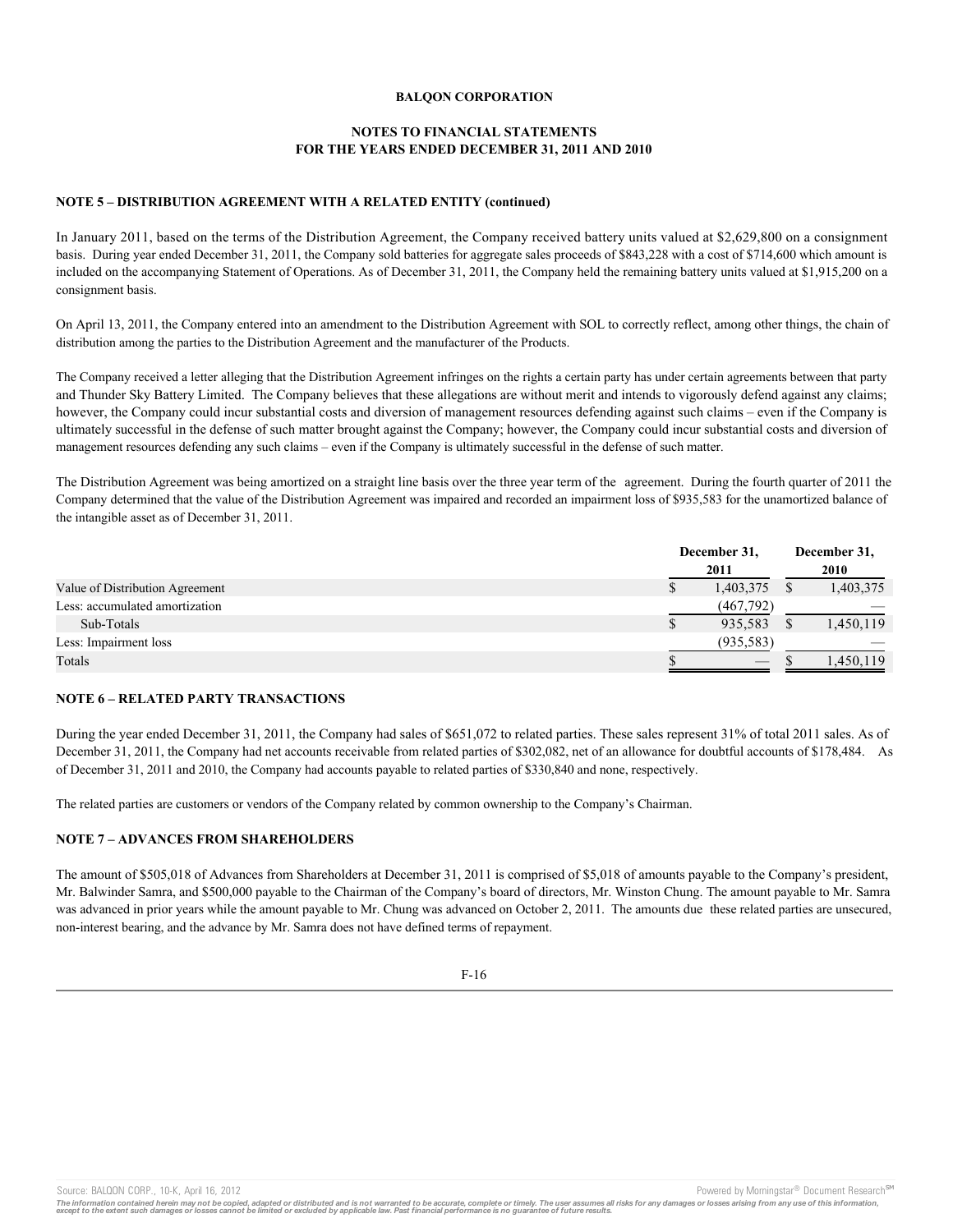**BALQON CORPORATION**

**NOTES TO FINANCIAL STATEMENTS**
**FOR THE YEARS ENDED DECEMBER 31, 2011 AND 2010**

**NOTE 5 – DISTRIBUTION AGREEMENT WITH A RELATED ENTITY (continued)**

In January 2011, based on the terms of the Distribution Agreement, the Company received battery units valued at $2,629,800 on a consignment basis. During year ended December 31, 2011, the Company sold batteries for aggregate sales proceeds of $843,228 with a cost of $714,600 which amount is included on the accompanying Statement of Operations. As of December 31, 2011, the Company held the remaining battery units valued at $1,915,200 on a consignment basis.

On April 13, 2011, the Company entered into an amendment to the Distribution Agreement with SOL to correctly reflect, among other things, the chain of distribution among the parties to the Distribution Agreement and the manufacturer of the Products.

The Company received a letter alleging that the Distribution Agreement infringes on the rights a certain party has under certain agreements between that party and Thunder Sky Battery Limited. The Company believes that these allegations are without merit and intends to vigorously defend against any claims; however, the Company could incur substantial costs and diversion of management resources defending against such claims – even if the Company is ultimately successful in the defense of such matter brought against the Company; however, the Company could incur substantial costs and diversion of management resources defending any such claims – even if the Company is ultimately successful in the defense of such matter.

The Distribution Agreement was being amortized on a straight line basis over the three year term of the agreement. During the fourth quarter of 2011 the Company determined that the value of the Distribution Agreement was impaired and recorded an impairment loss of $935,583 for the unamortized balance of the intangible asset as of December 31, 2011.

| | December 31, 2011 | December 31, 2010 |
|---|---|---|
| Value of Distribution Agreement | $ 1,403,375 | $ 1,403,375 |
| Less: accumulated amortization | (467,792) | — |
| Sub-Totals | $ 935,583 | $ 1,450,119 |
| Less: Impairment loss | (935,583) | — |
| Totals | $ — | $ 1,450,119 |

**NOTE 6 – RELATED PARTY TRANSACTIONS**

During the year ended December 31, 2011, the Company had sales of $651,072 to related parties. These sales represent 31% of total 2011 sales. As of December 31, 2011, the Company had net accounts receivable from related parties of $302,082, net of an allowance for doubtful accounts of $178,484. As of December 31, 2011 and 2010, the Company had accounts payable to related parties of $330,840 and none, respectively.

The related parties are customers or vendors of the Company related by common ownership to the Company's Chairman.

**NOTE 7 – ADVANCES FROM SHAREHOLDERS**

The amount of $505,018 of Advances from Shareholders at December 31, 2011 is comprised of $5,018 of amounts payable to the Company's president, Mr. Balwinder Samra, and $500,000 payable to the Chairman of the Company's board of directors, Mr. Winston Chung. The amount payable to Mr. Samra was advanced in prior years while the amount payable to Mr. Chung was advanced on October 2, 2011. The amounts due these related parties are unsecured, non-interest bearing, and the advance by Mr. Samra does not have defined terms of repayment.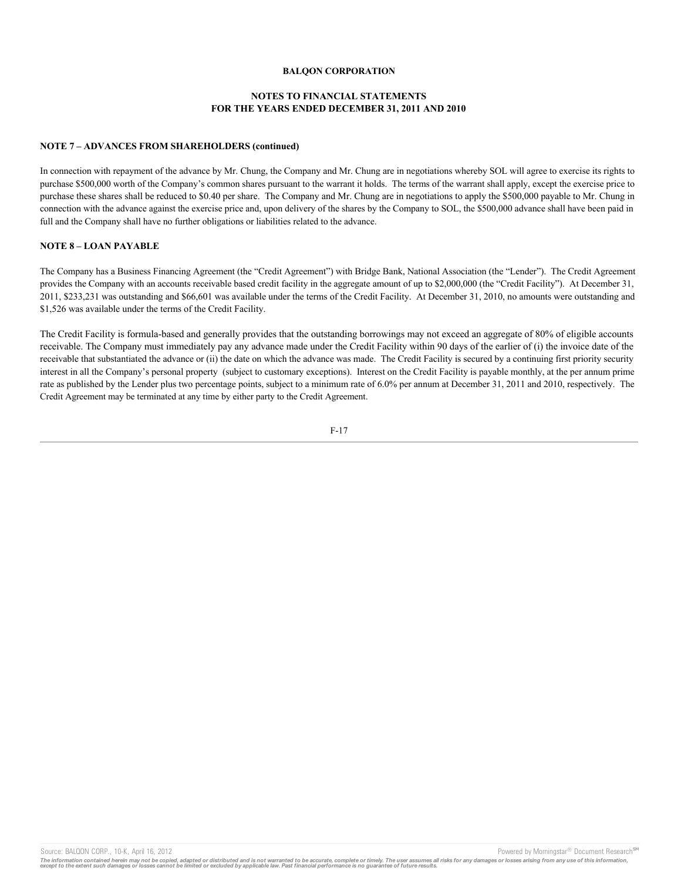**BALQON CORPORATION**

**NOTES TO FINANCIAL STATEMENTS**
**FOR THE YEARS ENDED DECEMBER 31, 2011 AND 2010**

**NOTE 7 – ADVANCES FROM SHAREHOLDERS (continued)**

In connection with repayment of the advance by Mr. Chung, the Company and Mr. Chung are in negotiations whereby SOL will agree to exercise its rights to purchase $500,000 worth of the Company's common shares pursuant to the warrant it holds. The terms of the warrant shall apply, except the exercise price to purchase these shares shall be reduced to $0.40 per share. The Company and Mr. Chung are in negotiations to apply the $500,000 payable to Mr. Chung in connection with the advance against the exercise price and, upon delivery of the shares by the Company to SOL, the $500,000 advance shall have been paid in full and the Company shall have no further obligations or liabilities related to the advance.

**NOTE 8 – LOAN PAYABLE**

The Company has a Business Financing Agreement (the "Credit Agreement") with Bridge Bank, National Association (the "Lender"). The Credit Agreement provides the Company with an accounts receivable based credit facility in the aggregate amount of up to $2,000,000 (the "Credit Facility"). At December 31, 2011, $233,231 was outstanding and $66,601 was available under the terms of the Credit Facility. At December 31, 2010, no amounts were outstanding and $1,526 was available under the terms of the Credit Facility.

The Credit Facility is formula-based and generally provides that the outstanding borrowings may not exceed an aggregate of 80% of eligible accounts receivable. The Company must immediately pay any advance made under the Credit Facility within 90 days of the earlier of (i) the invoice date of the receivable that substantiated the advance or (ii) the date on which the advance was made. The Credit Facility is secured by a continuing first priority security interest in all the Company's personal property (subject to customary exceptions). Interest on the Credit Facility is payable monthly, at the per annum prime rate as published by the Lender plus two percentage points, subject to a minimum rate of 6.0% per annum at December 31, 2011 and 2010, respectively. The Credit Agreement may be terminated at any time by either party to the Credit Agreement.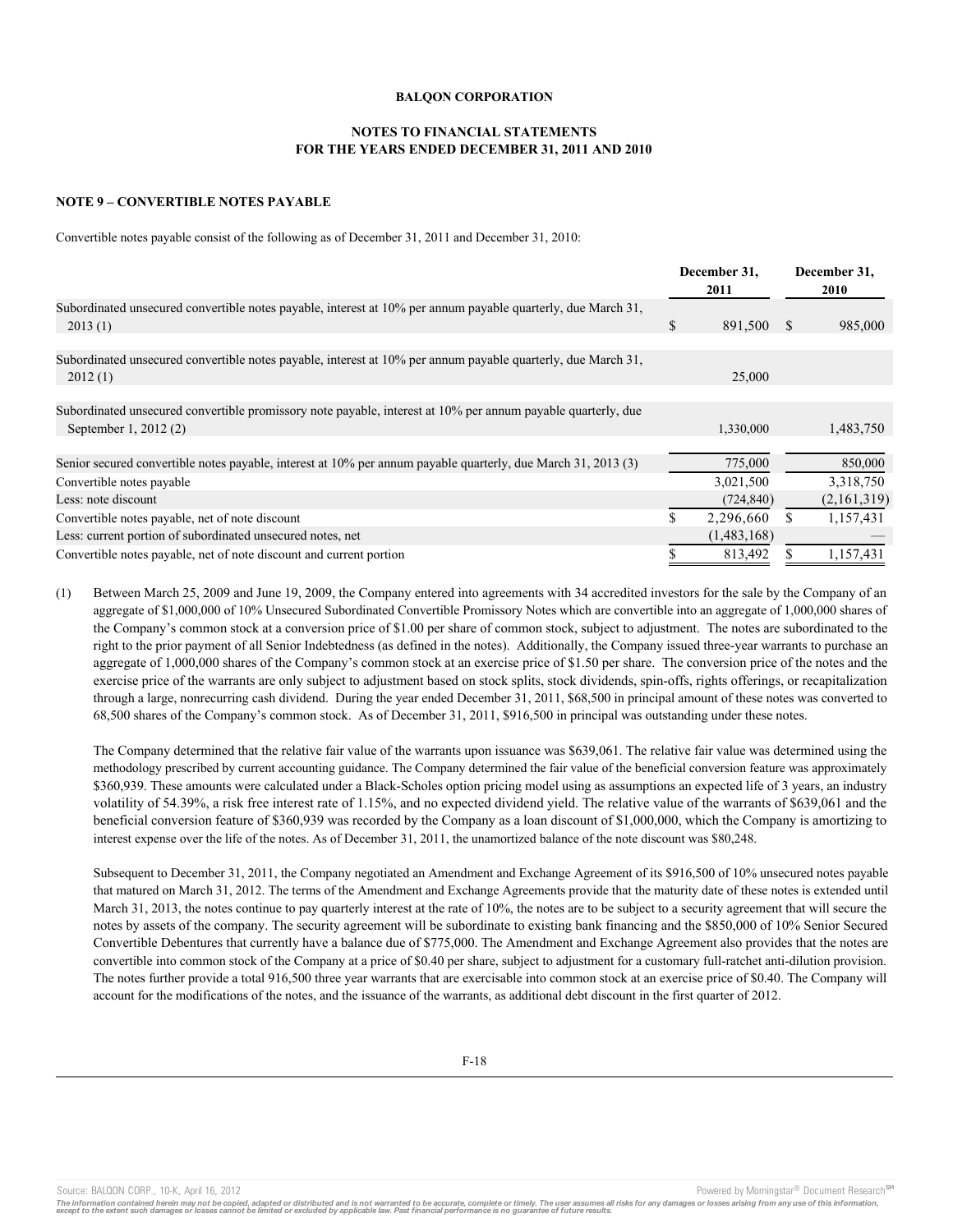**BALQON CORPORATION**

**NOTES TO FINANCIAL STATEMENTS**
**FOR THE YEARS ENDED DECEMBER 31, 2011 AND 2010**

## NOTE 9 – CONVERTIBLE NOTES PAYABLE

Convertible notes payable consist of the following as of December 31, 2011 and December 31, 2010:

| | December 31, 2011 | December 31, 2010 |
|---|---|---|
| Subordinated unsecured convertible notes payable, interest at 10% per annum payable quarterly, due March 31, 2013 (1) | $ 891,500 | $ 985,000 |
| Subordinated unsecured convertible notes payable, interest at 10% per annum payable quarterly, due March 31, 2012 (1) | 25,000 | |
| Subordinated unsecured convertible promissory note payable, interest at 10% per annum payable quarterly, due September 1, 2012 (2) | 1,330,000 | 1,483,750 |
| Senior secured convertible notes payable, interest at 10% per annum payable quarterly, due March 31, 2013 (3) | 775,000 | 850,000 |
| Convertible notes payable | 3,021,500 | 3,318,750 |
| Less: note discount | (724,840) | (2,161,319) |
| Convertible notes payable, net of note discount | $ 2,296,660 | $ 1,157,431 |
| Less: current portion of subordinated unsecured notes, net | (1,483,168) | — |
| Convertible notes payable, net of note discount and current portion | $ 813,492 | $ 1,157,431 |

(1) Between March 25, 2009 and June 19, 2009, the Company entered into agreements with 34 accredited investors for the sale by the Company of an aggregate of $1,000,000 of 10% Unsecured Subordinated Convertible Promissory Notes which are convertible into an aggregate of 1,000,000 shares of the Company's common stock at a conversion price of $1.00 per share of common stock, subject to adjustment. The notes are subordinated to the right to the prior payment of all Senior Indebtedness (as defined in the notes). Additionally, the Company issued three-year warrants to purchase an aggregate of 1,000,000 shares of the Company's common stock at an exercise price of $1.50 per share. The conversion price of the notes and the exercise price of the warrants are only subject to adjustment based on stock splits, stock dividends, spin-offs, rights offerings, or recapitalization through a large, nonrecurring cash dividend. During the year ended December 31, 2011, $68,500 in principal amount of these notes was converted to 68,500 shares of the Company's common stock. As of December 31, 2011, $916,500 in principal was outstanding under these notes.

The Company determined that the relative fair value of the warrants upon issuance was $639,061. The relative fair value was determined using the methodology prescribed by current accounting guidance. The Company determined the fair value of the beneficial conversion feature was approximately $360,939. These amounts were calculated under a Black-Scholes option pricing model using as assumptions an expected life of 3 years, an industry volatility of 54.39%, a risk free interest rate of 1.15%, and no expected dividend yield. The relative value of the warrants of $639,061 and the beneficial conversion feature of $360,939 was recorded by the Company as a loan discount of $1,000,000, which the Company is amortizing to interest expense over the life of the notes. As of December 31, 2011, the unamortized balance of the note discount was $80,248.

Subsequent to December 31, 2011, the Company negotiated an Amendment and Exchange Agreement of its $916,500 of 10% unsecured notes payable that matured on March 31, 2012. The terms of the Amendment and Exchange Agreements provide that the maturity date of these notes is extended until March 31, 2013, the notes continue to pay quarterly interest at the rate of 10%, the notes are to be subject to a security agreement that will secure the notes by assets of the company. The security agreement will be subordinate to existing bank financing and the $850,000 of 10% Senior Secured Convertible Debentures that currently have a balance due of $775,000. The Amendment and Exchange Agreement also provides that the notes are convertible into common stock of the Company at a price of $0.40 per share, subject to adjustment for a customary full-ratchet anti-dilution provision. The notes further provide a total 916,500 three year warrants that are exercisable into common stock at an exercise price of $0.40. The Company will account for the modifications of the notes, and the issuance of the warrants, as additional debt discount in the first quarter of 2012.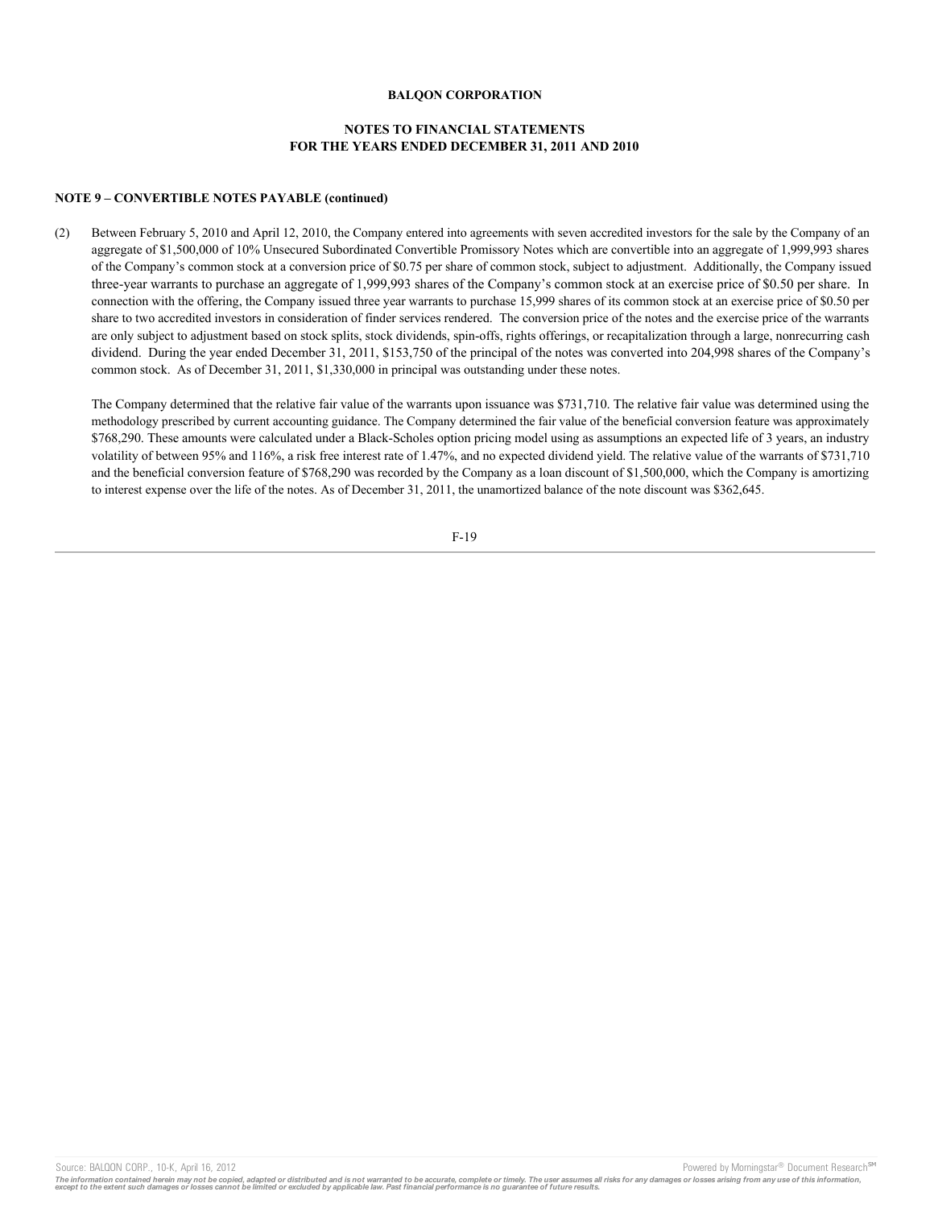**BALQON CORPORATION**

**NOTES TO FINANCIAL STATEMENTS**
**FOR THE YEARS ENDED DECEMBER 31, 2011 AND 2010**

**NOTE 9 – CONVERTIBLE NOTES PAYABLE (continued)**

(2) Between February 5, 2010 and April 12, 2010, the Company entered into agreements with seven accredited investors for the sale by the Company of an aggregate of $1,500,000 of 10% Unsecured Subordinated Convertible Promissory Notes which are convertible into an aggregate of 1,999,993 shares of the Company's common stock at a conversion price of $0.75 per share of common stock, subject to adjustment. Additionally, the Company issued three-year warrants to purchase an aggregate of 1,999,993 shares of the Company's common stock at an exercise price of $0.50 per share. In connection with the offering, the Company issued three year warrants to purchase 15,999 shares of its common stock at an exercise price of $0.50 per share to two accredited investors in consideration of finder services rendered. The conversion price of the notes and the exercise price of the warrants are only subject to adjustment based on stock splits, stock dividends, spin-offs, rights offerings, or recapitalization through a large, nonrecurring cash dividend. During the year ended December 31, 2011, $153,750 of the principal of the notes was converted into 204,998 shares of the Company's common stock. As of December 31, 2011, $1,330,000 in principal was outstanding under these notes.

The Company determined that the relative fair value of the warrants upon issuance was $731,710. The relative fair value was determined using the methodology prescribed by current accounting guidance. The Company determined the fair value of the beneficial conversion feature was approximately $768,290. These amounts were calculated under a Black-Scholes option pricing model using as assumptions an expected life of 3 years, an industry volatility of between 95% and 116%, a risk free interest rate of 1.47%, and no expected dividend yield. The relative value of the warrants of $731,710 and the beneficial conversion feature of $768,290 was recorded by the Company as a loan discount of $1,500,000, which the Company is amortizing to interest expense over the life of the notes. As of December 31, 2011, the unamortized balance of the note discount was $362,645.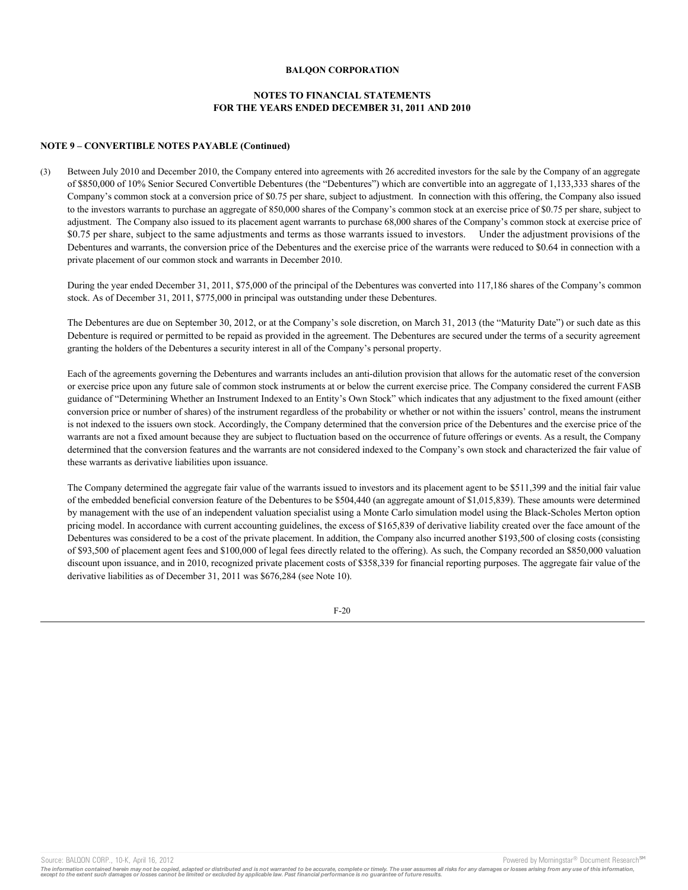**NOTE 9 – CONVERTIBLE NOTES PAYABLE (Continued)**

(3) Between July 2010 and December 2010, the Company entered into agreements with 26 accredited investors for the sale by the Company of an aggregate of $850,000 of 10% Senior Secured Convertible Debentures (the "Debentures") which are convertible into an aggregate of 1,133,333 shares of the Company's common stock at a conversion price of $0.75 per share, subject to adjustment. In connection with this offering, the Company also issued to the investors warrants to purchase an aggregate of 850,000 shares of the Company's common stock at an exercise price of $0.75 per share, subject to adjustment. The Company also issued to its placement agent warrants to purchase 68,000 shares of the Company's common stock at exercise price of $0.75 per share, subject to the same adjustments and terms as those warrants issued to investors. Under the adjustment provisions of the Debentures and warrants, the conversion price of the Debentures and the exercise price of the warrants were reduced to $0.64 in connection with a private placement of our common stock and warrants in December 2010.

During the year ended December 31, 2011, $75,000 of the principal of the Debentures was converted into 117,186 shares of the Company's common stock. As of December 31, 2011, $775,000 in principal was outstanding under these Debentures.

The Debentures are due on September 30, 2012, or at the Company's sole discretion, on March 31, 2013 (the "Maturity Date") or such date as this Debenture is required or permitted to be repaid as provided in the agreement. The Debentures are secured under the terms of a security agreement granting the holders of the Debentures a security interest in all of the Company's personal property.

Each of the agreements governing the Debentures and warrants includes an anti-dilution provision that allows for the automatic reset of the conversion or exercise price upon any future sale of common stock instruments at or below the current exercise price. The Company considered the current FASB guidance of "Determining Whether an Instrument Indexed to an Entity's Own Stock" which indicates that any adjustment to the fixed amount (either conversion price or number of shares) of the instrument regardless of the probability or whether or not within the issuers' control, means the instrument is not indexed to the issuers own stock. Accordingly, the Company determined that the conversion price of the Debentures and the exercise price of the warrants are not a fixed amount because they are subject to fluctuation based on the occurrence of future offerings or events. As a result, the Company determined that the conversion features and the warrants are not considered indexed to the Company's own stock and characterized the fair value of these warrants as derivative liabilities upon issuance.

The Company determined the aggregate fair value of the warrants issued to investors and its placement agent to be $511,399 and the initial fair value of the embedded beneficial conversion feature of the Debentures to be $504,440 (an aggregate amount of $1,015,839). These amounts were determined by management with the use of an independent valuation specialist using a Monte Carlo simulation model using the Black-Scholes Merton option pricing model. In accordance with current accounting guidelines, the excess of $165,839 of derivative liability created over the face amount of the Debentures was considered to be a cost of the private placement. In addition, the Company also incurred another $193,500 of closing costs (consisting of $93,500 of placement agent fees and $100,000 of legal fees directly related to the offering). As such, the Company recorded an $850,000 valuation discount upon issuance, and in 2010, recognized private placement costs of $358,339 for financial reporting purposes. The aggregate fair value of the derivative liabilities as of December 31, 2011 was $676,284 (see Note 10).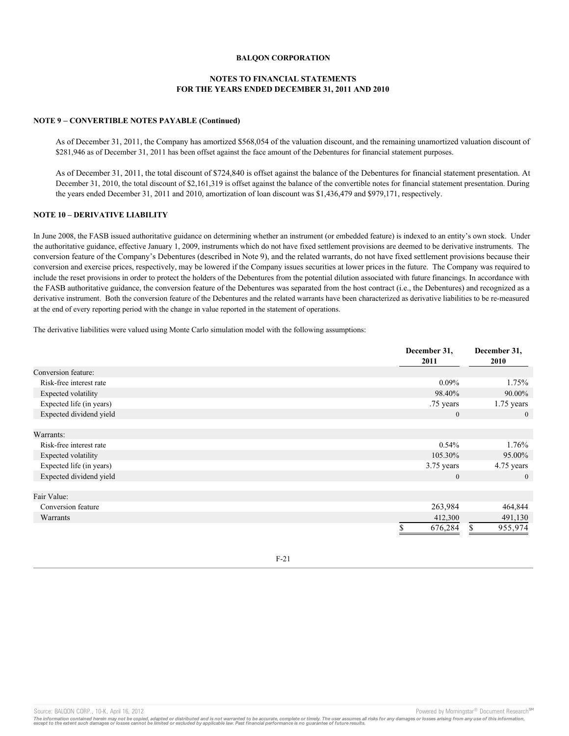BALQON CORPORATION

NOTES TO FINANCIAL STATEMENTS
FOR THE YEARS ENDED DECEMBER 31, 2011 AND 2010

**NOTE 9 – CONVERTIBLE NOTES PAYABLE (Continued)**

As of December 31, 2011, the Company has amortized $568,054 of the valuation discount, and the remaining unamortized valuation discount of $281,946 as of December 31, 2011 has been offset against the face amount of the Debentures for financial statement purposes.

As of December 31, 2011, the total discount of $724,840 is offset against the balance of the Debentures for financial statement presentation. At December 31, 2010, the total discount of $2,161,319 is offset against the balance of the convertible notes for financial statement presentation. During the years ended December 31, 2011 and 2010, amortization of loan discount was $1,436,479 and $979,171, respectively.

**NOTE 10 – DERIVATIVE LIABILITY**

In June 2008, the FASB issued authoritative guidance on determining whether an instrument (or embedded feature) is indexed to an entity's own stock. Under the authoritative guidance, effective January 1, 2009, instruments which do not have fixed settlement provisions are deemed to be derivative instruments. The conversion feature of the Company's Debentures (described in Note 9), and the related warrants, do not have fixed settlement provisions because their conversion and exercise prices, respectively, may be lowered if the Company issues securities at lower prices in the future. The Company was required to include the reset provisions in order to protect the holders of the Debentures from the potential dilution associated with future financings. In accordance with the FASB authoritative guidance, the conversion feature of the Debentures was separated from the host contract (i.e., the Debentures) and recognized as a derivative instrument. Both the conversion feature of the Debentures and the related warrants have been characterized as derivative liabilities to be re-measured at the end of every reporting period with the change in value reported in the statement of operations.

The derivative liabilities were valued using Monte Carlo simulation model with the following assumptions:

| | December 31, 2011 | December 31, 2010 |
|---|---|---|
| Conversion feature: | | |
| Risk-free interest rate | 0.09% | 1.75% |
| Expected volatility | 98.40% | 90.00% |
| Expected life (in years) | .75 years | 1.75 years |
| Expected dividend yield | 0 | 0 |
| | | |
| Warrants: | | |
| Risk-free interest rate | 0.54% | 1.76% |
| Expected volatility | 105.30% | 95.00% |
| Expected life (in years) | 3.75 years | 4.75 years |
| Expected dividend yield | 0 | 0 |
| | | |
| Fair Value: | | |
| Conversion feature | 263,984 | 464,844 |
| Warrants | 412,300 | 491,130 |
| | $ 676,284 | $ 955,974 |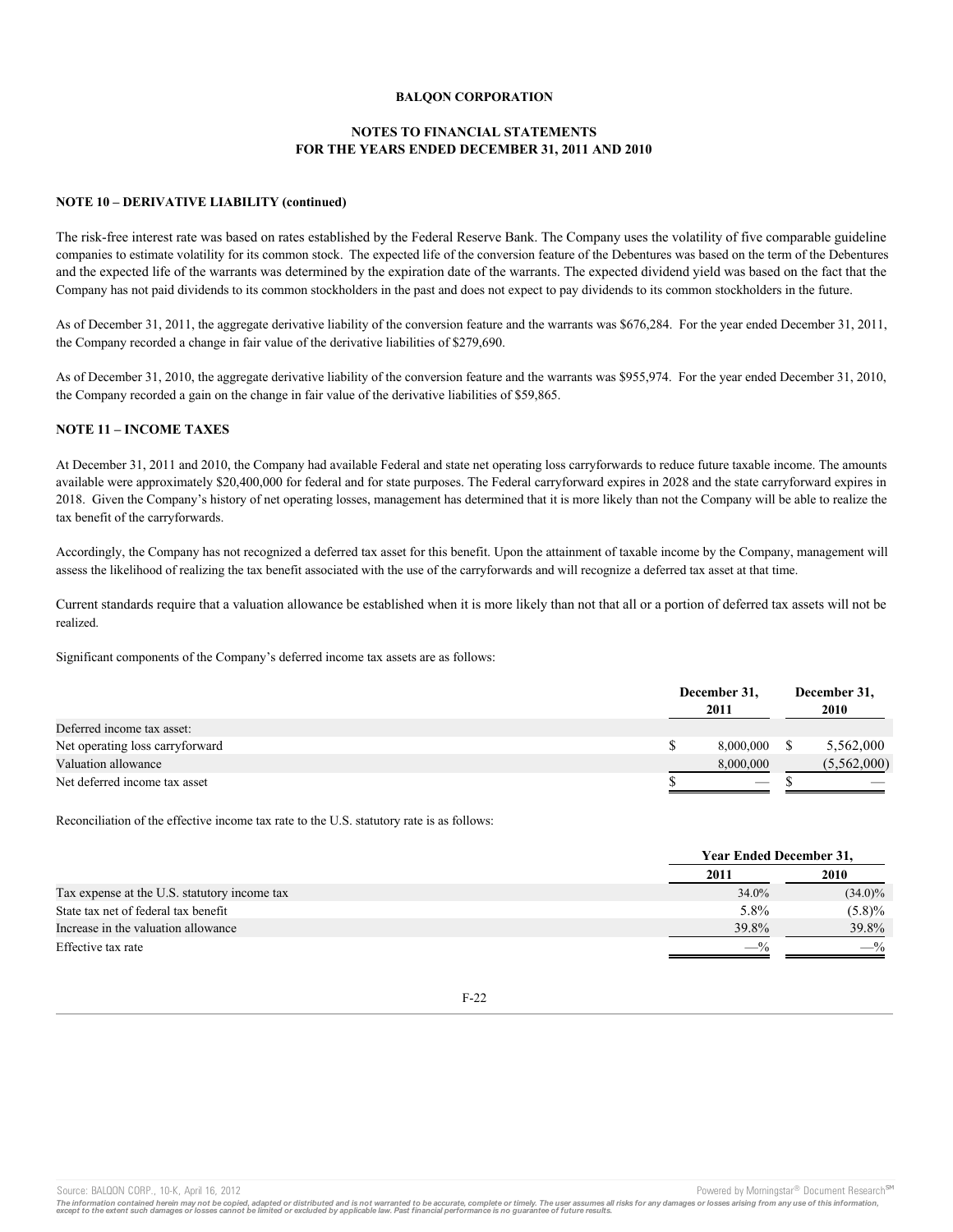**BALQON CORPORATION**

**NOTES TO FINANCIAL STATEMENTS**
**FOR THE YEARS ENDED DECEMBER 31, 2011 AND 2010**

**NOTE 10 – DERIVATIVE LIABILITY (continued)**

The risk-free interest rate was based on rates established by the Federal Reserve Bank. The Company uses the volatility of five comparable guideline companies to estimate volatility for its common stock. The expected life of the conversion feature of the Debentures was based on the term of the Debentures and the expected life of the warrants was determined by the expiration date of the warrants. The expected dividend yield was based on the fact that the Company has not paid dividends to its common stockholders in the past and does not expect to pay dividends to its common stockholders in the future.

As of December 31, 2011, the aggregate derivative liability of the conversion feature and the warrants was $676,284. For the year ended December 31, 2011, the Company recorded a change in fair value of the derivative liabilities of $279,690.

As of December 31, 2010, the aggregate derivative liability of the conversion feature and the warrants was $955,974. For the year ended December 31, 2010, the Company recorded a gain on the change in fair value of the derivative liabilities of $59,865.

**NOTE 11 – INCOME TAXES**

At December 31, 2011 and 2010, the Company had available Federal and state net operating loss carryforwards to reduce future taxable income. The amounts available were approximately $20,400,000 for federal and for state purposes. The Federal carryforward expires in 2028 and the state carryforward expires in 2018. Given the Company's history of net operating losses, management has determined that it is more likely than not the Company will be able to realize the tax benefit of the carryforwards.

Accordingly, the Company has not recognized a deferred tax asset for this benefit. Upon the attainment of taxable income by the Company, management will assess the likelihood of realizing the tax benefit associated with the use of the carryforwards and will recognize a deferred tax asset at that time.

Current standards require that a valuation allowance be established when it is more likely than not that all or a portion of deferred tax assets will not be realized.

Significant components of the Company's deferred income tax assets are as follows:

| | December 31, 2011 | December 31, 2010 |
|---|---|---|
| Deferred income tax asset: | | |
| Net operating loss carryforward | $ 8,000,000 | $ 5,562,000 |
| Valuation allowance | 8,000,000 | (5,562,000) |
| Net deferred income tax asset | $ — | $ — |

Reconciliation of the effective income tax rate to the U.S. statutory rate is as follows:

| | Year Ended December 31, | |
|---|---|---|
| | 2011 | 2010 |
| Tax expense at the U.S. statutory income tax | 34.0% | (34.0)% |
| State tax net of federal tax benefit | 5.8% | (5.8)% |
| Increase in the valuation allowance | 39.8% | 39.8% |
| Effective tax rate | —% | —% |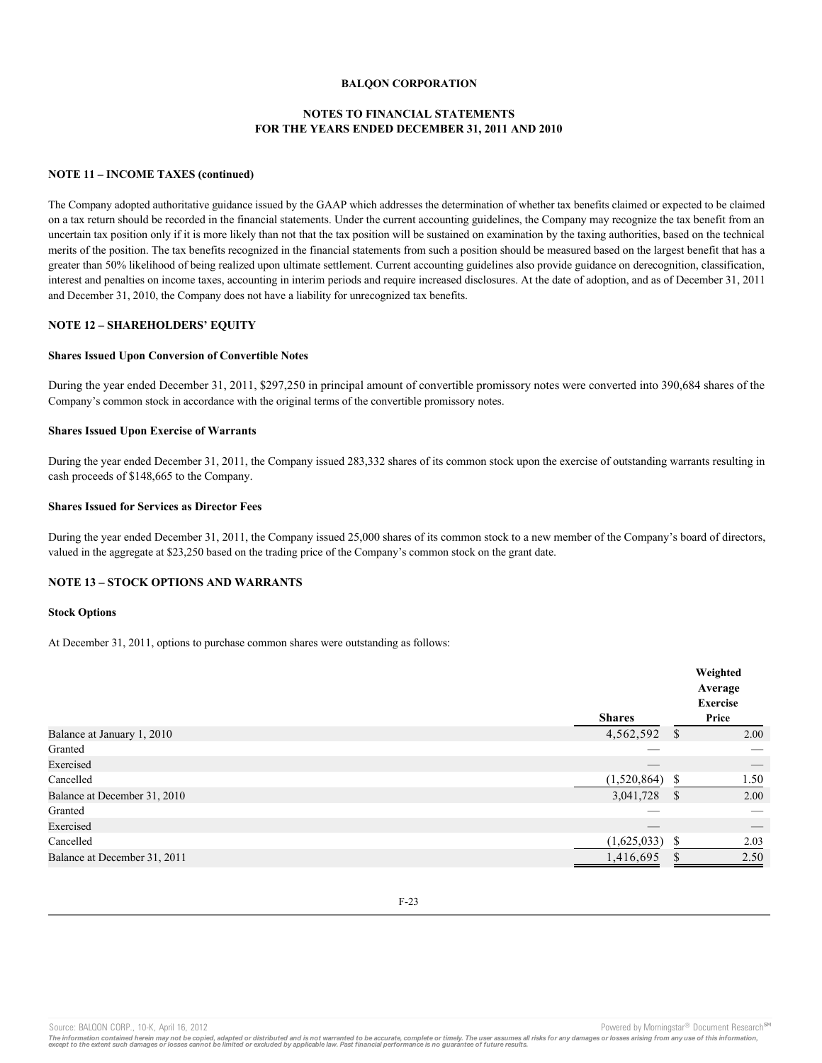**BALQON CORPORATION**

**NOTES TO FINANCIAL STATEMENTS**
**FOR THE YEARS ENDED DECEMBER 31, 2011 AND 2010**

**NOTE 11 – INCOME TAXES (continued)**

The Company adopted authoritative guidance issued by the GAAP which addresses the determination of whether tax benefits claimed or expected to be claimed on a tax return should be recorded in the financial statements. Under the current accounting guidelines, the Company may recognize the tax benefit from an uncertain tax position only if it is more likely than not that the tax position will be sustained on examination by the taxing authorities, based on the technical merits of the position. The tax benefits recognized in the financial statements from such a position should be measured based on the largest benefit that has a greater than 50% likelihood of being realized upon ultimate settlement. Current accounting guidelines also provide guidance on derecognition, classification, interest and penalties on income taxes, accounting in interim periods and require increased disclosures. At the date of adoption, and as of December 31, 2011 and December 31, 2010, the Company does not have a liability for unrecognized tax benefits.

**NOTE 12 – SHAREHOLDERS' EQUITY**

**Shares Issued Upon Conversion of Convertible Notes**

During the year ended December 31, 2011, $297,250 in principal amount of convertible promissory notes were converted into 390,684 shares of the Company's common stock in accordance with the original terms of the convertible promissory notes.

**Shares Issued Upon Exercise of Warrants**

During the year ended December 31, 2011, the Company issued 283,332 shares of its common stock upon the exercise of outstanding warrants resulting in cash proceeds of $148,665 to the Company.

**Shares Issued for Services as Director Fees**

During the year ended December 31, 2011, the Company issued 25,000 shares of its common stock to a new member of the Company's board of directors, valued in the aggregate at $23,250 based on the trading price of the Company's common stock on the grant date.

**NOTE 13 – STOCK OPTIONS AND WARRANTS**

**Stock Options**

At December 31, 2011, options to purchase common shares were outstanding as follows:

| | Shares | Weighted Average Exercise Price |
|---|---|---|
| Balance at January 1, 2010 | 4,562,592 | $ 2.00 |
| Granted | — | — |
| Exercised | — | — |
| Cancelled | (1,520,864) | $ 1.50 |
| Balance at December 31, 2010 | 3,041,728 | $ 2.00 |
| Granted | — | — |
| Exercised | — | — |
| Cancelled | (1,625,033) | $ 2.03 |
| Balance at December 31, 2011 | 1,416,695 | $ 2.50 |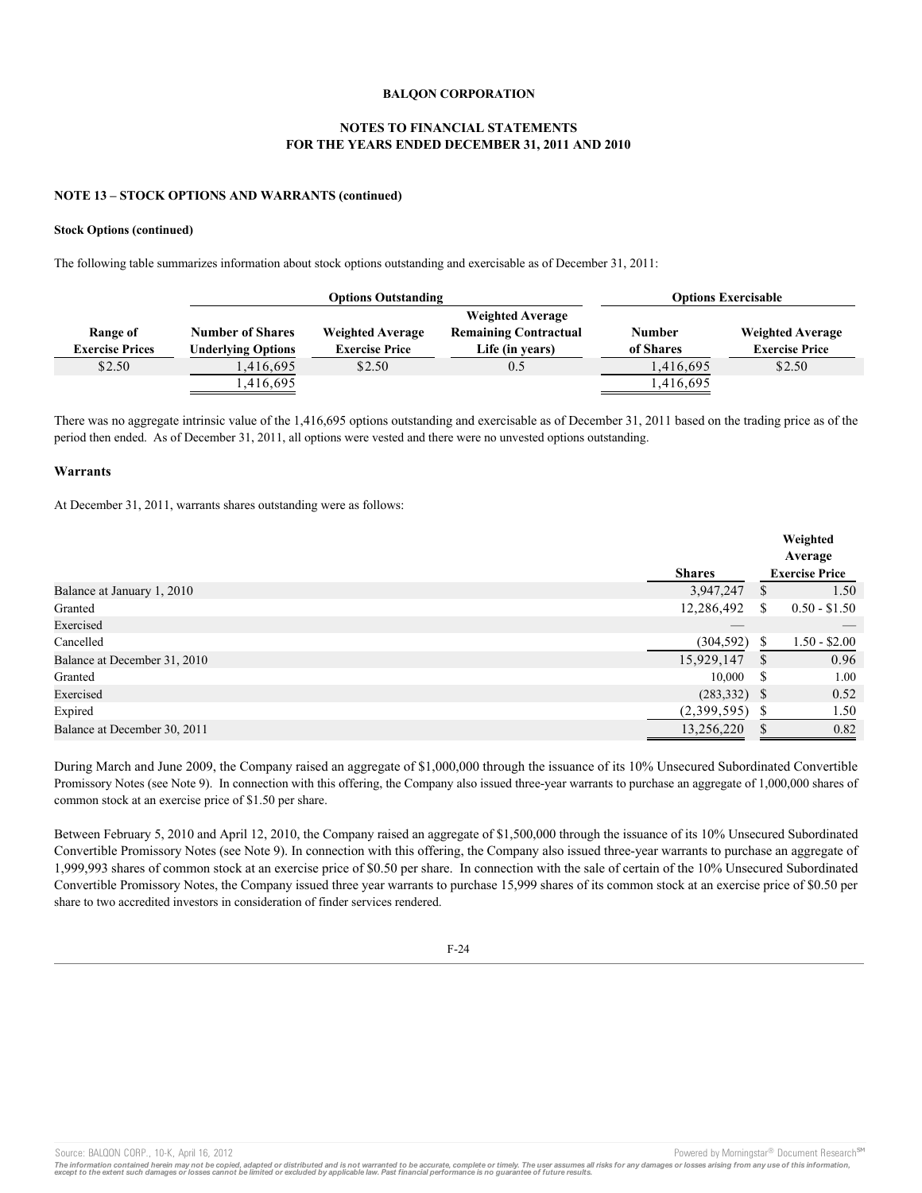**BALQON CORPORATION**

**NOTES TO FINANCIAL STATEMENTS**
**FOR THE YEARS ENDED DECEMBER 31, 2011 AND 2010**

**NOTE 13 – STOCK OPTIONS AND WARRANTS (continued)**

**Stock Options (continued)**

The following table summarizes information about stock options outstanding and exercisable as of December 31, 2011:

| | Options Outstanding | | | Options Exercisable | |
|---|---|---|---|---|---|
| **Range of Exercise Prices** | **Number of Shares Underlying Options** | **Weighted Average Exercise Price** | **Weighted Average Remaining Contractual Life (in years)** | **Number of Shares** | **Weighted Average Exercise Price** |
| $2.50 | 1,416,695 | $2.50 | 0.5 | 1,416,695 | $2.50 |
| | 1,416,695 | | | 1,416,695 | |

There was no aggregate intrinsic value of the 1,416,695 options outstanding and exercisable as of December 31, 2011 based on the trading price as of the period then ended. As of December 31, 2011, all options were vested and there were no unvested options outstanding.

### Warrants

At December 31, 2011, warrants shares outstanding were as follows:

| | Shares | Weighted Average Exercise Price |
|---|---|---|
| Balance at January 1, 2010 | 3,947,247 | $ 1.50 |
| Granted | 12,286,492 | $ 0.50 - $1.50 |
| Exercised | — | — |
| Cancelled | (304,592) | $ 1.50 - $2.00 |
| Balance at December 31, 2010 | 15,929,147 | $ 0.96 |
| Granted | 10,000 | $ 1.00 |
| Exercised | (283,332) | $ 0.52 |
| Expired | (2,399,595) | $ 1.50 |
| Balance at December 30, 2011 | 13,256,220 | $ 0.82 |

During March and June 2009, the Company raised an aggregate of $1,000,000 through the issuance of its 10% Unsecured Subordinated Convertible Promissory Notes (see Note 9). In connection with this offering, the Company also issued three-year warrants to purchase an aggregate of 1,000,000 shares of common stock at an exercise price of $1.50 per share.

Between February 5, 2010 and April 12, 2010, the Company raised an aggregate of $1,500,000 through the issuance of its 10% Unsecured Subordinated Convertible Promissory Notes (see Note 9). In connection with this offering, the Company also issued three-year warrants to purchase an aggregate of 1,999,993 shares of common stock at an exercise price of $0.50 per share. In connection with the sale of certain of the 10% Unsecured Subordinated Convertible Promissory Notes, the Company issued three year warrants to purchase 15,999 shares of its common stock at an exercise price of $0.50 per share to two accredited investors in consideration of finder services rendered.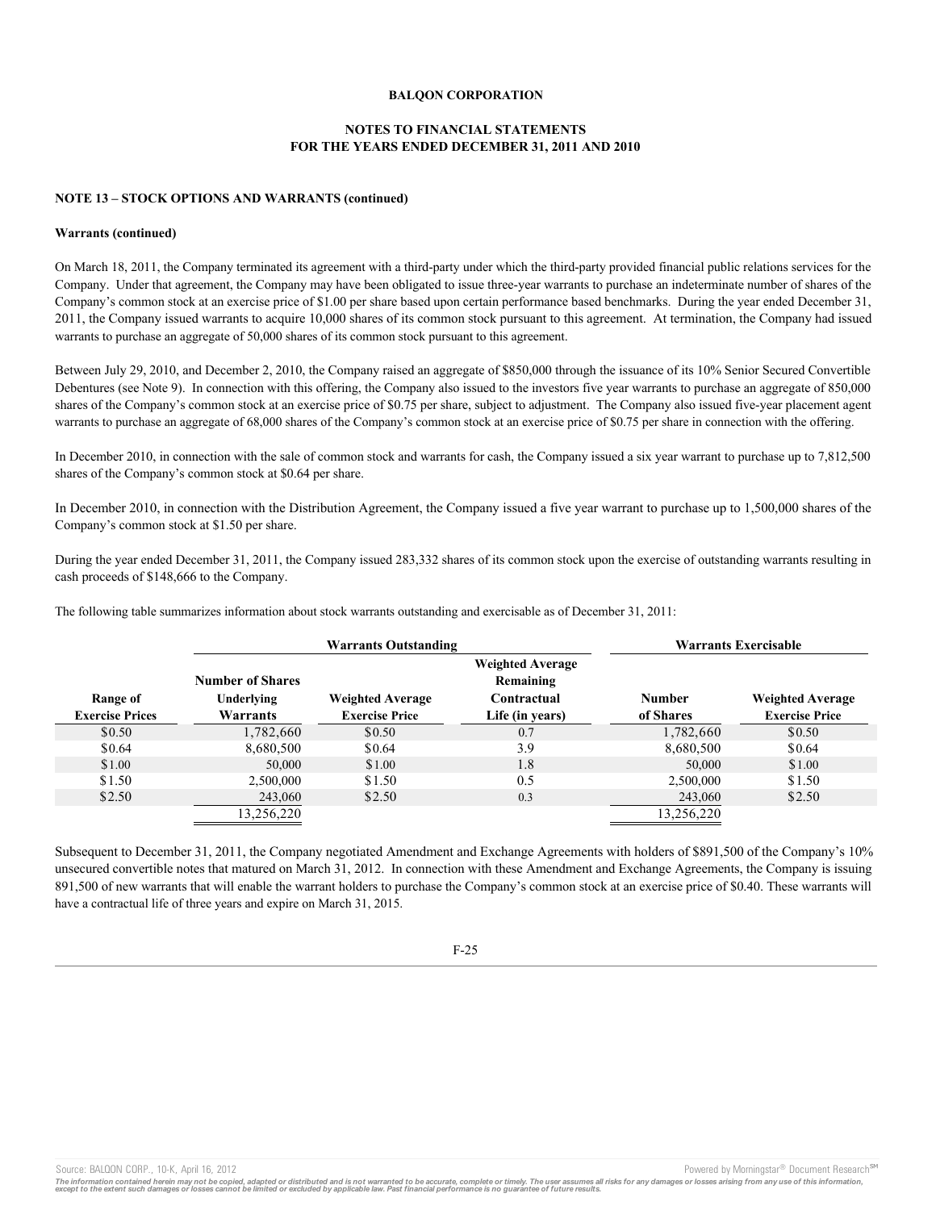**BALQON CORPORATION**

**NOTES TO FINANCIAL STATEMENTS**
**FOR THE YEARS ENDED DECEMBER 31, 2011 AND 2010**

**NOTE 13 – STOCK OPTIONS AND WARRANTS (continued)**

**Warrants (continued)**

On March 18, 2011, the Company terminated its agreement with a third-party under which the third-party provided financial public relations services for the Company. Under that agreement, the Company may have been obligated to issue three-year warrants to purchase an indeterminate number of shares of the Company's common stock at an exercise price of $1.00 per share based upon certain performance based benchmarks. During the year ended December 31, 2011, the Company issued warrants to acquire 10,000 shares of its common stock pursuant to this agreement. At termination, the Company had issued warrants to purchase an aggregate of 50,000 shares of its common stock pursuant to this agreement.

Between July 29, 2010, and December 2, 2010, the Company raised an aggregate of $850,000 through the issuance of its 10% Senior Secured Convertible Debentures (see Note 9). In connection with this offering, the Company also issued to the investors five year warrants to purchase an aggregate of 850,000 shares of the Company's common stock at an exercise price of $0.75 per share, subject to adjustment. The Company also issued five-year placement agent warrants to purchase an aggregate of 68,000 shares of the Company's common stock at an exercise price of $0.75 per share in connection with the offering.

In December 2010, in connection with the sale of common stock and warrants for cash, the Company issued a six year warrant to purchase up to 7,812,500 shares of the Company's common stock at $0.64 per share.

In December 2010, in connection with the Distribution Agreement, the Company issued a five year warrant to purchase up to 1,500,000 shares of the Company's common stock at $1.50 per share.

During the year ended December 31, 2011, the Company issued 283,332 shares of its common stock upon the exercise of outstanding warrants resulting in cash proceeds of $148,666 to the Company.

The following table summarizes information about stock warrants outstanding and exercisable as of December 31, 2011:

| | Warrants Outstanding | | | Warrants Exercisable | |
|---|---|---|---|---|---|
| Range of Exercise Prices | Number of Shares Underlying Warrants | Weighted Average Exercise Price | Weighted Average Remaining Contractual Life (in years) | Number of Shares | Weighted Average Exercise Price |
| $0.50 | 1,782,660 | $0.50 | 0.7 | 1,782,660 | $0.50 |
| $0.64 | 8,680,500 | $0.64 | 3.9 | 8,680,500 | $0.64 |
| $1.00 | 50,000 | $1.00 | 1.8 | 50,000 | $1.00 |
| $1.50 | 2,500,000 | $1.50 | 0.5 | 2,500,000 | $1.50 |
| $2.50 | 243,060 | $2.50 | 0.3 | 243,060 | $2.50 |
| | 13,256,220 | | | 13,256,220 | |

Subsequent to December 31, 2011, the Company negotiated Amendment and Exchange Agreements with holders of $891,500 of the Company's 10% unsecured convertible notes that matured on March 31, 2012. In connection with these Amendment and Exchange Agreements, the Company is issuing 891,500 of new warrants that will enable the warrant holders to purchase the Company's common stock at an exercise price of $0.40. These warrants will have a contractual life of three years and expire on March 31, 2015.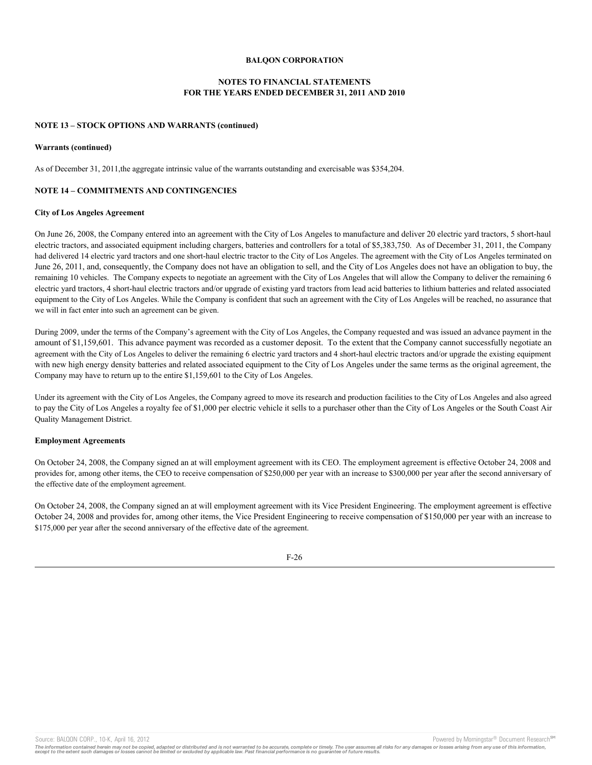**BALQON CORPORATION**

**NOTES TO FINANCIAL STATEMENTS**
**FOR THE YEARS ENDED DECEMBER 31, 2011 AND 2010**

**NOTE 13 – STOCK OPTIONS AND WARRANTS (continued)**

**Warrants (continued)**

As of December 31, 2011,the aggregate intrinsic value of the warrants outstanding and exercisable was $354,204.

**NOTE 14 – COMMITMENTS AND CONTINGENCIES**

**City of Los Angeles Agreement**

On June 26, 2008, the Company entered into an agreement with the City of Los Angeles to manufacture and deliver 20 electric yard tractors, 5 short-haul electric tractors, and associated equipment including chargers, batteries and controllers for a total of $5,383,750. As of December 31, 2011, the Company had delivered 14 electric yard tractors and one short-haul electric tractor to the City of Los Angeles. The agreement with the City of Los Angeles terminated on June 26, 2011, and, consequently, the Company does not have an obligation to sell, and the City of Los Angeles does not have an obligation to buy, the remaining 10 vehicles. The Company expects to negotiate an agreement with the City of Los Angeles that will allow the Company to deliver the remaining 6 electric yard tractors, 4 short-haul electric tractors and/or upgrade of existing yard tractors from lead acid batteries to lithium batteries and related associated equipment to the City of Los Angeles. While the Company is confident that such an agreement with the City of Los Angeles will be reached, no assurance that we will in fact enter into such an agreement can be given.

During 2009, under the terms of the Company's agreement with the City of Los Angeles, the Company requested and was issued an advance payment in the amount of $1,159,601. This advance payment was recorded as a customer deposit. To the extent that the Company cannot successfully negotiate an agreement with the City of Los Angeles to deliver the remaining 6 electric yard tractors and 4 short-haul electric tractors and/or upgrade the existing equipment with new high energy density batteries and related associated equipment to the City of Los Angeles under the same terms as the original agreement, the Company may have to return up to the entire $1,159,601 to the City of Los Angeles.

Under its agreement with the City of Los Angeles, the Company agreed to move its research and production facilities to the City of Los Angeles and also agreed to pay the City of Los Angeles a royalty fee of $1,000 per electric vehicle it sells to a purchaser other than the City of Los Angeles or the South Coast Air Quality Management District.

**Employment Agreements**

On October 24, 2008, the Company signed an at will employment agreement with its CEO. The employment agreement is effective October 24, 2008 and provides for, among other items, the CEO to receive compensation of $250,000 per year with an increase to $300,000 per year after the second anniversary of the effective date of the employment agreement.

On October 24, 2008, the Company signed an at will employment agreement with its Vice President Engineering. The employment agreement is effective October 24, 2008 and provides for, among other items, the Vice President Engineering to receive compensation of $150,000 per year with an increase to $175,000 per year after the second anniversary of the effective date of the agreement.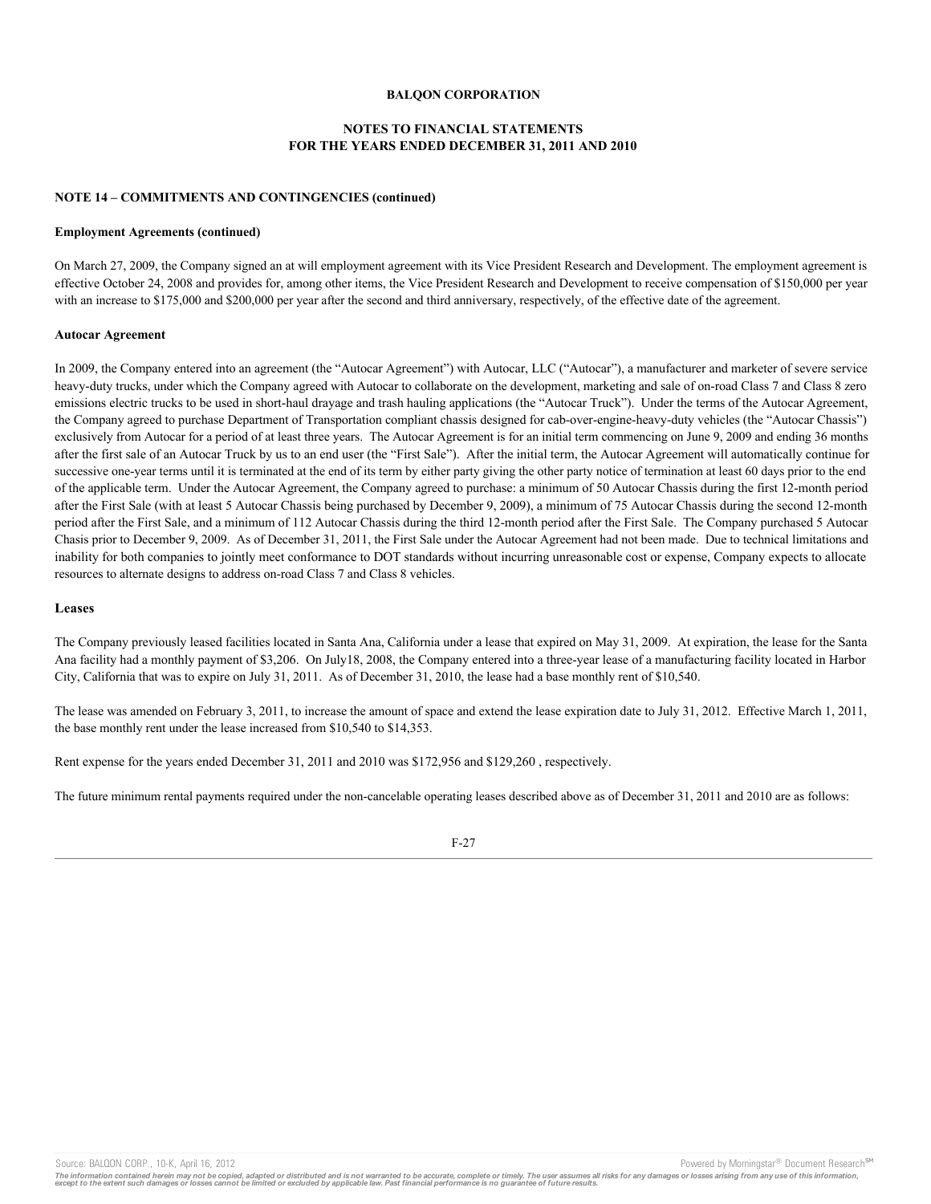**BALQON CORPORATION**

**NOTES TO FINANCIAL STATEMENTS**
**FOR THE YEARS ENDED DECEMBER 31, 2011 AND 2010**

**NOTE 14 – COMMITMENTS AND CONTINGENCIES (continued)**

**Employment Agreements (continued)**

On March 27, 2009, the Company signed an at will employment agreement with its Vice President Research and Development. The employment agreement is effective October 24, 2008 and provides for, among other items, the Vice President Research and Development to receive compensation of $150,000 per year with an increase to $175,000 and $200,000 per year after the second and third anniversary, respectively, of the effective date of the agreement.

**Autocar Agreement**

In 2009, the Company entered into an agreement (the "Autocar Agreement") with Autocar, LLC ("Autocar"), a manufacturer and marketer of severe service heavy-duty trucks, under which the Company agreed with Autocar to collaborate on the development, marketing and sale of on-road Class 7 and Class 8 zero emissions electric trucks to be used in short-haul drayage and trash hauling applications (the "Autocar Truck"). Under the terms of the Autocar Agreement, the Company agreed to purchase Department of Transportation compliant chassis designed for cab-over-engine-heavy-duty vehicles (the "Autocar Chassis") exclusively from Autocar for a period of at least three years. The Autocar Agreement is for an initial term commencing on June 9, 2009 and ending 36 months after the first sale of an Autocar Truck by us to an end user (the "First Sale"). After the initial term, the Autocar Agreement will automatically continue for successive one-year terms until it is terminated at the end of its term by either party giving the other party notice of termination at least 60 days prior to the end of the applicable term. Under the Autocar Agreement, the Company agreed to purchase: a minimum of 50 Autocar Chassis during the first 12-month period after the First Sale (with at least 5 Autocar Chassis being purchased by December 9, 2009), a minimum of 75 Autocar Chassis during the second 12-month period after the First Sale, and a minimum of 112 Autocar Chassis during the third 12-month period after the First Sale. The Company purchased 5 Autocar Chasis prior to December 9, 2009. As of December 31, 2011, the First Sale under the Autocar Agreement had not been made. Due to technical limitations and inability for both companies to jointly meet conformance to DOT standards without incurring unreasonable cost or expense, Company expects to allocate resources to alternate designs to address on-road Class 7 and Class 8 vehicles.

**Leases**

The Company previously leased facilities located in Santa Ana, California under a lease that expired on May 31, 2009. At expiration, the lease for the Santa Ana facility had a monthly payment of $3,206. On July18, 2008, the Company entered into a three-year lease of a manufacturing facility located in Harbor City, California that was to expire on July 31, 2011. As of December 31, 2010, the lease had a base monthly rent of $10,540.

The lease was amended on February 3, 2011, to increase the amount of space and extend the lease expiration date to July 31, 2012. Effective March 1, 2011, the base monthly rent under the lease increased from $10,540 to $14,353.

Rent expense for the years ended December 31, 2011 and 2010 was $172,956 and $129,260 , respectively.

The future minimum rental payments required under the non-cancelable operating leases described above as of December 31, 2011 and 2010 are as follows: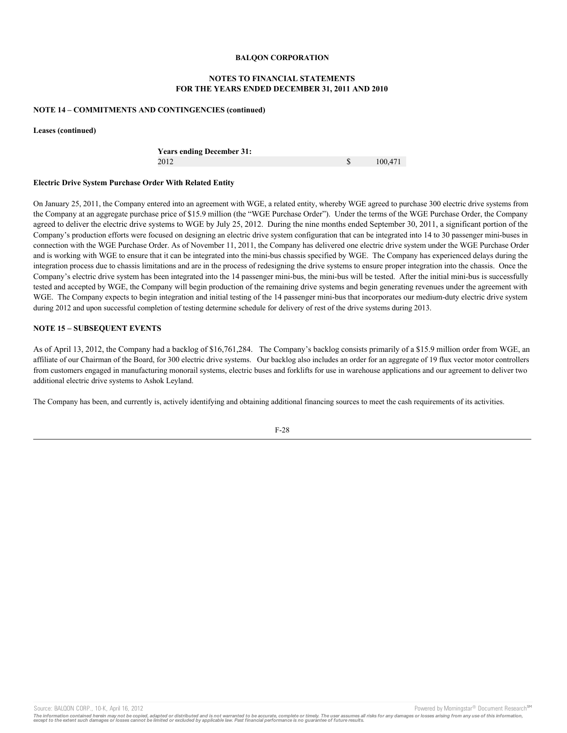**BALQON CORPORATION**

**NOTES TO FINANCIAL STATEMENTS**
**FOR THE YEARS ENDED DECEMBER 31, 2011 AND 2010**

**NOTE 14 – COMMITMENTS AND CONTINGENCIES (continued)**

**Leases (continued)**

| **Years ending December 31:** | | |
|---|---|---|
| 2012 | $ | 100,471 |

**Electric Drive System Purchase Order With Related Entity**

On January 25, 2011, the Company entered into an agreement with WGE, a related entity, whereby WGE agreed to purchase 300 electric drive systems from the Company at an aggregate purchase price of $15.9 million (the "WGE Purchase Order"). Under the terms of the WGE Purchase Order, the Company agreed to deliver the electric drive systems to WGE by July 25, 2012. During the nine months ended September 30, 2011, a significant portion of the Company's production efforts were focused on designing an electric drive system configuration that can be integrated into 14 to 30 passenger mini-buses in connection with the WGE Purchase Order. As of November 11, 2011, the Company has delivered one electric drive system under the WGE Purchase Order and is working with WGE to ensure that it can be integrated into the mini-bus chassis specified by WGE. The Company has experienced delays during the integration process due to chassis limitations and are in the process of redesigning the drive systems to ensure proper integration into the chassis. Once the Company's electric drive system has been integrated into the 14 passenger mini-bus, the mini-bus will be tested. After the initial mini-bus is successfully tested and accepted by WGE, the Company will begin production of the remaining drive systems and begin generating revenues under the agreement with WGE. The Company expects to begin integration and initial testing of the 14 passenger mini-bus that incorporates our medium-duty electric drive system during 2012 and upon successful completion of testing determine schedule for delivery of rest of the drive systems during 2013.

**NOTE 15 – SUBSEQUENT EVENTS**

As of April 13, 2012, the Company had a backlog of $16,761,284. The Company's backlog consists primarily of a $15.9 million order from WGE, an affiliate of our Chairman of the Board, for 300 electric drive systems. Our backlog also includes an order for an aggregate of 19 flux vector motor controllers from customers engaged in manufacturing monorail systems, electric buses and forklifts for use in warehouse applications and our agreement to deliver two additional electric drive systems to Ashok Leyland.

The Company has been, and currently is, actively identifying and obtaining additional financing sources to meet the cash requirements of its activities.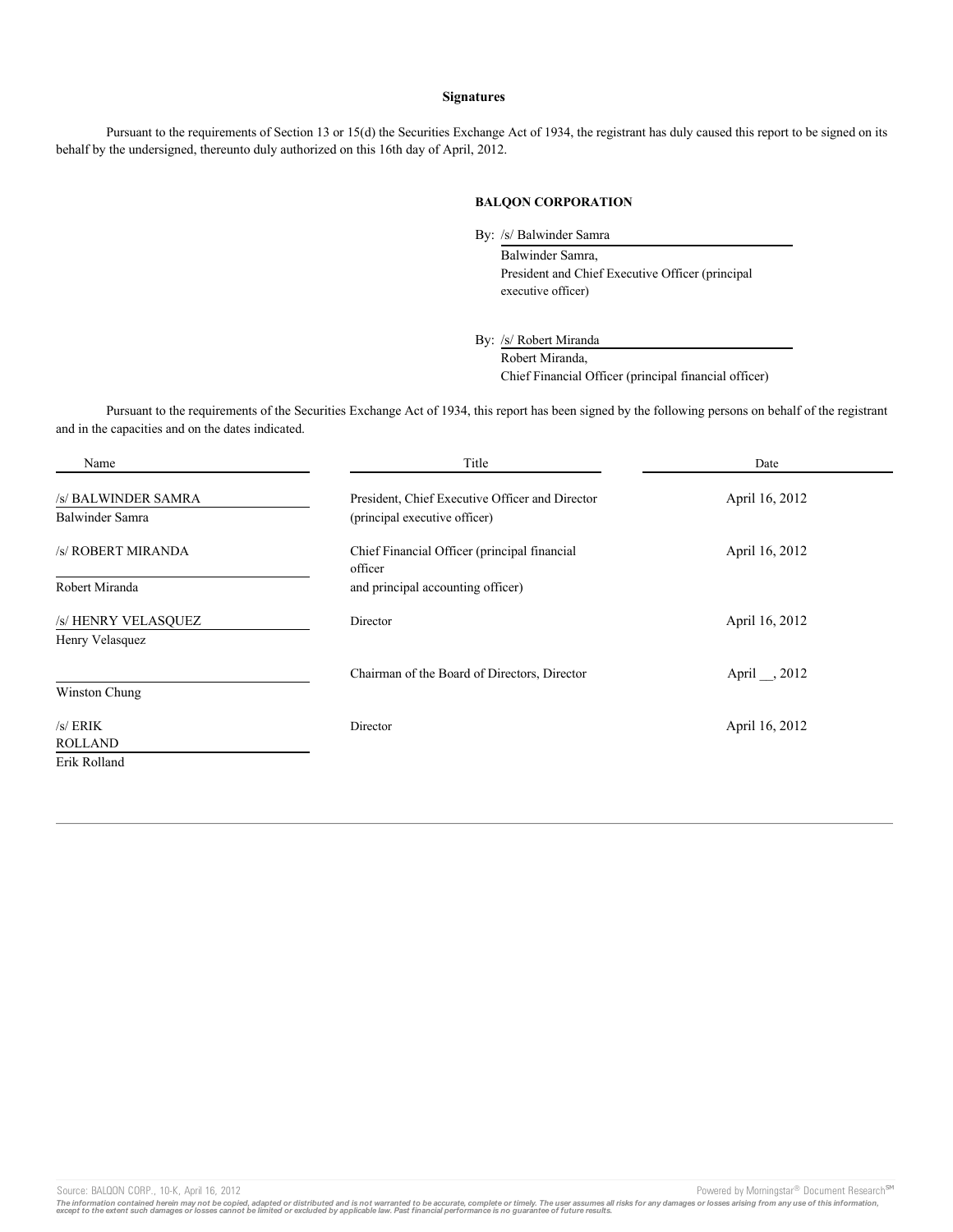**Signatures**

Pursuant to the requirements of Section 13 or 15(d) the Securities Exchange Act of 1934, the registrant has duly caused this report to be signed on its behalf by the undersigned, thereunto duly authorized on this 16th day of April, 2012.

**BALQON CORPORATION**

By: /s/ Balwinder Samra
Balwinder Samra,
President and Chief Executive Officer (principal executive officer)

By: /s/ Robert Miranda
Robert Miranda,
Chief Financial Officer (principal financial officer)

Pursuant to the requirements of the Securities Exchange Act of 1934, this report has been signed by the following persons on behalf of the registrant and in the capacities and on the dates indicated.

| Name | Title | Date |
|---|---|---|
| /s/ BALWINDER SAMRA<br>Balwinder Samra | President, Chief Executive Officer and Director (principal executive officer) | April 16, 2012 |
| /s/ ROBERT MIRANDA<br>Robert Miranda | Chief Financial Officer (principal financial officer and principal accounting officer) | April 16, 2012 |
| /s/ HENRY VELASQUEZ<br>Henry Velasquez | Director | April 16, 2012 |
| Winston Chung | Chairman of the Board of Directors, Director | April __, 2012 |
| /s/ ERIK ROLLAND<br>Erik Rolland | Director | April 16, 2012 |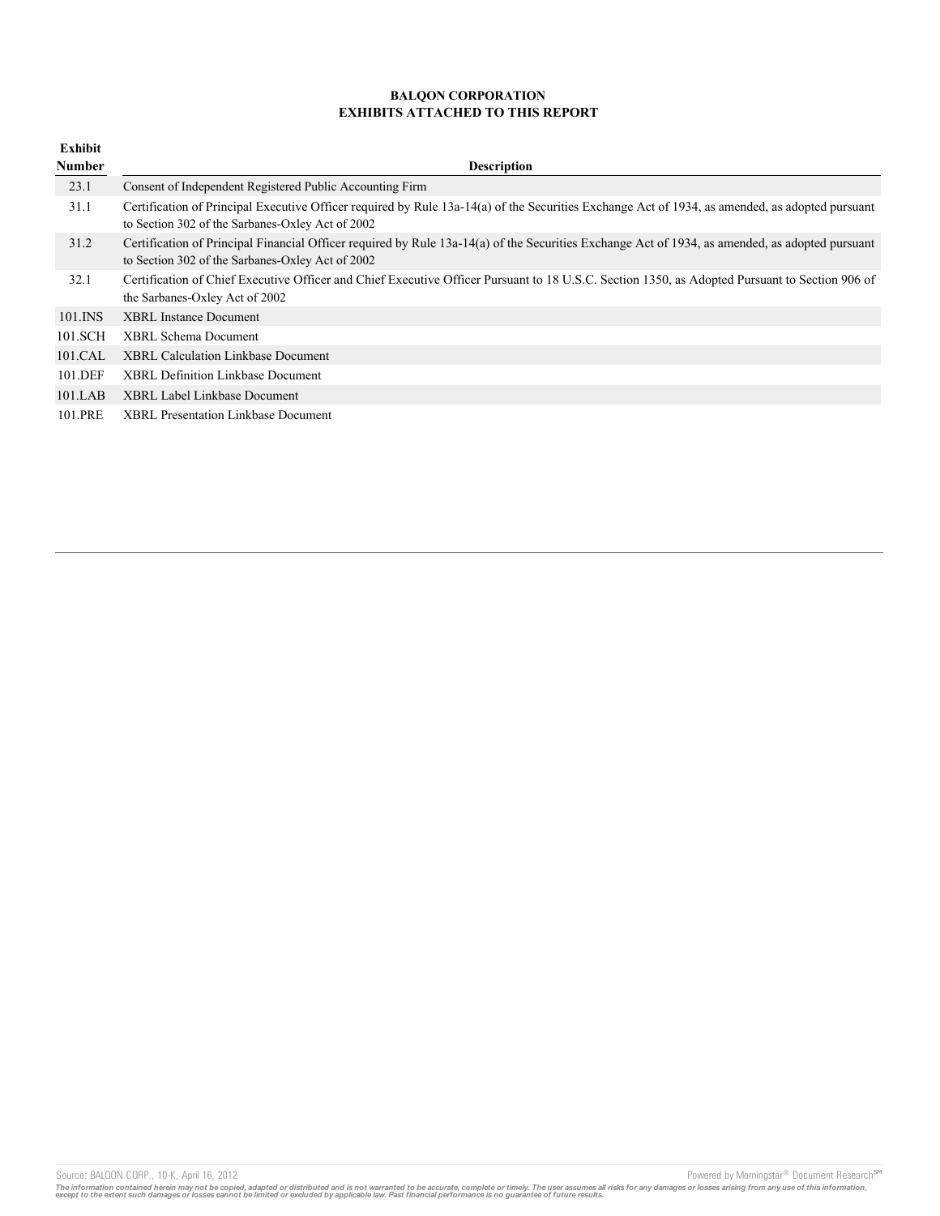**BALQON CORPORATION**
**EXHIBITS ATTACHED TO THIS REPORT**

| Exhibit Number | Description |
|---|---|
| 23.1 | Consent of Independent Registered Public Accounting Firm |
| 31.1 | Certification of Principal Executive Officer required by Rule 13a-14(a) of the Securities Exchange Act of 1934, as amended, as adopted pursuant to Section 302 of the Sarbanes-Oxley Act of 2002 |
| 31.2 | Certification of Principal Financial Officer required by Rule 13a-14(a) of the Securities Exchange Act of 1934, as amended, as adopted pursuant to Section 302 of the Sarbanes-Oxley Act of 2002 |
| 32.1 | Certification of Chief Executive Officer and Chief Executive Officer Pursuant to 18 U.S.C. Section 1350, as Adopted Pursuant to Section 906 of the Sarbanes-Oxley Act of 2002 |
| 101.INS | XBRL Instance Document |
| 101.SCH | XBRL Schema Document |
| 101.CAL | XBRL Calculation Linkbase Document |
| 101.DEF | XBRL Definition Linkbase Document |
| 101.LAB | XBRL Label Linkbase Document |
| 101.PRE | XBRL Presentation Linkbase Document |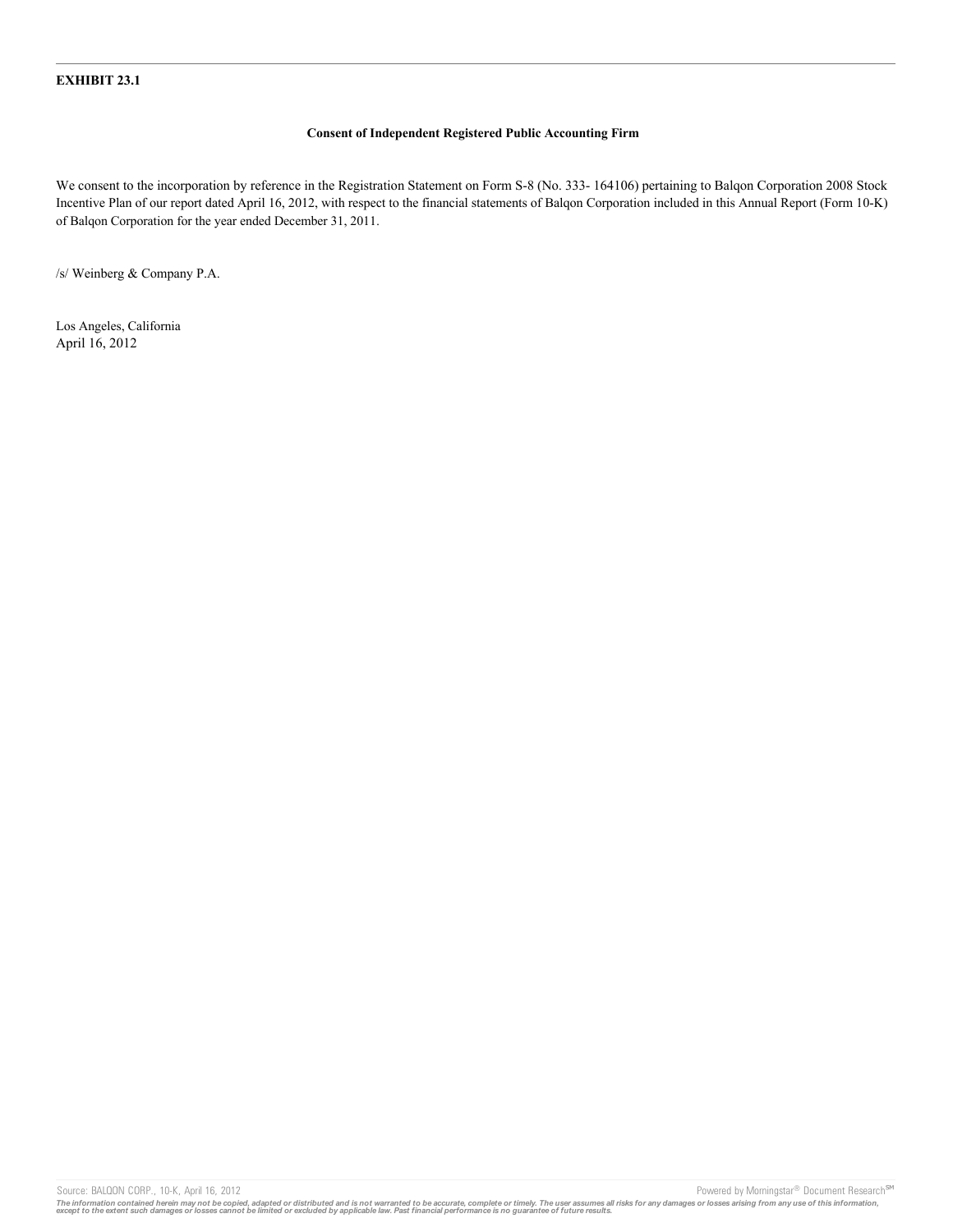**EXHIBIT 23.1**

**Consent of Independent Registered Public Accounting Firm**

We consent to the incorporation by reference in the Registration Statement on Form S-8 (No. 333- 164106) pertaining to Balqon Corporation 2008 Stock Incentive Plan of our report dated April 16, 2012, with respect to the financial statements of Balqon Corporation included in this Annual Report (Form 10-K) of Balqon Corporation for the year ended December 31, 2011.

/s/ Weinberg & Company P.A.

Los Angeles, California
April 16, 2012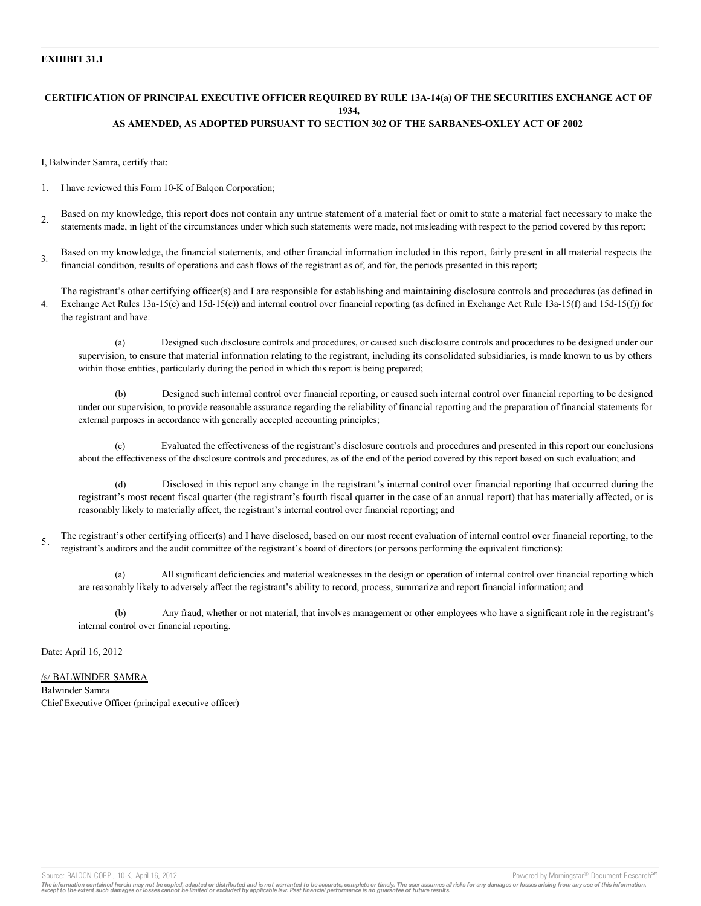**EXHIBIT 31.1**

**CERTIFICATION OF PRINCIPAL EXECUTIVE OFFICER REQUIRED BY RULE 13A-14(a) OF THE SECURITIES EXCHANGE ACT OF 1934, AS AMENDED, AS ADOPTED PURSUANT TO SECTION 302 OF THE SARBANES-OXLEY ACT OF 2002**

I, Balwinder Samra, certify that:

1. I have reviewed this Form 10-K of Balqon Corporation;

2. Based on my knowledge, this report does not contain any untrue statement of a material fact or omit to state a material fact necessary to make the statements made, in light of the circumstances under which such statements were made, not misleading with respect to the period covered by this report;

3. Based on my knowledge, the financial statements, and other financial information included in this report, fairly present in all material respects the financial condition, results of operations and cash flows of the registrant as of, and for, the periods presented in this report;

4. The registrant's other certifying officer(s) and I are responsible for establishing and maintaining disclosure controls and procedures (as defined in Exchange Act Rules 13a-15(e) and 15d-15(e)) and internal control over financial reporting (as defined in Exchange Act Rule 13a-15(f) and 15d-15(f)) for the registrant and have:

   (a) Designed such disclosure controls and procedures, or caused such disclosure controls and procedures to be designed under our supervision, to ensure that material information relating to the registrant, including its consolidated subsidiaries, is made known to us by others within those entities, particularly during the period in which this report is being prepared;

   (b) Designed such internal control over financial reporting, or caused such internal control over financial reporting to be designed under our supervision, to provide reasonable assurance regarding the reliability of financial reporting and the preparation of financial statements for external purposes in accordance with generally accepted accounting principles;

   (c) Evaluated the effectiveness of the registrant's disclosure controls and procedures and presented in this report our conclusions about the effectiveness of the disclosure controls and procedures, as of the end of the period covered by this report based on such evaluation; and

   (d) Disclosed in this report any change in the registrant's internal control over financial reporting that occurred during the registrant's most recent fiscal quarter (the registrant's fourth fiscal quarter in the case of an annual report) that has materially affected, or is reasonably likely to materially affect, the registrant's internal control over financial reporting; and

5. The registrant's other certifying officer(s) and I have disclosed, based on our most recent evaluation of internal control over financial reporting, to the registrant's auditors and the audit committee of the registrant's board of directors (or persons performing the equivalent functions):

   (a) All significant deficiencies and material weaknesses in the design or operation of internal control over financial reporting which are reasonably likely to adversely affect the registrant's ability to record, process, summarize and report financial information; and

   (b) Any fraud, whether or not material, that involves management or other employees who have a significant role in the registrant's internal control over financial reporting.

Date: April 16, 2012

/s/ BALWINDER SAMRA
Balwinder Samra
Chief Executive Officer (principal executive officer)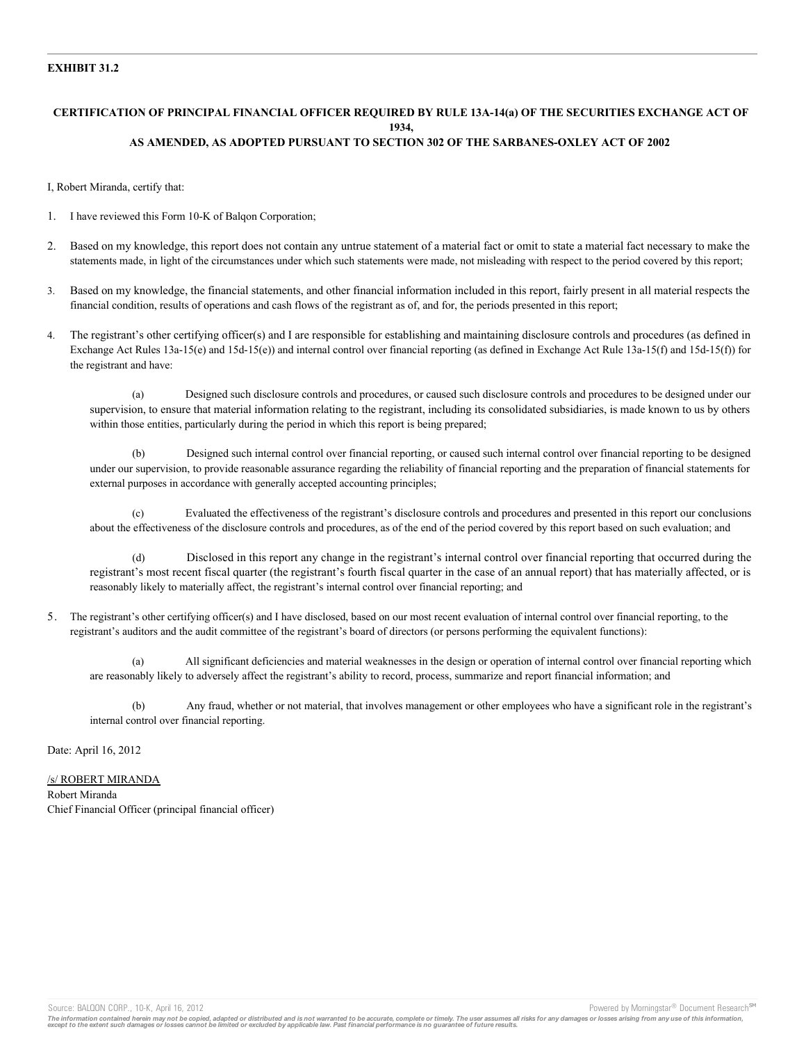**EXHIBIT 31.2**

**CERTIFICATION OF PRINCIPAL FINANCIAL OFFICER REQUIRED BY RULE 13A-14(a) OF THE SECURITIES EXCHANGE ACT OF 1934, AS AMENDED, AS ADOPTED PURSUANT TO SECTION 302 OF THE SARBANES-OXLEY ACT OF 2002**

I, Robert Miranda, certify that:

1. I have reviewed this Form 10-K of Balqon Corporation;

2. Based on my knowledge, this report does not contain any untrue statement of a material fact or omit to state a material fact necessary to make the statements made, in light of the circumstances under which such statements were made, not misleading with respect to the period covered by this report;

3. Based on my knowledge, the financial statements, and other financial information included in this report, fairly present in all material respects the financial condition, results of operations and cash flows of the registrant as of, and for, the periods presented in this report;

4. The registrant's other certifying officer(s) and I are responsible for establishing and maintaining disclosure controls and procedures (as defined in Exchange Act Rules 13a-15(e) and 15d-15(e)) and internal control over financial reporting (as defined in Exchange Act Rule 13a-15(f) and 15d-15(f)) for the registrant and have:

   (a) Designed such disclosure controls and procedures, or caused such disclosure controls and procedures to be designed under our supervision, to ensure that material information relating to the registrant, including its consolidated subsidiaries, is made known to us by others within those entities, particularly during the period in which this report is being prepared;

   (b) Designed such internal control over financial reporting, or caused such internal control over financial reporting to be designed under our supervision, to provide reasonable assurance regarding the reliability of financial reporting and the preparation of financial statements for external purposes in accordance with generally accepted accounting principles;

   (c) Evaluated the effectiveness of the registrant's disclosure controls and procedures and presented in this report our conclusions about the effectiveness of the disclosure controls and procedures, as of the end of the period covered by this report based on such evaluation; and

   (d) Disclosed in this report any change in the registrant's internal control over financial reporting that occurred during the registrant's most recent fiscal quarter (the registrant's fourth fiscal quarter in the case of an annual report) that has materially affected, or is reasonably likely to materially affect, the registrant's internal control over financial reporting; and

5. The registrant's other certifying officer(s) and I have disclosed, based on our most recent evaluation of internal control over financial reporting, to the registrant's auditors and the audit committee of the registrant's board of directors (or persons performing the equivalent functions):

   (a) All significant deficiencies and material weaknesses in the design or operation of internal control over financial reporting which are reasonably likely to adversely affect the registrant's ability to record, process, summarize and report financial information; and

   (b) Any fraud, whether or not material, that involves management or other employees who have a significant role in the registrant's internal control over financial reporting.

Date: April 16, 2012

/s/ ROBERT MIRANDA
Robert Miranda
Chief Financial Officer (principal financial officer)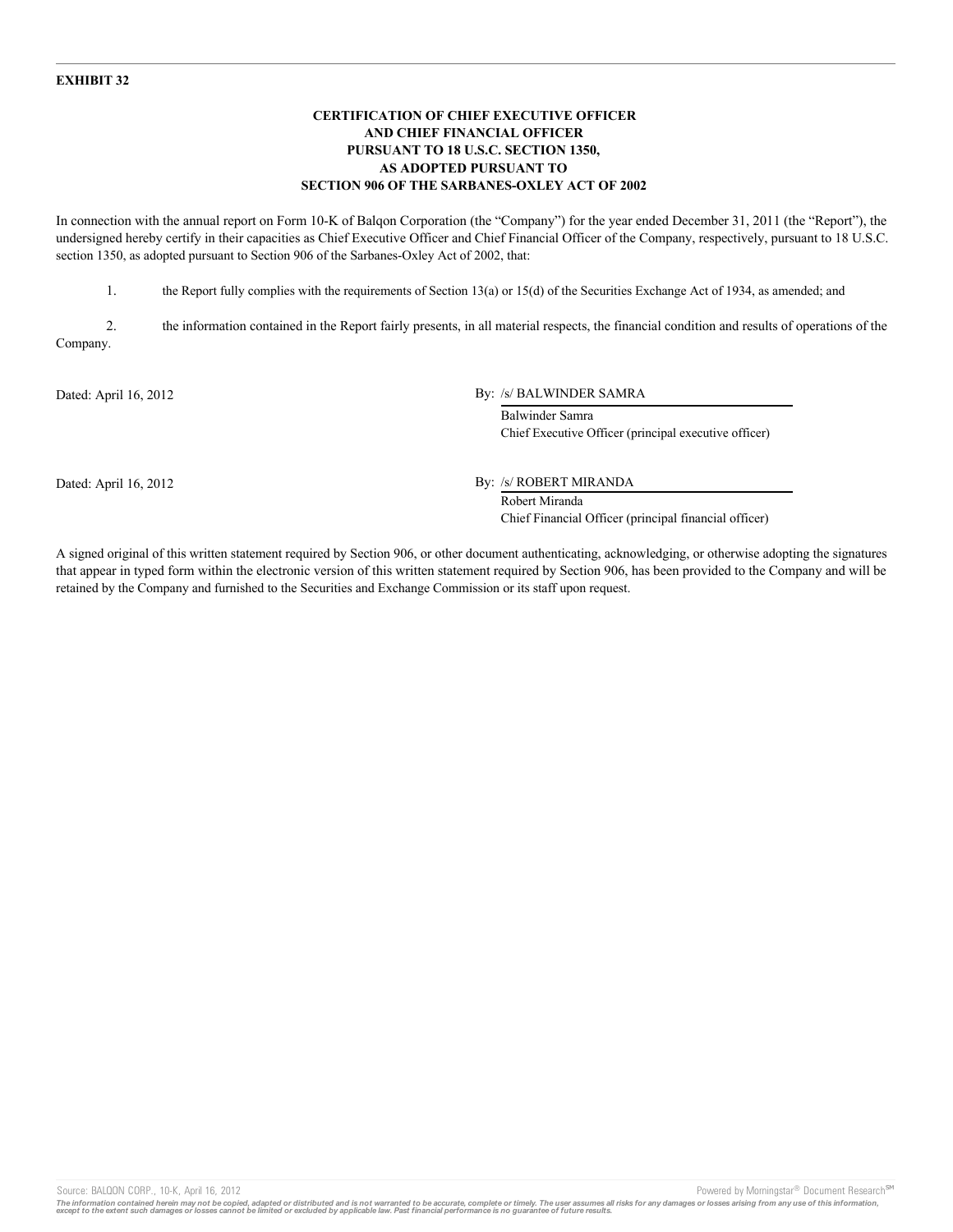**EXHIBIT 32**

**CERTIFICATION OF CHIEF EXECUTIVE OFFICER AND CHIEF FINANCIAL OFFICER PURSUANT TO 18 U.S.C. SECTION 1350, AS ADOPTED PURSUANT TO SECTION 906 OF THE SARBANES-OXLEY ACT OF 2002**

In connection with the annual report on Form 10-K of Balqon Corporation (the "Company") for the year ended December 31, 2011 (the "Report"), the undersigned hereby certify in their capacities as Chief Executive Officer and Chief Financial Officer of the Company, respectively, pursuant to 18 U.S.C. section 1350, as adopted pursuant to Section 906 of the Sarbanes-Oxley Act of 2002, that:

1. the Report fully complies with the requirements of Section 13(a) or 15(d) of the Securities Exchange Act of 1934, as amended; and

2. the information contained in the Report fairly presents, in all material respects, the financial condition and results of operations of the Company.

Dated: April 16, 2012

By: /s/ BALWINDER SAMRA
Balwinder Samra
Chief Executive Officer (principal executive officer)

Dated: April 16, 2012

By: /s/ ROBERT MIRANDA
Robert Miranda
Chief Financial Officer (principal financial officer)

A signed original of this written statement required by Section 906, or other document authenticating, acknowledging, or otherwise adopting the signatures that appear in typed form within the electronic version of this written statement required by Section 906, has been provided to the Company and will be retained by the Company and furnished to the Securities and Exchange Commission or its staff upon request.